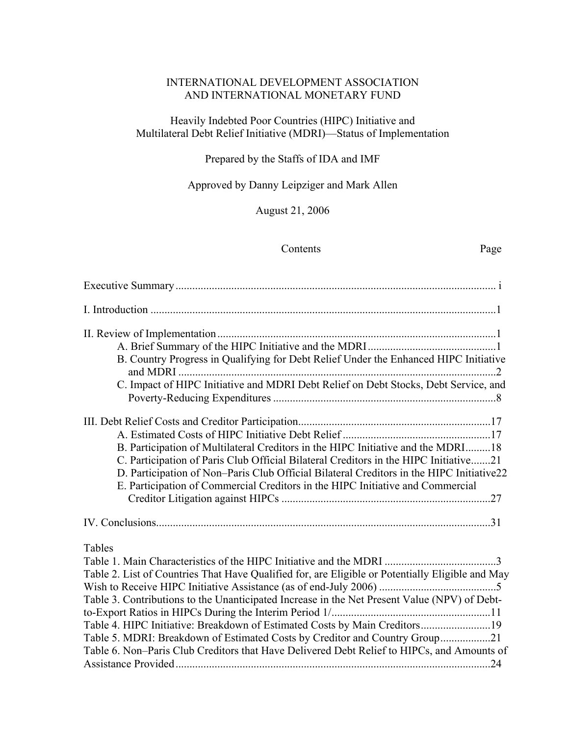INTERNATIONAL DEVELOPMENT ASSOCIATION
AND INTERNATIONAL MONETARY FUND

# Heavily Indebted Poor Countries (HIPC) Initiative and Multilateral Debt Relief Initiative (MDRI)—Status of Implementation

Prepared by the Staffs of IDA and IMF

Approved by Danny Leipziger and Mark Allen

August 21, 2006

| Contents | Page |
|---|---|
| Executive Summary | i |
| I. Introduction | 1 |
| II. Review of Implementation | 1 |
| A. Brief Summary of the HIPC Initiative and the MDRI | 1 |
| B. Country Progress in Qualifying for Debt Relief Under the Enhanced HIPC Initiative and MDRI | 2 |
| C. Impact of HIPC Initiative and MDRI Debt Relief on Debt Stocks, Debt Service, and Poverty-Reducing Expenditures | 8 |
| III. Debt Relief Costs and Creditor Participation | 17 |
| A. Estimated Costs of HIPC Initiative Debt Relief | 17 |
| B. Participation of Multilateral Creditors in the HIPC Initiative and the MDRI | 18 |
| C. Participation of Paris Club Official Bilateral Creditors in the HIPC Initiative | 21 |
| D. Participation of Non–Paris Club Official Bilateral Creditors in the HIPC Initiative | 22 |
| E. Participation of Commercial Creditors in the HIPC Initiative and Commercial Creditor Litigation against HIPCs | 27 |
| IV. Conclusions | 31 |

Tables

| | |
|---|---|
| Table 1. Main Characteristics of the HIPC Initiative and the MDRI | 3 |
| Table 2. List of Countries That Have Qualified for, are Eligible or Potentially Eligible and May Wish to Receive HIPC Initiative Assistance (as of end-July 2006) | 5 |
| Table 3. Contributions to the Unanticipated Increase in the Net Present Value (NPV) of Debt-to-Export Ratios in HIPCs During the Interim Period 1/ | 11 |
| Table 4. HIPC Initiative: Breakdown of Estimated Costs by Main Creditors | 19 |
| Table 5. MDRI: Breakdown of Estimated Costs by Creditor and Country Group | 21 |
| Table 6. Non–Paris Club Creditors that Have Delivered Debt Relief to HIPCs, and Amounts of Assistance Provided | 24 |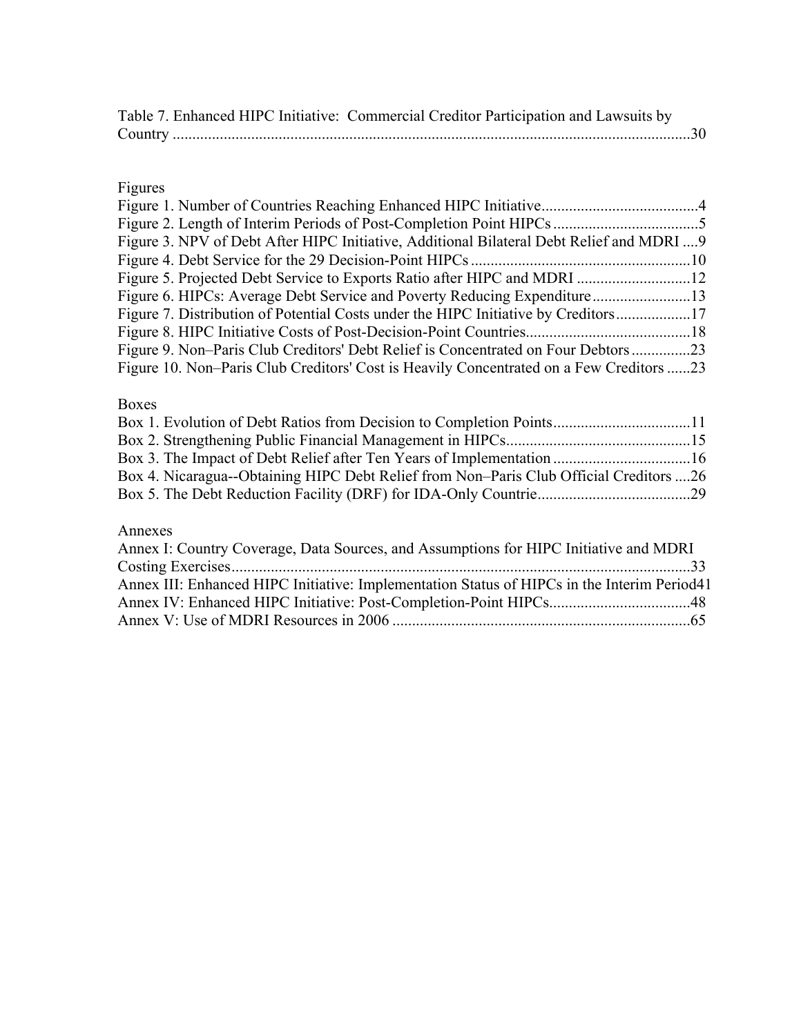Table 7. Enhanced HIPC Initiative: Commercial Creditor Participation and Lawsuits by Country ....................................................................................................................................30

Figures

Figure 1. Number of Countries Reaching Enhanced HIPC Initiative........................................4
Figure 2. Length of Interim Periods of Post-Completion Point HIPCs .....................................5
Figure 3. NPV of Debt After HIPC Initiative, Additional Bilateral Debt Relief and MDRI ....9
Figure 4. Debt Service for the 29 Decision-Point HIPCs ........................................................10
Figure 5. Projected Debt Service to Exports Ratio after HIPC and MDRI .............................12
Figure 6. HIPCs: Average Debt Service and Poverty Reducing Expenditure.........................13
Figure 7. Distribution of Potential Costs under the HIPC Initiative by Creditors...................17
Figure 8. HIPC Initiative Costs of Post-Decision-Point Countries..........................................18
Figure 9. Non–Paris Club Creditors' Debt Relief is Concentrated on Four Debtors ...............23
Figure 10. Non–Paris Club Creditors' Cost is Heavily Concentrated on a Few Creditors ......23

Boxes

Box 1. Evolution of Debt Ratios from Decision to Completion Points...................................11
Box 2. Strengthening Public Financial Management in HIPCs...............................................15
Box 3. The Impact of Debt Relief after Ten Years of Implementation ...................................16
Box 4. Nicaragua--Obtaining HIPC Debt Relief from Non–Paris Club Official Creditors ....26
Box 5. The Debt Reduction Facility (DRF) for IDA-Only Countrie.......................................29

Annexes

Annex I: Country Coverage, Data Sources, and Assumptions for HIPC Initiative and MDRI Costing Exercises.....................................................................................................................33
Annex III: Enhanced HIPC Initiative: Implementation Status of HIPCs in the Interim Period41
Annex IV: Enhanced HIPC Initiative: Post-Completion-Point HIPCs....................................48
Annex V: Use of MDRI Resources in 2006 ............................................................................65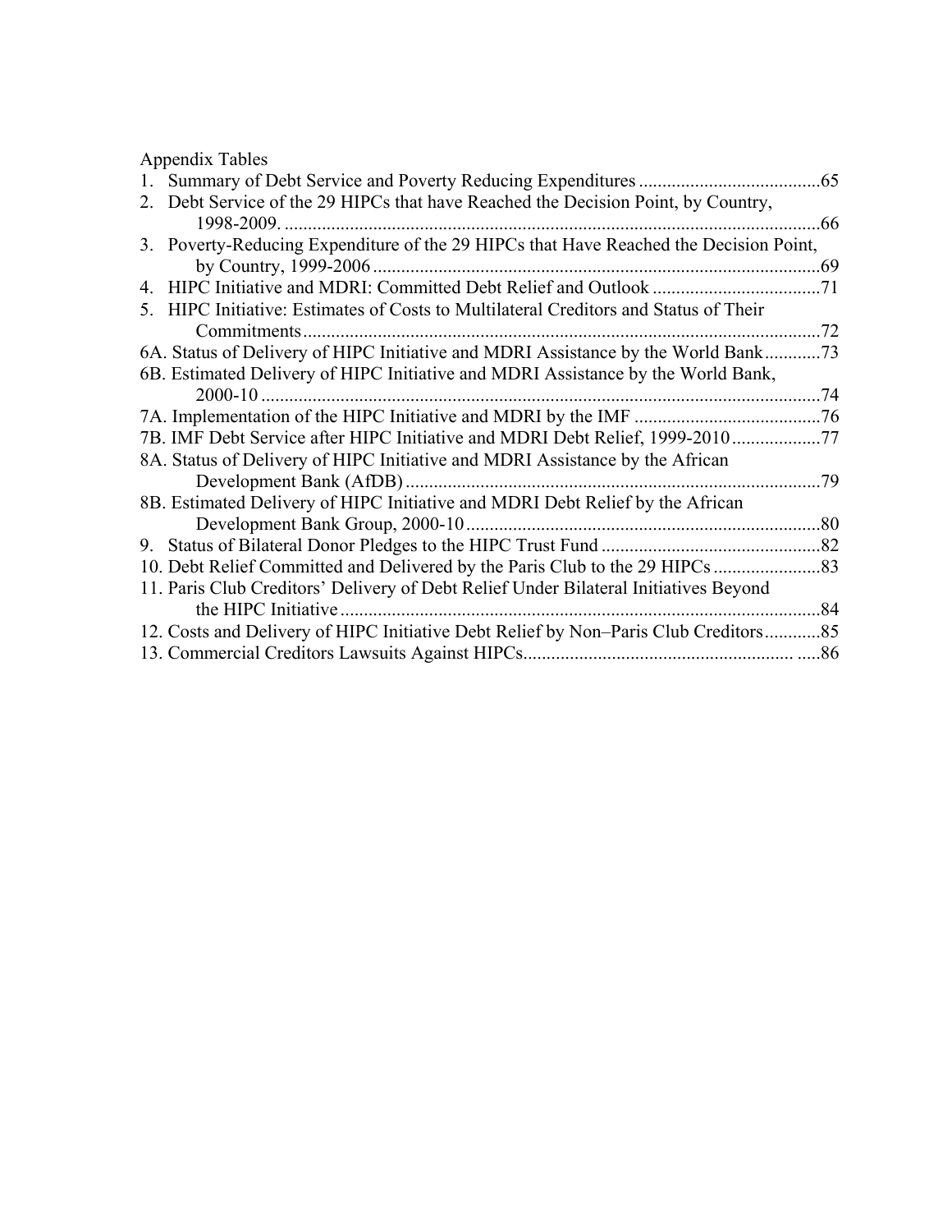Appendix Tables

1. Summary of Debt Service and Poverty Reducing Expenditures .......................................65
2. Debt Service of the 29 HIPCs that have Reached the Decision Point, by Country, 1998-2009. ....................................................................................................................66
3. Poverty-Reducing Expenditure of the 29 HIPCs that Have Reached the Decision Point, by Country, 1999-2006 ................................................................................................69
4. HIPC Initiative and MDRI: Committed Debt Relief and Outlook ....................................71
5. HIPC Initiative: Estimates of Costs to Multilateral Creditors and Status of Their Commitments ...............................................................................................................72

6A. Status of Delivery of HIPC Initiative and MDRI Assistance by the World Bank............73

6B. Estimated Delivery of HIPC Initiative and MDRI Assistance by the World Bank, 2000-10 .........................................................................................................................74

7A. Implementation of the HIPC Initiative and MDRI by the IMF ........................................76

7B. IMF Debt Service after HIPC Initiative and MDRI Debt Relief, 1999-2010 ...................77

8A. Status of Delivery of HIPC Initiative and MDRI Assistance by the African Development Bank (AfDB) ..........................................................................................79

8B. Estimated Delivery of HIPC Initiative and MDRI Debt Relief by the African Development Bank Group, 2000-10 ............................................................................80

9. Status of Bilateral Donor Pledges to the HIPC Trust Fund ...............................................82
10. Debt Relief Committed and Delivered by the Paris Club to the 29 HIPCs .......................83
11. Paris Club Creditors' Delivery of Debt Relief Under Bilateral Initiatives Beyond the HIPC Initiative .......................................................................................................84
12. Costs and Delivery of HIPC Initiative Debt Relief by Non–Paris Club Creditors............85
13. Commercial Creditors Lawsuits Against HIPCs.......................................................... .....86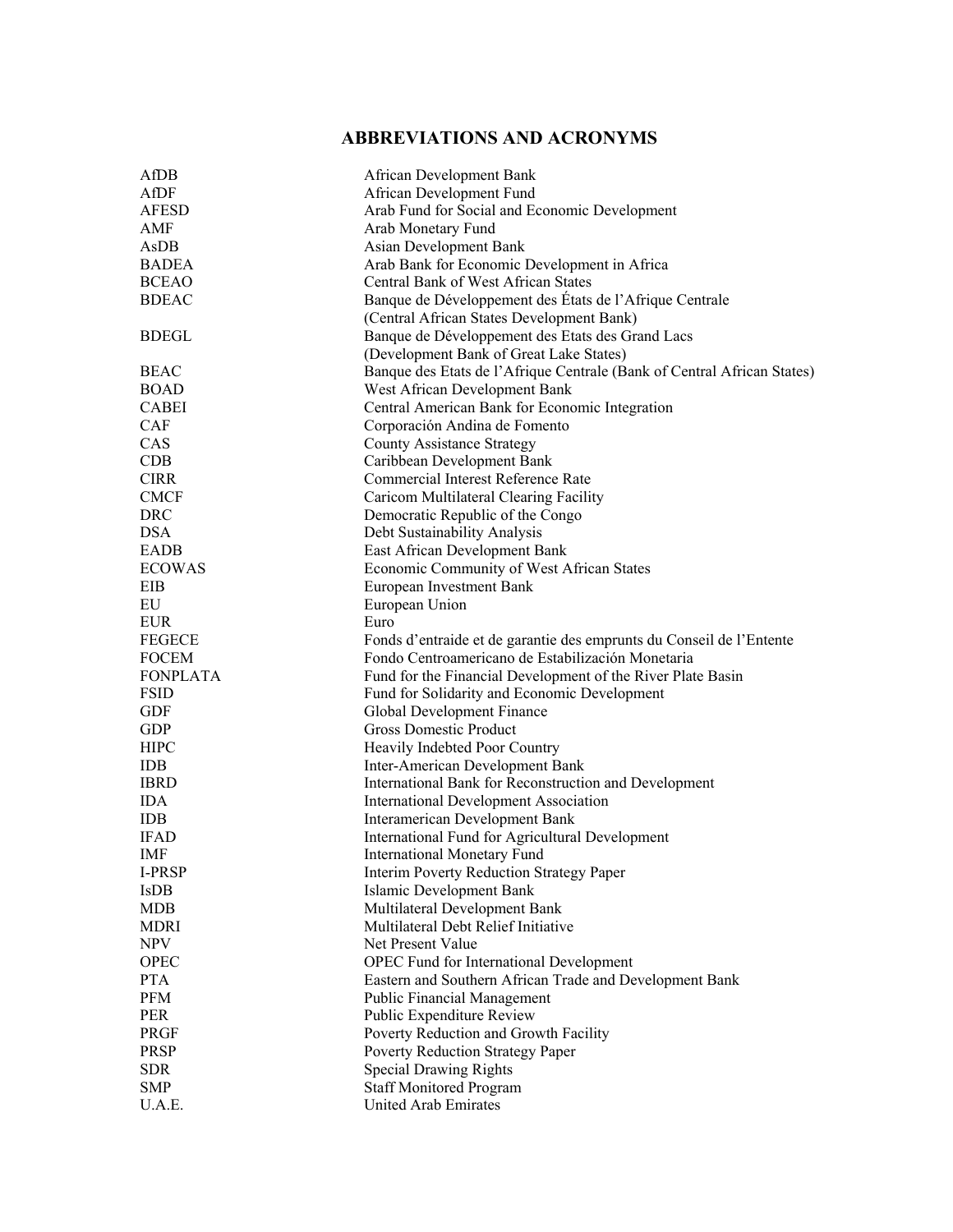# ABBREVIATIONS AND ACRONYMS

| | |
|---|---|
| AfDB | African Development Bank |
| AfDF | African Development Fund |
| AFESD | Arab Fund for Social and Economic Development |
| AMF | Arab Monetary Fund |
| AsDB | Asian Development Bank |
| BADEA | Arab Bank for Economic Development in Africa |
| BCEAO | Central Bank of West African States |
| BDEAC | Banque de Développement des États de l'Afrique Centrale (Central African States Development Bank) |
| BDEGL | Banque de Développement des Etats des Grand Lacs (Development Bank of Great Lake States) |
| BEAC | Banque des Etats de l'Afrique Centrale (Bank of Central African States) |
| BOAD | West African Development Bank |
| CABEI | Central American Bank for Economic Integration |
| CAF | Corporación Andina de Fomento |
| CAS | County Assistance Strategy |
| CDB | Caribbean Development Bank |
| CIRR | Commercial Interest Reference Rate |
| CMCF | Caricom Multilateral Clearing Facility |
| DRC | Democratic Republic of the Congo |
| DSA | Debt Sustainability Analysis |
| EADB | East African Development Bank |
| ECOWAS | Economic Community of West African States |
| EIB | European Investment Bank |
| EU | European Union |
| EUR | Euro |
| FEGECE | Fonds d'entraide et de garantie des emprunts du Conseil de l'Entente |
| FOCEM | Fondo Centroamericano de Estabilización Monetaria |
| FONPLATA | Fund for the Financial Development of the River Plate Basin |
| FSID | Fund for Solidarity and Economic Development |
| GDF | Global Development Finance |
| GDP | Gross Domestic Product |
| HIPC | Heavily Indebted Poor Country |
| IDB | Inter-American Development Bank |
| IBRD | International Bank for Reconstruction and Development |
| IDA | International Development Association |
| IDB | Interamerican Development Bank |
| IFAD | International Fund for Agricultural Development |
| IMF | International Monetary Fund |
| I-PRSP | Interim Poverty Reduction Strategy Paper |
| IsDB | Islamic Development Bank |
| MDB | Multilateral Development Bank |
| MDRI | Multilateral Debt Relief Initiative |
| NPV | Net Present Value |
| OPEC | OPEC Fund for International Development |
| PTA | Eastern and Southern African Trade and Development Bank |
| PFM | Public Financial Management |
| PER | Public Expenditure Review |
| PRGF | Poverty Reduction and Growth Facility |
| PRSP | Poverty Reduction Strategy Paper |
| SDR | Special Drawing Rights |
| SMP | Staff Monitored Program |
| U.A.E. | United Arab Emirates |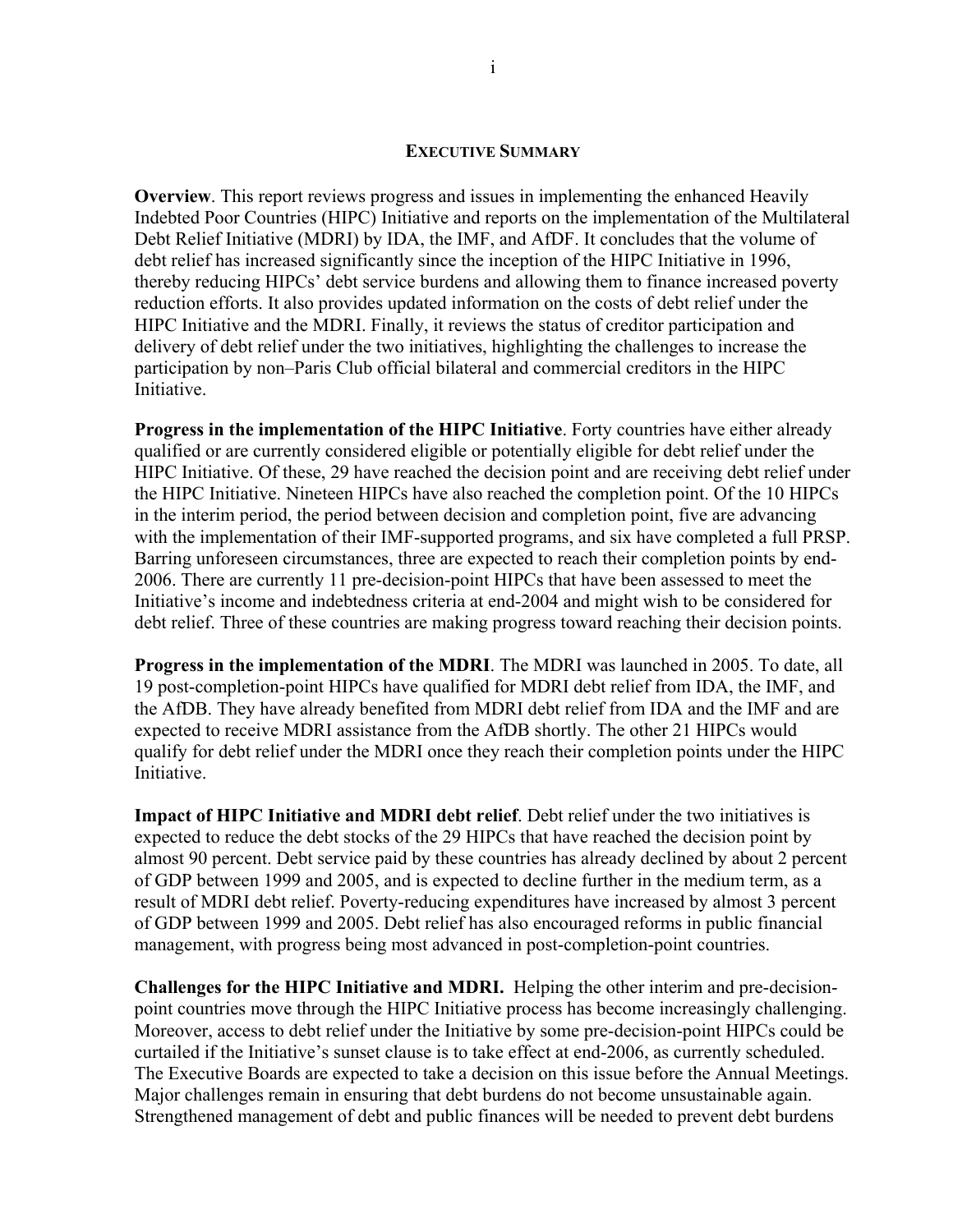## EXECUTIVE SUMMARY

**Overview**. This report reviews progress and issues in implementing the enhanced Heavily Indebted Poor Countries (HIPC) Initiative and reports on the implementation of the Multilateral Debt Relief Initiative (MDRI) by IDA, the IMF, and AfDF. It concludes that the volume of debt relief has increased significantly since the inception of the HIPC Initiative in 1996, thereby reducing HIPCs' debt service burdens and allowing them to finance increased poverty reduction efforts. It also provides updated information on the costs of debt relief under the HIPC Initiative and the MDRI. Finally, it reviews the status of creditor participation and delivery of debt relief under the two initiatives, highlighting the challenges to increase the participation by non–Paris Club official bilateral and commercial creditors in the HIPC Initiative.

**Progress in the implementation of the HIPC Initiative**. Forty countries have either already qualified or are currently considered eligible or potentially eligible for debt relief under the HIPC Initiative. Of these, 29 have reached the decision point and are receiving debt relief under the HIPC Initiative. Nineteen HIPCs have also reached the completion point. Of the 10 HIPCs in the interim period, the period between decision and completion point, five are advancing with the implementation of their IMF-supported programs, and six have completed a full PRSP. Barring unforeseen circumstances, three are expected to reach their completion points by end-2006. There are currently 11 pre-decision-point HIPCs that have been assessed to meet the Initiative's income and indebtedness criteria at end-2004 and might wish to be considered for debt relief. Three of these countries are making progress toward reaching their decision points.

**Progress in the implementation of the MDRI**. The MDRI was launched in 2005. To date, all 19 post-completion-point HIPCs have qualified for MDRI debt relief from IDA, the IMF, and the AfDB. They have already benefited from MDRI debt relief from IDA and the IMF and are expected to receive MDRI assistance from the AfDB shortly. The other 21 HIPCs would qualify for debt relief under the MDRI once they reach their completion points under the HIPC Initiative.

**Impact of HIPC Initiative and MDRI debt relief**. Debt relief under the two initiatives is expected to reduce the debt stocks of the 29 HIPCs that have reached the decision point by almost 90 percent. Debt service paid by these countries has already declined by about 2 percent of GDP between 1999 and 2005, and is expected to decline further in the medium term, as a result of MDRI debt relief. Poverty-reducing expenditures have increased by almost 3 percent of GDP between 1999 and 2005. Debt relief has also encouraged reforms in public financial management, with progress being most advanced in post-completion-point countries.

**Challenges for the HIPC Initiative and MDRI.** Helping the other interim and pre-decision-point countries move through the HIPC Initiative process has become increasingly challenging. Moreover, access to debt relief under the Initiative by some pre-decision-point HIPCs could be curtailed if the Initiative's sunset clause is to take effect at end-2006, as currently scheduled. The Executive Boards are expected to take a decision on this issue before the Annual Meetings. Major challenges remain in ensuring that debt burdens do not become unsustainable again. Strengthened management of debt and public finances will be needed to prevent debt burdens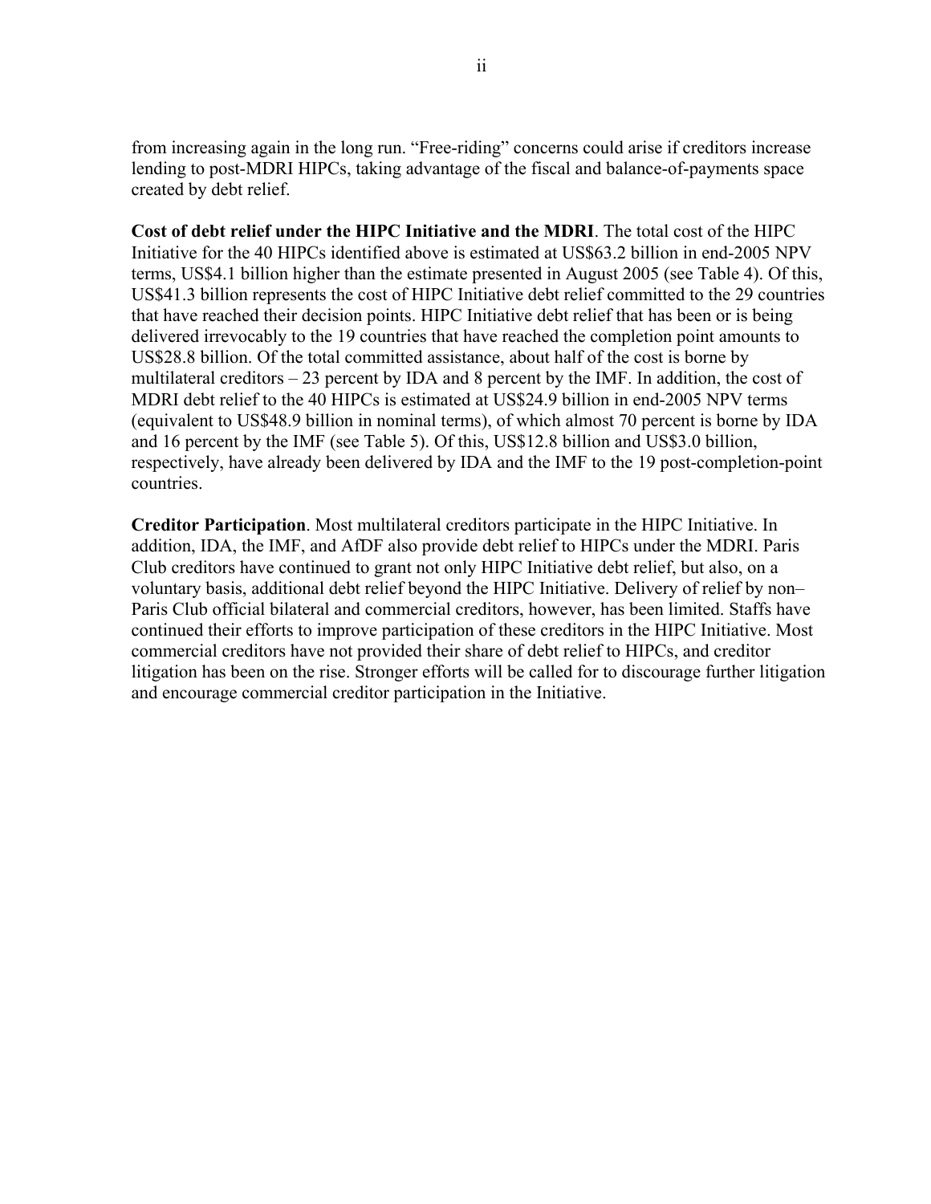from increasing again in the long run. "Free-riding" concerns could arise if creditors increase lending to post-MDRI HIPCs, taking advantage of the fiscal and balance-of-payments space created by debt relief.

**Cost of debt relief under the HIPC Initiative and the MDRI**. The total cost of the HIPC Initiative for the 40 HIPCs identified above is estimated at US$63.2 billion in end-2005 NPV terms, US$4.1 billion higher than the estimate presented in August 2005 (see Table 4). Of this, US$41.3 billion represents the cost of HIPC Initiative debt relief committed to the 29 countries that have reached their decision points. HIPC Initiative debt relief that has been or is being delivered irrevocably to the 19 countries that have reached the completion point amounts to US$28.8 billion. Of the total committed assistance, about half of the cost is borne by multilateral creditors – 23 percent by IDA and 8 percent by the IMF. In addition, the cost of MDRI debt relief to the 40 HIPCs is estimated at US$24.9 billion in end-2005 NPV terms (equivalent to US$48.9 billion in nominal terms), of which almost 70 percent is borne by IDA and 16 percent by the IMF (see Table 5). Of this, US$12.8 billion and US$3.0 billion, respectively, have already been delivered by IDA and the IMF to the 19 post-completion-point countries.

**Creditor Participation**. Most multilateral creditors participate in the HIPC Initiative. In addition, IDA, the IMF, and AfDF also provide debt relief to HIPCs under the MDRI. Paris Club creditors have continued to grant not only HIPC Initiative debt relief, but also, on a voluntary basis, additional debt relief beyond the HIPC Initiative. Delivery of relief by non–Paris Club official bilateral and commercial creditors, however, has been limited. Staffs have continued their efforts to improve participation of these creditors in the HIPC Initiative. Most commercial creditors have not provided their share of debt relief to HIPCs, and creditor litigation has been on the rise. Stronger efforts will be called for to discourage further litigation and encourage commercial creditor participation in the Initiative.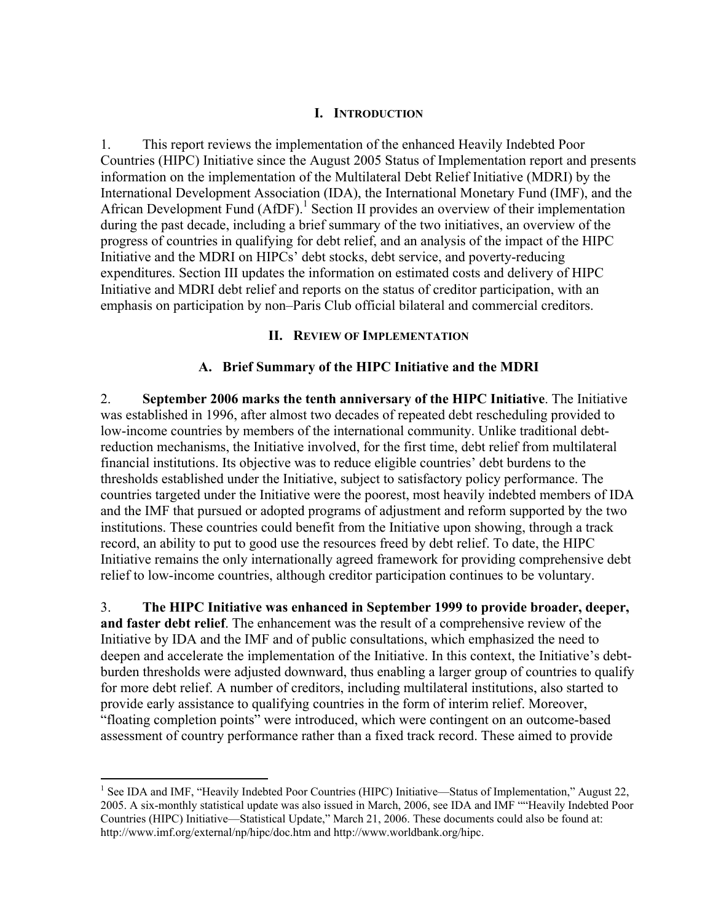# I. Introduction

1. This report reviews the implementation of the enhanced Heavily Indebted Poor Countries (HIPC) Initiative since the August 2005 Status of Implementation report and presents information on the implementation of the Multilateral Debt Relief Initiative (MDRI) by the International Development Association (IDA), the International Monetary Fund (IMF), and the African Development Fund (AfDF).[1] Section II provides an overview of their implementation during the past decade, including a brief summary of the two initiatives, an overview of the progress of countries in qualifying for debt relief, and an analysis of the impact of the HIPC Initiative and the MDRI on HIPCs' debt stocks, debt service, and poverty-reducing expenditures. Section III updates the information on estimated costs and delivery of HIPC Initiative and MDRI debt relief and reports on the status of creditor participation, with an emphasis on participation by non–Paris Club official bilateral and commercial creditors.

# II. Review of Implementation

## A. Brief Summary of the HIPC Initiative and the MDRI

2. **September 2006 marks the tenth anniversary of the HIPC Initiative**. The Initiative was established in 1996, after almost two decades of repeated debt rescheduling provided to low-income countries by members of the international community. Unlike traditional debt-reduction mechanisms, the Initiative involved, for the first time, debt relief from multilateral financial institutions. Its objective was to reduce eligible countries' debt burdens to the thresholds established under the Initiative, subject to satisfactory policy performance. The countries targeted under the Initiative were the poorest, most heavily indebted members of IDA and the IMF that pursued or adopted programs of adjustment and reform supported by the two institutions. These countries could benefit from the Initiative upon showing, through a track record, an ability to put to good use the resources freed by debt relief. To date, the HIPC Initiative remains the only internationally agreed framework for providing comprehensive debt relief to low-income countries, although creditor participation continues to be voluntary.

3. **The HIPC Initiative was enhanced in September 1999 to provide broader, deeper, and faster debt relief**. The enhancement was the result of a comprehensive review of the Initiative by IDA and the IMF and of public consultations, which emphasized the need to deepen and accelerate the implementation of the Initiative. In this context, the Initiative's debt-burden thresholds were adjusted downward, thus enabling a larger group of countries to qualify for more debt relief. A number of creditors, including multilateral institutions, also started to provide early assistance to qualifying countries in the form of interim relief. Moreover, "floating completion points" were introduced, which were contingent on an outcome-based assessment of country performance rather than a fixed track record. These aimed to provide

---

[1] See IDA and IMF, "Heavily Indebted Poor Countries (HIPC) Initiative—Status of Implementation," August 22, 2005. A six-monthly statistical update was also issued in March, 2006, see IDA and IMF ""Heavily Indebted Poor Countries (HIPC) Initiative—Statistical Update," March 21, 2006. These documents could also be found at: http://www.imf.org/external/np/hipc/doc.htm and http://www.worldbank.org/hipc.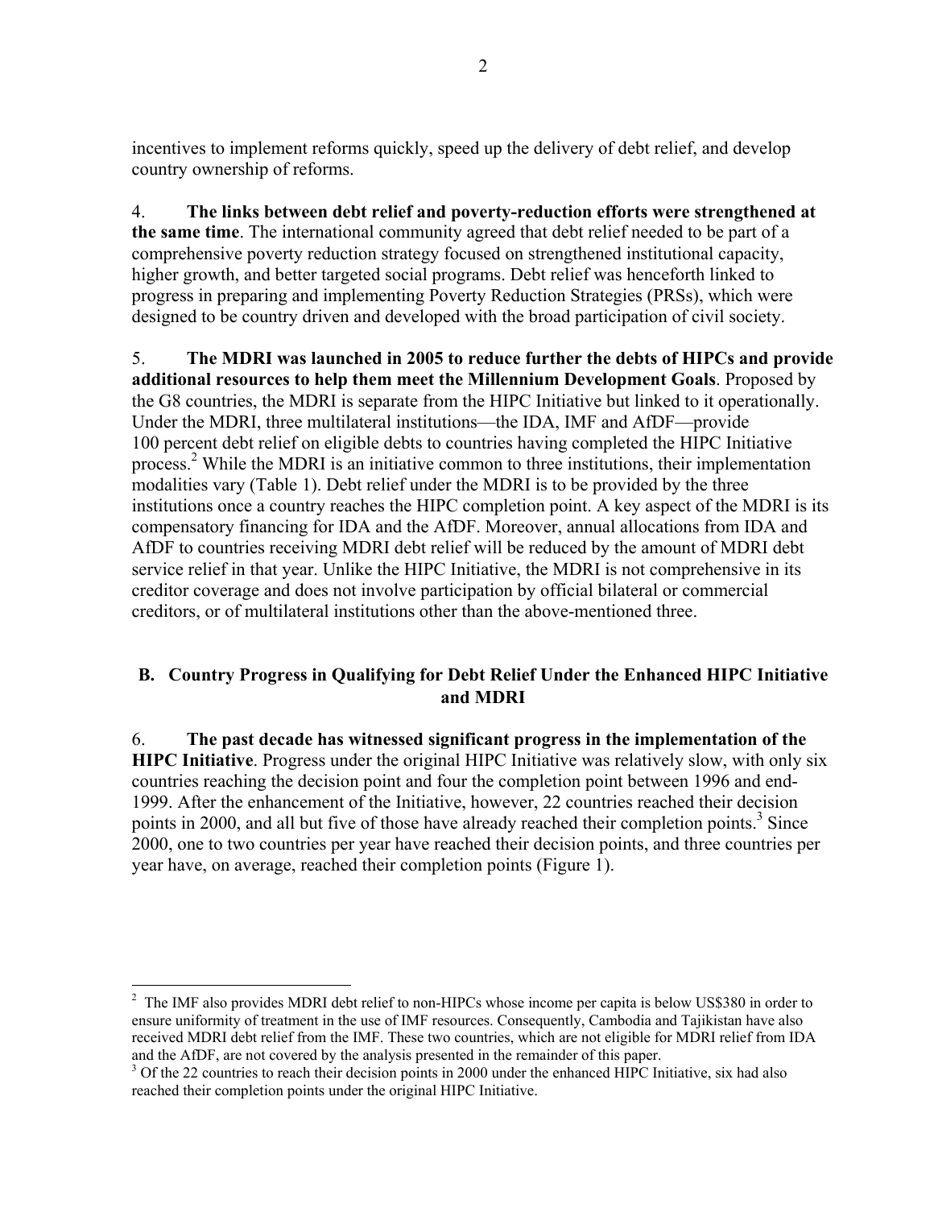incentives to implement reforms quickly, speed up the delivery of debt relief, and develop country ownership of reforms.

4. **The links between debt relief and poverty-reduction efforts were strengthened at the same time**. The international community agreed that debt relief needed to be part of a comprehensive poverty reduction strategy focused on strengthened institutional capacity, higher growth, and better targeted social programs. Debt relief was henceforth linked to progress in preparing and implementing Poverty Reduction Strategies (PRSs), which were designed to be country driven and developed with the broad participation of civil society.

5. **The MDRI was launched in 2005 to reduce further the debts of HIPCs and provide additional resources to help them meet the Millennium Development Goals**. Proposed by the G8 countries, the MDRI is separate from the HIPC Initiative but linked to it operationally. Under the MDRI, three multilateral institutions—the IDA, IMF and AfDF—provide 100 percent debt relief on eligible debts to countries having completed the HIPC Initiative process.[2] While the MDRI is an initiative common to three institutions, their implementation modalities vary (Table 1). Debt relief under the MDRI is to be provided by the three institutions once a country reaches the HIPC completion point. A key aspect of the MDRI is its compensatory financing for IDA and the AfDF. Moreover, annual allocations from IDA and AfDF to countries receiving MDRI debt relief will be reduced by the amount of MDRI debt service relief in that year. Unlike the HIPC Initiative, the MDRI is not comprehensive in its creditor coverage and does not involve participation by official bilateral or commercial creditors, or of multilateral institutions other than the above-mentioned three.

## B. Country Progress in Qualifying for Debt Relief Under the Enhanced HIPC Initiative and MDRI

6. **The past decade has witnessed significant progress in the implementation of the HIPC Initiative**. Progress under the original HIPC Initiative was relatively slow, with only six countries reaching the decision point and four the completion point between 1996 and end-1999. After the enhancement of the Initiative, however, 22 countries reached their decision points in 2000, and all but five of those have already reached their completion points.[3] Since 2000, one to two countries per year have reached their decision points, and three countries per year have, on average, reached their completion points (Figure 1).

---

[2] The IMF also provides MDRI debt relief to non-HIPCs whose income per capita is below US$380 in order to ensure uniformity of treatment in the use of IMF resources. Consequently, Cambodia and Tajikistan have also received MDRI debt relief from the IMF. These two countries, which are not eligible for MDRI relief from IDA and the AfDF, are not covered by the analysis presented in the remainder of this paper.

[3] Of the 22 countries to reach their decision points in 2000 under the enhanced HIPC Initiative, six had also reached their completion points under the original HIPC Initiative.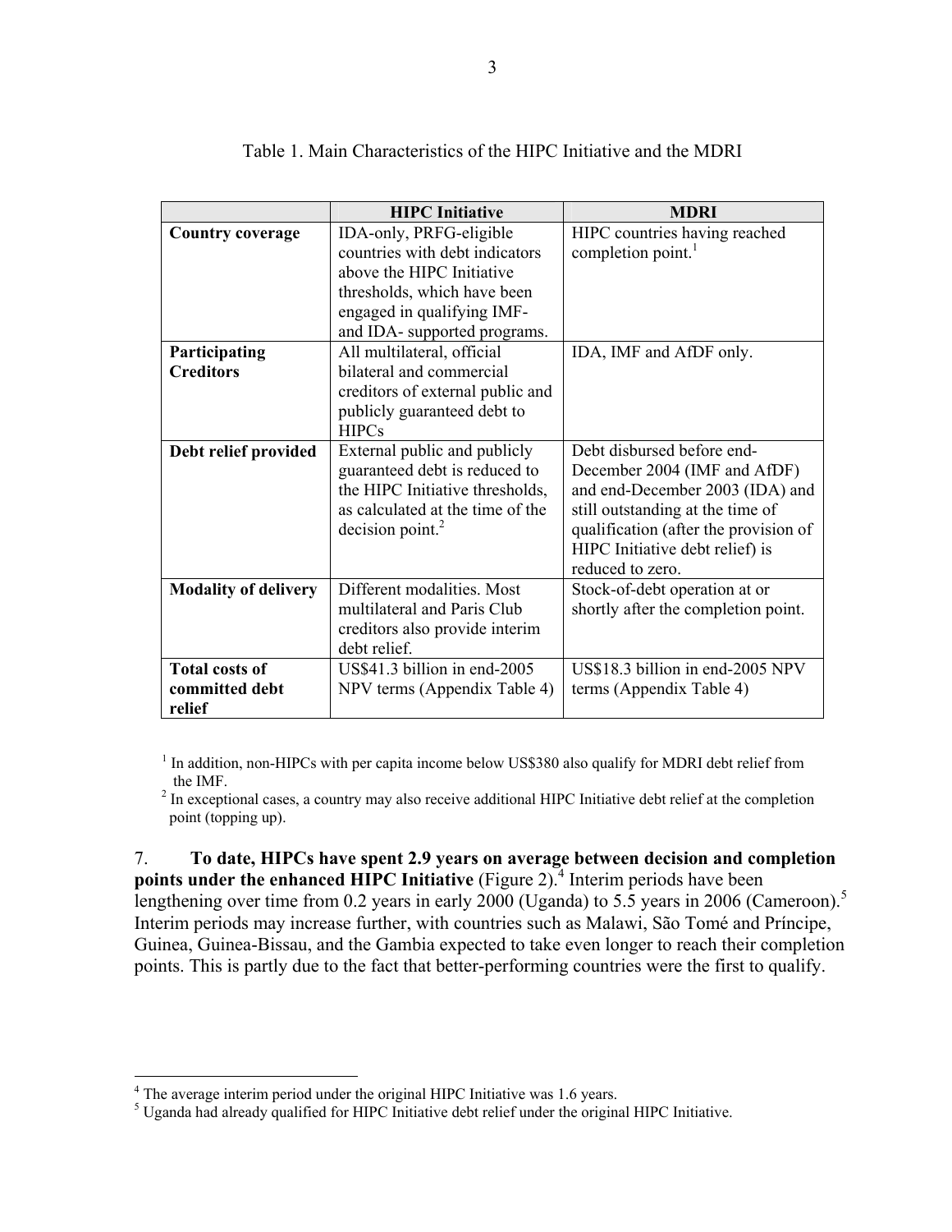Table 1. Main Characteristics of the HIPC Initiative and the MDRI

| | HIPC Initiative | MDRI |
|---|---|---|
| **Country coverage** | IDA-only, PRFG-eligible countries with debt indicators above the HIPC Initiative thresholds, which have been engaged in qualifying IMF- and IDA- supported programs. | HIPC countries having reached completion point.[1] |
| **Participating Creditors** | All multilateral, official bilateral and commercial creditors of external public and publicly guaranteed debt to HIPCs | IDA, IMF and AfDF only. |
| **Debt relief provided** | External public and publicly guaranteed debt is reduced to the HIPC Initiative thresholds, as calculated at the time of the decision point.[2] | Debt disbursed before end-December 2004 (IMF and AfDF) and end-December 2003 (IDA) and still outstanding at the time of qualification (after the provision of HIPC Initiative debt relief) is reduced to zero. |
| **Modality of delivery** | Different modalities. Most multilateral and Paris Club creditors also provide interim debt relief. | Stock-of-debt operation at or shortly after the completion point. |
| **Total costs of committed debt relief** | US$41.3 billion in end-2005 NPV terms (Appendix Table 4) | US$18.3 billion in end-2005 NPV terms (Appendix Table 4) |

[1] In addition, non-HIPCs with per capita income below US$380 also qualify for MDRI debt relief from the IMF.
[2] In exceptional cases, a country may also receive additional HIPC Initiative debt relief at the completion point (topping up).

7. **To date, HIPCs have spent 2.9 years on average between decision and completion points under the enhanced HIPC Initiative** (Figure 2).[4] Interim periods have been lengthening over time from 0.2 years in early 2000 (Uganda) to 5.5 years in 2006 (Cameroon).[5] Interim periods may increase further, with countries such as Malawi, São Tomé and Príncipe, Guinea, Guinea-Bissau, and the Gambia expected to take even longer to reach their completion points. This is partly due to the fact that better-performing countries were the first to qualify.

[4] The average interim period under the original HIPC Initiative was 1.6 years.
[5] Uganda had already qualified for HIPC Initiative debt relief under the original HIPC Initiative.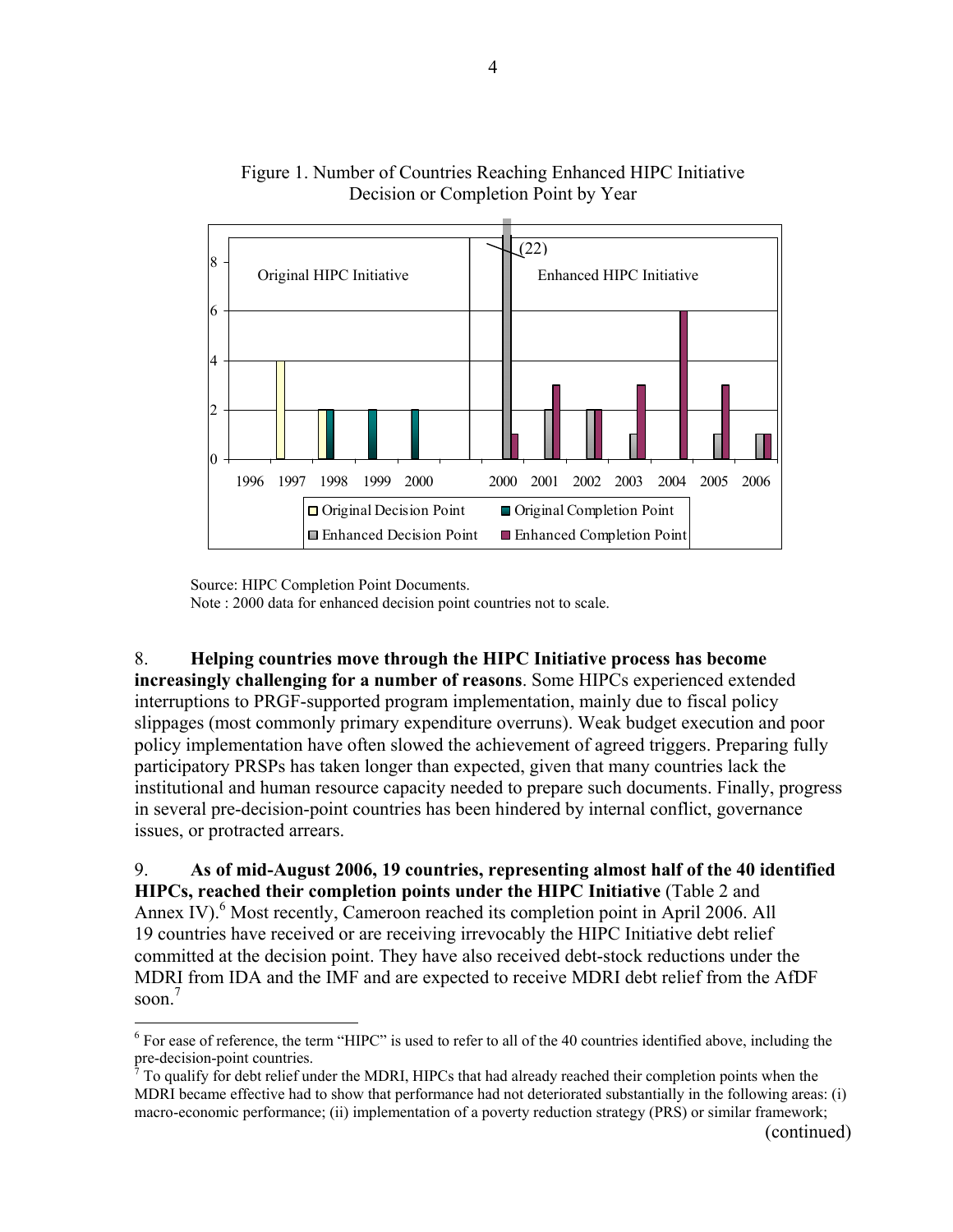Figure 1. Number of Countries Reaching Enhanced HIPC Initiative Decision or Completion Point by Year

Source: HIPC Completion Point Documents.
Note : 2000 data for enhanced decision point countries not to scale.

8. **Helping countries move through the HIPC Initiative process has become increasingly challenging for a number of reasons**. Some HIPCs experienced extended interruptions to PRGF-supported program implementation, mainly due to fiscal policy slippages (most commonly primary expenditure overruns). Weak budget execution and poor policy implementation have often slowed the achievement of agreed triggers. Preparing fully participatory PRSPs has taken longer than expected, given that many countries lack the institutional and human resource capacity needed to prepare such documents. Finally, progress in several pre-decision-point countries has been hindered by internal conflict, governance issues, or protracted arrears.

9. **As of mid-August 2006, 19 countries, representing almost half of the 40 identified HIPCs, reached their completion points under the HIPC Initiative** (Table 2 and Annex IV).[6] Most recently, Cameroon reached its completion point in April 2006. All 19 countries have received or are receiving irrevocably the HIPC Initiative debt relief committed at the decision point. They have also received debt-stock reductions under the MDRI from IDA and the IMF and are expected to receive MDRI debt relief from the AfDF soon.[7]

---

[6] For ease of reference, the term "HIPC" is used to refer to all of the 40 countries identified above, including the pre-decision-point countries.

[7] To qualify for debt relief under the MDRI, HIPCs that had already reached their completion points when the MDRI became effective had to show that performance had not deteriorated substantially in the following areas: (i) macro-economic performance; (ii) implementation of a poverty reduction strategy (PRS) or similar framework;

(continued)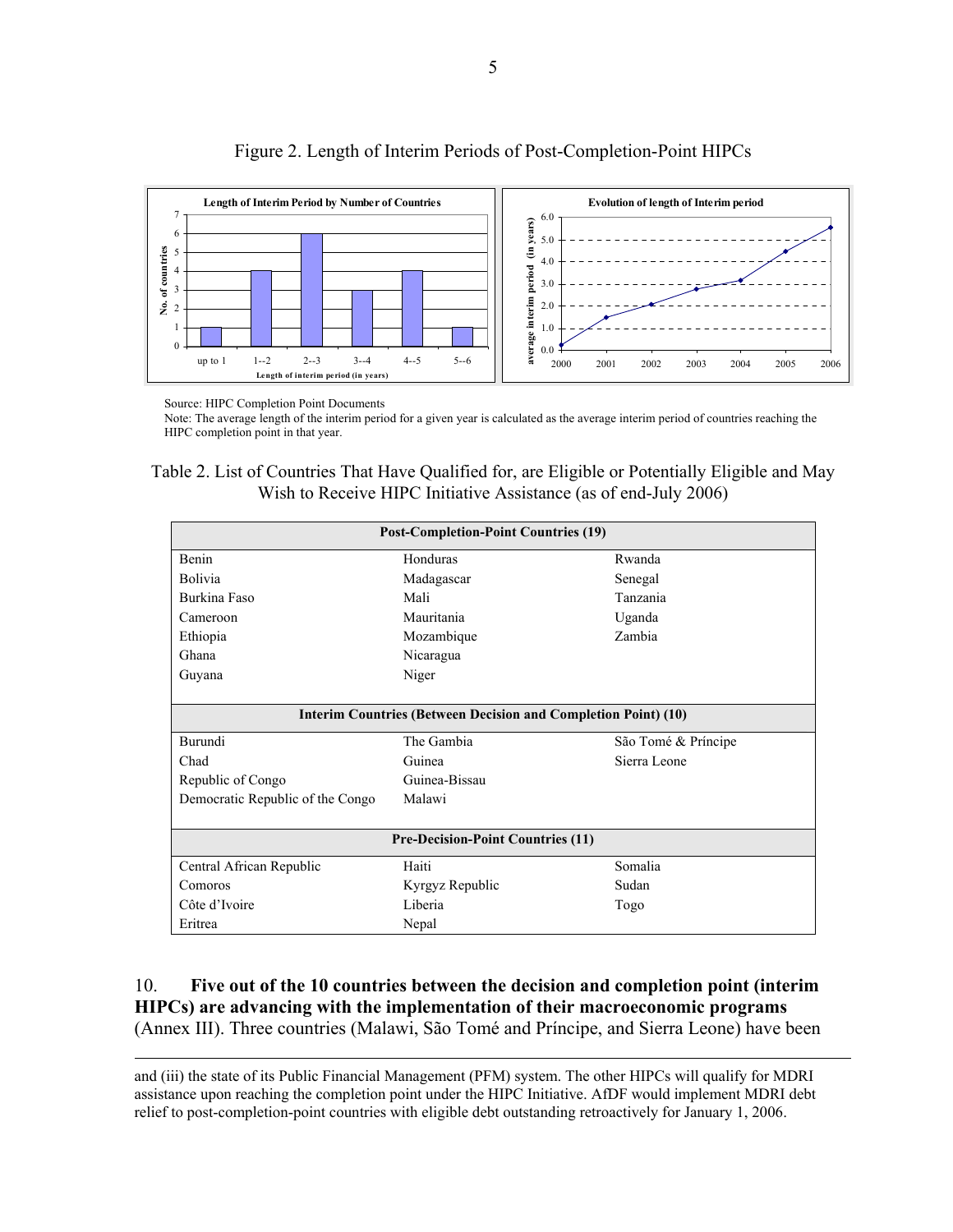Figure 2. Length of Interim Periods of Post-Completion-Point HIPCs

Source: HIPC Completion Point Documents

Note: The average length of the interim period for a given year is calculated as the average interim period of countries reaching the HIPC completion point in that year.

Table 2. List of Countries That Have Qualified for, are Eligible or Potentially Eligible and May Wish to Receive HIPC Initiative Assistance (as of end-July 2006)

| Post-Completion-Point Countries (19) | | |
|---|---|---|
| Benin | Honduras | Rwanda |
| Bolivia | Madagascar | Senegal |
| Burkina Faso | Mali | Tanzania |
| Cameroon | Mauritania | Uganda |
| Ethiopia | Mozambique | Zambia |
| Ghana | Nicaragua | |
| Guyana | Niger | |
| **Interim Countries (Between Decision and Completion Point) (10)** | | |
| Burundi | The Gambia | São Tomé & Príncipe |
| Chad | Guinea | Sierra Leone |
| Republic of Congo | Guinea-Bissau | |
| Democratic Republic of the Congo | Malawi | |
| **Pre-Decision-Point Countries (11)** | | |
| Central African Republic | Haiti | Somalia |
| Comoros | Kyrgyz Republic | Sudan |
| Côte d'Ivoire | Liberia | Togo |
| Eritrea | Nepal | |

10. **Five out of the 10 countries between the decision and completion point (interim HIPCs) are advancing with the implementation of their macroeconomic programs** (Annex III). Three countries (Malawi, São Tomé and Príncipe, and Sierra Leone) have been

---

and (iii) the state of its Public Financial Management (PFM) system. The other HIPCs will qualify for MDRI assistance upon reaching the completion point under the HIPC Initiative. AfDF would implement MDRI debt relief to post-completion-point countries with eligible debt outstanding retroactively for January 1, 2006.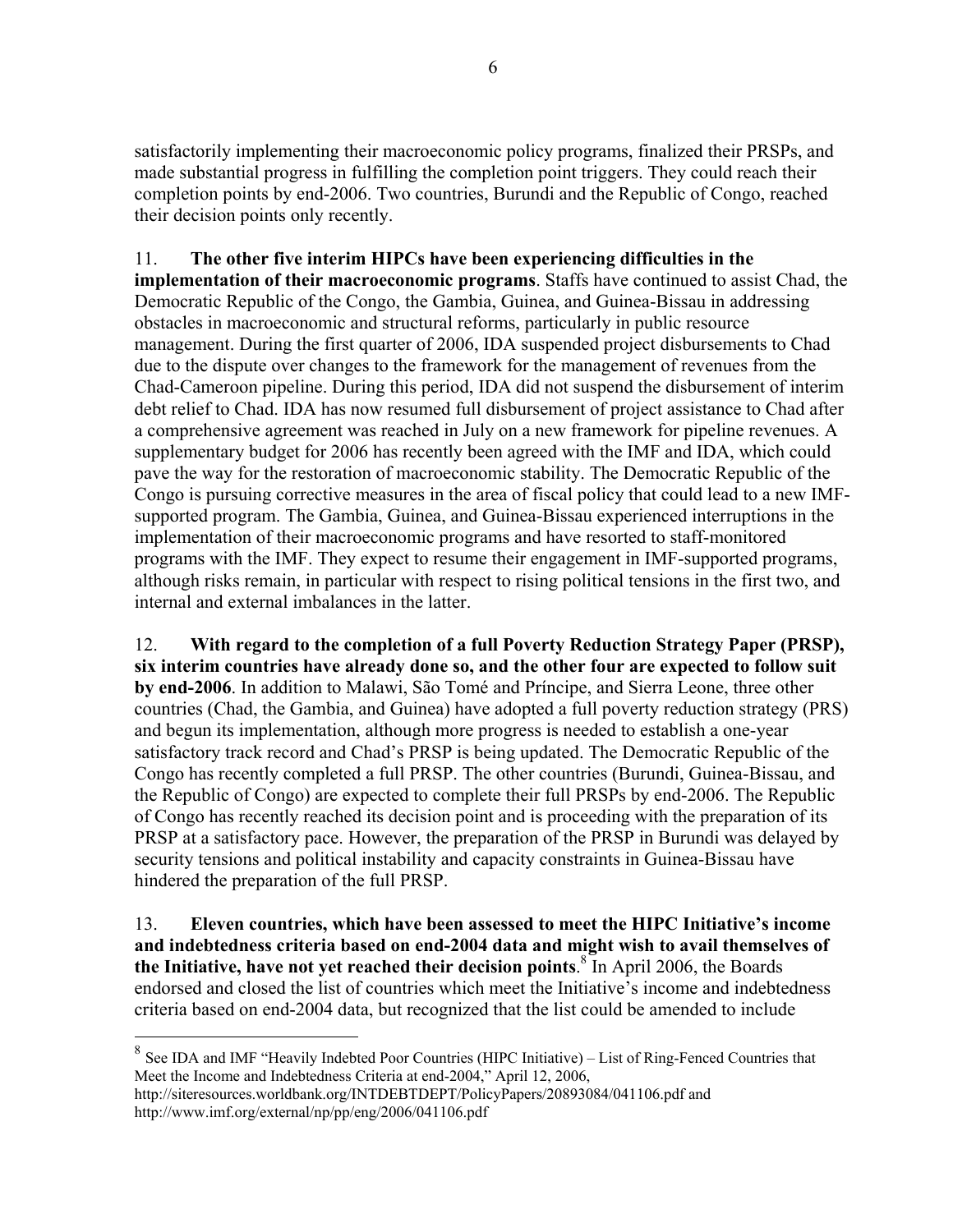satisfactorily implementing their macroeconomic policy programs, finalized their PRSPs, and made substantial progress in fulfilling the completion point triggers. They could reach their completion points by end-2006. Two countries, Burundi and the Republic of Congo, reached their decision points only recently.

11. **The other five interim HIPCs have been experiencing difficulties in the implementation of their macroeconomic programs**. Staffs have continued to assist Chad, the Democratic Republic of the Congo, the Gambia, Guinea, and Guinea-Bissau in addressing obstacles in macroeconomic and structural reforms, particularly in public resource management. During the first quarter of 2006, IDA suspended project disbursements to Chad due to the dispute over changes to the framework for the management of revenues from the Chad-Cameroon pipeline. During this period, IDA did not suspend the disbursement of interim debt relief to Chad. IDA has now resumed full disbursement of project assistance to Chad after a comprehensive agreement was reached in July on a new framework for pipeline revenues. A supplementary budget for 2006 has recently been agreed with the IMF and IDA, which could pave the way for the restoration of macroeconomic stability. The Democratic Republic of the Congo is pursuing corrective measures in the area of fiscal policy that could lead to a new IMF-supported program. The Gambia, Guinea, and Guinea-Bissau experienced interruptions in the implementation of their macroeconomic programs and have resorted to staff-monitored programs with the IMF. They expect to resume their engagement in IMF-supported programs, although risks remain, in particular with respect to rising political tensions in the first two, and internal and external imbalances in the latter.

12. **With regard to the completion of a full Poverty Reduction Strategy Paper (PRSP), six interim countries have already done so, and the other four are expected to follow suit by end-2006**. In addition to Malawi, São Tomé and Príncipe, and Sierra Leone, three other countries (Chad, the Gambia, and Guinea) have adopted a full poverty reduction strategy (PRS) and begun its implementation, although more progress is needed to establish a one-year satisfactory track record and Chad's PRSP is being updated. The Democratic Republic of the Congo has recently completed a full PRSP. The other countries (Burundi, Guinea-Bissau, and the Republic of Congo) are expected to complete their full PRSPs by end-2006. The Republic of Congo has recently reached its decision point and is proceeding with the preparation of its PRSP at a satisfactory pace. However, the preparation of the PRSP in Burundi was delayed by security tensions and political instability and capacity constraints in Guinea-Bissau have hindered the preparation of the full PRSP.

13. **Eleven countries, which have been assessed to meet the HIPC Initiative's income and indebtedness criteria based on end-2004 data and might wish to avail themselves of the Initiative, have not yet reached their decision points**.[8] In April 2006, the Boards endorsed and closed the list of countries which meet the Initiative's income and indebtedness criteria based on end-2004 data, but recognized that the list could be amended to include

---

[8] See IDA and IMF "Heavily Indebted Poor Countries (HIPC Initiative) – List of Ring-Fenced Countries that Meet the Income and Indebtedness Criteria at end-2004," April 12, 2006, http://siteresources.worldbank.org/INTDEBTDEPT/PolicyPapers/20893084/041106.pdf and http://www.imf.org/external/np/pp/eng/2006/041106.pdf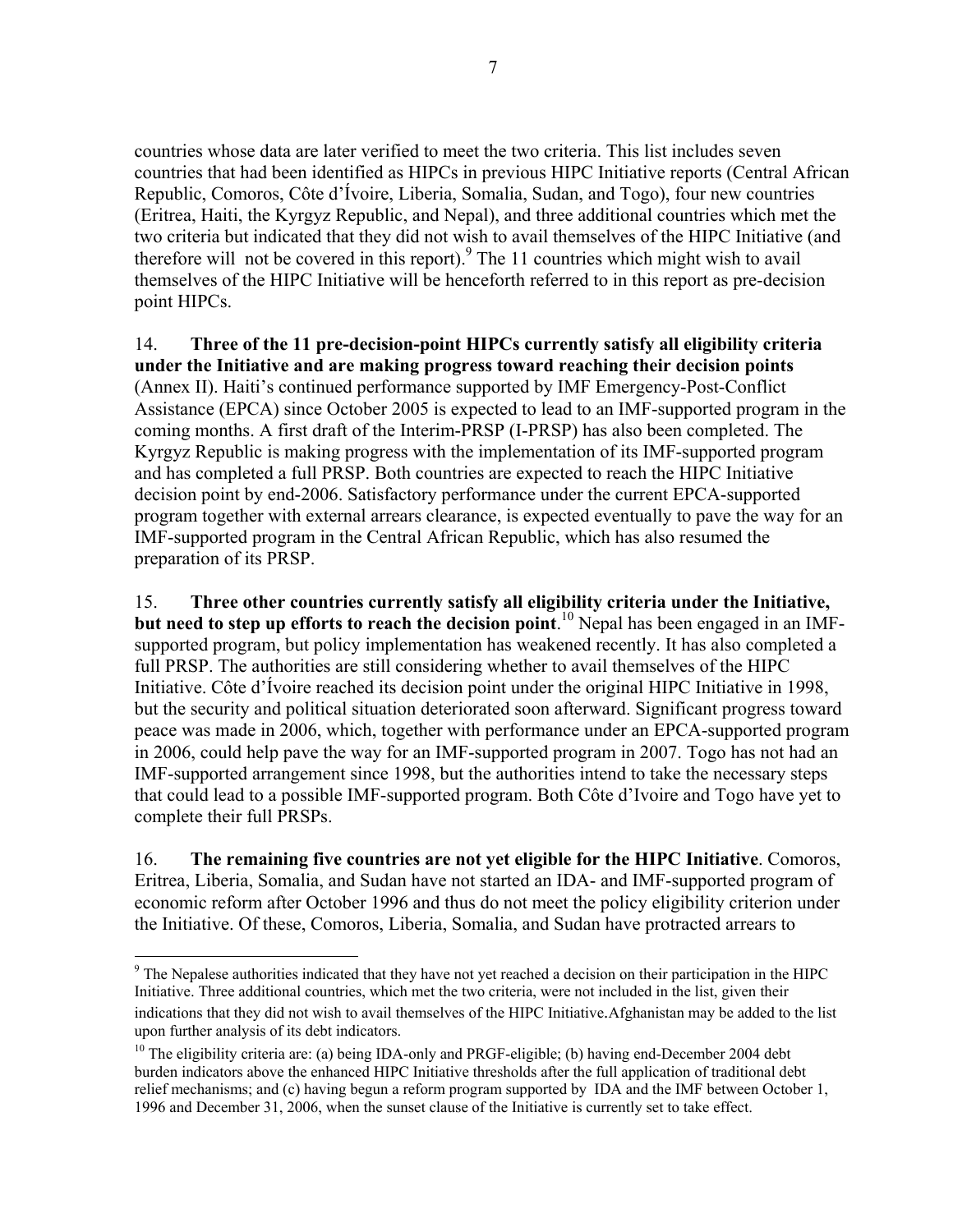countries whose data are later verified to meet the two criteria. This list includes seven countries that had been identified as HIPCs in previous HIPC Initiative reports (Central African Republic, Comoros, Côte d'Ívoire, Liberia, Somalia, Sudan, and Togo), four new countries (Eritrea, Haiti, the Kyrgyz Republic, and Nepal), and three additional countries which met the two criteria but indicated that they did not wish to avail themselves of the HIPC Initiative (and therefore will not be covered in this report).[9] The 11 countries which might wish to avail themselves of the HIPC Initiative will be henceforth referred to in this report as pre-decision point HIPCs.

14. **Three of the 11 pre-decision-point HIPCs currently satisfy all eligibility criteria under the Initiative and are making progress toward reaching their decision points** (Annex II). Haiti's continued performance supported by IMF Emergency-Post-Conflict Assistance (EPCA) since October 2005 is expected to lead to an IMF-supported program in the coming months. A first draft of the Interim-PRSP (I-PRSP) has also been completed. The Kyrgyz Republic is making progress with the implementation of its IMF-supported program and has completed a full PRSP. Both countries are expected to reach the HIPC Initiative decision point by end-2006. Satisfactory performance under the current EPCA-supported program together with external arrears clearance, is expected eventually to pave the way for an IMF-supported program in the Central African Republic, which has also resumed the preparation of its PRSP.

15. **Three other countries currently satisfy all eligibility criteria under the Initiative, but need to step up efforts to reach the decision point**.[10] Nepal has been engaged in an IMF-supported program, but policy implementation has weakened recently. It has also completed a full PRSP. The authorities are still considering whether to avail themselves of the HIPC Initiative. Côte d'Ívoire reached its decision point under the original HIPC Initiative in 1998, but the security and political situation deteriorated soon afterward. Significant progress toward peace was made in 2006, which, together with performance under an EPCA-supported program in 2006, could help pave the way for an IMF-supported program in 2007. Togo has not had an IMF-supported arrangement since 1998, but the authorities intend to take the necessary steps that could lead to a possible IMF-supported program. Both Côte d'Ivoire and Togo have yet to complete their full PRSPs.

16. **The remaining five countries are not yet eligible for the HIPC Initiative**. Comoros, Eritrea, Liberia, Somalia, and Sudan have not started an IDA- and IMF-supported program of economic reform after October 1996 and thus do not meet the policy eligibility criterion under the Initiative. Of these, Comoros, Liberia, Somalia, and Sudan have protracted arrears to

---

[9] The Nepalese authorities indicated that they have not yet reached a decision on their participation in the HIPC Initiative. Three additional countries, which met the two criteria, were not included in the list, given their indications that they did not wish to avail themselves of the HIPC Initiative. Afghanistan may be added to the list upon further analysis of its debt indicators.

[10] The eligibility criteria are: (a) being IDA-only and PRGF-eligible; (b) having end-December 2004 debt burden indicators above the enhanced HIPC Initiative thresholds after the full application of traditional debt relief mechanisms; and (c) having begun a reform program supported by IDA and the IMF between October 1, 1996 and December 31, 2006, when the sunset clause of the Initiative is currently set to take effect.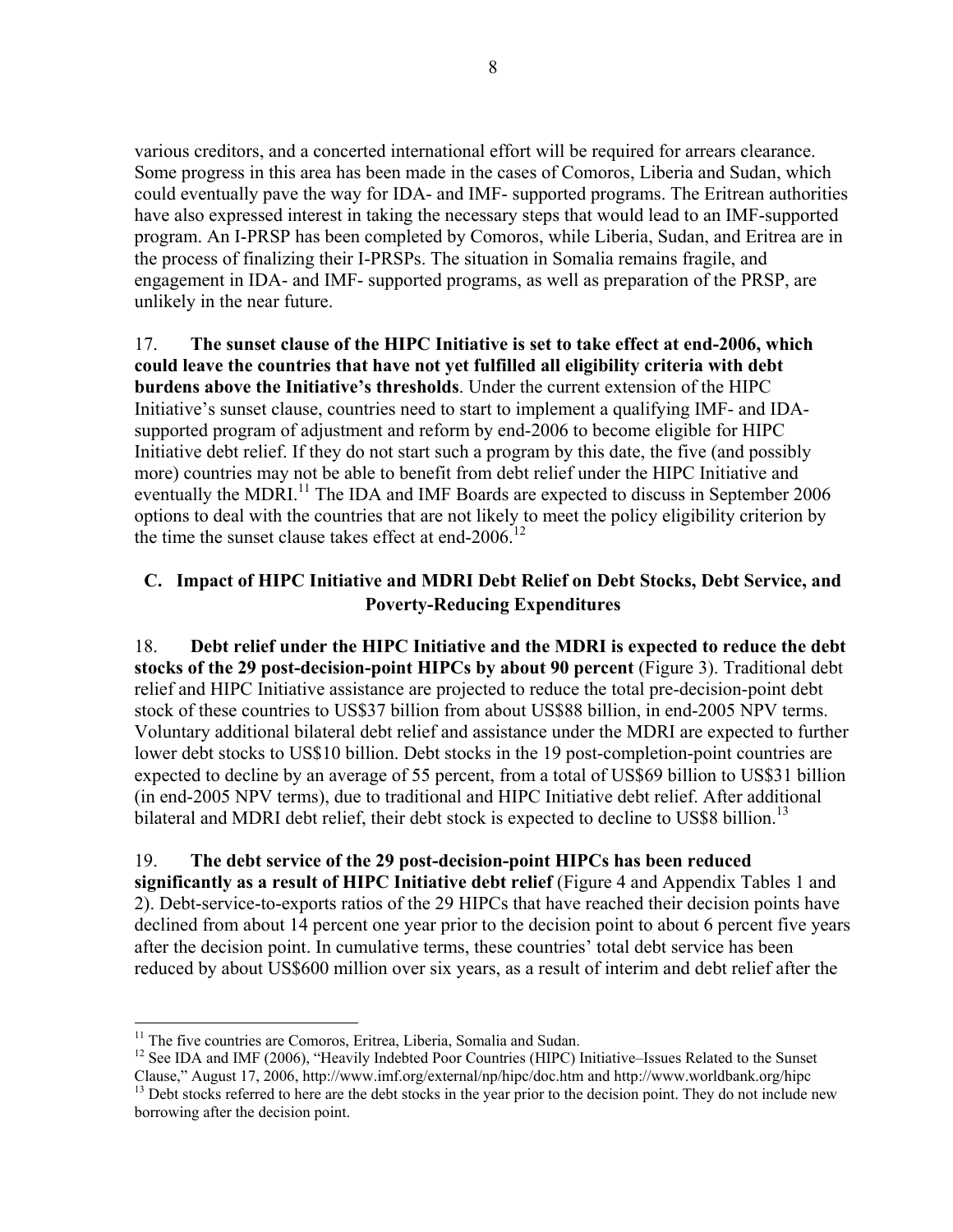various creditors, and a concerted international effort will be required for arrears clearance. Some progress in this area has been made in the cases of Comoros, Liberia and Sudan, which could eventually pave the way for IDA- and IMF- supported programs. The Eritrean authorities have also expressed interest in taking the necessary steps that would lead to an IMF-supported program. An I-PRSP has been completed by Comoros, while Liberia, Sudan, and Eritrea are in the process of finalizing their I-PRSPs. The situation in Somalia remains fragile, and engagement in IDA- and IMF- supported programs, as well as preparation of the PRSP, are unlikely in the near future.

17. **The sunset clause of the HIPC Initiative is set to take effect at end-2006, which could leave the countries that have not yet fulfilled all eligibility criteria with debt burdens above the Initiative's thresholds**. Under the current extension of the HIPC Initiative's sunset clause, countries need to start to implement a qualifying IMF- and IDA-supported program of adjustment and reform by end-2006 to become eligible for HIPC Initiative debt relief. If they do not start such a program by this date, the five (and possibly more) countries may not be able to benefit from debt relief under the HIPC Initiative and eventually the MDRI.[11] The IDA and IMF Boards are expected to discuss in September 2006 options to deal with the countries that are not likely to meet the policy eligibility criterion by the time the sunset clause takes effect at end-2006.[12]

## C. Impact of HIPC Initiative and MDRI Debt Relief on Debt Stocks, Debt Service, and Poverty-Reducing Expenditures

18. **Debt relief under the HIPC Initiative and the MDRI is expected to reduce the debt stocks of the 29 post-decision-point HIPCs by about 90 percent** (Figure 3). Traditional debt relief and HIPC Initiative assistance are projected to reduce the total pre-decision-point debt stock of these countries to US$37 billion from about US$88 billion, in end-2005 NPV terms. Voluntary additional bilateral debt relief and assistance under the MDRI are expected to further lower debt stocks to US$10 billion. Debt stocks in the 19 post-completion-point countries are expected to decline by an average of 55 percent, from a total of US$69 billion to US$31 billion (in end-2005 NPV terms), due to traditional and HIPC Initiative debt relief. After additional bilateral and MDRI debt relief, their debt stock is expected to decline to US$8 billion.[13]

19. **The debt service of the 29 post-decision-point HIPCs has been reduced significantly as a result of HIPC Initiative debt relief** (Figure 4 and Appendix Tables 1 and 2). Debt-service-to-exports ratios of the 29 HIPCs that have reached their decision points have declined from about 14 percent one year prior to the decision point to about 6 percent five years after the decision point. In cumulative terms, these countries' total debt service has been reduced by about US$600 million over six years, as a result of interim and debt relief after the

---

[11] The five countries are Comoros, Eritrea, Liberia, Somalia and Sudan.

[12] See IDA and IMF (2006), "Heavily Indebted Poor Countries (HIPC) Initiative–Issues Related to the Sunset Clause," August 17, 2006, http://www.imf.org/external/np/hipc/doc.htm and http://www.worldbank.org/hipc

[13] Debt stocks referred to here are the debt stocks in the year prior to the decision point. They do not include new borrowing after the decision point.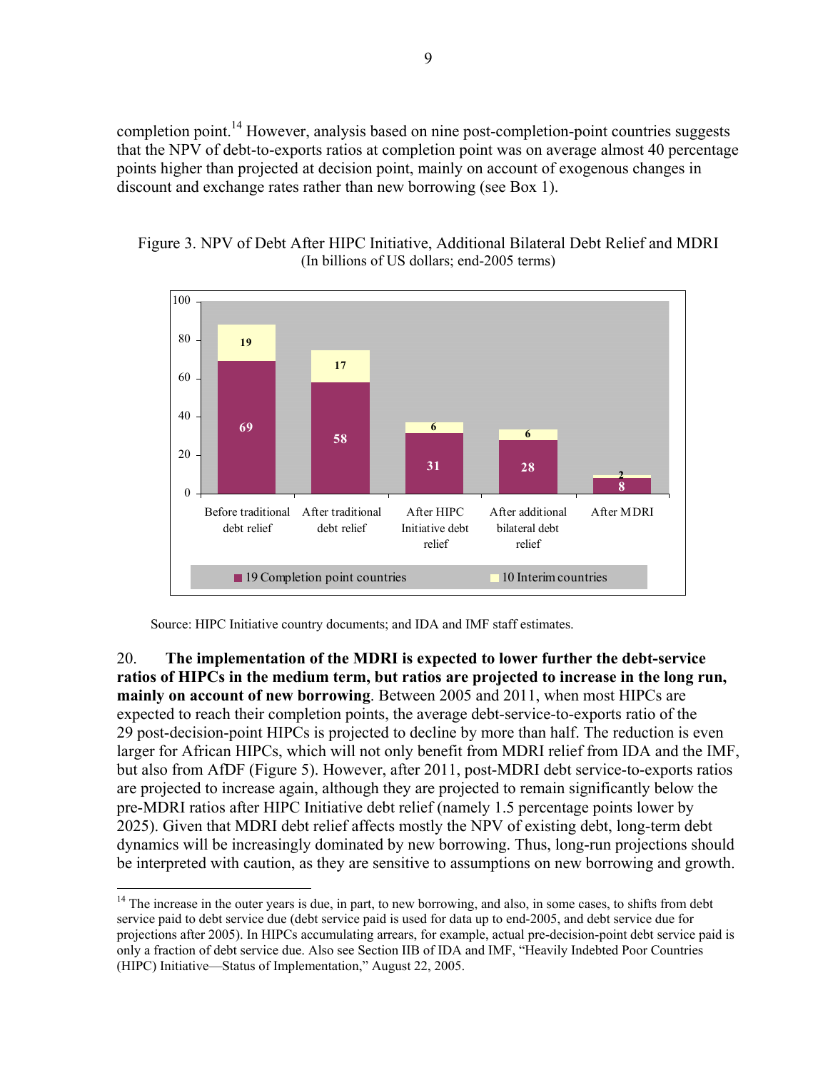completion point.[14] However, analysis based on nine post-completion-point countries suggests that the NPV of debt-to-exports ratios at completion point was on average almost 40 percentage points higher than projected at decision point, mainly on account of exogenous changes in discount and exchange rates rather than new borrowing (see Box 1).

Figure 3. NPV of Debt After HIPC Initiative, Additional Bilateral Debt Relief and MDRI
(In billions of US dollars; end-2005 terms)

| | 19 Completion point countries | 10 Interim countries |
|---|---|---|
| Before traditional debt relief | 69 | 19 |
| After traditional debt relief | 58 | 17 |
| After HIPC Initiative debt relief | 31 | 6 |
| After additional bilateral debt relief | 28 | 6 |
| After MDRI | 8 | 2 |

Source: HIPC Initiative country documents; and IDA and IMF staff estimates.

20. **The implementation of the MDRI is expected to lower further the debt-service ratios of HIPCs in the medium term, but ratios are projected to increase in the long run, mainly on account of new borrowing**. Between 2005 and 2011, when most HIPCs are expected to reach their completion points, the average debt-service-to-exports ratio of the 29 post-decision-point HIPCs is projected to decline by more than half. The reduction is even larger for African HIPCs, which will not only benefit from MDRI relief from IDA and the IMF, but also from AfDF (Figure 5). However, after 2011, post-MDRI debt service-to-exports ratios are projected to increase again, although they are projected to remain significantly below the pre-MDRI ratios after HIPC Initiative debt relief (namely 1.5 percentage points lower by 2025). Given that MDRI debt relief affects mostly the NPV of existing debt, long-term debt dynamics will be increasingly dominated by new borrowing. Thus, long-run projections should be interpreted with caution, as they are sensitive to assumptions on new borrowing and growth.

[14] The increase in the outer years is due, in part, to new borrowing, and also, in some cases, to shifts from debt service paid to debt service due (debt service paid is used for data up to end-2005, and debt service due for projections after 2005). In HIPCs accumulating arrears, for example, actual pre-decision-point debt service paid is only a fraction of debt service due. Also see Section IIB of IDA and IMF, "Heavily Indebted Poor Countries (HIPC) Initiative—Status of Implementation," August 22, 2005.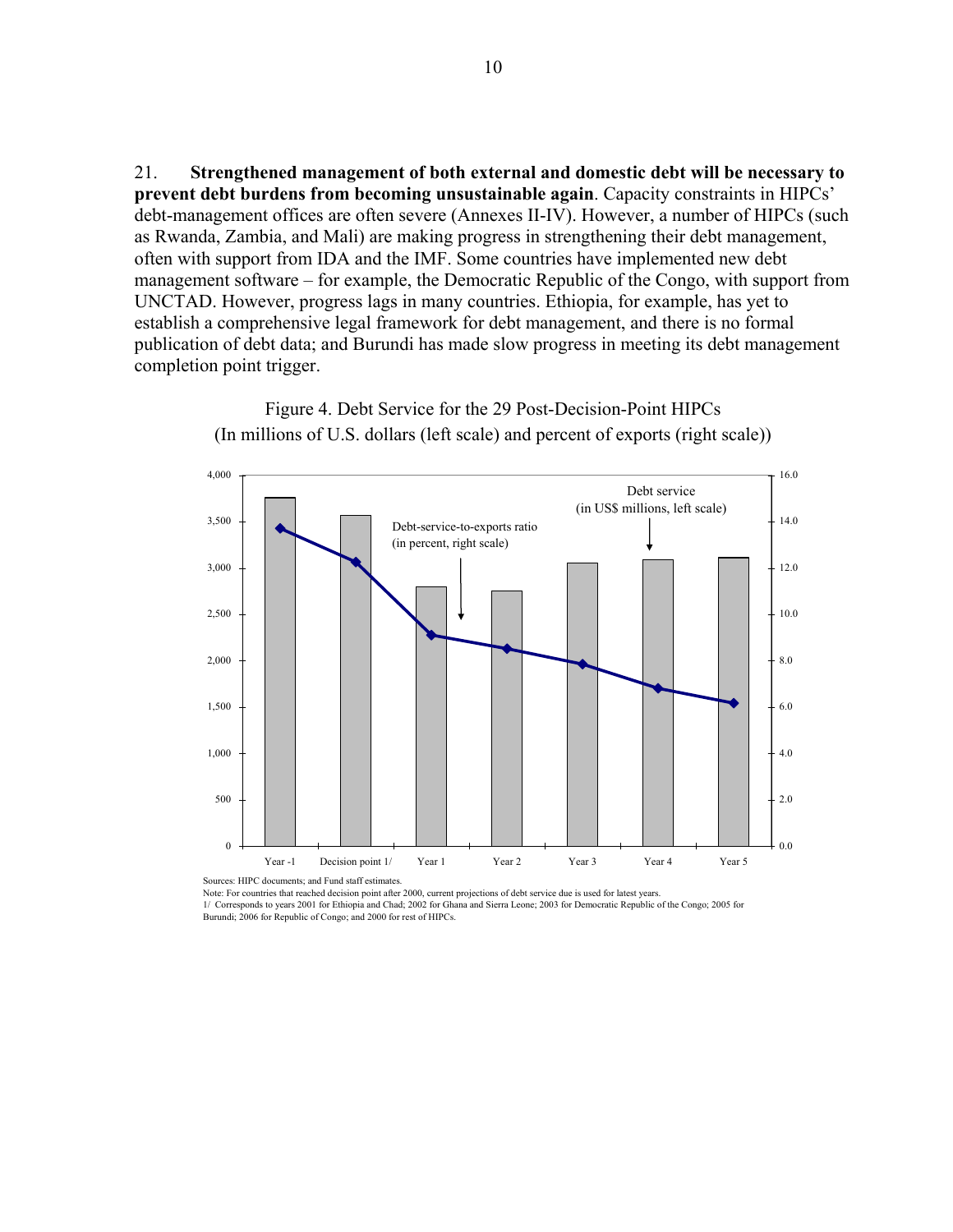21. **Strengthened management of both external and domestic debt will be necessary to prevent debt burdens from becoming unsustainable again**. Capacity constraints in HIPCs' debt-management offices are often severe (Annexes II-IV). However, a number of HIPCs (such as Rwanda, Zambia, and Mali) are making progress in strengthening their debt management, often with support from IDA and the IMF. Some countries have implemented new debt management software – for example, the Democratic Republic of the Congo, with support from UNCTAD. However, progress lags in many countries. Ethiopia, for example, has yet to establish a comprehensive legal framework for debt management, and there is no formal publication of debt data; and Burundi has made slow progress in meeting its debt management completion point trigger.

Figure 4. Debt Service for the 29 Post-Decision-Point HIPCs
(In millions of U.S. dollars (left scale) and percent of exports (right scale))

Sources: HIPC documents; and Fund staff estimates.

Note: For countries that reached decision point after 2000, current projections of debt service due is used for latest years.

1/ Corresponds to years 2001 for Ethiopia and Chad; 2002 for Ghana and Sierra Leone; 2003 for Democratic Republic of the Congo; 2005 for Burundi; 2006 for Republic of Congo; and 2000 for rest of HIPCs.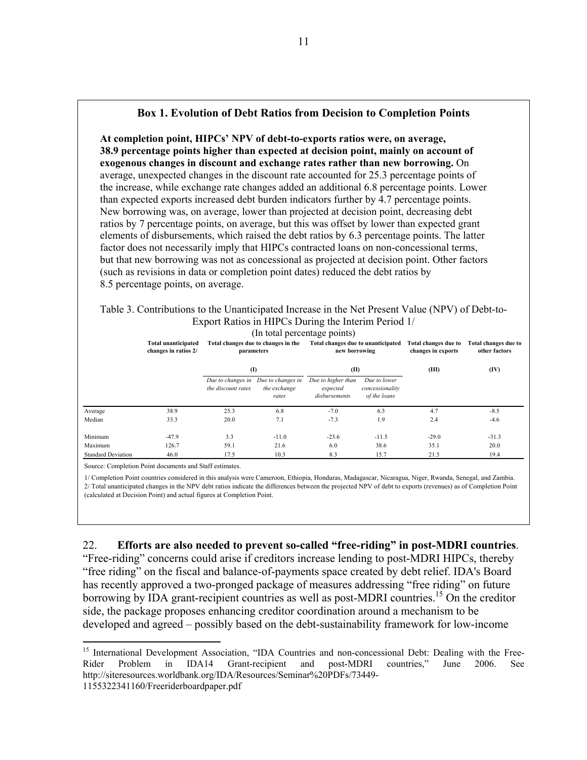### Box 1. Evolution of Debt Ratios from Decision to Completion Points

**At completion point, HIPCs' NPV of debt-to-exports ratios were, on average, 38.9 percentage points higher than expected at decision point, mainly on account of exogenous changes in discount and exchange rates rather than new borrowing.** On average, unexpected changes in the discount rate accounted for 25.3 percentage points of the increase, while exchange rate changes added an additional 6.8 percentage points. Lower than expected exports increased debt burden indicators further by 4.7 percentage points. New borrowing was, on average, lower than projected at decision point, decreasing debt ratios by 7 percentage points, on average, but this was offset by lower than expected grant elements of disbursements, which raised the debt ratios by 6.3 percentage points. The latter factor does not necessarily imply that HIPCs contracted loans on non-concessional terms, but that new borrowing was not as concessional as projected at decision point. Other factors (such as revisions in data or completion point dates) reduced the debt ratios by 8.5 percentage points, on average.

Table 3. Contributions to the Unanticipated Increase in the Net Present Value (NPV) of Debt-to-Export Ratios in HIPCs During the Interim Period 1/
(In total percentage points)

| | Total unanticipated changes in ratios 2/ | Total changes due to changes in the parameters | | Total changes due to unanticipated new borrowing | | Total changes due to changes in exports | Total changes due to other factors |
|---|---|---|---|---|---|---|---|
| | | (I) | | (II) | | (III) | (IV) |
| | | *Due to changes in the discount rates* | *Due to changes in the exchange rates* | *Due to higher than expected disbursements* | *Due to lower concessionality of the loans* | | |
| Average | 38.9 | 25.3 | 6.8 | -7.0 | 6.3 | 4.7 | -8.5 |
| Median | 33.3 | 20.0 | 7.1 | -7.3 | 1.9 | 2.4 | -4.6 |
| Minimum | -47.9 | 3.3 | -11.0 | -23.6 | -11.5 | -29.0 | -31.3 |
| Maximum | 126.7 | 59.1 | 21.6 | 6.0 | 38.6 | 35.1 | 20.0 |
| Standard Deviation | 46.0 | 17.5 | 10.3 | 8.3 | 15.7 | 21.5 | 19.4 |

Source: Completion Point documents and Staff estimates.

1/ Completion Point countries considered in this analysis were Cameroon, Ethiopia, Honduras, Madagascar, Nicaragua, Niger, Rwanda, Senegal, and Zambia.
2/ Total unanticipated changes in the NPV debt ratios indicate the differences between the projected NPV of debt to exports (revenues) as of Completion Point (calculated at Decision Point) and actual figures at Completion Point.

22. **Efforts are also needed to prevent so-called "free-riding" in post-MDRI countries**. "Free-riding" concerns could arise if creditors increase lending to post-MDRI HIPCs, thereby "free riding" on the fiscal and balance-of-payments space created by debt relief. IDA's Board has recently approved a two-pronged package of measures addressing "free riding" on future borrowing by IDA grant-recipient countries as well as post-MDRI countries.[15] On the creditor side, the package proposes enhancing creditor coordination around a mechanism to be developed and agreed – possibly based on the debt-sustainability framework for low-income

[15] International Development Association, "IDA Countries and non-concessional Debt: Dealing with the Free-Rider Problem in IDA14 Grant-recipient and post-MDRI countries," June 2006. See http://siteresources.worldbank.org/IDA/Resources/Seminar%20PDFs/73449-1155322341160/Freeriderboardpaper.pdf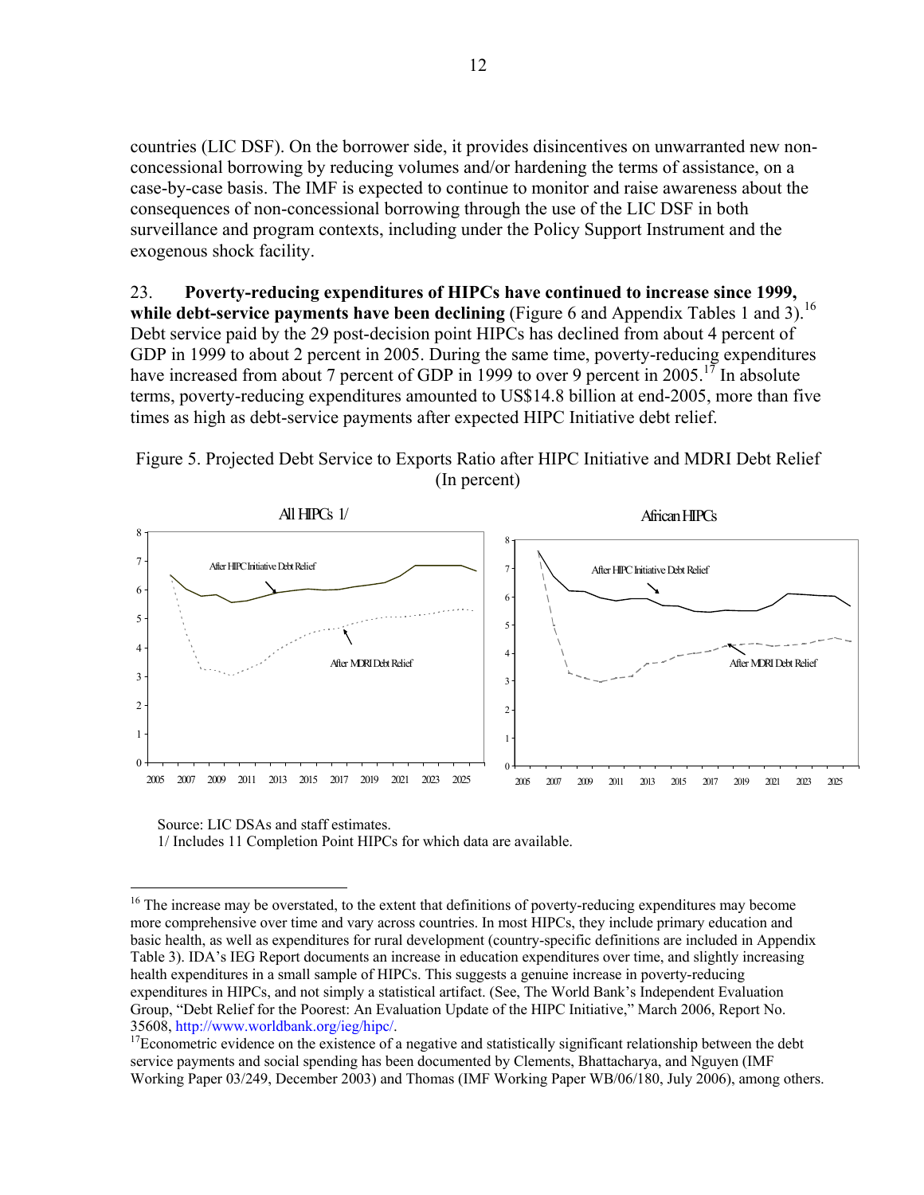countries (LIC DSF). On the borrower side, it provides disincentives on unwarranted new non-concessional borrowing by reducing volumes and/or hardening the terms of assistance, on a case-by-case basis. The IMF is expected to continue to monitor and raise awareness about the consequences of non-concessional borrowing through the use of the LIC DSF in both surveillance and program contexts, including under the Policy Support Instrument and the exogenous shock facility.

23. **Poverty-reducing expenditures of HIPCs have continued to increase since 1999, while debt-service payments have been declining** (Figure 6 and Appendix Tables 1 and 3).[16] Debt service paid by the 29 post-decision point HIPCs has declined from about 4 percent of GDP in 1999 to about 2 percent in 2005. During the same time, poverty-reducing expenditures have increased from about 7 percent of GDP in 1999 to over 9 percent in 2005.[17] In absolute terms, poverty-reducing expenditures amounted to US$14.8 billion at end-2005, more than five times as high as debt-service payments after expected HIPC Initiative debt relief.

Figure 5. Projected Debt Service to Exports Ratio after HIPC Initiative and MDRI Debt Relief (In percent)

Source: LIC DSAs and staff estimates.
1/ Includes 11 Completion Point HIPCs for which data are available.

---

[16] The increase may be overstated, to the extent that definitions of poverty-reducing expenditures may become more comprehensive over time and vary across countries. In most HIPCs, they include primary education and basic health, as well as expenditures for rural development (country-specific definitions are included in Appendix Table 3). IDA's IEG Report documents an increase in education expenditures over time, and slightly increasing health expenditures in a small sample of HIPCs. This suggests a genuine increase in poverty-reducing expenditures in HIPCs, and not simply a statistical artifact. (See, The World Bank's Independent Evaluation Group, "Debt Relief for the Poorest: An Evaluation Update of the HIPC Initiative," March 2006, Report No. 35608, http://www.worldbank.org/ieg/hipc/.

[17] Econometric evidence on the existence of a negative and statistically significant relationship between the debt service payments and social spending has been documented by Clements, Bhattacharya, and Nguyen (IMF Working Paper 03/249, December 2003) and Thomas (IMF Working Paper WB/06/180, July 2006), among others.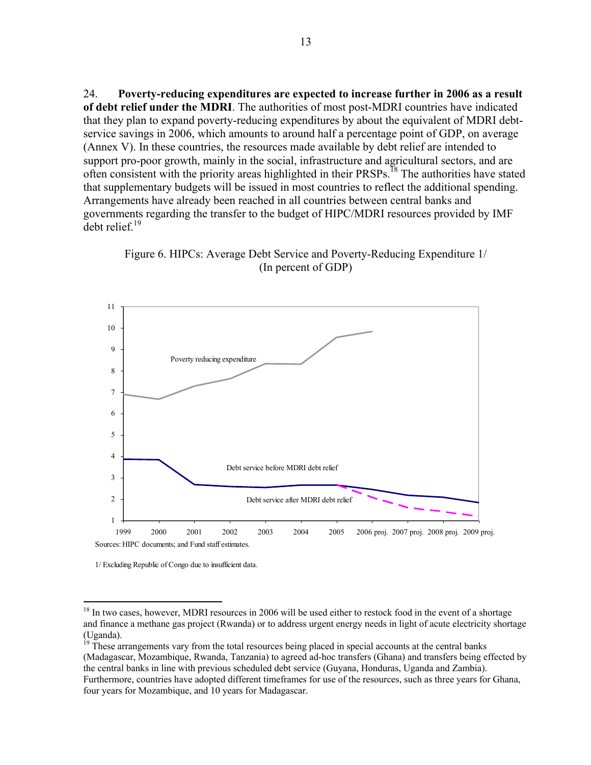24. **Poverty-reducing expenditures are expected to increase further in 2006 as a result of debt relief under the MDRI**. The authorities of most post-MDRI countries have indicated that they plan to expand poverty-reducing expenditures by about the equivalent of MDRI debt-service savings in 2006, which amounts to around half a percentage point of GDP, on average (Annex V). In these countries, the resources made available by debt relief are intended to support pro-poor growth, mainly in the social, infrastructure and agricultural sectors, and are often consistent with the priority areas highlighted in their PRSPs.[18] The authorities have stated that supplementary budgets will be issued in most countries to reflect the additional spending. Arrangements have already been reached in all countries between central banks and governments regarding the transfer to the budget of HIPC/MDRI resources provided by IMF debt relief.[19]

Figure 6. HIPCs: Average Debt Service and Poverty-Reducing Expenditure 1/
(In percent of GDP)

Sources: HIPC documents; and Fund staff estimates.

1/ Excluding Republic of Congo due to insufficient data.

---

[18] In two cases, however, MDRI resources in 2006 will be used either to restock food in the event of a shortage and finance a methane gas project (Rwanda) or to address urgent energy needs in light of acute electricity shortage (Uganda).

[19] These arrangements vary from the total resources being placed in special accounts at the central banks (Madagascar, Mozambique, Rwanda, Tanzania) to agreed ad-hoc transfers (Ghana) and transfers being effected by the central banks in line with previous scheduled debt service (Guyana, Honduras, Uganda and Zambia). Furthermore, countries have adopted different timeframes for use of the resources, such as three years for Ghana, four years for Mozambique, and 10 years for Madagascar.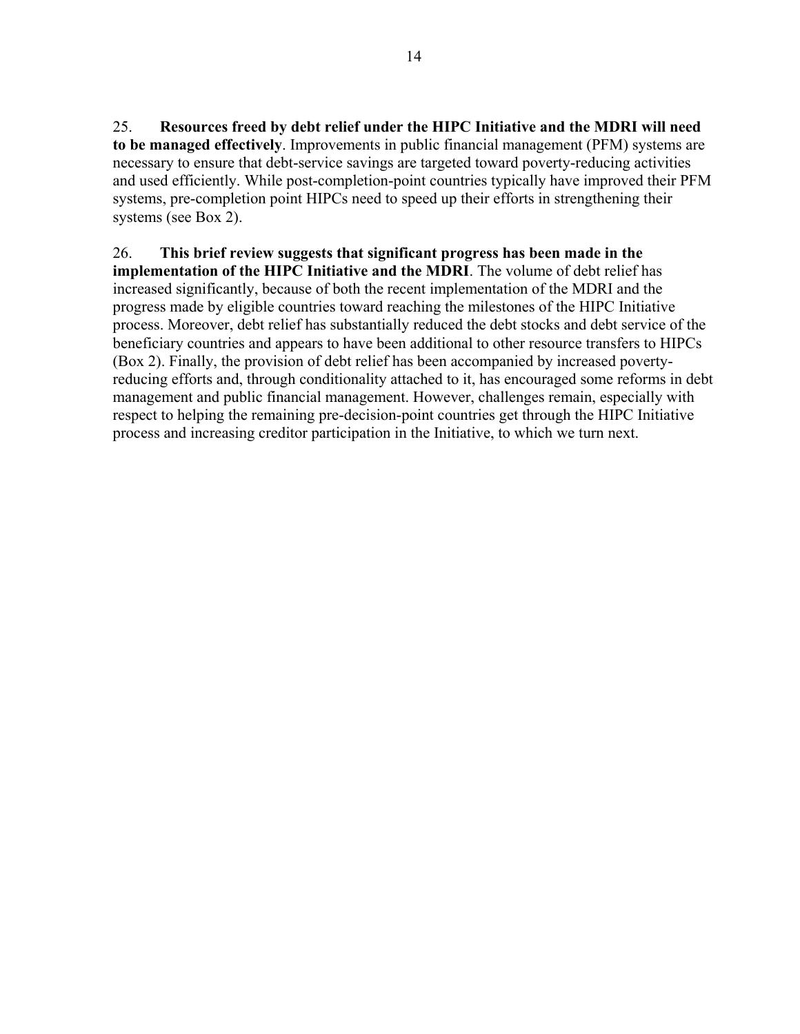25. **Resources freed by debt relief under the HIPC Initiative and the MDRI will need to be managed effectively**. Improvements in public financial management (PFM) systems are necessary to ensure that debt-service savings are targeted toward poverty-reducing activities and used efficiently. While post-completion-point countries typically have improved their PFM systems, pre-completion point HIPCs need to speed up their efforts in strengthening their systems (see Box 2).

26. **This brief review suggests that significant progress has been made in the implementation of the HIPC Initiative and the MDRI**. The volume of debt relief has increased significantly, because of both the recent implementation of the MDRI and the progress made by eligible countries toward reaching the milestones of the HIPC Initiative process. Moreover, debt relief has substantially reduced the debt stocks and debt service of the beneficiary countries and appears to have been additional to other resource transfers to HIPCs (Box 2). Finally, the provision of debt relief has been accompanied by increased poverty-reducing efforts and, through conditionality attached to it, has encouraged some reforms in debt management and public financial management. However, challenges remain, especially with respect to helping the remaining pre-decision-point countries get through the HIPC Initiative process and increasing creditor participation in the Initiative, to which we turn next.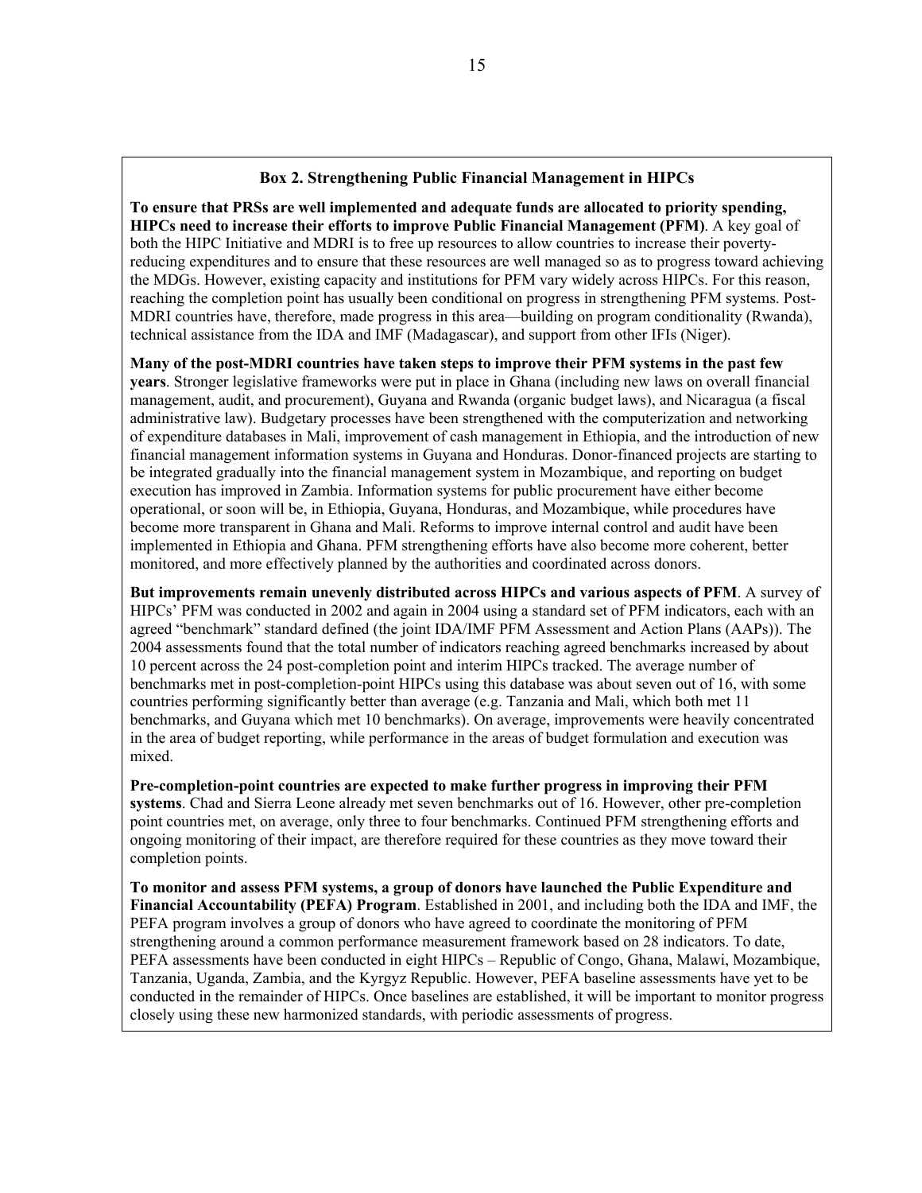### Box 2. Strengthening Public Financial Management in HIPCs

**To ensure that PRSs are well implemented and adequate funds are allocated to priority spending, HIPCs need to increase their efforts to improve Public Financial Management (PFM)**. A key goal of both the HIPC Initiative and MDRI is to free up resources to allow countries to increase their poverty-reducing expenditures and to ensure that these resources are well managed so as to progress toward achieving the MDGs. However, existing capacity and institutions for PFM vary widely across HIPCs. For this reason, reaching the completion point has usually been conditional on progress in strengthening PFM systems. Post-MDRI countries have, therefore, made progress in this area—building on program conditionality (Rwanda), technical assistance from the IDA and IMF (Madagascar), and support from other IFIs (Niger).

**Many of the post-MDRI countries have taken steps to improve their PFM systems in the past few years**. Stronger legislative frameworks were put in place in Ghana (including new laws on overall financial management, audit, and procurement), Guyana and Rwanda (organic budget laws), and Nicaragua (a fiscal administrative law). Budgetary processes have been strengthened with the computerization and networking of expenditure databases in Mali, improvement of cash management in Ethiopia, and the introduction of new financial management information systems in Guyana and Honduras. Donor-financed projects are starting to be integrated gradually into the financial management system in Mozambique, and reporting on budget execution has improved in Zambia. Information systems for public procurement have either become operational, or soon will be, in Ethiopia, Guyana, Honduras, and Mozambique, while procedures have become more transparent in Ghana and Mali. Reforms to improve internal control and audit have been implemented in Ethiopia and Ghana. PFM strengthening efforts have also become more coherent, better monitored, and more effectively planned by the authorities and coordinated across donors.

**But improvements remain unevenly distributed across HIPCs and various aspects of PFM**. A survey of HIPCs' PFM was conducted in 2002 and again in 2004 using a standard set of PFM indicators, each with an agreed "benchmark" standard defined (the joint IDA/IMF PFM Assessment and Action Plans (AAPs)). The 2004 assessments found that the total number of indicators reaching agreed benchmarks increased by about 10 percent across the 24 post-completion point and interim HIPCs tracked. The average number of benchmarks met in post-completion-point HIPCs using this database was about seven out of 16, with some countries performing significantly better than average (e.g. Tanzania and Mali, which both met 11 benchmarks, and Guyana which met 10 benchmarks). On average, improvements were heavily concentrated in the area of budget reporting, while performance in the areas of budget formulation and execution was mixed.

**Pre-completion-point countries are expected to make further progress in improving their PFM systems**. Chad and Sierra Leone already met seven benchmarks out of 16. However, other pre-completion point countries met, on average, only three to four benchmarks. Continued PFM strengthening efforts and ongoing monitoring of their impact, are therefore required for these countries as they move toward their completion points.

**To monitor and assess PFM systems, a group of donors have launched the Public Expenditure and Financial Accountability (PEFA) Program**. Established in 2001, and including both the IDA and IMF, the PEFA program involves a group of donors who have agreed to coordinate the monitoring of PFM strengthening around a common performance measurement framework based on 28 indicators. To date, PEFA assessments have been conducted in eight HIPCs – Republic of Congo, Ghana, Malawi, Mozambique, Tanzania, Uganda, Zambia, and the Kyrgyz Republic. However, PEFA baseline assessments have yet to be conducted in the remainder of HIPCs. Once baselines are established, it will be important to monitor progress closely using these new harmonized standards, with periodic assessments of progress.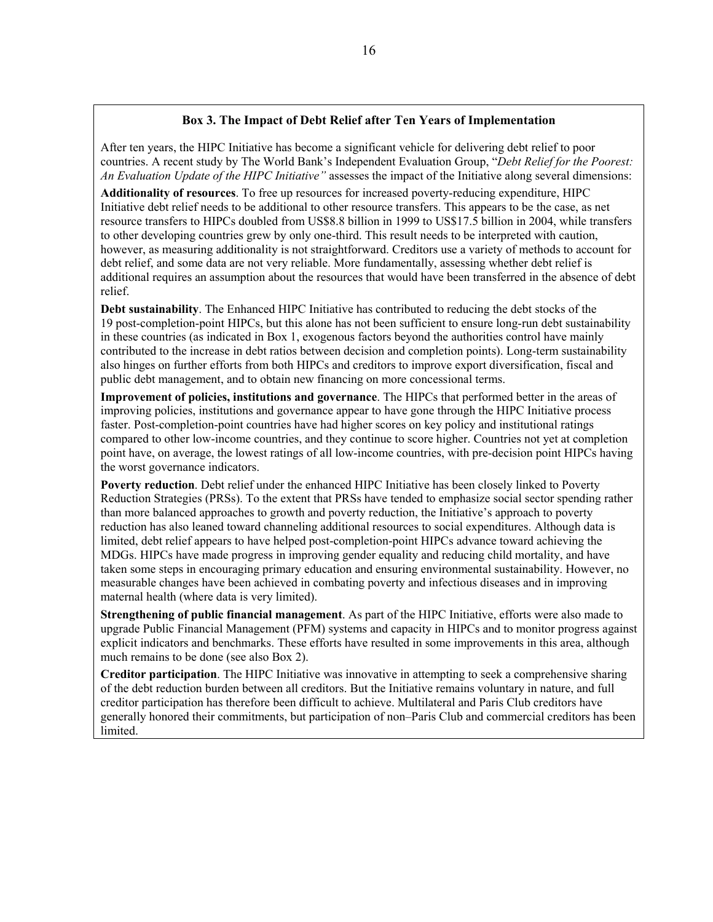### Box 3. The Impact of Debt Relief after Ten Years of Implementation

After ten years, the HIPC Initiative has become a significant vehicle for delivering debt relief to poor countries. A recent study by The World Bank's Independent Evaluation Group, "*Debt Relief for the Poorest: An Evaluation Update of the HIPC Initiative"* assesses the impact of the Initiative along several dimensions:

**Additionality of resources**. To free up resources for increased poverty-reducing expenditure, HIPC Initiative debt relief needs to be additional to other resource transfers. This appears to be the case, as net resource transfers to HIPCs doubled from US$8.8 billion in 1999 to US$17.5 billion in 2004, while transfers to other developing countries grew by only one-third. This result needs to be interpreted with caution, however, as measuring additionality is not straightforward. Creditors use a variety of methods to account for debt relief, and some data are not very reliable. More fundamentally, assessing whether debt relief is additional requires an assumption about the resources that would have been transferred in the absence of debt relief.

**Debt sustainability**. The Enhanced HIPC Initiative has contributed to reducing the debt stocks of the 19 post-completion-point HIPCs, but this alone has not been sufficient to ensure long-run debt sustainability in these countries (as indicated in Box 1, exogenous factors beyond the authorities control have mainly contributed to the increase in debt ratios between decision and completion points). Long-term sustainability also hinges on further efforts from both HIPCs and creditors to improve export diversification, fiscal and public debt management, and to obtain new financing on more concessional terms.

**Improvement of policies, institutions and governance**. The HIPCs that performed better in the areas of improving policies, institutions and governance appear to have gone through the HIPC Initiative process faster. Post-completion-point countries have had higher scores on key policy and institutional ratings compared to other low-income countries, and they continue to score higher. Countries not yet at completion point have, on average, the lowest ratings of all low-income countries, with pre-decision point HIPCs having the worst governance indicators.

**Poverty reduction**. Debt relief under the enhanced HIPC Initiative has been closely linked to Poverty Reduction Strategies (PRSs). To the extent that PRSs have tended to emphasize social sector spending rather than more balanced approaches to growth and poverty reduction, the Initiative's approach to poverty reduction has also leaned toward channeling additional resources to social expenditures. Although data is limited, debt relief appears to have helped post-completion-point HIPCs advance toward achieving the MDGs. HIPCs have made progress in improving gender equality and reducing child mortality, and have taken some steps in encouraging primary education and ensuring environmental sustainability. However, no measurable changes have been achieved in combating poverty and infectious diseases and in improving maternal health (where data is very limited).

**Strengthening of public financial management**. As part of the HIPC Initiative, efforts were also made to upgrade Public Financial Management (PFM) systems and capacity in HIPCs and to monitor progress against explicit indicators and benchmarks. These efforts have resulted in some improvements in this area, although much remains to be done (see also Box 2).

**Creditor participation**. The HIPC Initiative was innovative in attempting to seek a comprehensive sharing of the debt reduction burden between all creditors. But the Initiative remains voluntary in nature, and full creditor participation has therefore been difficult to achieve. Multilateral and Paris Club creditors have generally honored their commitments, but participation of non–Paris Club and commercial creditors has been limited.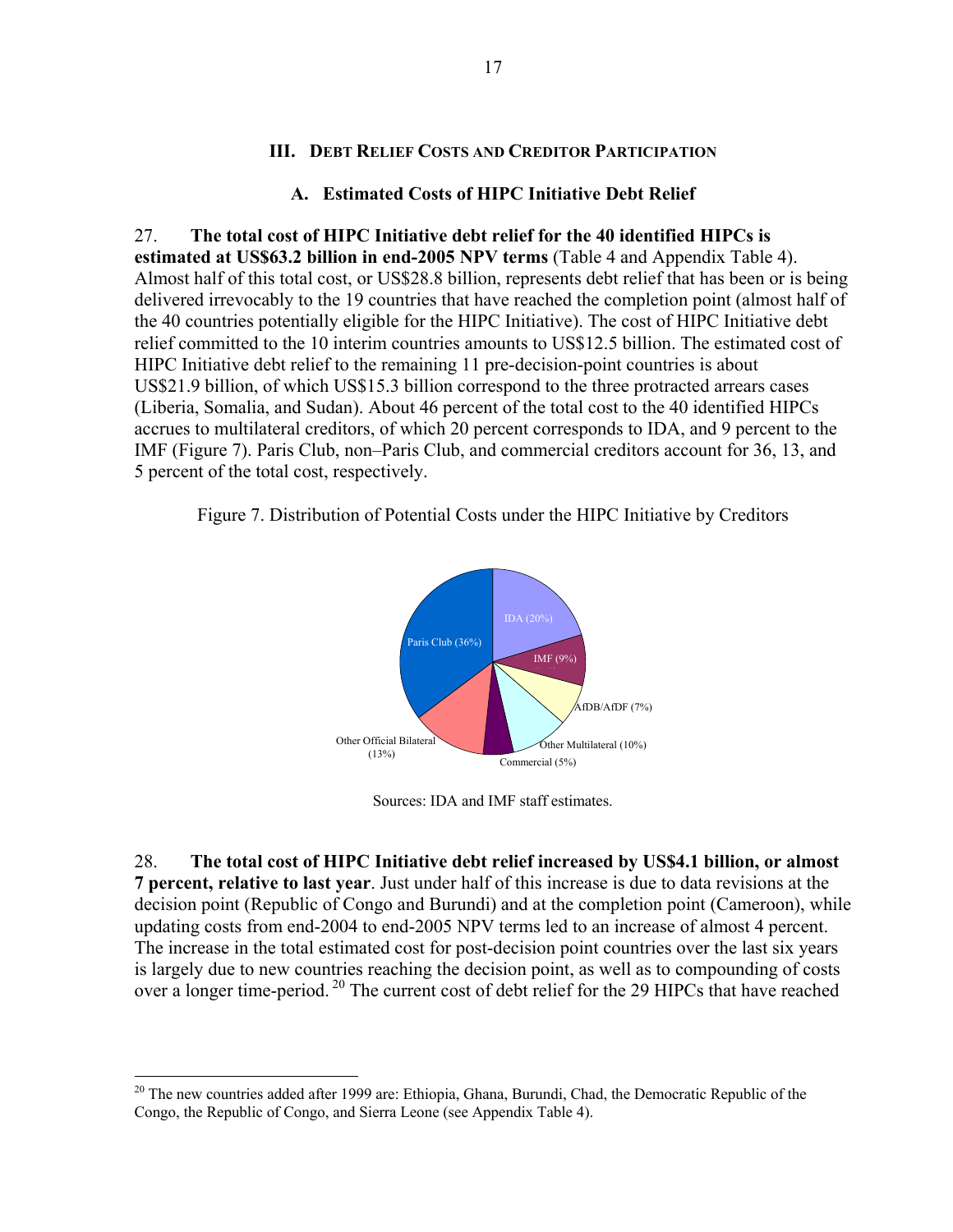## III. Debt Relief Costs and Creditor Participation

### A. Estimated Costs of HIPC Initiative Debt Relief

27. **The total cost of HIPC Initiative debt relief for the 40 identified HIPCs is estimated at US$63.2 billion in end-2005 NPV terms** (Table 4 and Appendix Table 4). Almost half of this total cost, or US$28.8 billion, represents debt relief that has been or is being delivered irrevocably to the 19 countries that have reached the completion point (almost half of the 40 countries potentially eligible for the HIPC Initiative). The cost of HIPC Initiative debt relief committed to the 10 interim countries amounts to US$12.5 billion. The estimated cost of HIPC Initiative debt relief to the remaining 11 pre-decision-point countries is about US$21.9 billion, of which US$15.3 billion correspond to the three protracted arrears cases (Liberia, Somalia, and Sudan). About 46 percent of the total cost to the 40 identified HIPCs accrues to multilateral creditors, of which 20 percent corresponds to IDA, and 9 percent to the IMF (Figure 7). Paris Club, non–Paris Club, and commercial creditors account for 36, 13, and 5 percent of the total cost, respectively.

Figure 7. Distribution of Potential Costs under the HIPC Initiative by Creditors

IDA (20%); IMF (9%); AfDB/AfDF (7%); Other Multilateral (10%); Commercial (5%); Other Official Bilateral (13%); Paris Club (36%)

Sources: IDA and IMF staff estimates.

28. **The total cost of HIPC Initiative debt relief increased by US$4.1 billion, or almost 7 percent, relative to last year**. Just under half of this increase is due to data revisions at the decision point (Republic of Congo and Burundi) and at the completion point (Cameroon), while updating costs from end-2004 to end-2005 NPV terms led to an increase of almost 4 percent. The increase in the total estimated cost for post-decision point countries over the last six years is largely due to new countries reaching the decision point, as well as to compounding of costs over a longer time-period.[20] The current cost of debt relief for the 29 HIPCs that have reached

[20] The new countries added after 1999 are: Ethiopia, Ghana, Burundi, Chad, the Democratic Republic of the Congo, the Republic of Congo, and Sierra Leone (see Appendix Table 4).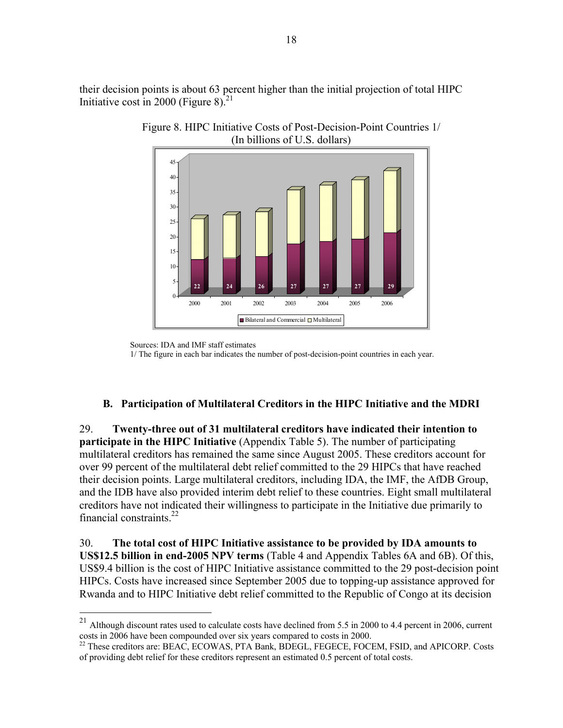their decision points is about 63 percent higher than the initial projection of total HIPC Initiative cost in 2000 (Figure 8).[21]

Figure 8. HIPC Initiative Costs of Post-Decision-Point Countries 1/
(In billions of U.S. dollars)

Sources: IDA and IMF staff estimates
1/ The figure in each bar indicates the number of post-decision-point countries in each year.

### B. Participation of Multilateral Creditors in the HIPC Initiative and the MDRI

29. **Twenty-three out of 31 multilateral creditors have indicated their intention to participate in the HIPC Initiative** (Appendix Table 5). The number of participating multilateral creditors has remained the same since August 2005. These creditors account for over 99 percent of the multilateral debt relief committed to the 29 HIPCs that have reached their decision points. Large multilateral creditors, including IDA, the IMF, the AfDB Group, and the IDB have also provided interim debt relief to these countries. Eight small multilateral creditors have not indicated their willingness to participate in the Initiative due primarily to financial constraints.[22]

30. **The total cost of HIPC Initiative assistance to be provided by IDA amounts to US$12.5 billion in end-2005 NPV terms** (Table 4 and Appendix Tables 6A and 6B). Of this, US$9.4 billion is the cost of HIPC Initiative assistance committed to the 29 post-decision point HIPCs. Costs have increased since September 2005 due to topping-up assistance approved for Rwanda and to HIPC Initiative debt relief committed to the Republic of Congo at its decision

---

[21] Although discount rates used to calculate costs have declined from 5.5 in 2000 to 4.4 percent in 2006, current costs in 2006 have been compounded over six years compared to costs in 2000.

[22] These creditors are: BEAC, ECOWAS, PTA Bank, BDEGL, FEGECE, FOCEM, FSID, and APICORP. Costs of providing debt relief for these creditors represent an estimated 0.5 percent of total costs.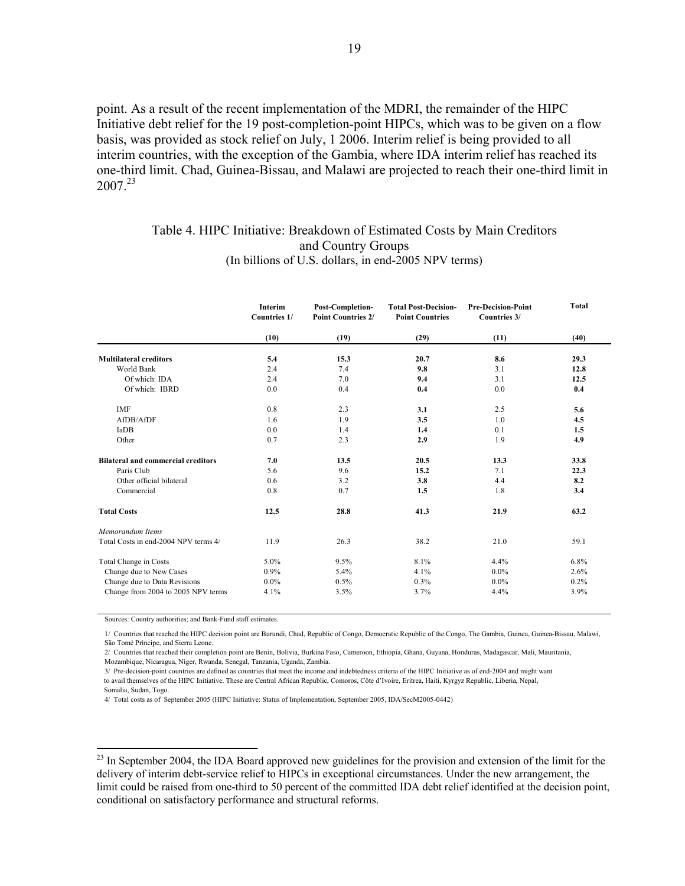point. As a result of the recent implementation of the MDRI, the remainder of the HIPC Initiative debt relief for the 19 post-completion-point HIPCs, which was to be given on a flow basis, was provided as stock relief on July, 1 2006. Interim relief is being provided to all interim countries, with the exception of the Gambia, where IDA interim relief has reached its one-third limit. Chad, Guinea-Bissau, and Malawi are projected to reach their one-third limit in 2007.[23]

Table 4. HIPC Initiative: Breakdown of Estimated Costs by Main Creditors and Country Groups
(In billions of U.S. dollars, in end-2005 NPV terms)

| | Interim Countries 1/ | Post-Completion-Point Countries 2/ | Total Post-Decision-Point Countries | Pre-Decision-Point Countries 3/ | Total |
|---|---|---|---|---|---|
| | (10) | (19) | (29) | (11) | (40) |
| **Multilateral creditors** | **5.4** | **15.3** | **20.7** | **8.6** | **29.3** |
| World Bank | 2.4 | 7.4 | **9.8** | 3.1 | **12.8** |
| Of which: IDA | 2.4 | 7.0 | **9.4** | 3.1 | **12.5** |
| Of which: IBRD | 0.0 | 0.4 | **0.4** | 0.0 | **0.4** |
| IMF | 0.8 | 2.3 | **3.1** | 2.5 | **5.6** |
| AfDB/AfDF | 1.6 | 1.9 | **3.5** | 1.0 | **4.5** |
| IaDB | 0.0 | 1.4 | **1.4** | 0.1 | **1.5** |
| Other | 0.7 | 2.3 | **2.9** | 1.9 | **4.9** |
| **Bilateral and commercial creditors** | **7.0** | **13.5** | **20.5** | **13.3** | **33.8** |
| Paris Club | 5.6 | 9.6 | **15.2** | 7.1 | **22.3** |
| Other official bilateral | 0.6 | 3.2 | **3.8** | 4.4 | **8.2** |
| Commercial | 0.8 | 0.7 | **1.5** | 1.8 | **3.4** |
| **Total Costs** | **12.5** | **28.8** | **41.3** | **21.9** | **63.2** |
| *Memorandum Items* | | | | | |
| Total Costs in end-2004 NPV terms 4/ | 11.9 | 26.3 | 38.2 | 21.0 | 59.1 |
| Total Change in Costs | 5.0% | 9.5% | 8.1% | 4.4% | 6.8% |
| Change due to New Cases | 0.9% | 5.4% | 4.1% | 0.0% | 2.6% |
| Change due to Data Revisions | 0.0% | 0.5% | 0.3% | 0.0% | 0.2% |
| Change from 2004 to 2005 NPV terms | 4.1% | 3.5% | 3.7% | 4.4% | 3.9% |

Sources: Country authorities; and Bank-Fund staff estimates.

1/ Countries that reached the HIPC decision point are Burundi, Chad, Republic of Congo, Democratic Republic of the Congo, The Gambia, Guinea, Guinea-Bissau, Malawi, São Tomé Príncipe, and Sierra Leone.

2/ Countries that reached their completion point are Benin, Bolivia, Burkina Faso, Cameroon, Ethiopia, Ghana, Guyana, Honduras, Madagascar, Mali, Mauritania, Mozambique, Nicaragua, Niger, Rwanda, Senegal, Tanzania, Uganda, Zambia.

3/ Pre-decision-point countries are defined as countries that meet the income and indebtedness criteria of the HIPC Initiative as of end-2004 and might want to avail themselves of the HIPC Initiative. These are Central African Republic, Comoros, Côte d'Ivoire, Eritrea, Haiti, Kyrgyz Republic, Liberia, Nepal, Somalia, Sudan, Togo.

4/ Total costs as of September 2005 (HIPC Initiative: Status of Implementation, September 2005, IDA/SecM2005-0442)

[23] In September 2004, the IDA Board approved new guidelines for the provision and extension of the limit for the delivery of interim debt-service relief to HIPCs in exceptional circumstances. Under the new arrangement, the limit could be raised from one-third to 50 percent of the committed IDA debt relief identified at the decision point, conditional on satisfactory performance and structural reforms.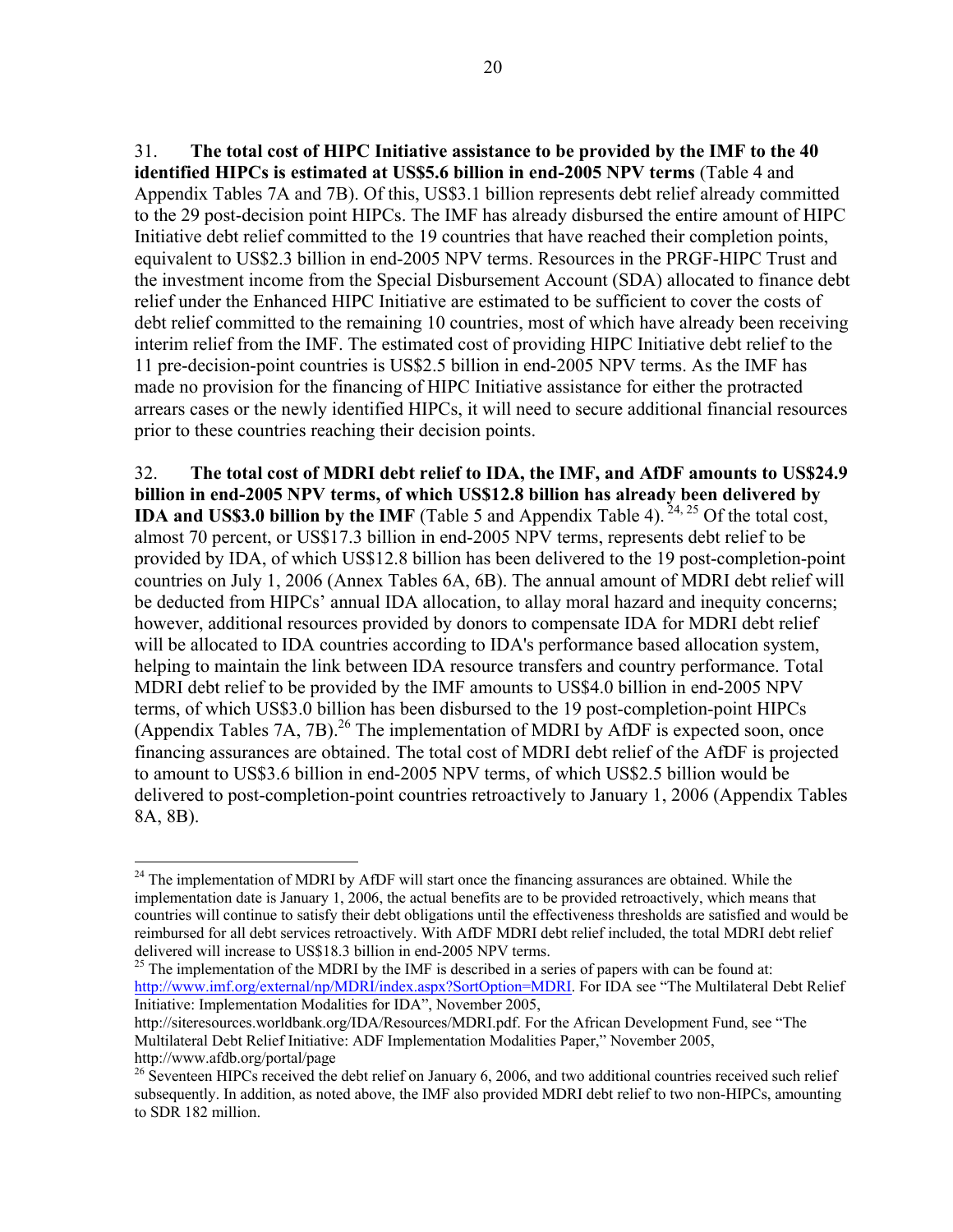31. **The total cost of HIPC Initiative assistance to be provided by the IMF to the 40 identified HIPCs is estimated at US$5.6 billion in end-2005 NPV terms** (Table 4 and Appendix Tables 7A and 7B). Of this, US$3.1 billion represents debt relief already committed to the 29 post-decision point HIPCs. The IMF has already disbursed the entire amount of HIPC Initiative debt relief committed to the 19 countries that have reached their completion points, equivalent to US$2.3 billion in end-2005 NPV terms. Resources in the PRGF-HIPC Trust and the investment income from the Special Disbursement Account (SDA) allocated to finance debt relief under the Enhanced HIPC Initiative are estimated to be sufficient to cover the costs of debt relief committed to the remaining 10 countries, most of which have already been receiving interim relief from the IMF. The estimated cost of providing HIPC Initiative debt relief to the 11 pre-decision-point countries is US$2.5 billion in end-2005 NPV terms. As the IMF has made no provision for the financing of HIPC Initiative assistance for either the protracted arrears cases or the newly identified HIPCs, it will need to secure additional financial resources prior to these countries reaching their decision points.

32. **The total cost of MDRI debt relief to IDA, the IMF, and AfDF amounts to US$24.9 billion in end-2005 NPV terms, of which US$12.8 billion has already been delivered by IDA and US$3.0 billion by the IMF** (Table 5 and Appendix Table 4).[24, 25] Of the total cost, almost 70 percent, or US$17.3 billion in end-2005 NPV terms, represents debt relief to be provided by IDA, of which US$12.8 billion has been delivered to the 19 post-completion-point countries on July 1, 2006 (Annex Tables 6A, 6B). The annual amount of MDRI debt relief will be deducted from HIPCs' annual IDA allocation, to allay moral hazard and inequity concerns; however, additional resources provided by donors to compensate IDA for MDRI debt relief will be allocated to IDA countries according to IDA's performance based allocation system, helping to maintain the link between IDA resource transfers and country performance. Total MDRI debt relief to be provided by the IMF amounts to US$4.0 billion in end-2005 NPV terms, of which US$3.0 billion has been disbursed to the 19 post-completion-point HIPCs (Appendix Tables 7A, 7B).[26] The implementation of MDRI by AfDF is expected soon, once financing assurances are obtained. The total cost of MDRI debt relief of the AfDF is projected to amount to US$3.6 billion in end-2005 NPV terms, of which US$2.5 billion would be delivered to post-completion-point countries retroactively to January 1, 2006 (Appendix Tables 8A, 8B).

---

[24] The implementation of MDRI by AfDF will start once the financing assurances are obtained. While the implementation date is January 1, 2006, the actual benefits are to be provided retroactively, which means that countries will continue to satisfy their debt obligations until the effectiveness thresholds are satisfied and would be reimbursed for all debt services retroactively. With AfDF MDRI debt relief included, the total MDRI debt relief delivered will increase to US$18.3 billion in end-2005 NPV terms.

[25] The implementation of the MDRI by the IMF is described in a series of papers with can be found at: http://www.imf.org/external/np/MDRI/index.aspx?SortOption=MDRI. For IDA see "The Multilateral Debt Relief Initiative: Implementation Modalities for IDA", November 2005, http://siteresources.worldbank.org/IDA/Resources/MDRI.pdf. For the African Development Fund, see "The Multilateral Debt Relief Initiative: ADF Implementation Modalities Paper," November 2005, http://www.afdb.org/portal/page

[26] Seventeen HIPCs received the debt relief on January 6, 2006, and two additional countries received such relief subsequently. In addition, as noted above, the IMF also provided MDRI debt relief to two non-HIPCs, amounting to SDR 182 million.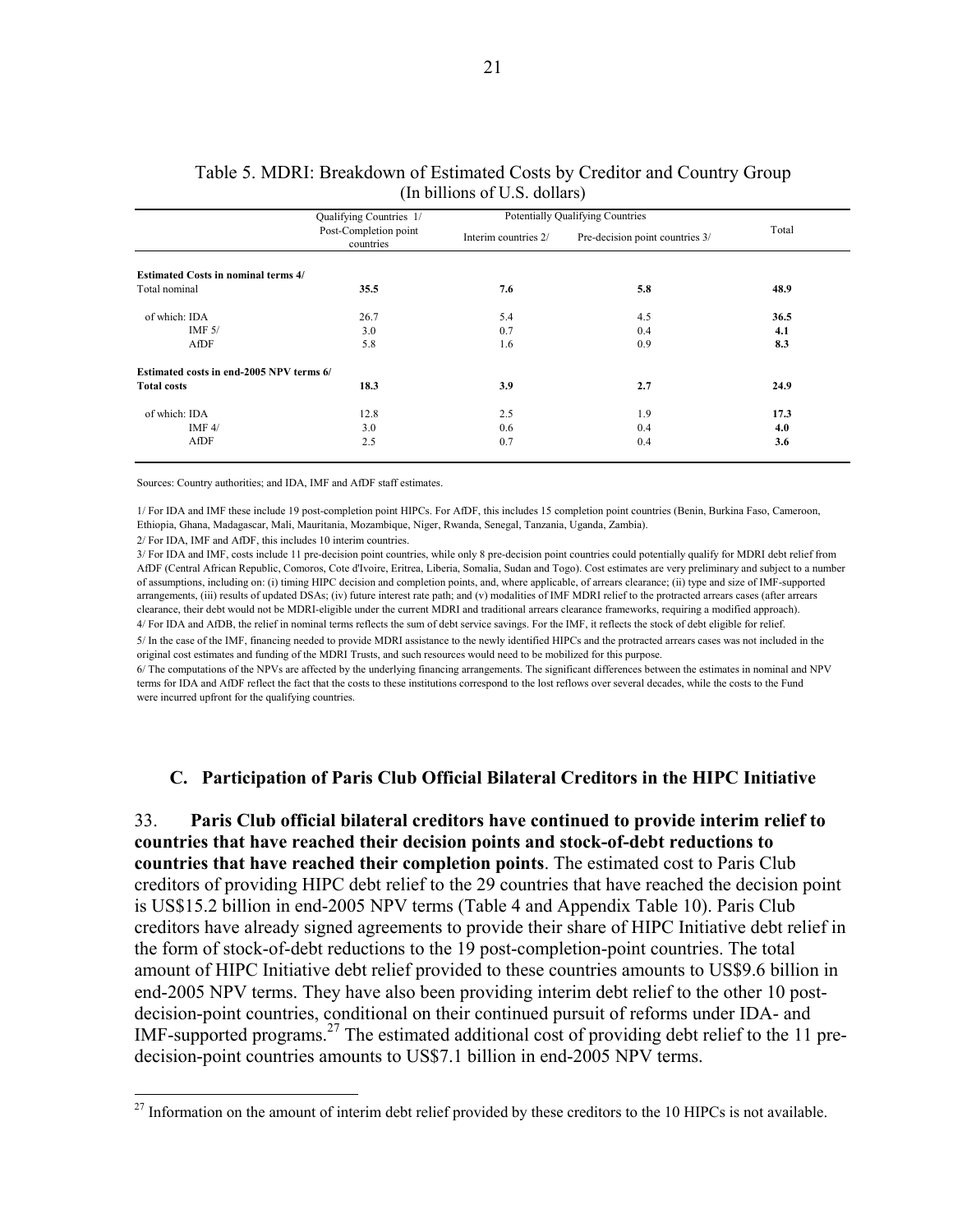Table 5. MDRI: Breakdown of Estimated Costs by Creditor and Country Group
(In billions of U.S. dollars)

| | Qualifying Countries 1/ | Potentially Qualifying Countries | | Total |
|---|---|---|---|---|
| | Post-Completion point countries | Interim countries 2/ | Pre-decision point countries 3/ | |
| **Estimated Costs in nominal terms 4/** | | | | |
| Total nominal | **35.5** | **7.6** | **5.8** | **48.9** |
| of which: IDA | 26.7 | 5.4 | 4.5 | **36.5** |
| IMF 5/ | 3.0 | 0.7 | 0.4 | **4.1** |
| AfDF | 5.8 | 1.6 | 0.9 | **8.3** |
| **Estimated costs in end-2005 NPV terms 6/** | | | | |
| **Total costs** | **18.3** | **3.9** | **2.7** | **24.9** |
| of which: IDA | 12.8 | 2.5 | 1.9 | **17.3** |
| IMF 4/ | 3.0 | 0.6 | 0.4 | **4.0** |
| AfDF | 2.5 | 0.7 | 0.4 | **3.6** |

Sources: Country authorities; and IDA, IMF and AfDF staff estimates.

1/ For IDA and IMF these include 19 post-completion point HIPCs. For AfDF, this includes 15 completion point countries (Benin, Burkina Faso, Cameroon, Ethiopia, Ghana, Madagascar, Mali, Mauritania, Mozambique, Niger, Rwanda, Senegal, Tanzania, Uganda, Zambia).

2/ For IDA, IMF and AfDF, this includes 10 interim countries.

3/ For IDA and IMF, costs include 11 pre-decision point countries, while only 8 pre-decision point countries could potentially qualify for MDRI debt relief from AfDF (Central African Republic, Comoros, Cote d'Ivoire, Eritrea, Liberia, Somalia, Sudan and Togo). Cost estimates are very preliminary and subject to a number of assumptions, including on: (i) timing HIPC decision and completion points, and, where applicable, of arrears clearance; (ii) type and size of IMF-supported arrangements, (iii) results of updated DSAs; (iv) future interest rate path; and (v) modalities of IMF MDRI relief to the protracted arrears cases (after arrears clearance, their debt would not be MDRI-eligible under the current MDRI and traditional arrears clearance frameworks, requiring a modified approach).

4/ For IDA and AfDB, the relief in nominal terms reflects the sum of debt service savings. For the IMF, it reflects the stock of debt eligible for relief.

5/ In the case of the IMF, financing needed to provide MDRI assistance to the newly identified HIPCs and the protracted arrears cases was not included in the original cost estimates and funding of the MDRI Trusts, and such resources would need to be mobilized for this purpose.

6/ The computations of the NPVs are affected by the underlying financing arrangements. The significant differences between the estimates in nominal and NPV terms for IDA and AfDF reflect the fact that the costs to these institutions correspond to the lost reflows over several decades, while the costs to the Fund were incurred upfront for the qualifying countries.

## C. Participation of Paris Club Official Bilateral Creditors in the HIPC Initiative

33. **Paris Club official bilateral creditors have continued to provide interim relief to countries that have reached their decision points and stock-of-debt reductions to countries that have reached their completion points**. The estimated cost to Paris Club creditors of providing HIPC debt relief to the 29 countries that have reached the decision point is US$15.2 billion in end-2005 NPV terms (Table 4 and Appendix Table 10). Paris Club creditors have already signed agreements to provide their share of HIPC Initiative debt relief in the form of stock-of-debt reductions to the 19 post-completion-point countries. The total amount of HIPC Initiative debt relief provided to these countries amounts to US$9.6 billion in end-2005 NPV terms. They have also been providing interim debt relief to the other 10 post-decision-point countries, conditional on their continued pursuit of reforms under IDA- and IMF-supported programs.[27] The estimated additional cost of providing debt relief to the 11 pre-decision-point countries amounts to US$7.1 billion in end-2005 NPV terms.

[27] Information on the amount of interim debt relief provided by these creditors to the 10 HIPCs is not available.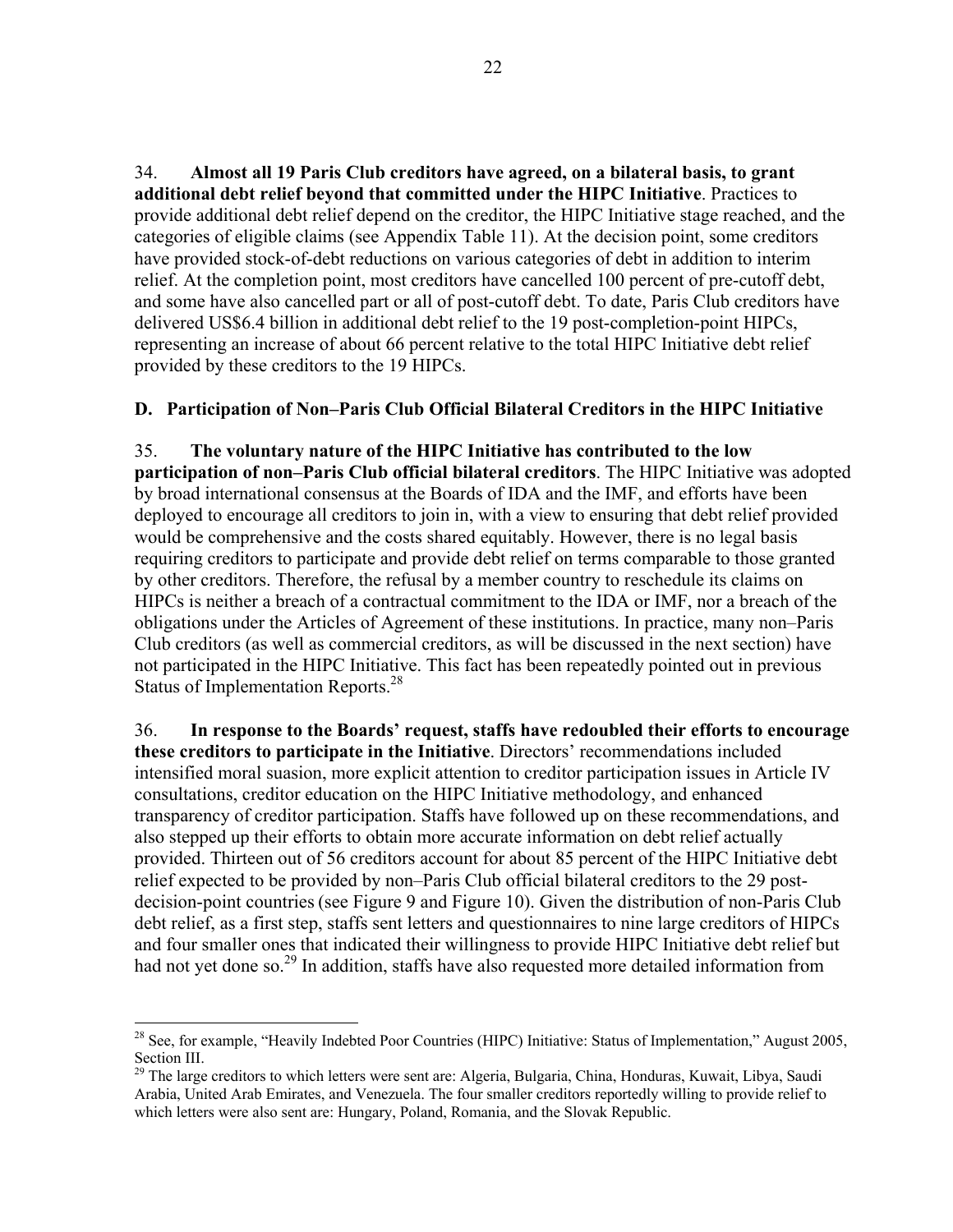34. **Almost all 19 Paris Club creditors have agreed, on a bilateral basis, to grant additional debt relief beyond that committed under the HIPC Initiative**. Practices to provide additional debt relief depend on the creditor, the HIPC Initiative stage reached, and the categories of eligible claims (see Appendix Table 11). At the decision point, some creditors have provided stock-of-debt reductions on various categories of debt in addition to interim relief. At the completion point, most creditors have cancelled 100 percent of pre-cutoff debt, and some have also cancelled part or all of post-cutoff debt. To date, Paris Club creditors have delivered US$6.4 billion in additional debt relief to the 19 post-completion-point HIPCs, representing an increase of about 66 percent relative to the total HIPC Initiative debt relief provided by these creditors to the 19 HIPCs.

### D. Participation of Non–Paris Club Official Bilateral Creditors in the HIPC Initiative

35. **The voluntary nature of the HIPC Initiative has contributed to the low participation of non–Paris Club official bilateral creditors**. The HIPC Initiative was adopted by broad international consensus at the Boards of IDA and the IMF, and efforts have been deployed to encourage all creditors to join in, with a view to ensuring that debt relief provided would be comprehensive and the costs shared equitably. However, there is no legal basis requiring creditors to participate and provide debt relief on terms comparable to those granted by other creditors. Therefore, the refusal by a member country to reschedule its claims on HIPCs is neither a breach of a contractual commitment to the IDA or IMF, nor a breach of the obligations under the Articles of Agreement of these institutions. In practice, many non–Paris Club creditors (as well as commercial creditors, as will be discussed in the next section) have not participated in the HIPC Initiative. This fact has been repeatedly pointed out in previous Status of Implementation Reports.[28]

36. **In response to the Boards' request, staffs have redoubled their efforts to encourage these creditors to participate in the Initiative**. Directors' recommendations included intensified moral suasion, more explicit attention to creditor participation issues in Article IV consultations, creditor education on the HIPC Initiative methodology, and enhanced transparency of creditor participation. Staffs have followed up on these recommendations, and also stepped up their efforts to obtain more accurate information on debt relief actually provided. Thirteen out of 56 creditors account for about 85 percent of the HIPC Initiative debt relief expected to be provided by non–Paris Club official bilateral creditors to the 29 post-decision-point countries (see Figure 9 and Figure 10). Given the distribution of non-Paris Club debt relief, as a first step, staffs sent letters and questionnaires to nine large creditors of HIPCs and four smaller ones that indicated their willingness to provide HIPC Initiative debt relief but had not yet done so.[29] In addition, staffs have also requested more detailed information from

---

[28] See, for example, "Heavily Indebted Poor Countries (HIPC) Initiative: Status of Implementation," August 2005, Section III.

[29] The large creditors to which letters were sent are: Algeria, Bulgaria, China, Honduras, Kuwait, Libya, Saudi Arabia, United Arab Emirates, and Venezuela. The four smaller creditors reportedly willing to provide relief to which letters were also sent are: Hungary, Poland, Romania, and the Slovak Republic.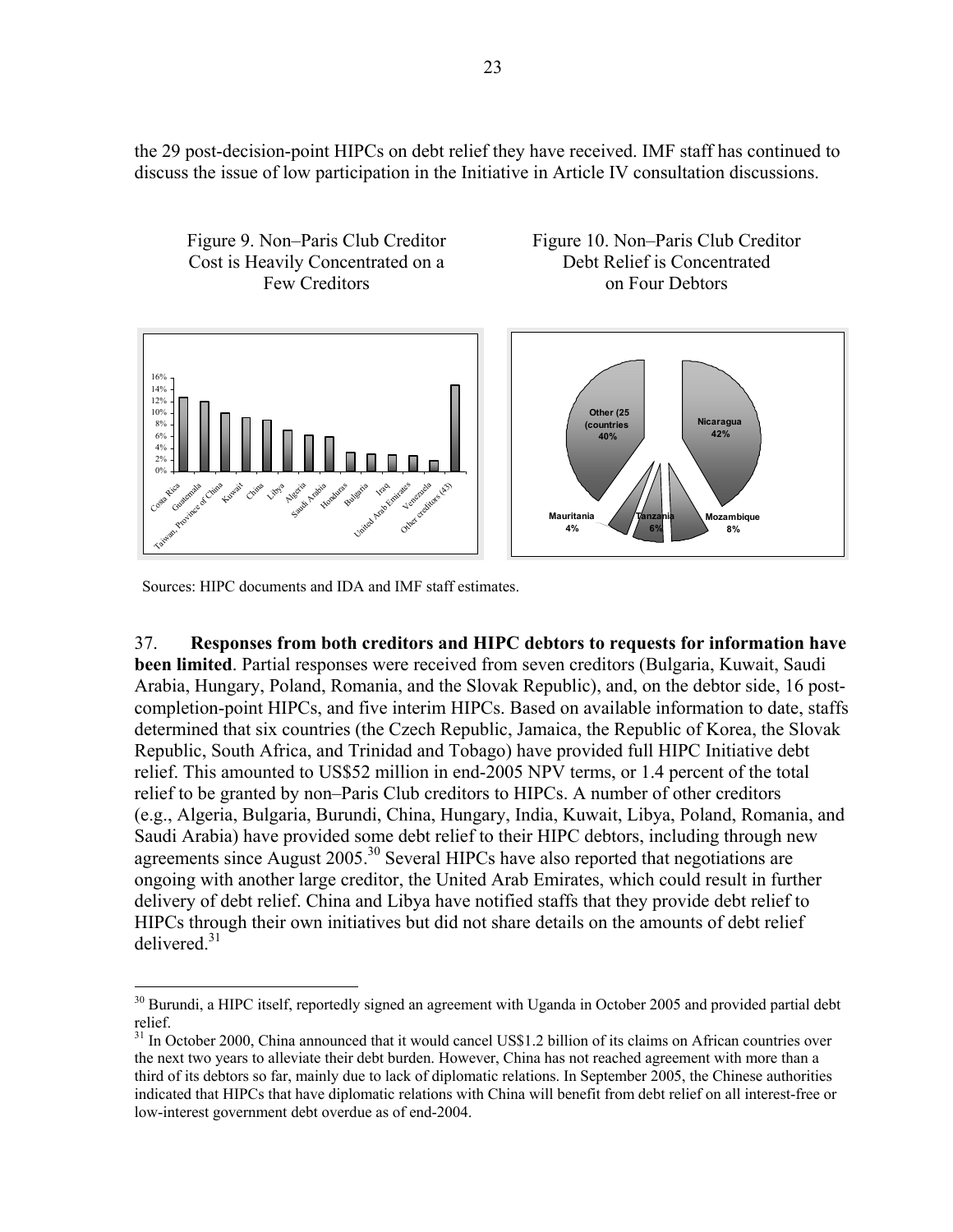the 29 post-decision-point HIPCs on debt relief they have received. IMF staff has continued to discuss the issue of low participation in the Initiative in Article IV consultation discussions.

Figure 9. Non–Paris Club Creditor Cost is Heavily Concentrated on a Few Creditors

Figure 10. Non–Paris Club Creditor Debt Relief is Concentrated on Four Debtors

Sources: HIPC documents and IDA and IMF staff estimates.

37. **Responses from both creditors and HIPC debtors to requests for information have been limited**. Partial responses were received from seven creditors (Bulgaria, Kuwait, Saudi Arabia, Hungary, Poland, Romania, and the Slovak Republic), and, on the debtor side, 16 post-completion-point HIPCs, and five interim HIPCs. Based on available information to date, staffs determined that six countries (the Czech Republic, Jamaica, the Republic of Korea, the Slovak Republic, South Africa, and Trinidad and Tobago) have provided full HIPC Initiative debt relief. This amounted to US$52 million in end-2005 NPV terms, or 1.4 percent of the total relief to be granted by non–Paris Club creditors to HIPCs. A number of other creditors (e.g., Algeria, Bulgaria, Burundi, China, Hungary, India, Kuwait, Libya, Poland, Romania, and Saudi Arabia) have provided some debt relief to their HIPC debtors, including through new agreements since August 2005.[30] Several HIPCs have also reported that negotiations are ongoing with another large creditor, the United Arab Emirates, which could result in further delivery of debt relief. China and Libya have notified staffs that they provide debt relief to HIPCs through their own initiatives but did not share details on the amounts of debt relief delivered.[31]

[30] Burundi, a HIPC itself, reportedly signed an agreement with Uganda in October 2005 and provided partial debt relief.

[31] In October 2000, China announced that it would cancel US$1.2 billion of its claims on African countries over the next two years to alleviate their debt burden. However, China has not reached agreement with more than a third of its debtors so far, mainly due to lack of diplomatic relations. In September 2005, the Chinese authorities indicated that HIPCs that have diplomatic relations with China will benefit from debt relief on all interest-free or low-interest government debt overdue as of end-2004.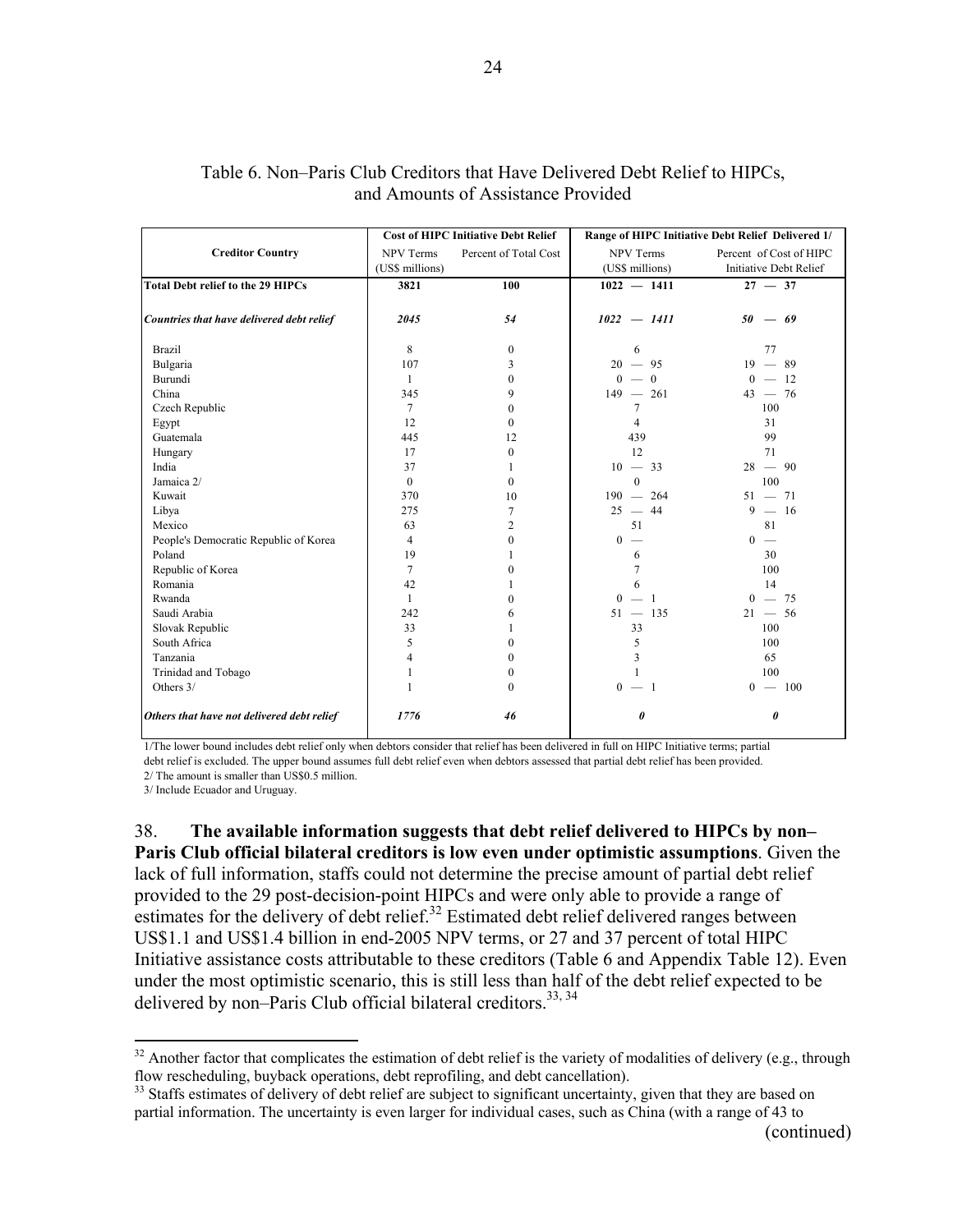Table 6. Non–Paris Club Creditors that Have Delivered Debt Relief to HIPCs, and Amounts of Assistance Provided

| Creditor Country | Cost of HIPC Initiative Debt Relief | | Range of HIPC Initiative Debt Relief Delivered 1/ | |
|---|---|---|---|---|
| | NPV Terms (US$ millions) | Percent of Total Cost | NPV Terms (US$ millions) | Percent of Cost of HIPC Initiative Debt Relief |
| **Total Debt relief to the 29 HIPCs** | **3821** | **100** | **1022 — 1411** | **27 — 37** |
| ***Countries that have delivered debt relief*** | ***2045*** | ***54*** | ***1022 — 1411*** | ***50 — 69*** |
| Brazil | 8 | 0 | 6 | 77 |
| Bulgaria | 107 | 3 | 20 — 95 | 19 — 89 |
| Burundi | 1 | 0 | 0 — 0 | 0 — 12 |
| China | 345 | 9 | 149 — 261 | 43 — 76 |
| Czech Republic | 7 | 0 | 7 | 100 |
| Egypt | 12 | 0 | 4 | 31 |
| Guatemala | 445 | 12 | 439 | 99 |
| Hungary | 17 | 0 | 12 | 71 |
| India | 37 | 1 | 10 — 33 | 28 — 90 |
| Jamaica 2/ | 0 | 0 | 0 | 100 |
| Kuwait | 370 | 10 | 190 — 264 | 51 — 71 |
| Libya | 275 | 7 | 25 — 44 | 9 — 16 |
| Mexico | 63 | 2 | 51 | 81 |
| People's Democratic Republic of Korea | 4 | 0 | 0 — | 0 — |
| Poland | 19 | 1 | 6 | 30 |
| Republic of Korea | 7 | 0 | 7 | 100 |
| Romania | 42 | 1 | 6 | 14 |
| Rwanda | 1 | 0 | 0 — 1 | 0 — 75 |
| Saudi Arabia | 242 | 6 | 51 — 135 | 21 — 56 |
| Slovak Republic | 33 | 1 | 33 | 100 |
| South Africa | 5 | 0 | 5 | 100 |
| Tanzania | 4 | 0 | 3 | 65 |
| Trinidad and Tobago | 1 | 0 | 1 | 100 |
| Others 3/ | 1 | 0 | 0 — 1 | 0 — 100 |
| ***Others that have not delivered debt relief*** | ***1776*** | ***46*** | ***0*** | ***0*** |

1/The lower bound includes debt relief only when debtors consider that relief has been delivered in full on HIPC Initiative terms; partial debt relief is excluded. The upper bound assumes full debt relief even when debtors assessed that partial debt relief has been provided.

2/ The amount is smaller than US$0.5 million.

3/ Include Ecuador and Uruguay.

38. **The available information suggests that debt relief delivered to HIPCs by non–Paris Club official bilateral creditors is low even under optimistic assumptions**. Given the lack of full information, staffs could not determine the precise amount of partial debt relief provided to the 29 post-decision-point HIPCs and were only able to provide a range of estimates for the delivery of debt relief.[32] Estimated debt relief delivered ranges between US$1.1 and US$1.4 billion in end-2005 NPV terms, or 27 and 37 percent of total HIPC Initiative assistance costs attributable to these creditors (Table 6 and Appendix Table 12). Even under the most optimistic scenario, this is still less than half of the debt relief expected to be delivered by non–Paris Club official bilateral creditors.[33, 34]

[32] Another factor that complicates the estimation of debt relief is the variety of modalities of delivery (e.g., through flow rescheduling, buyback operations, debt reprofiling, and debt cancellation).

[33] Staffs estimates of delivery of debt relief are subject to significant uncertainty, given that they are based on partial information. The uncertainty is even larger for individual cases, such as China (with a range of 43 to

(continued)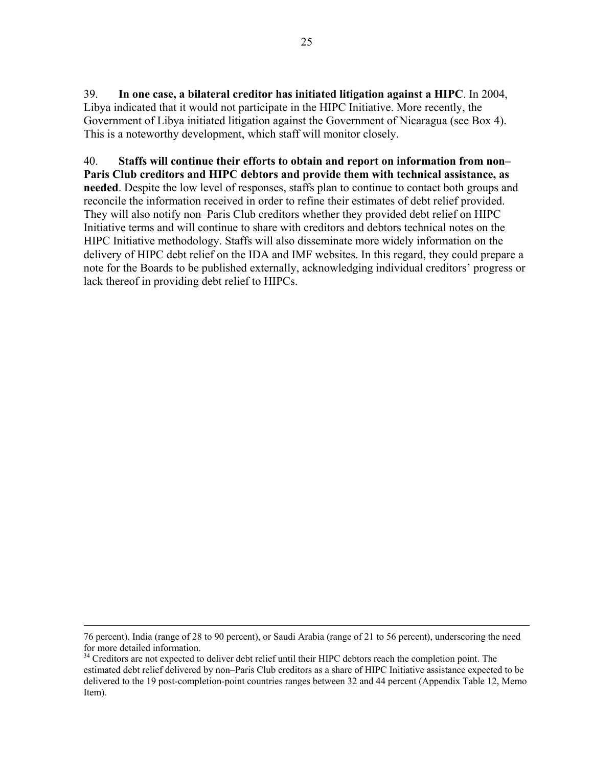39. **In one case, a bilateral creditor has initiated litigation against a HIPC**. In 2004, Libya indicated that it would not participate in the HIPC Initiative. More recently, the Government of Libya initiated litigation against the Government of Nicaragua (see Box 4). This is a noteworthy development, which staff will monitor closely.

40. **Staffs will continue their efforts to obtain and report on information from non–Paris Club creditors and HIPC debtors and provide them with technical assistance, as needed**. Despite the low level of responses, staffs plan to continue to contact both groups and reconcile the information received in order to refine their estimates of debt relief provided. They will also notify non–Paris Club creditors whether they provided debt relief on HIPC Initiative terms and will continue to share with creditors and debtors technical notes on the HIPC Initiative methodology. Staffs will also disseminate more widely information on the delivery of HIPC debt relief on the IDA and IMF websites. In this regard, they could prepare a note for the Boards to be published externally, acknowledging individual creditors' progress or lack thereof in providing debt relief to HIPCs.

---

76 percent), India (range of 28 to 90 percent), or Saudi Arabia (range of 21 to 56 percent), underscoring the need for more detailed information.

[34] Creditors are not expected to deliver debt relief until their HIPC debtors reach the completion point. The estimated debt relief delivered by non–Paris Club creditors as a share of HIPC Initiative assistance expected to be delivered to the 19 post-completion-point countries ranges between 32 and 44 percent (Appendix Table 12, Memo Item).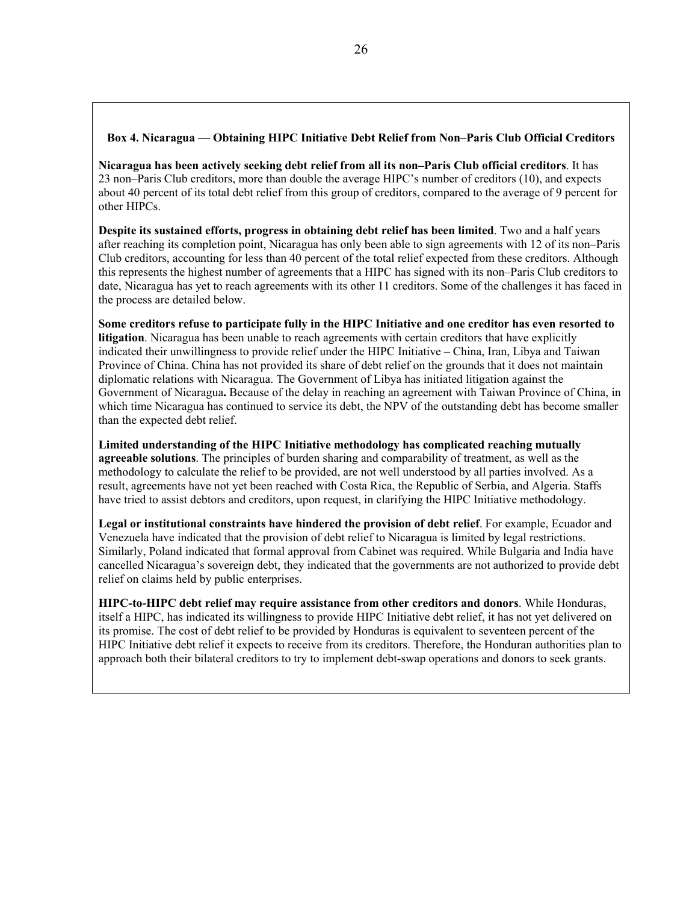**Box 4. Nicaragua — Obtaining HIPC Initiative Debt Relief from Non–Paris Club Official Creditors**

**Nicaragua has been actively seeking debt relief from all its non–Paris Club official creditors**. It has 23 non–Paris Club creditors, more than double the average HIPC's number of creditors (10), and expects about 40 percent of its total debt relief from this group of creditors, compared to the average of 9 percent for other HIPCs.

**Despite its sustained efforts, progress in obtaining debt relief has been limited**. Two and a half years after reaching its completion point, Nicaragua has only been able to sign agreements with 12 of its non–Paris Club creditors, accounting for less than 40 percent of the total relief expected from these creditors. Although this represents the highest number of agreements that a HIPC has signed with its non–Paris Club creditors to date, Nicaragua has yet to reach agreements with its other 11 creditors. Some of the challenges it has faced in the process are detailed below.

**Some creditors refuse to participate fully in the HIPC Initiative and one creditor has even resorted to litigation**. Nicaragua has been unable to reach agreements with certain creditors that have explicitly indicated their unwillingness to provide relief under the HIPC Initiative – China, Iran, Libya and Taiwan Province of China. China has not provided its share of debt relief on the grounds that it does not maintain diplomatic relations with Nicaragua. The Government of Libya has initiated litigation against the Government of Nicaragua**.** Because of the delay in reaching an agreement with Taiwan Province of China, in which time Nicaragua has continued to service its debt, the NPV of the outstanding debt has become smaller than the expected debt relief.

**Limited understanding of the HIPC Initiative methodology has complicated reaching mutually agreeable solutions**. The principles of burden sharing and comparability of treatment, as well as the methodology to calculate the relief to be provided, are not well understood by all parties involved. As a result, agreements have not yet been reached with Costa Rica, the Republic of Serbia, and Algeria. Staffs have tried to assist debtors and creditors, upon request, in clarifying the HIPC Initiative methodology.

**Legal or institutional constraints have hindered the provision of debt relief**. For example, Ecuador and Venezuela have indicated that the provision of debt relief to Nicaragua is limited by legal restrictions. Similarly, Poland indicated that formal approval from Cabinet was required. While Bulgaria and India have cancelled Nicaragua's sovereign debt, they indicated that the governments are not authorized to provide debt relief on claims held by public enterprises.

**HIPC-to-HIPC debt relief may require assistance from other creditors and donors**. While Honduras, itself a HIPC, has indicated its willingness to provide HIPC Initiative debt relief, it has not yet delivered on its promise. The cost of debt relief to be provided by Honduras is equivalent to seventeen percent of the HIPC Initiative debt relief it expects to receive from its creditors. Therefore, the Honduran authorities plan to approach both their bilateral creditors to try to implement debt-swap operations and donors to seek grants.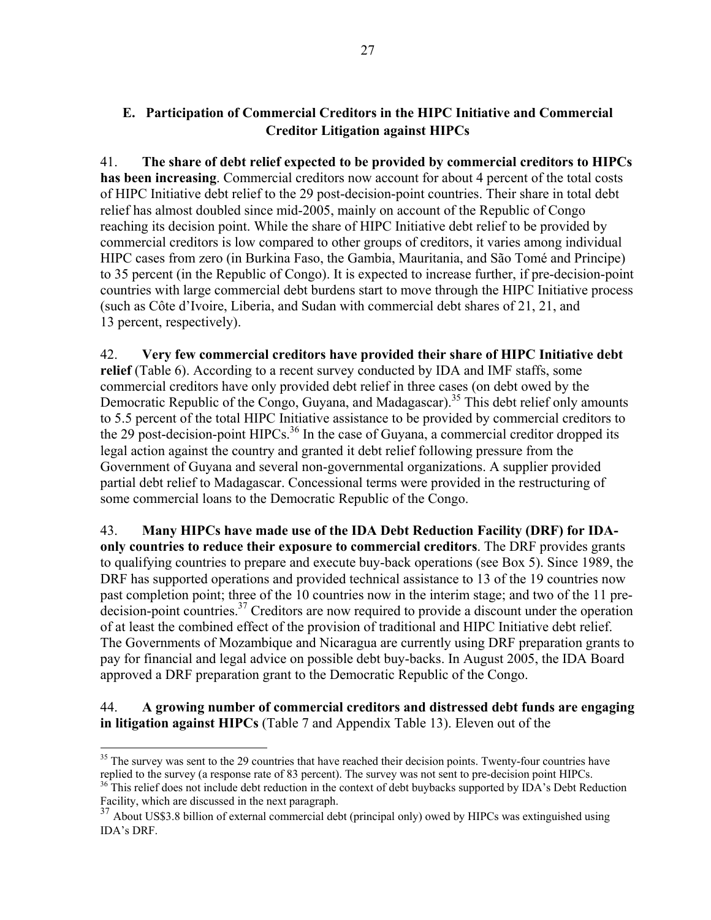## E. Participation of Commercial Creditors in the HIPC Initiative and Commercial Creditor Litigation against HIPCs

41. **The share of debt relief expected to be provided by commercial creditors to HIPCs has been increasing**. Commercial creditors now account for about 4 percent of the total costs of HIPC Initiative debt relief to the 29 post-decision-point countries. Their share in total debt relief has almost doubled since mid-2005, mainly on account of the Republic of Congo reaching its decision point. While the share of HIPC Initiative debt relief to be provided by commercial creditors is low compared to other groups of creditors, it varies among individual HIPC cases from zero (in Burkina Faso, the Gambia, Mauritania, and São Tomé and Principe) to 35 percent (in the Republic of Congo). It is expected to increase further, if pre-decision-point countries with large commercial debt burdens start to move through the HIPC Initiative process (such as Côte d'Ivoire, Liberia, and Sudan with commercial debt shares of 21, 21, and 13 percent, respectively).

42. **Very few commercial creditors have provided their share of HIPC Initiative debt relief** (Table 6). According to a recent survey conducted by IDA and IMF staffs, some commercial creditors have only provided debt relief in three cases (on debt owed by the Democratic Republic of the Congo, Guyana, and Madagascar).[35] This debt relief only amounts to 5.5 percent of the total HIPC Initiative assistance to be provided by commercial creditors to the 29 post-decision-point HIPCs.[36] In the case of Guyana, a commercial creditor dropped its legal action against the country and granted it debt relief following pressure from the Government of Guyana and several non-governmental organizations. A supplier provided partial debt relief to Madagascar. Concessional terms were provided in the restructuring of some commercial loans to the Democratic Republic of the Congo.

43. **Many HIPCs have made use of the IDA Debt Reduction Facility (DRF) for IDA-only countries to reduce their exposure to commercial creditors**. The DRF provides grants to qualifying countries to prepare and execute buy-back operations (see Box 5). Since 1989, the DRF has supported operations and provided technical assistance to 13 of the 19 countries now past completion point; three of the 10 countries now in the interim stage; and two of the 11 pre-decision-point countries.[37] Creditors are now required to provide a discount under the operation of at least the combined effect of the provision of traditional and HIPC Initiative debt relief. The Governments of Mozambique and Nicaragua are currently using DRF preparation grants to pay for financial and legal advice on possible debt buy-backs. In August 2005, the IDA Board approved a DRF preparation grant to the Democratic Republic of the Congo.

44. **A growing number of commercial creditors and distressed debt funds are engaging in litigation against HIPCs** (Table 7 and Appendix Table 13). Eleven out of the

---

[35] The survey was sent to the 29 countries that have reached their decision points. Twenty-four countries have replied to the survey (a response rate of 83 percent). The survey was not sent to pre-decision point HIPCs.

[36] This relief does not include debt reduction in the context of debt buybacks supported by IDA's Debt Reduction Facility, which are discussed in the next paragraph.

[37] About US$3.8 billion of external commercial debt (principal only) owed by HIPCs was extinguished using IDA's DRF.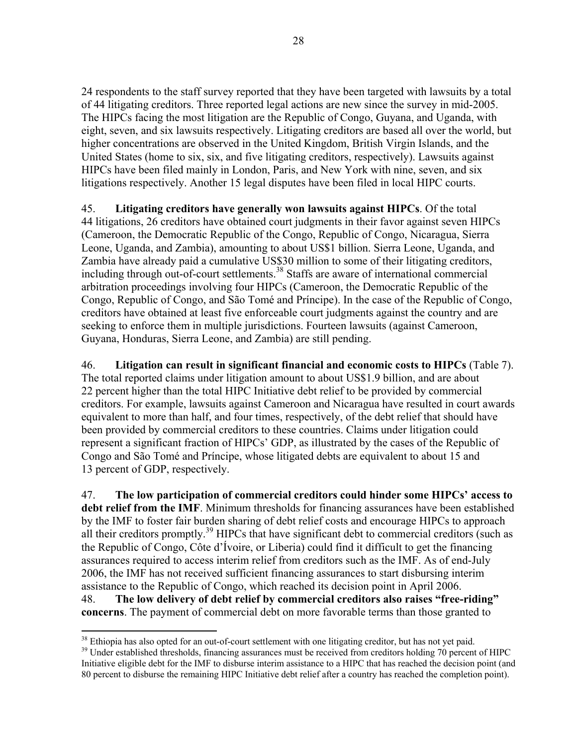24 respondents to the staff survey reported that they have been targeted with lawsuits by a total of 44 litigating creditors. Three reported legal actions are new since the survey in mid-2005. The HIPCs facing the most litigation are the Republic of Congo, Guyana, and Uganda, with eight, seven, and six lawsuits respectively. Litigating creditors are based all over the world, but higher concentrations are observed in the United Kingdom, British Virgin Islands, and the United States (home to six, six, and five litigating creditors, respectively). Lawsuits against HIPCs have been filed mainly in London, Paris, and New York with nine, seven, and six litigations respectively. Another 15 legal disputes have been filed in local HIPC courts.

45. **Litigating creditors have generally won lawsuits against HIPCs**. Of the total 44 litigations, 26 creditors have obtained court judgments in their favor against seven HIPCs (Cameroon, the Democratic Republic of the Congo, Republic of Congo, Nicaragua, Sierra Leone, Uganda, and Zambia), amounting to about US$1 billion. Sierra Leone, Uganda, and Zambia have already paid a cumulative US$30 million to some of their litigating creditors, including through out-of-court settlements.[38] Staffs are aware of international commercial arbitration proceedings involving four HIPCs (Cameroon, the Democratic Republic of the Congo, Republic of Congo, and São Tomé and Príncipe). In the case of the Republic of Congo, creditors have obtained at least five enforceable court judgments against the country and are seeking to enforce them in multiple jurisdictions. Fourteen lawsuits (against Cameroon, Guyana, Honduras, Sierra Leone, and Zambia) are still pending.

46. **Litigation can result in significant financial and economic costs to HIPCs** (Table 7). The total reported claims under litigation amount to about US$1.9 billion, and are about 22 percent higher than the total HIPC Initiative debt relief to be provided by commercial creditors. For example, lawsuits against Cameroon and Nicaragua have resulted in court awards equivalent to more than half, and four times, respectively, of the debt relief that should have been provided by commercial creditors to these countries. Claims under litigation could represent a significant fraction of HIPCs' GDP, as illustrated by the cases of the Republic of Congo and São Tomé and Príncipe, whose litigated debts are equivalent to about 15 and 13 percent of GDP, respectively.

47. **The low participation of commercial creditors could hinder some HIPCs' access to debt relief from the IMF**. Minimum thresholds for financing assurances have been established by the IMF to foster fair burden sharing of debt relief costs and encourage HIPCs to approach all their creditors promptly.[39] HIPCs that have significant debt to commercial creditors (such as the Republic of Congo, Côte d'Ívoire, or Liberia) could find it difficult to get the financing assurances required to access interim relief from creditors such as the IMF. As of end-July 2006, the IMF has not received sufficient financing assurances to start disbursing interim assistance to the Republic of Congo, which reached its decision point in April 2006.

48. **The low delivery of debt relief by commercial creditors also raises "free-riding" concerns**. The payment of commercial debt on more favorable terms than those granted to

---

[38] Ethiopia has also opted for an out-of-court settlement with one litigating creditor, but has not yet paid.

[39] Under established thresholds, financing assurances must be received from creditors holding 70 percent of HIPC Initiative eligible debt for the IMF to disburse interim assistance to a HIPC that has reached the decision point (and 80 percent to disburse the remaining HIPC Initiative debt relief after a country has reached the completion point).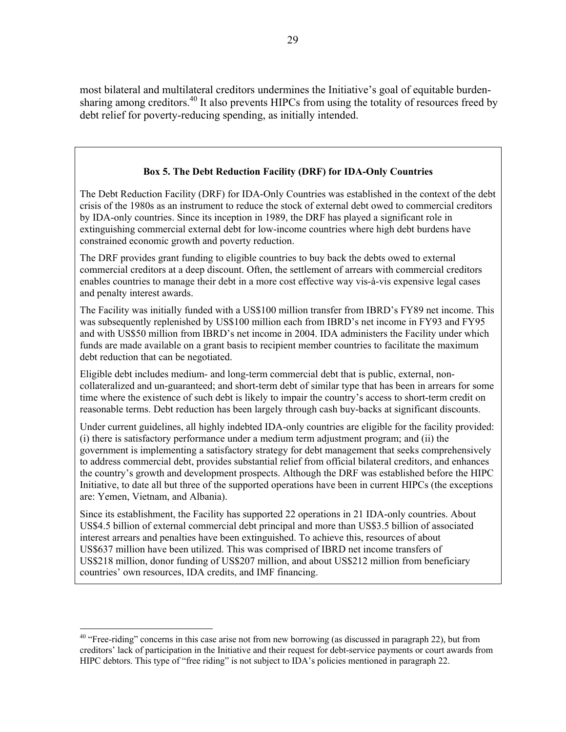most bilateral and multilateral creditors undermines the Initiative's goal of equitable burden-sharing among creditors.[40] It also prevents HIPCs from using the totality of resources freed by debt relief for poverty-reducing spending, as initially intended.

### Box 5. The Debt Reduction Facility (DRF) for IDA-Only Countries

The Debt Reduction Facility (DRF) for IDA-Only Countries was established in the context of the debt crisis of the 1980s as an instrument to reduce the stock of external debt owed to commercial creditors by IDA-only countries. Since its inception in 1989, the DRF has played a significant role in extinguishing commercial external debt for low-income countries where high debt burdens have constrained economic growth and poverty reduction.

The DRF provides grant funding to eligible countries to buy back the debts owed to external commercial creditors at a deep discount. Often, the settlement of arrears with commercial creditors enables countries to manage their debt in a more cost effective way vis-à-vis expensive legal cases and penalty interest awards.

The Facility was initially funded with a US$100 million transfer from IBRD's FY89 net income. This was subsequently replenished by US$100 million each from IBRD's net income in FY93 and FY95 and with US$50 million from IBRD's net income in 2004. IDA administers the Facility under which funds are made available on a grant basis to recipient member countries to facilitate the maximum debt reduction that can be negotiated.

Eligible debt includes medium- and long-term commercial debt that is public, external, non-collateralized and un-guaranteed; and short-term debt of similar type that has been in arrears for some time where the existence of such debt is likely to impair the country's access to short-term credit on reasonable terms. Debt reduction has been largely through cash buy-backs at significant discounts.

Under current guidelines, all highly indebted IDA-only countries are eligible for the facility provided: (i) there is satisfactory performance under a medium term adjustment program; and (ii) the government is implementing a satisfactory strategy for debt management that seeks comprehensively to address commercial debt, provides substantial relief from official bilateral creditors, and enhances the country's growth and development prospects. Although the DRF was established before the HIPC Initiative, to date all but three of the supported operations have been in current HIPCs (the exceptions are: Yemen, Vietnam, and Albania).

Since its establishment, the Facility has supported 22 operations in 21 IDA-only countries. About US$4.5 billion of external commercial debt principal and more than US$3.5 billion of associated interest arrears and penalties have been extinguished. To achieve this, resources of about US$637 million have been utilized. This was comprised of IBRD net income transfers of US$218 million, donor funding of US$207 million, and about US$212 million from beneficiary countries' own resources, IDA credits, and IMF financing.

---

[40] "Free-riding" concerns in this case arise not from new borrowing (as discussed in paragraph 22), but from creditors' lack of participation in the Initiative and their request for debt-service payments or court awards from HIPC debtors. This type of "free riding" is not subject to IDA's policies mentioned in paragraph 22.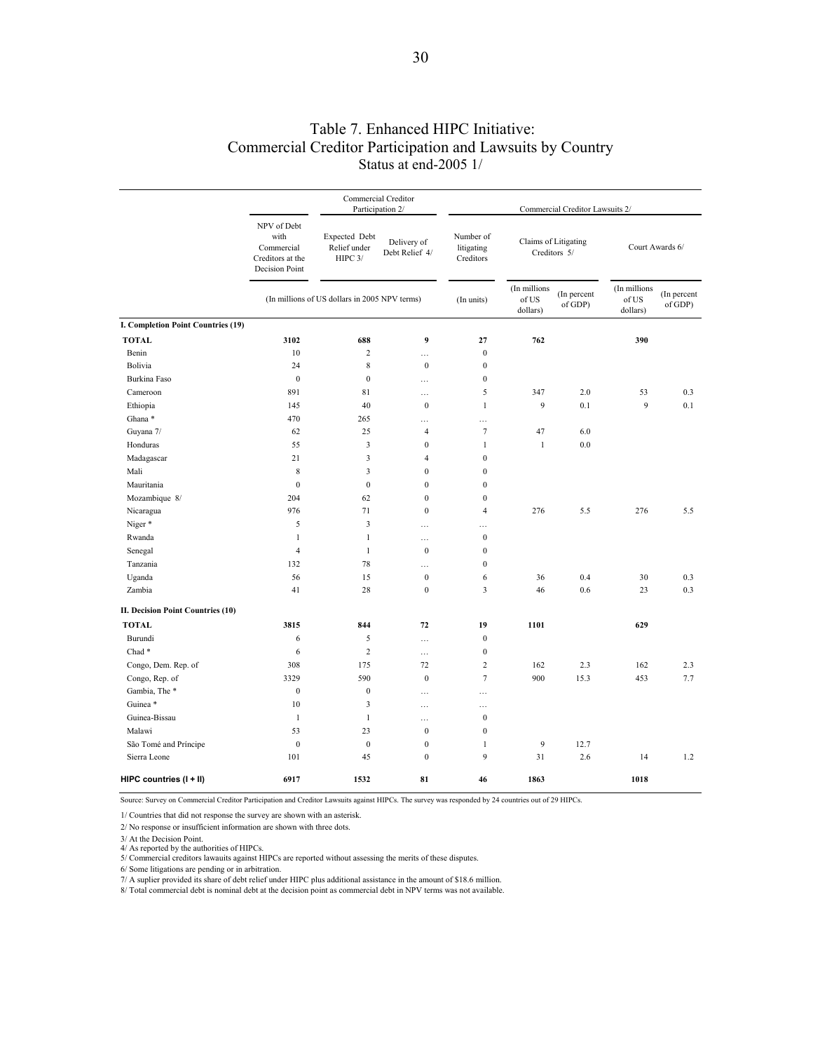# Table 7. Enhanced HIPC Initiative: Commercial Creditor Participation and Lawsuits by Country
Status at end-2005 1/

| | NPV of Debt with Commercial Creditors at the Decision Point | Commercial Creditor Participation 2/ | | Commercial Creditor Lawsuits 2/ | | | | |
|---|---|---|---|---|---|---|---|---|
| | | Expected Debt Relief under HIPC 3/ | Delivery of Debt Relief 4/ | Number of litigating Creditors | Claims of Litigating Creditors 5/ | | Court Awards 6/ | |
| | (In millions of US dollars in 2005 NPV terms) | | | (In units) | (In millions of US dollars) | (In percent of GDP) | (In millions of US dollars) | (In percent of GDP) |
| **I. Completion Point Countries (19)** | | | | | | | | |
| **TOTAL** | **3102** | **688** | **9** | **27** | **762** | | **390** | |
| Benin | 10 | 2 | … | 0 | | | | |
| Bolivia | 24 | 8 | 0 | 0 | | | | |
| Burkina Faso | 0 | 0 | … | 0 | | | | |
| Cameroon | 891 | 81 | … | 5 | 347 | 2.0 | 53 | 0.3 |
| Ethiopia | 145 | 40 | 0 | 1 | 9 | 0.1 | 9 | 0.1 |
| Ghana * | 470 | 265 | … | … | | | | |
| Guyana 7/ | 62 | 25 | 4 | 7 | 47 | 6.0 | | |
| Honduras | 55 | 3 | 0 | 1 | 1 | 0.0 | | |
| Madagascar | 21 | 3 | 4 | 0 | | | | |
| Mali | 8 | 3 | 0 | 0 | | | | |
| Mauritania | 0 | 0 | 0 | 0 | | | | |
| Mozambique 8/ | 204 | 62 | 0 | 0 | | | | |
| Nicaragua | 976 | 71 | 0 | 4 | 276 | 5.5 | 276 | 5.5 |
| Niger * | 5 | 3 | … | … | | | | |
| Rwanda | 1 | 1 | … | 0 | | | | |
| Senegal | 4 | 1 | 0 | 0 | | | | |
| Tanzania | 132 | 78 | … | 0 | | | | |
| Uganda | 56 | 15 | 0 | 6 | 36 | 0.4 | 30 | 0.3 |
| Zambia | 41 | 28 | 0 | 3 | 46 | 0.6 | 23 | 0.3 |
| **II. Decision Point Countries (10)** | | | | | | | | |
| **TOTAL** | **3815** | **844** | **72** | **19** | **1101** | | **629** | |
| Burundi | 6 | 5 | … | 0 | | | | |
| Chad * | 6 | 2 | … | 0 | | | | |
| Congo, Dem. Rep. of | 308 | 175 | 72 | 2 | 162 | 2.3 | 162 | 2.3 |
| Congo, Rep. of | 3329 | 590 | 0 | 7 | 900 | 15.3 | 453 | 7.7 |
| Gambia, The * | 0 | 0 | … | … | | | | |
| Guinea * | 10 | 3 | … | … | | | | |
| Guinea-Bissau | 1 | 1 | … | 0 | | | | |
| Malawi | 53 | 23 | 0 | 0 | | | | |
| São Tomé and Príncipe | 0 | 0 | 0 | 1 | 9 | 12.7 | | |
| Sierra Leone | 101 | 45 | 0 | 9 | 31 | 2.6 | 14 | 1.2 |
| **HIPC countries (I + II)** | **6917** | **1532** | **81** | **46** | **1863** | | **1018** | |

Source: Survey on Commercial Creditor Participation and Creditor Lawsuits against HIPCs. The survey was responded by 24 countries out of 29 HIPCs.

1/ Countries that did not response the survey are shown with an asterisk.

2/ No response or insufficient information are shown with three dots.

3/ At the Decision Point.

4/ As reported by the authorities of HIPCs.

5/ Commercial creditors lawauits against HIPCs are reported without assessing the merits of these disputes.

6/ Some litigations are pending or in arbitration.

7/ A suplier provided its share of debt relief under HIPC plus additional assistance in the amount of $18.6 million.

8/ Total commercial debt is nominal debt at the decision point as commercial debt in NPV terms was not available.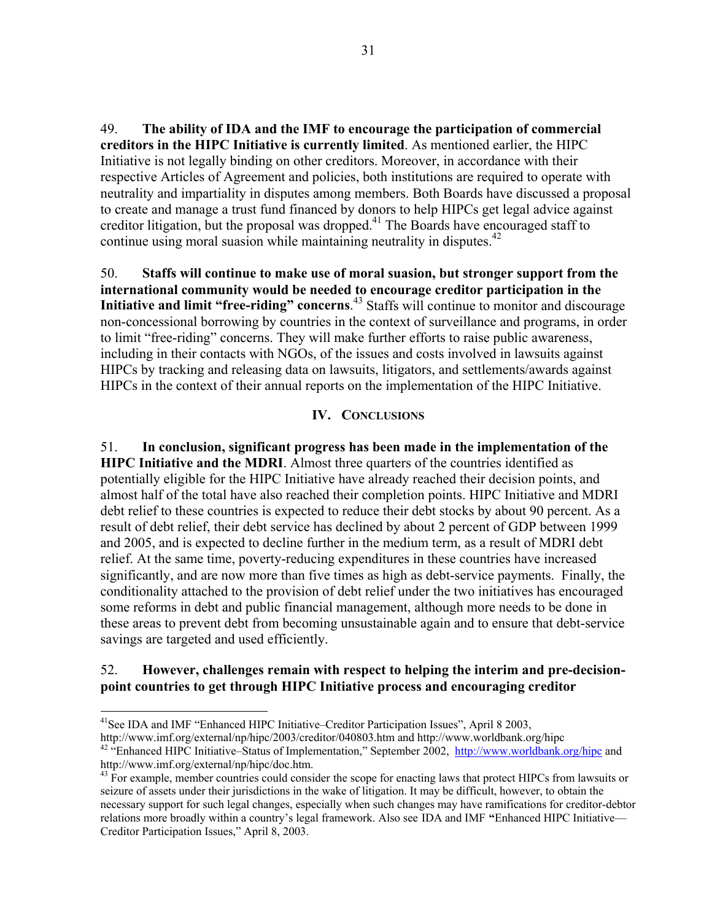49. **The ability of IDA and the IMF to encourage the participation of commercial creditors in the HIPC Initiative is currently limited**. As mentioned earlier, the HIPC Initiative is not legally binding on other creditors. Moreover, in accordance with their respective Articles of Agreement and policies, both institutions are required to operate with neutrality and impartiality in disputes among members. Both Boards have discussed a proposal to create and manage a trust fund financed by donors to help HIPCs get legal advice against creditor litigation, but the proposal was dropped.[41] The Boards have encouraged staff to continue using moral suasion while maintaining neutrality in disputes.[42]

50. **Staffs will continue to make use of moral suasion, but stronger support from the international community would be needed to encourage creditor participation in the Initiative and limit "free-riding" concerns**.[43] Staffs will continue to monitor and discourage non-concessional borrowing by countries in the context of surveillance and programs, in order to limit "free-riding" concerns. They will make further efforts to raise public awareness, including in their contacts with NGOs, of the issues and costs involved in lawsuits against HIPCs by tracking and releasing data on lawsuits, litigators, and settlements/awards against HIPCs in the context of their annual reports on the implementation of the HIPC Initiative.

## IV. CONCLUSIONS

51. **In conclusion, significant progress has been made in the implementation of the HIPC Initiative and the MDRI**. Almost three quarters of the countries identified as potentially eligible for the HIPC Initiative have already reached their decision points, and almost half of the total have also reached their completion points. HIPC Initiative and MDRI debt relief to these countries is expected to reduce their debt stocks by about 90 percent. As a result of debt relief, their debt service has declined by about 2 percent of GDP between 1999 and 2005, and is expected to decline further in the medium term, as a result of MDRI debt relief. At the same time, poverty-reducing expenditures in these countries have increased significantly, and are now more than five times as high as debt-service payments. Finally, the conditionality attached to the provision of debt relief under the two initiatives has encouraged some reforms in debt and public financial management, although more needs to be done in these areas to prevent debt from becoming unsustainable again and to ensure that debt-service savings are targeted and used efficiently.

52. **However, challenges remain with respect to helping the interim and pre-decision-point countries to get through HIPC Initiative process and encouraging creditor**

---

[41] See IDA and IMF "Enhanced HIPC Initiative–Creditor Participation Issues", April 8 2003, http://www.imf.org/external/np/hipc/2003/creditor/040803.htm and http://www.worldbank.org/hipc

[42] "Enhanced HIPC Initiative–Status of Implementation," September 2002, http://www.worldbank.org/hipc and http://www.imf.org/external/np/hipc/doc.htm.

[43] For example, member countries could consider the scope for enacting laws that protect HIPCs from lawsuits or seizure of assets under their jurisdictions in the wake of litigation. It may be difficult, however, to obtain the necessary support for such legal changes, especially when such changes may have ramifications for creditor-debtor relations more broadly within a country's legal framework. Also see IDA and IMF "Enhanced HIPC Initiative—Creditor Participation Issues," April 8, 2003.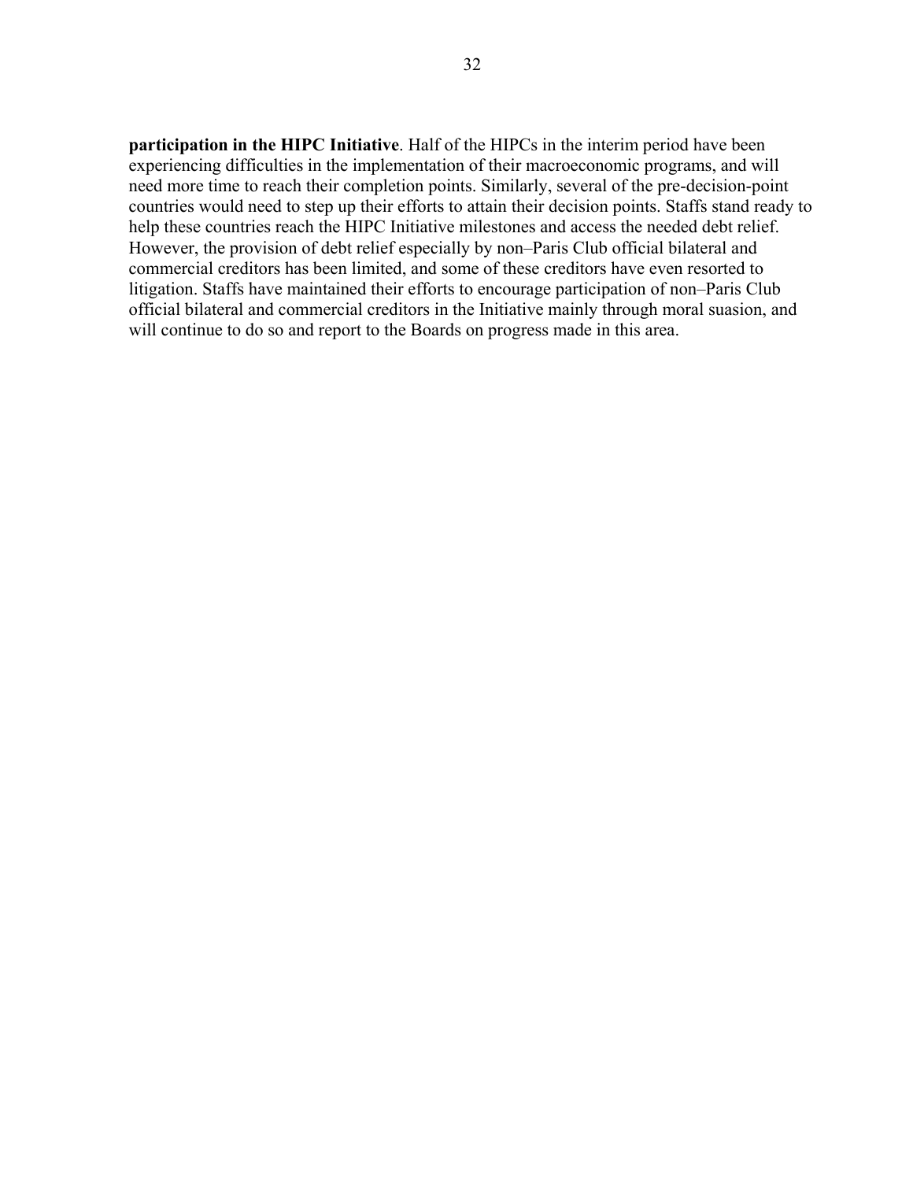**participation in the HIPC Initiative**. Half of the HIPCs in the interim period have been experiencing difficulties in the implementation of their macroeconomic programs, and will need more time to reach their completion points. Similarly, several of the pre-decision-point countries would need to step up their efforts to attain their decision points. Staffs stand ready to help these countries reach the HIPC Initiative milestones and access the needed debt relief. However, the provision of debt relief especially by non–Paris Club official bilateral and commercial creditors has been limited, and some of these creditors have even resorted to litigation. Staffs have maintained their efforts to encourage participation of non–Paris Club official bilateral and commercial creditors in the Initiative mainly through moral suasion, and will continue to do so and report to the Boards on progress made in this area.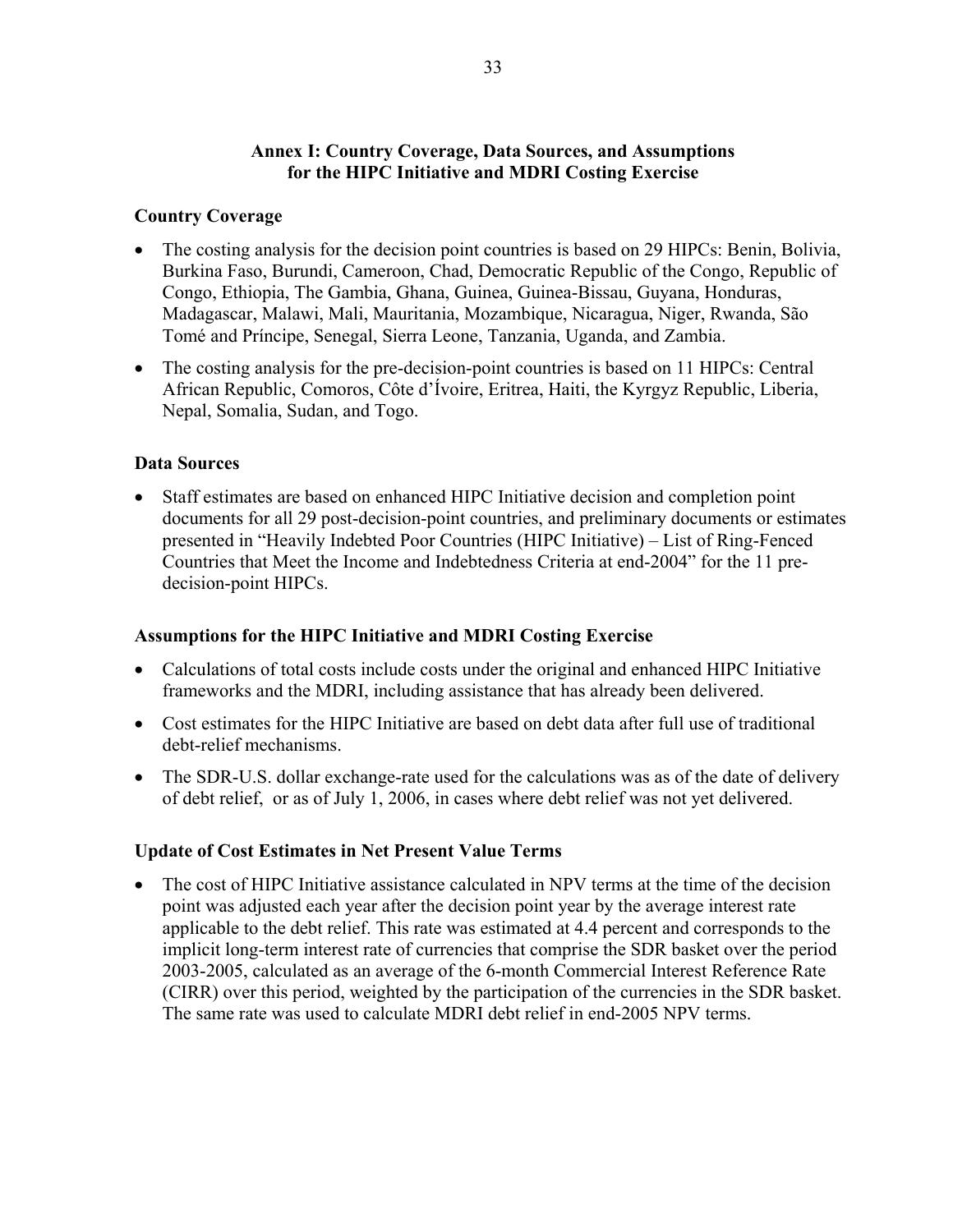## Annex I: Country Coverage, Data Sources, and Assumptions for the HIPC Initiative and MDRI Costing Exercise

### Country Coverage

- The costing analysis for the decision point countries is based on 29 HIPCs: Benin, Bolivia, Burkina Faso, Burundi, Cameroon, Chad, Democratic Republic of the Congo, Republic of Congo, Ethiopia, The Gambia, Ghana, Guinea, Guinea-Bissau, Guyana, Honduras, Madagascar, Malawi, Mali, Mauritania, Mozambique, Nicaragua, Niger, Rwanda, São Tomé and Príncipe, Senegal, Sierra Leone, Tanzania, Uganda, and Zambia.
- The costing analysis for the pre-decision-point countries is based on 11 HIPCs: Central African Republic, Comoros, Côte d'Ívoire, Eritrea, Haiti, the Kyrgyz Republic, Liberia, Nepal, Somalia, Sudan, and Togo.

### Data Sources

- Staff estimates are based on enhanced HIPC Initiative decision and completion point documents for all 29 post-decision-point countries, and preliminary documents or estimates presented in "Heavily Indebted Poor Countries (HIPC Initiative) – List of Ring-Fenced Countries that Meet the Income and Indebtedness Criteria at end-2004" for the 11 pre-decision-point HIPCs.

### Assumptions for the HIPC Initiative and MDRI Costing Exercise

- Calculations of total costs include costs under the original and enhanced HIPC Initiative frameworks and the MDRI, including assistance that has already been delivered.
- Cost estimates for the HIPC Initiative are based on debt data after full use of traditional debt-relief mechanisms.
- The SDR-U.S. dollar exchange-rate used for the calculations was as of the date of delivery of debt relief, or as of July 1, 2006, in cases where debt relief was not yet delivered.

### Update of Cost Estimates in Net Present Value Terms

- The cost of HIPC Initiative assistance calculated in NPV terms at the time of the decision point was adjusted each year after the decision point year by the average interest rate applicable to the debt relief. This rate was estimated at 4.4 percent and corresponds to the implicit long-term interest rate of currencies that comprise the SDR basket over the period 2003-2005, calculated as an average of the 6-month Commercial Interest Reference Rate (CIRR) over this period, weighted by the participation of the currencies in the SDR basket. The same rate was used to calculate MDRI debt relief in end-2005 NPV terms.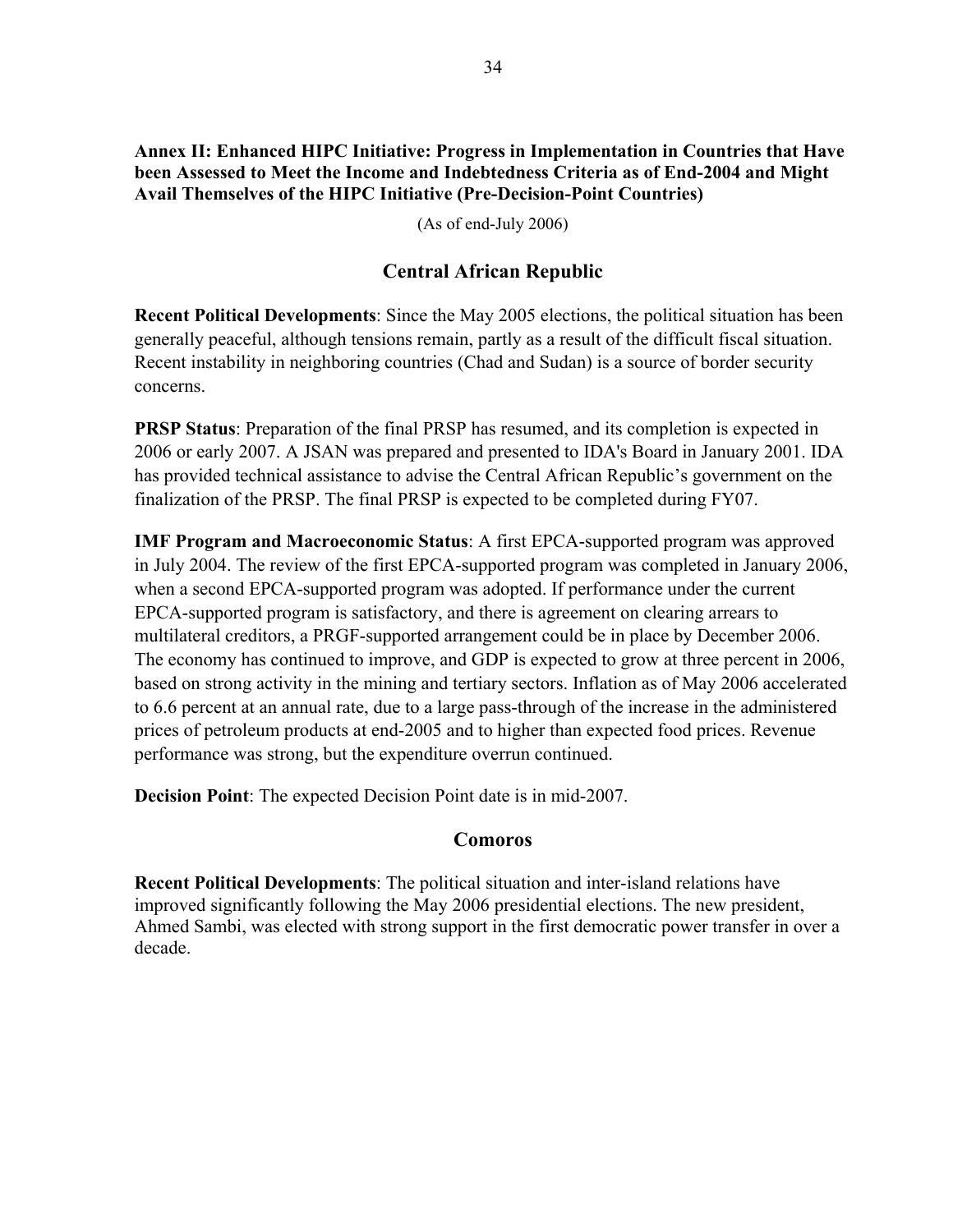**Annex II: Enhanced HIPC Initiative: Progress in Implementation in Countries that Have been Assessed to Meet the Income and Indebtedness Criteria as of End-2004 and Might Avail Themselves of the HIPC Initiative (Pre-Decision-Point Countries)**

(As of end-July 2006)

## Central African Republic

**Recent Political Developments**: Since the May 2005 elections, the political situation has been generally peaceful, although tensions remain, partly as a result of the difficult fiscal situation. Recent instability in neighboring countries (Chad and Sudan) is a source of border security concerns.

**PRSP Status**: Preparation of the final PRSP has resumed, and its completion is expected in 2006 or early 2007. A JSAN was prepared and presented to IDA's Board in January 2001. IDA has provided technical assistance to advise the Central African Republic's government on the finalization of the PRSP. The final PRSP is expected to be completed during FY07.

**IMF Program and Macroeconomic Status**: A first EPCA-supported program was approved in July 2004. The review of the first EPCA-supported program was completed in January 2006, when a second EPCA-supported program was adopted. If performance under the current EPCA-supported program is satisfactory, and there is agreement on clearing arrears to multilateral creditors, a PRGF-supported arrangement could be in place by December 2006. The economy has continued to improve, and GDP is expected to grow at three percent in 2006, based on strong activity in the mining and tertiary sectors. Inflation as of May 2006 accelerated to 6.6 percent at an annual rate, due to a large pass-through of the increase in the administered prices of petroleum products at end-2005 and to higher than expected food prices. Revenue performance was strong, but the expenditure overrun continued.

**Decision Point**: The expected Decision Point date is in mid-2007.

## Comoros

**Recent Political Developments**: The political situation and inter-island relations have improved significantly following the May 2006 presidential elections. The new president, Ahmed Sambi, was elected with strong support in the first democratic power transfer in over a decade.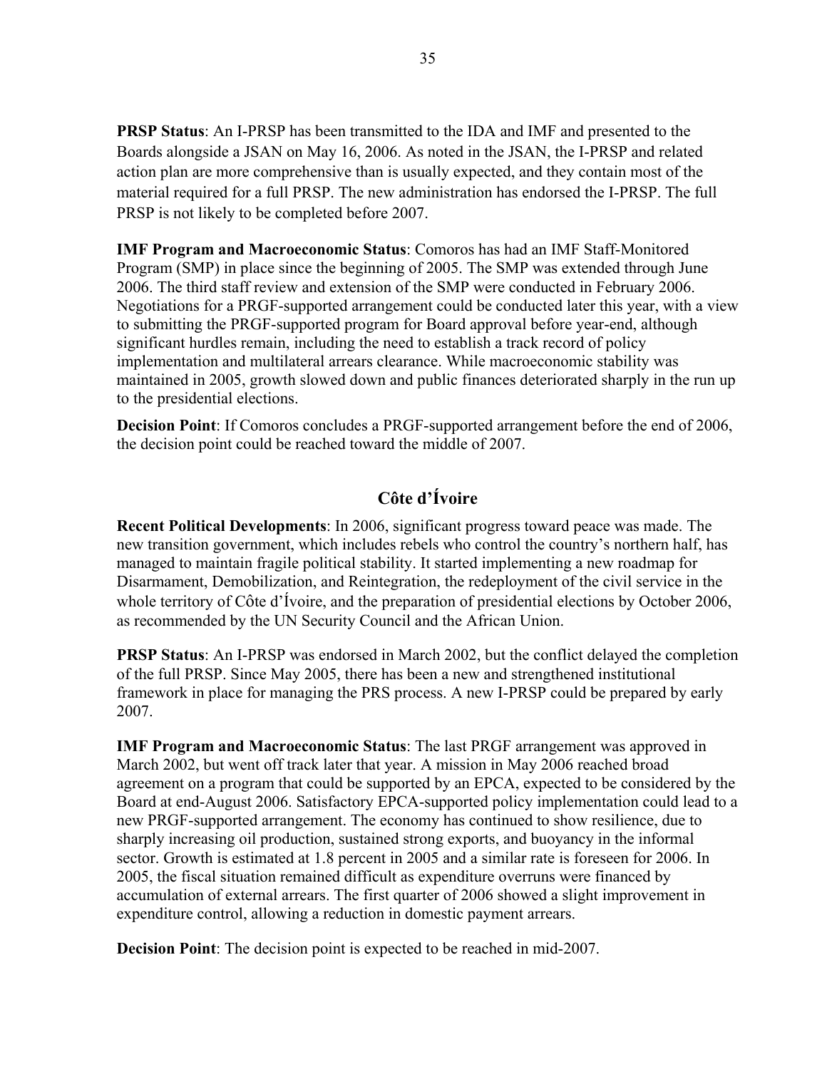**PRSP Status**: An I-PRSP has been transmitted to the IDA and IMF and presented to the Boards alongside a JSAN on May 16, 2006. As noted in the JSAN, the I-PRSP and related action plan are more comprehensive than is usually expected, and they contain most of the material required for a full PRSP. The new administration has endorsed the I-PRSP. The full PRSP is not likely to be completed before 2007.

**IMF Program and Macroeconomic Status**: Comoros has had an IMF Staff-Monitored Program (SMP) in place since the beginning of 2005. The SMP was extended through June 2006. The third staff review and extension of the SMP were conducted in February 2006. Negotiations for a PRGF-supported arrangement could be conducted later this year, with a view to submitting the PRGF-supported program for Board approval before year-end, although significant hurdles remain, including the need to establish a track record of policy implementation and multilateral arrears clearance. While macroeconomic stability was maintained in 2005, growth slowed down and public finances deteriorated sharply in the run up to the presidential elections.

**Decision Point**: If Comoros concludes a PRGF-supported arrangement before the end of 2006, the decision point could be reached toward the middle of 2007.

## Côte d'Ívoire

**Recent Political Developments**: In 2006, significant progress toward peace was made. The new transition government, which includes rebels who control the country's northern half, has managed to maintain fragile political stability. It started implementing a new roadmap for Disarmament, Demobilization, and Reintegration, the redeployment of the civil service in the whole territory of Côte d'Ívoire, and the preparation of presidential elections by October 2006, as recommended by the UN Security Council and the African Union.

**PRSP Status**: An I-PRSP was endorsed in March 2002, but the conflict delayed the completion of the full PRSP. Since May 2005, there has been a new and strengthened institutional framework in place for managing the PRS process. A new I-PRSP could be prepared by early 2007.

**IMF Program and Macroeconomic Status**: The last PRGF arrangement was approved in March 2002, but went off track later that year. A mission in May 2006 reached broad agreement on a program that could be supported by an EPCA, expected to be considered by the Board at end-August 2006. Satisfactory EPCA-supported policy implementation could lead to a new PRGF-supported arrangement. The economy has continued to show resilience, due to sharply increasing oil production, sustained strong exports, and buoyancy in the informal sector. Growth is estimated at 1.8 percent in 2005 and a similar rate is foreseen for 2006. In 2005, the fiscal situation remained difficult as expenditure overruns were financed by accumulation of external arrears. The first quarter of 2006 showed a slight improvement in expenditure control, allowing a reduction in domestic payment arrears.

**Decision Point**: The decision point is expected to be reached in mid-2007.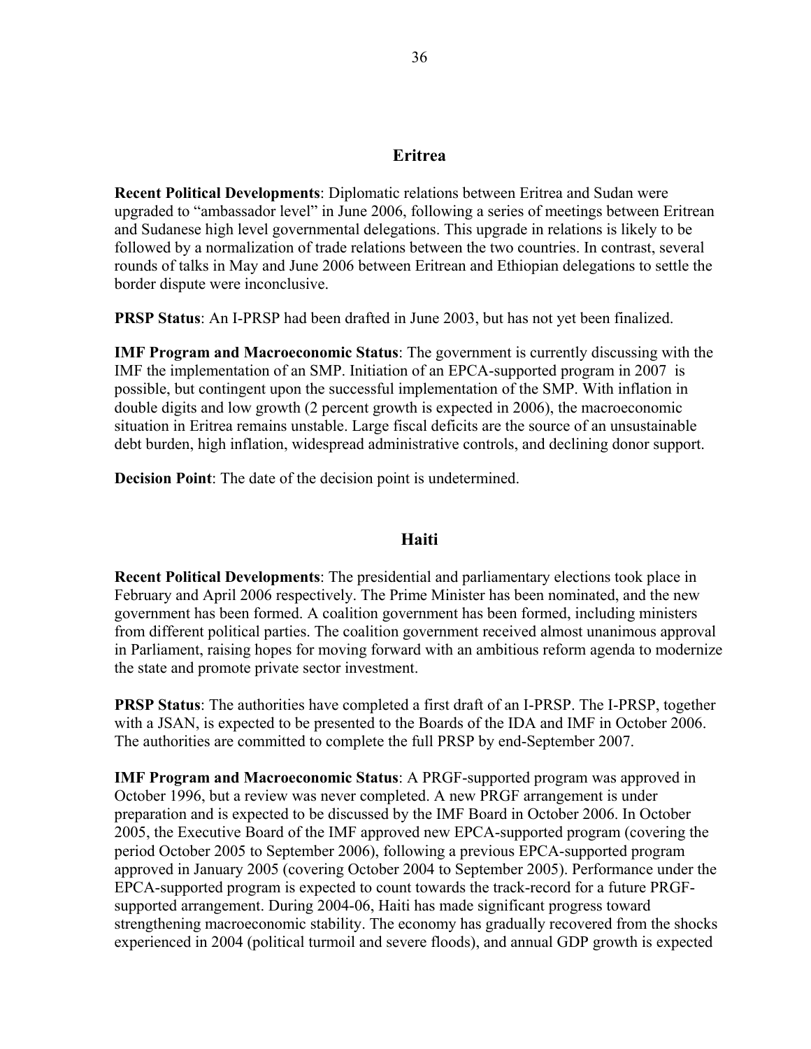## Eritrea

**Recent Political Developments**: Diplomatic relations between Eritrea and Sudan were upgraded to "ambassador level" in June 2006, following a series of meetings between Eritrean and Sudanese high level governmental delegations. This upgrade in relations is likely to be followed by a normalization of trade relations between the two countries. In contrast, several rounds of talks in May and June 2006 between Eritrean and Ethiopian delegations to settle the border dispute were inconclusive.

**PRSP Status**: An I-PRSP had been drafted in June 2003, but has not yet been finalized.

**IMF Program and Macroeconomic Status**: The government is currently discussing with the IMF the implementation of an SMP. Initiation of an EPCA-supported program in 2007 is possible, but contingent upon the successful implementation of the SMP. With inflation in double digits and low growth (2 percent growth is expected in 2006), the macroeconomic situation in Eritrea remains unstable. Large fiscal deficits are the source of an unsustainable debt burden, high inflation, widespread administrative controls, and declining donor support.

**Decision Point**: The date of the decision point is undetermined.

## Haiti

**Recent Political Developments**: The presidential and parliamentary elections took place in February and April 2006 respectively. The Prime Minister has been nominated, and the new government has been formed. A coalition government has been formed, including ministers from different political parties. The coalition government received almost unanimous approval in Parliament, raising hopes for moving forward with an ambitious reform agenda to modernize the state and promote private sector investment.

**PRSP Status**: The authorities have completed a first draft of an I-PRSP. The I-PRSP, together with a JSAN, is expected to be presented to the Boards of the IDA and IMF in October 2006. The authorities are committed to complete the full PRSP by end-September 2007.

**IMF Program and Macroeconomic Status**: A PRGF-supported program was approved in October 1996, but a review was never completed. A new PRGF arrangement is under preparation and is expected to be discussed by the IMF Board in October 2006. In October 2005, the Executive Board of the IMF approved new EPCA-supported program (covering the period October 2005 to September 2006), following a previous EPCA-supported program approved in January 2005 (covering October 2004 to September 2005). Performance under the EPCA-supported program is expected to count towards the track-record for a future PRGF-supported arrangement. During 2004-06, Haiti has made significant progress toward strengthening macroeconomic stability. The economy has gradually recovered from the shocks experienced in 2004 (political turmoil and severe floods), and annual GDP growth is expected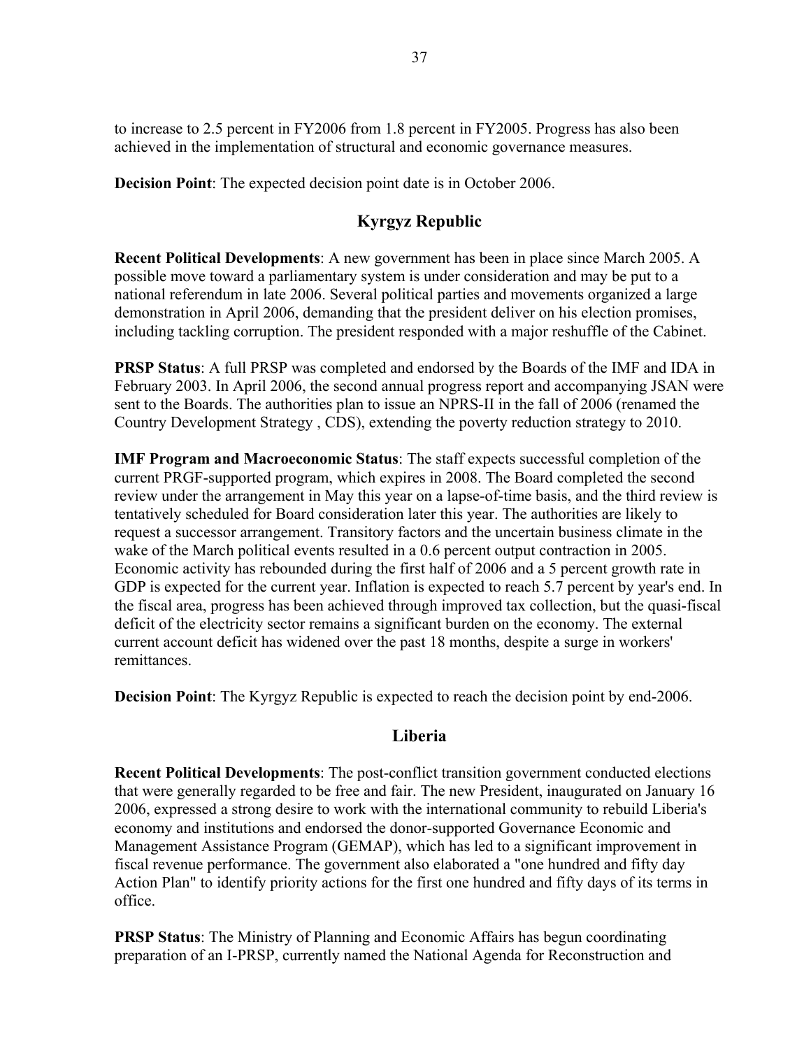to increase to 2.5 percent in FY2006 from 1.8 percent in FY2005. Progress has also been achieved in the implementation of structural and economic governance measures.

**Decision Point**: The expected decision point date is in October 2006.

## Kyrgyz Republic

**Recent Political Developments**: A new government has been in place since March 2005. A possible move toward a parliamentary system is under consideration and may be put to a national referendum in late 2006. Several political parties and movements organized a large demonstration in April 2006, demanding that the president deliver on his election promises, including tackling corruption. The president responded with a major reshuffle of the Cabinet.

**PRSP Status**: A full PRSP was completed and endorsed by the Boards of the IMF and IDA in February 2003. In April 2006, the second annual progress report and accompanying JSAN were sent to the Boards. The authorities plan to issue an NPRS-II in the fall of 2006 (renamed the Country Development Strategy , CDS), extending the poverty reduction strategy to 2010.

**IMF Program and Macroeconomic Status**: The staff expects successful completion of the current PRGF-supported program, which expires in 2008. The Board completed the second review under the arrangement in May this year on a lapse-of-time basis, and the third review is tentatively scheduled for Board consideration later this year. The authorities are likely to request a successor arrangement. Transitory factors and the uncertain business climate in the wake of the March political events resulted in a 0.6 percent output contraction in 2005. Economic activity has rebounded during the first half of 2006 and a 5 percent growth rate in GDP is expected for the current year. Inflation is expected to reach 5.7 percent by year's end. In the fiscal area, progress has been achieved through improved tax collection, but the quasi-fiscal deficit of the electricity sector remains a significant burden on the economy. The external current account deficit has widened over the past 18 months, despite a surge in workers' remittances.

**Decision Point**: The Kyrgyz Republic is expected to reach the decision point by end-2006.

## Liberia

**Recent Political Developments**: The post-conflict transition government conducted elections that were generally regarded to be free and fair. The new President, inaugurated on January 16 2006, expressed a strong desire to work with the international community to rebuild Liberia's economy and institutions and endorsed the donor-supported Governance Economic and Management Assistance Program (GEMAP), which has led to a significant improvement in fiscal revenue performance. The government also elaborated a "one hundred and fifty day Action Plan" to identify priority actions for the first one hundred and fifty days of its terms in office.

**PRSP Status**: The Ministry of Planning and Economic Affairs has begun coordinating preparation of an I-PRSP, currently named the National Agenda for Reconstruction and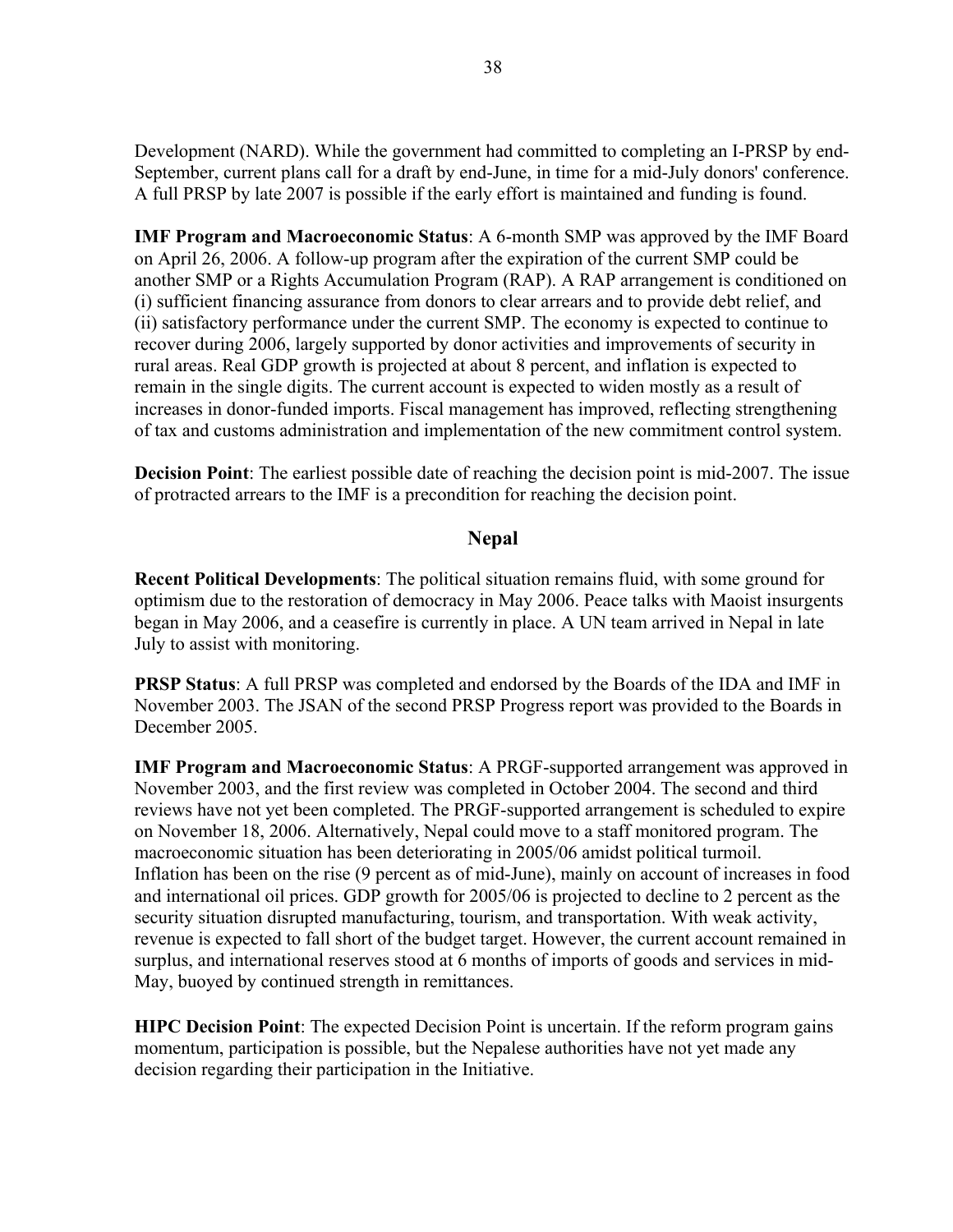Development (NARD). While the government had committed to completing an I-PRSP by end-September, current plans call for a draft by end-June, in time for a mid-July donors' conference. A full PRSP by late 2007 is possible if the early effort is maintained and funding is found.

**IMF Program and Macroeconomic Status**: A 6-month SMP was approved by the IMF Board on April 26, 2006. A follow-up program after the expiration of the current SMP could be another SMP or a Rights Accumulation Program (RAP). A RAP arrangement is conditioned on (i) sufficient financing assurance from donors to clear arrears and to provide debt relief, and (ii) satisfactory performance under the current SMP. The economy is expected to continue to recover during 2006, largely supported by donor activities and improvements of security in rural areas. Real GDP growth is projected at about 8 percent, and inflation is expected to remain in the single digits. The current account is expected to widen mostly as a result of increases in donor-funded imports. Fiscal management has improved, reflecting strengthening of tax and customs administration and implementation of the new commitment control system.

**Decision Point**: The earliest possible date of reaching the decision point is mid-2007. The issue of protracted arrears to the IMF is a precondition for reaching the decision point.

## Nepal

**Recent Political Developments**: The political situation remains fluid, with some ground for optimism due to the restoration of democracy in May 2006. Peace talks with Maoist insurgents began in May 2006, and a ceasefire is currently in place. A UN team arrived in Nepal in late July to assist with monitoring.

**PRSP Status**: A full PRSP was completed and endorsed by the Boards of the IDA and IMF in November 2003. The JSAN of the second PRSP Progress report was provided to the Boards in December 2005.

**IMF Program and Macroeconomic Status**: A PRGF-supported arrangement was approved in November 2003, and the first review was completed in October 2004. The second and third reviews have not yet been completed. The PRGF-supported arrangement is scheduled to expire on November 18, 2006. Alternatively, Nepal could move to a staff monitored program. The macroeconomic situation has been deteriorating in 2005/06 amidst political turmoil. Inflation has been on the rise (9 percent as of mid-June), mainly on account of increases in food and international oil prices. GDP growth for 2005/06 is projected to decline to 2 percent as the security situation disrupted manufacturing, tourism, and transportation. With weak activity, revenue is expected to fall short of the budget target. However, the current account remained in surplus, and international reserves stood at 6 months of imports of goods and services in mid-May, buoyed by continued strength in remittances.

**HIPC Decision Point**: The expected Decision Point is uncertain. If the reform program gains momentum, participation is possible, but the Nepalese authorities have not yet made any decision regarding their participation in the Initiative.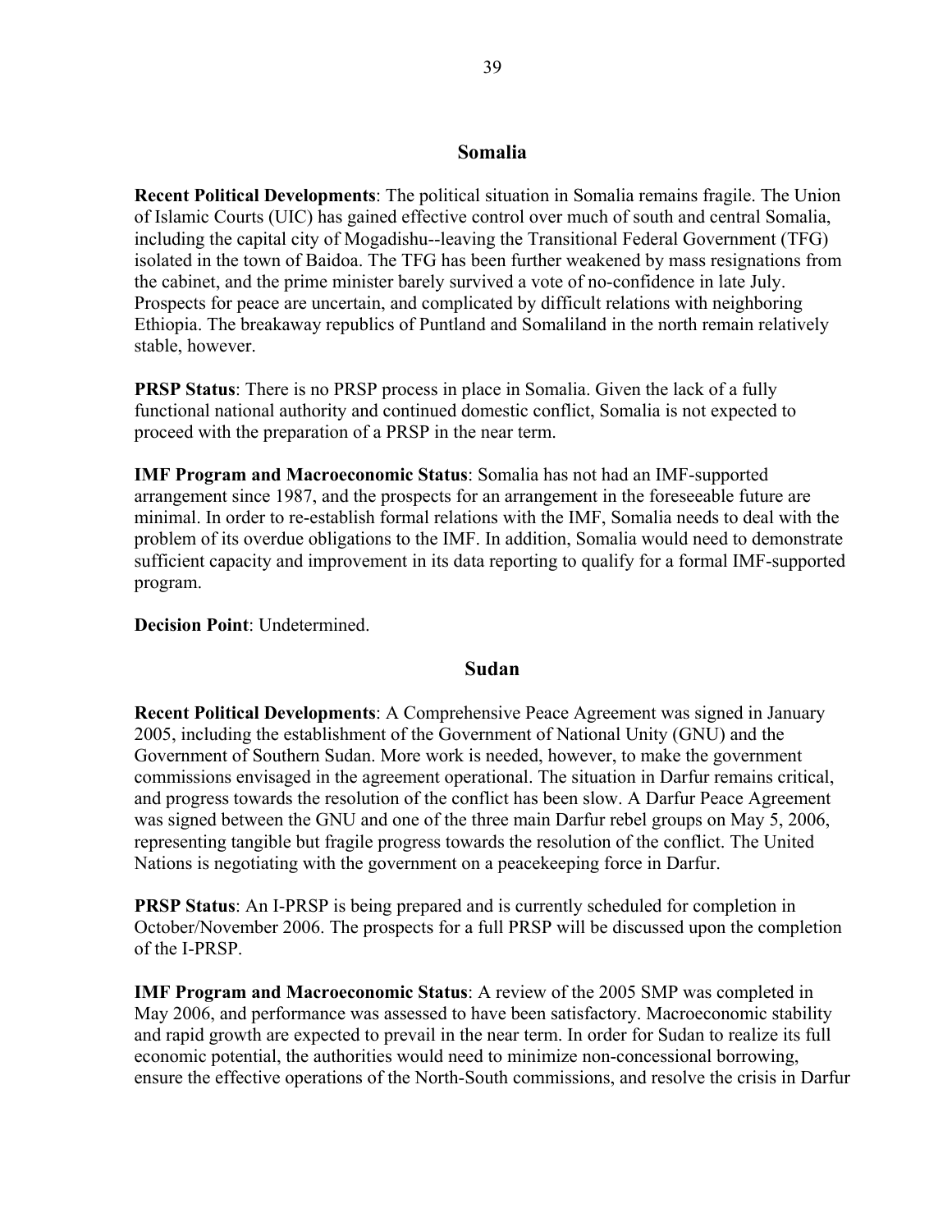## Somalia

**Recent Political Developments**: The political situation in Somalia remains fragile. The Union of Islamic Courts (UIC) has gained effective control over much of south and central Somalia, including the capital city of Mogadishu--leaving the Transitional Federal Government (TFG) isolated in the town of Baidoa. The TFG has been further weakened by mass resignations from the cabinet, and the prime minister barely survived a vote of no-confidence in late July. Prospects for peace are uncertain, and complicated by difficult relations with neighboring Ethiopia. The breakaway republics of Puntland and Somaliland in the north remain relatively stable, however.

**PRSP Status**: There is no PRSP process in place in Somalia. Given the lack of a fully functional national authority and continued domestic conflict, Somalia is not expected to proceed with the preparation of a PRSP in the near term.

**IMF Program and Macroeconomic Status**: Somalia has not had an IMF-supported arrangement since 1987, and the prospects for an arrangement in the foreseeable future are minimal. In order to re-establish formal relations with the IMF, Somalia needs to deal with the problem of its overdue obligations to the IMF. In addition, Somalia would need to demonstrate sufficient capacity and improvement in its data reporting to qualify for a formal IMF-supported program.

**Decision Point**: Undetermined.

## Sudan

**Recent Political Developments**: A Comprehensive Peace Agreement was signed in January 2005, including the establishment of the Government of National Unity (GNU) and the Government of Southern Sudan. More work is needed, however, to make the government commissions envisaged in the agreement operational. The situation in Darfur remains critical, and progress towards the resolution of the conflict has been slow. A Darfur Peace Agreement was signed between the GNU and one of the three main Darfur rebel groups on May 5, 2006, representing tangible but fragile progress towards the resolution of the conflict. The United Nations is negotiating with the government on a peacekeeping force in Darfur.

**PRSP Status**: An I-PRSP is being prepared and is currently scheduled for completion in October/November 2006. The prospects for a full PRSP will be discussed upon the completion of the I-PRSP.

**IMF Program and Macroeconomic Status**: A review of the 2005 SMP was completed in May 2006, and performance was assessed to have been satisfactory. Macroeconomic stability and rapid growth are expected to prevail in the near term. In order for Sudan to realize its full economic potential, the authorities would need to minimize non-concessional borrowing, ensure the effective operations of the North-South commissions, and resolve the crisis in Darfur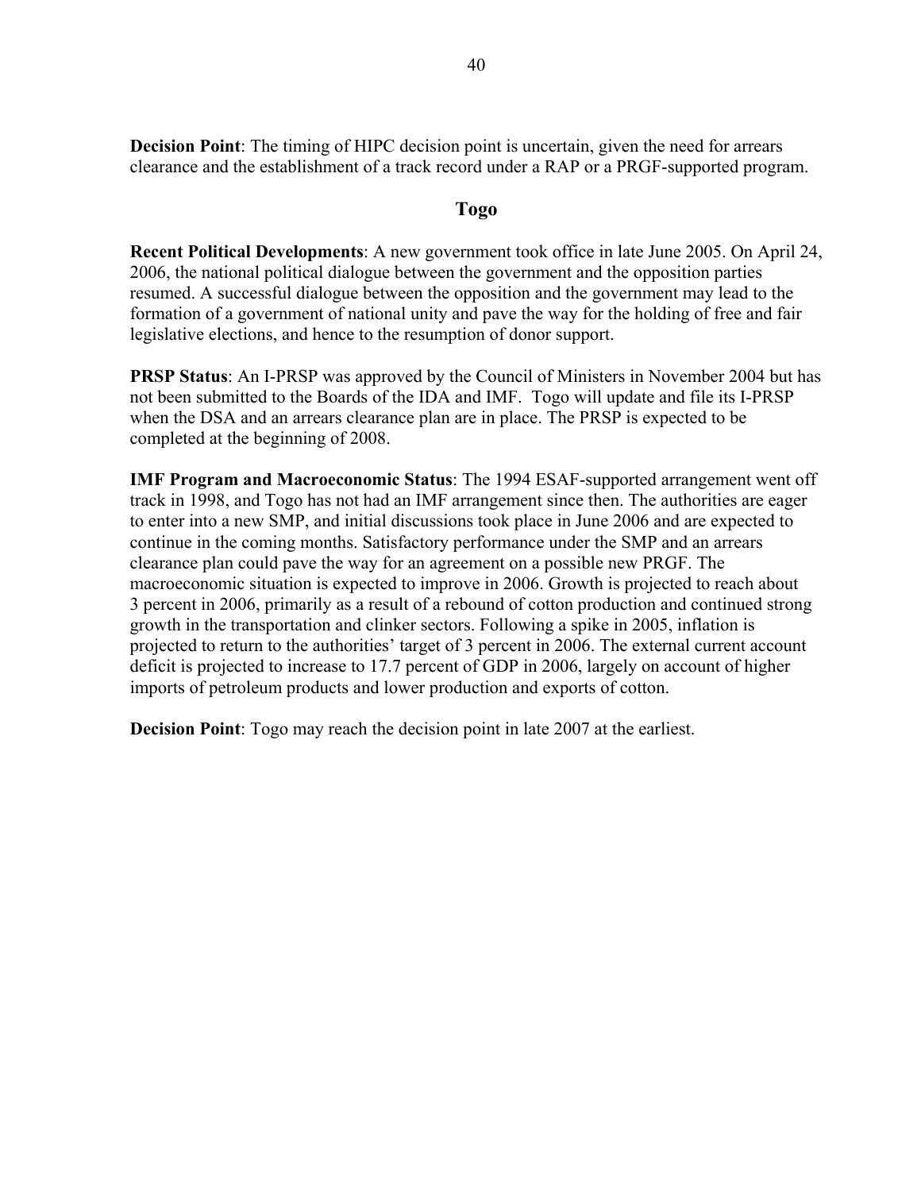**Decision Point**: The timing of HIPC decision point is uncertain, given the need for arrears clearance and the establishment of a track record under a RAP or a PRGF-supported program.

## Togo

**Recent Political Developments**: A new government took office in late June 2005. On April 24, 2006, the national political dialogue between the government and the opposition parties resumed. A successful dialogue between the opposition and the government may lead to the formation of a government of national unity and pave the way for the holding of free and fair legislative elections, and hence to the resumption of donor support.

**PRSP Status**: An I-PRSP was approved by the Council of Ministers in November 2004 but has not been submitted to the Boards of the IDA and IMF. Togo will update and file its I-PRSP when the DSA and an arrears clearance plan are in place. The PRSP is expected to be completed at the beginning of 2008.

**IMF Program and Macroeconomic Status**: The 1994 ESAF-supported arrangement went off track in 1998, and Togo has not had an IMF arrangement since then. The authorities are eager to enter into a new SMP, and initial discussions took place in June 2006 and are expected to continue in the coming months. Satisfactory performance under the SMP and an arrears clearance plan could pave the way for an agreement on a possible new PRGF. The macroeconomic situation is expected to improve in 2006. Growth is projected to reach about 3 percent in 2006, primarily as a result of a rebound of cotton production and continued strong growth in the transportation and clinker sectors. Following a spike in 2005, inflation is projected to return to the authorities' target of 3 percent in 2006. The external current account deficit is projected to increase to 17.7 percent of GDP in 2006, largely on account of higher imports of petroleum products and lower production and exports of cotton.

**Decision Point**: Togo may reach the decision point in late 2007 at the earliest.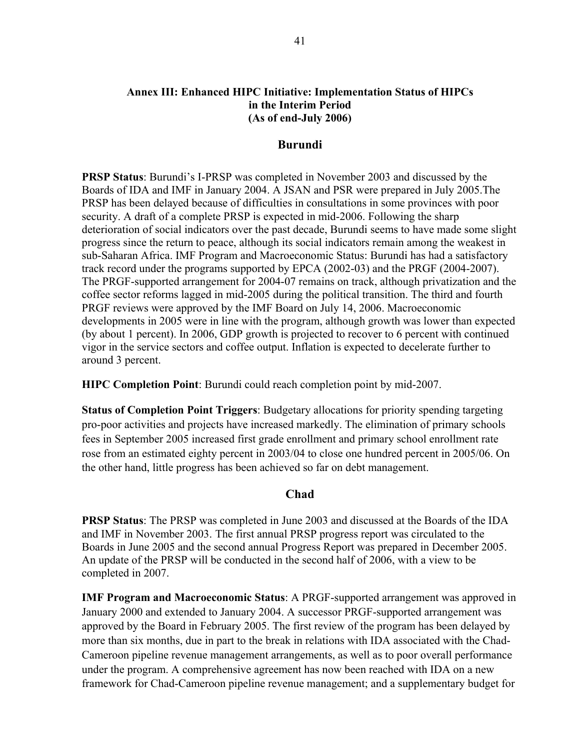# Annex III: Enhanced HIPC Initiative: Implementation Status of HIPCs in the Interim Period (As of end-July 2006)

## Burundi

**PRSP Status**: Burundi's I-PRSP was completed in November 2003 and discussed by the Boards of IDA and IMF in January 2004. A JSAN and PSR were prepared in July 2005.The PRSP has been delayed because of difficulties in consultations in some provinces with poor security. A draft of a complete PRSP is expected in mid-2006. Following the sharp deterioration of social indicators over the past decade, Burundi seems to have made some slight progress since the return to peace, although its social indicators remain among the weakest in sub-Saharan Africa. IMF Program and Macroeconomic Status: Burundi has had a satisfactory track record under the programs supported by EPCA (2002-03) and the PRGF (2004-2007). The PRGF-supported arrangement for 2004-07 remains on track, although privatization and the coffee sector reforms lagged in mid-2005 during the political transition. The third and fourth PRGF reviews were approved by the IMF Board on July 14, 2006. Macroeconomic developments in 2005 were in line with the program, although growth was lower than expected (by about 1 percent). In 2006, GDP growth is projected to recover to 6 percent with continued vigor in the service sectors and coffee output. Inflation is expected to decelerate further to around 3 percent.

**HIPC Completion Point**: Burundi could reach completion point by mid-2007.

**Status of Completion Point Triggers**: Budgetary allocations for priority spending targeting pro-poor activities and projects have increased markedly. The elimination of primary schools fees in September 2005 increased first grade enrollment and primary school enrollment rate rose from an estimated eighty percent in 2003/04 to close one hundred percent in 2005/06. On the other hand, little progress has been achieved so far on debt management.

## Chad

**PRSP Status**: The PRSP was completed in June 2003 and discussed at the Boards of the IDA and IMF in November 2003. The first annual PRSP progress report was circulated to the Boards in June 2005 and the second annual Progress Report was prepared in December 2005. An update of the PRSP will be conducted in the second half of 2006, with a view to be completed in 2007.

**IMF Program and Macroeconomic Status**: A PRGF-supported arrangement was approved in January 2000 and extended to January 2004. A successor PRGF-supported arrangement was approved by the Board in February 2005. The first review of the program has been delayed by more than six months, due in part to the break in relations with IDA associated with the Chad-Cameroon pipeline revenue management arrangements, as well as to poor overall performance under the program. A comprehensive agreement has now been reached with IDA on a new framework for Chad-Cameroon pipeline revenue management; and a supplementary budget for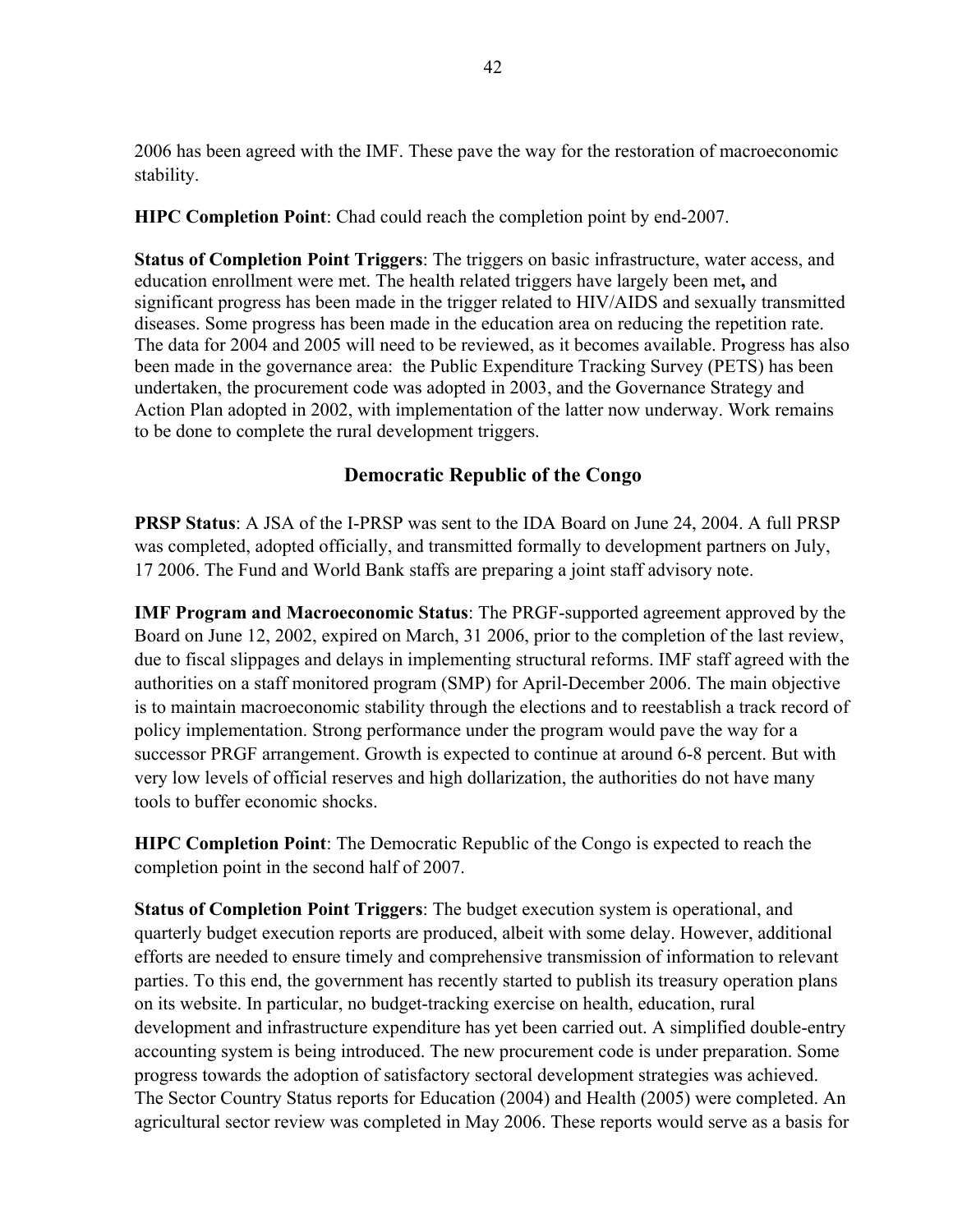2006 has been agreed with the IMF. These pave the way for the restoration of macroeconomic stability.

**HIPC Completion Point**: Chad could reach the completion point by end-2007.

**Status of Completion Point Triggers**: The triggers on basic infrastructure, water access, and education enrollment were met. The health related triggers have largely been met**,** and significant progress has been made in the trigger related to HIV/AIDS and sexually transmitted diseases. Some progress has been made in the education area on reducing the repetition rate. The data for 2004 and 2005 will need to be reviewed, as it becomes available. Progress has also been made in the governance area: the Public Expenditure Tracking Survey (PETS) has been undertaken, the procurement code was adopted in 2003, and the Governance Strategy and Action Plan adopted in 2002, with implementation of the latter now underway. Work remains to be done to complete the rural development triggers.

## Democratic Republic of the Congo

**PRSP Status**: A JSA of the I-PRSP was sent to the IDA Board on June 24, 2004. A full PRSP was completed, adopted officially, and transmitted formally to development partners on July, 17 2006. The Fund and World Bank staffs are preparing a joint staff advisory note.

**IMF Program and Macroeconomic Status**: The PRGF-supported agreement approved by the Board on June 12, 2002, expired on March, 31 2006, prior to the completion of the last review, due to fiscal slippages and delays in implementing structural reforms. IMF staff agreed with the authorities on a staff monitored program (SMP) for April-December 2006. The main objective is to maintain macroeconomic stability through the elections and to reestablish a track record of policy implementation. Strong performance under the program would pave the way for a successor PRGF arrangement. Growth is expected to continue at around 6-8 percent. But with very low levels of official reserves and high dollarization, the authorities do not have many tools to buffer economic shocks.

**HIPC Completion Point**: The Democratic Republic of the Congo is expected to reach the completion point in the second half of 2007.

**Status of Completion Point Triggers**: The budget execution system is operational, and quarterly budget execution reports are produced, albeit with some delay. However, additional efforts are needed to ensure timely and comprehensive transmission of information to relevant parties. To this end, the government has recently started to publish its treasury operation plans on its website. In particular, no budget-tracking exercise on health, education, rural development and infrastructure expenditure has yet been carried out. A simplified double-entry accounting system is being introduced. The new procurement code is under preparation. Some progress towards the adoption of satisfactory sectoral development strategies was achieved. The Sector Country Status reports for Education (2004) and Health (2005) were completed. An agricultural sector review was completed in May 2006. These reports would serve as a basis for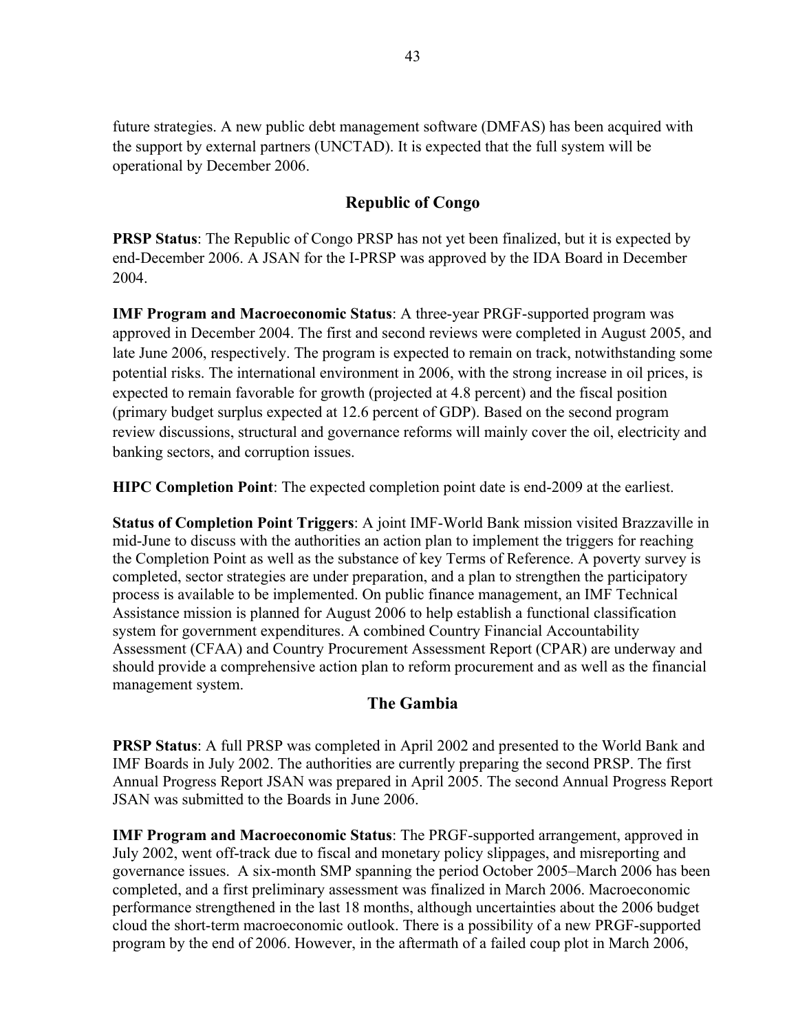future strategies. A new public debt management software (DMFAS) has been acquired with the support by external partners (UNCTAD). It is expected that the full system will be operational by December 2006.

## Republic of Congo

**PRSP Status**: The Republic of Congo PRSP has not yet been finalized, but it is expected by end-December 2006. A JSAN for the I-PRSP was approved by the IDA Board in December 2004.

**IMF Program and Macroeconomic Status**: A three-year PRGF-supported program was approved in December 2004. The first and second reviews were completed in August 2005, and late June 2006, respectively. The program is expected to remain on track, notwithstanding some potential risks. The international environment in 2006, with the strong increase in oil prices, is expected to remain favorable for growth (projected at 4.8 percent) and the fiscal position (primary budget surplus expected at 12.6 percent of GDP). Based on the second program review discussions, structural and governance reforms will mainly cover the oil, electricity and banking sectors, and corruption issues.

**HIPC Completion Point**: The expected completion point date is end-2009 at the earliest.

**Status of Completion Point Triggers**: A joint IMF-World Bank mission visited Brazzaville in mid-June to discuss with the authorities an action plan to implement the triggers for reaching the Completion Point as well as the substance of key Terms of Reference. A poverty survey is completed, sector strategies are under preparation, and a plan to strengthen the participatory process is available to be implemented. On public finance management, an IMF Technical Assistance mission is planned for August 2006 to help establish a functional classification system for government expenditures. A combined Country Financial Accountability Assessment (CFAA) and Country Procurement Assessment Report (CPAR) are underway and should provide a comprehensive action plan to reform procurement and as well as the financial management system.

## The Gambia

**PRSP Status**: A full PRSP was completed in April 2002 and presented to the World Bank and IMF Boards in July 2002. The authorities are currently preparing the second PRSP. The first Annual Progress Report JSAN was prepared in April 2005. The second Annual Progress Report JSAN was submitted to the Boards in June 2006.

**IMF Program and Macroeconomic Status**: The PRGF-supported arrangement, approved in July 2002, went off-track due to fiscal and monetary policy slippages, and misreporting and governance issues. A six-month SMP spanning the period October 2005–March 2006 has been completed, and a first preliminary assessment was finalized in March 2006. Macroeconomic performance strengthened in the last 18 months, although uncertainties about the 2006 budget cloud the short-term macroeconomic outlook. There is a possibility of a new PRGF-supported program by the end of 2006. However, in the aftermath of a failed coup plot in March 2006,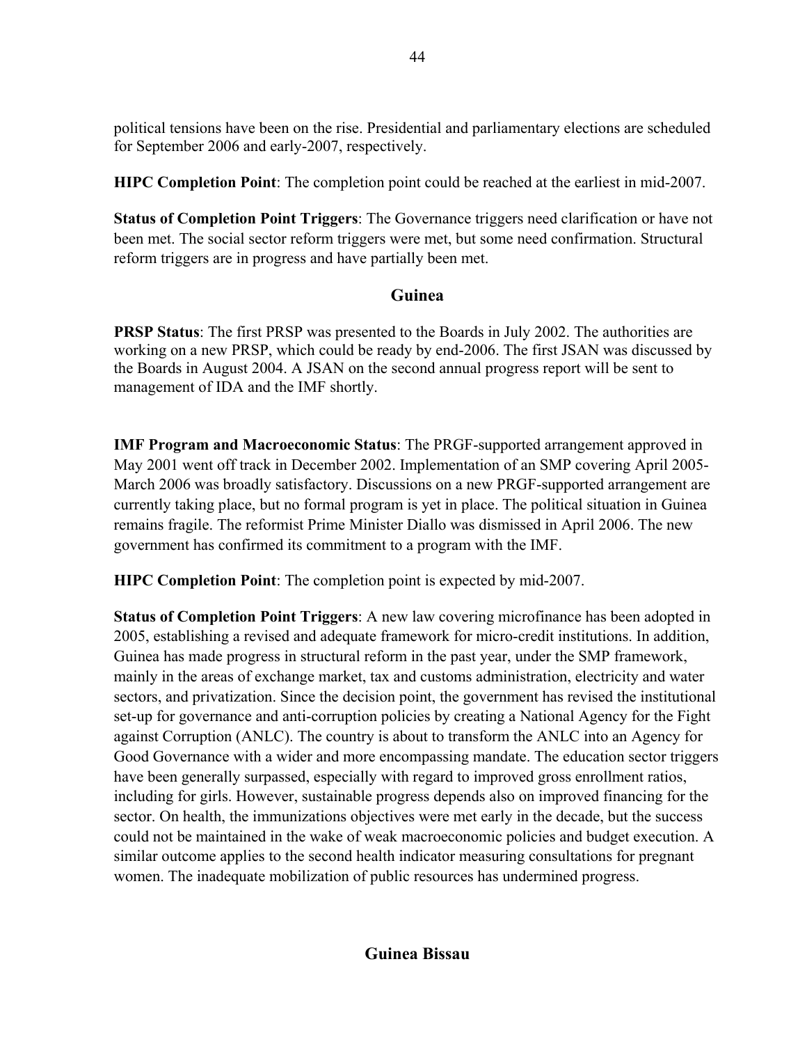political tensions have been on the rise. Presidential and parliamentary elections are scheduled for September 2006 and early-2007, respectively.

**HIPC Completion Point**: The completion point could be reached at the earliest in mid-2007.

**Status of Completion Point Triggers**: The Governance triggers need clarification or have not been met. The social sector reform triggers were met, but some need confirmation. Structural reform triggers are in progress and have partially been met.

## Guinea

**PRSP Status**: The first PRSP was presented to the Boards in July 2002. The authorities are working on a new PRSP, which could be ready by end-2006. The first JSAN was discussed by the Boards in August 2004. A JSAN on the second annual progress report will be sent to management of IDA and the IMF shortly.

**IMF Program and Macroeconomic Status**: The PRGF-supported arrangement approved in May 2001 went off track in December 2002. Implementation of an SMP covering April 2005-March 2006 was broadly satisfactory. Discussions on a new PRGF-supported arrangement are currently taking place, but no formal program is yet in place. The political situation in Guinea remains fragile. The reformist Prime Minister Diallo was dismissed in April 2006. The new government has confirmed its commitment to a program with the IMF.

**HIPC Completion Point**: The completion point is expected by mid-2007.

**Status of Completion Point Triggers**: A new law covering microfinance has been adopted in 2005, establishing a revised and adequate framework for micro-credit institutions. In addition, Guinea has made progress in structural reform in the past year, under the SMP framework, mainly in the areas of exchange market, tax and customs administration, electricity and water sectors, and privatization. Since the decision point, the government has revised the institutional set-up for governance and anti-corruption policies by creating a National Agency for the Fight against Corruption (ANLC). The country is about to transform the ANLC into an Agency for Good Governance with a wider and more encompassing mandate. The education sector triggers have been generally surpassed, especially with regard to improved gross enrollment ratios, including for girls. However, sustainable progress depends also on improved financing for the sector. On health, the immunizations objectives were met early in the decade, but the success could not be maintained in the wake of weak macroeconomic policies and budget execution. A similar outcome applies to the second health indicator measuring consultations for pregnant women. The inadequate mobilization of public resources has undermined progress.

## Guinea Bissau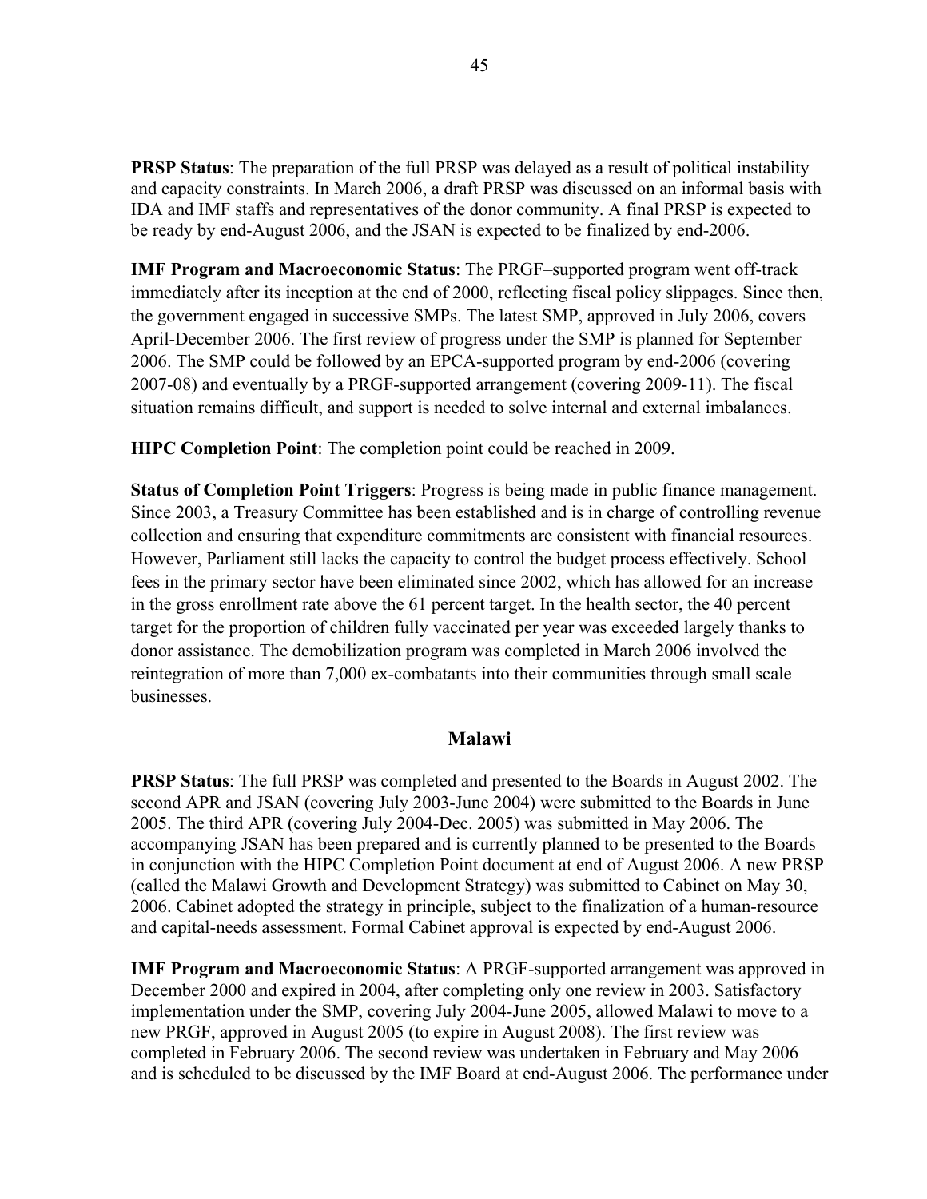**PRSP Status**: The preparation of the full PRSP was delayed as a result of political instability and capacity constraints. In March 2006, a draft PRSP was discussed on an informal basis with IDA and IMF staffs and representatives of the donor community. A final PRSP is expected to be ready by end-August 2006, and the JSAN is expected to be finalized by end-2006.

**IMF Program and Macroeconomic Status**: The PRGF–supported program went off-track immediately after its inception at the end of 2000, reflecting fiscal policy slippages. Since then, the government engaged in successive SMPs. The latest SMP, approved in July 2006, covers April-December 2006. The first review of progress under the SMP is planned for September 2006. The SMP could be followed by an EPCA-supported program by end-2006 (covering 2007-08) and eventually by a PRGF-supported arrangement (covering 2009-11). The fiscal situation remains difficult, and support is needed to solve internal and external imbalances.

**HIPC Completion Point**: The completion point could be reached in 2009.

**Status of Completion Point Triggers**: Progress is being made in public finance management. Since 2003, a Treasury Committee has been established and is in charge of controlling revenue collection and ensuring that expenditure commitments are consistent with financial resources. However, Parliament still lacks the capacity to control the budget process effectively. School fees in the primary sector have been eliminated since 2002, which has allowed for an increase in the gross enrollment rate above the 61 percent target. In the health sector, the 40 percent target for the proportion of children fully vaccinated per year was exceeded largely thanks to donor assistance. The demobilization program was completed in March 2006 involved the reintegration of more than 7,000 ex-combatants into their communities through small scale businesses.

## Malawi

**PRSP Status**: The full PRSP was completed and presented to the Boards in August 2002. The second APR and JSAN (covering July 2003-June 2004) were submitted to the Boards in June 2005. The third APR (covering July 2004-Dec. 2005) was submitted in May 2006. The accompanying JSAN has been prepared and is currently planned to be presented to the Boards in conjunction with the HIPC Completion Point document at end of August 2006. A new PRSP (called the Malawi Growth and Development Strategy) was submitted to Cabinet on May 30, 2006. Cabinet adopted the strategy in principle, subject to the finalization of a human-resource and capital-needs assessment. Formal Cabinet approval is expected by end-August 2006.

**IMF Program and Macroeconomic Status**: A PRGF-supported arrangement was approved in December 2000 and expired in 2004, after completing only one review in 2003. Satisfactory implementation under the SMP, covering July 2004-June 2005, allowed Malawi to move to a new PRGF, approved in August 2005 (to expire in August 2008). The first review was completed in February 2006. The second review was undertaken in February and May 2006 and is scheduled to be discussed by the IMF Board at end-August 2006. The performance under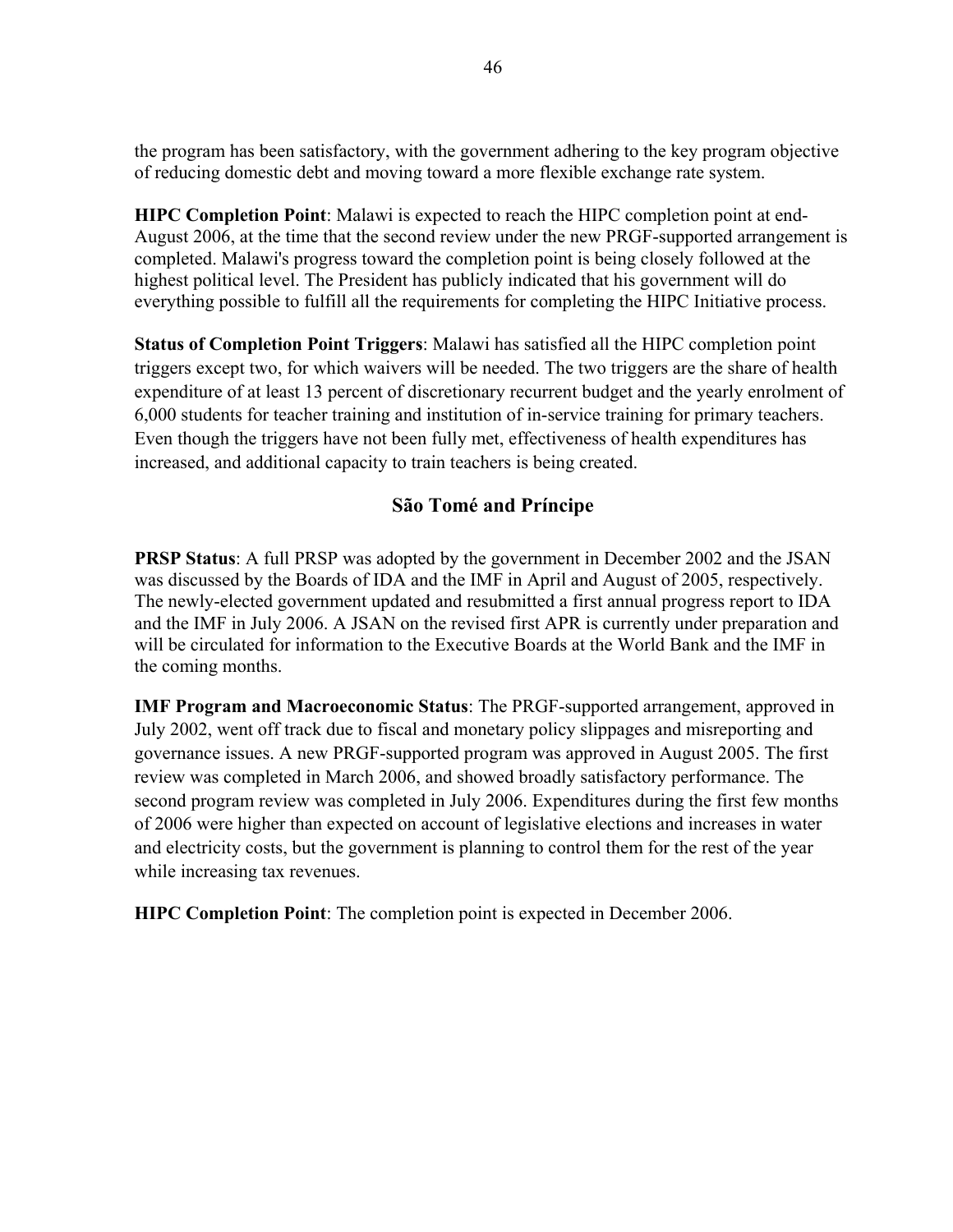the program has been satisfactory, with the government adhering to the key program objective of reducing domestic debt and moving toward a more flexible exchange rate system.

**HIPC Completion Point**: Malawi is expected to reach the HIPC completion point at end-August 2006, at the time that the second review under the new PRGF-supported arrangement is completed. Malawi's progress toward the completion point is being closely followed at the highest political level. The President has publicly indicated that his government will do everything possible to fulfill all the requirements for completing the HIPC Initiative process.

**Status of Completion Point Triggers**: Malawi has satisfied all the HIPC completion point triggers except two, for which waivers will be needed. The two triggers are the share of health expenditure of at least 13 percent of discretionary recurrent budget and the yearly enrolment of 6,000 students for teacher training and institution of in-service training for primary teachers. Even though the triggers have not been fully met, effectiveness of health expenditures has increased, and additional capacity to train teachers is being created.

## São Tomé and Príncipe

**PRSP Status**: A full PRSP was adopted by the government in December 2002 and the JSAN was discussed by the Boards of IDA and the IMF in April and August of 2005, respectively. The newly-elected government updated and resubmitted a first annual progress report to IDA and the IMF in July 2006. A JSAN on the revised first APR is currently under preparation and will be circulated for information to the Executive Boards at the World Bank and the IMF in the coming months.

**IMF Program and Macroeconomic Status**: The PRGF-supported arrangement, approved in July 2002, went off track due to fiscal and monetary policy slippages and misreporting and governance issues. A new PRGF-supported program was approved in August 2005. The first review was completed in March 2006, and showed broadly satisfactory performance. The second program review was completed in July 2006. Expenditures during the first few months of 2006 were higher than expected on account of legislative elections and increases in water and electricity costs, but the government is planning to control them for the rest of the year while increasing tax revenues.

**HIPC Completion Point**: The completion point is expected in December 2006.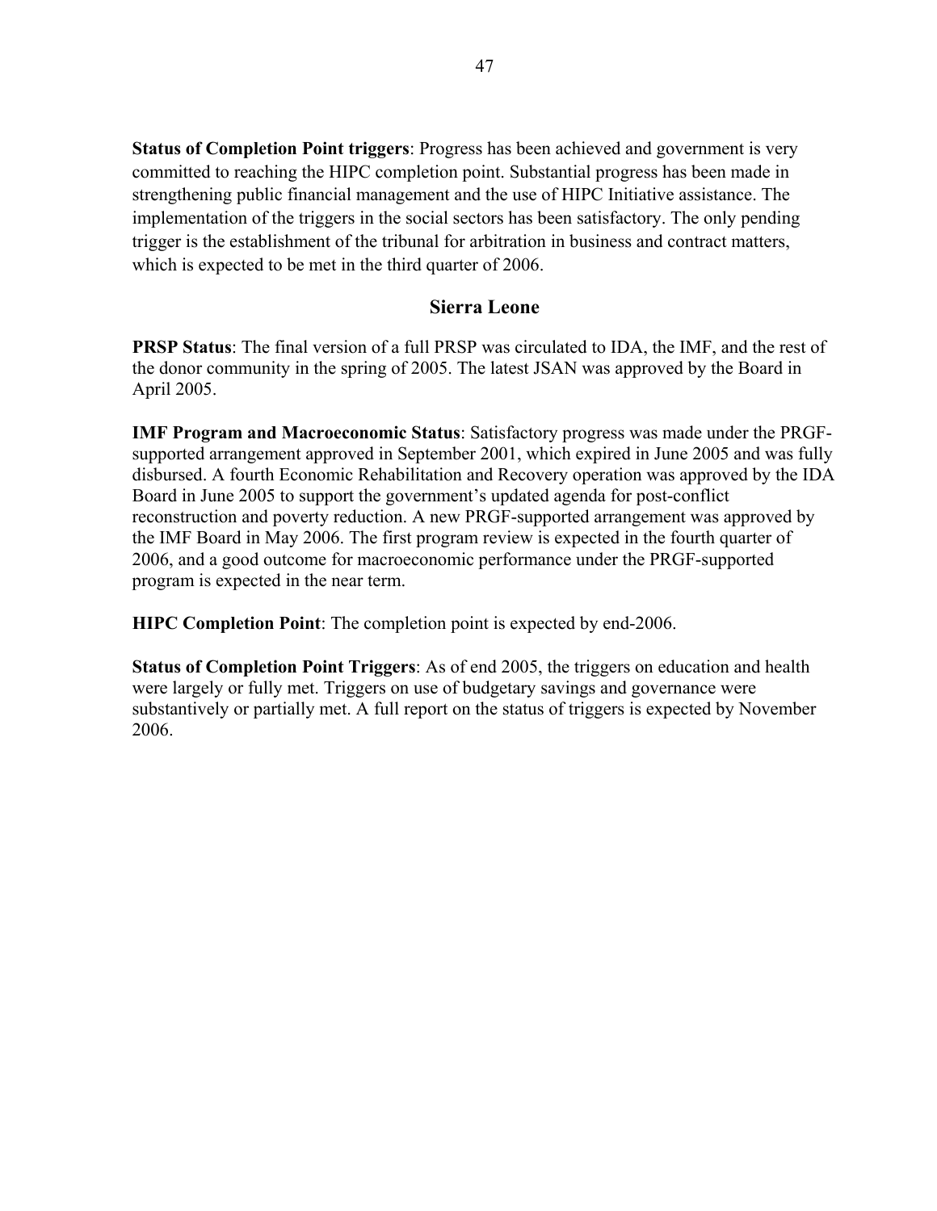**Status of Completion Point triggers**: Progress has been achieved and government is very committed to reaching the HIPC completion point. Substantial progress has been made in strengthening public financial management and the use of HIPC Initiative assistance. The implementation of the triggers in the social sectors has been satisfactory. The only pending trigger is the establishment of the tribunal for arbitration in business and contract matters, which is expected to be met in the third quarter of 2006.

## Sierra Leone

**PRSP Status**: The final version of a full PRSP was circulated to IDA, the IMF, and the rest of the donor community in the spring of 2005. The latest JSAN was approved by the Board in April 2005.

**IMF Program and Macroeconomic Status**: Satisfactory progress was made under the PRGF-supported arrangement approved in September 2001, which expired in June 2005 and was fully disbursed. A fourth Economic Rehabilitation and Recovery operation was approved by the IDA Board in June 2005 to support the government's updated agenda for post-conflict reconstruction and poverty reduction. A new PRGF-supported arrangement was approved by the IMF Board in May 2006. The first program review is expected in the fourth quarter of 2006, and a good outcome for macroeconomic performance under the PRGF-supported program is expected in the near term.

**HIPC Completion Point**: The completion point is expected by end-2006.

**Status of Completion Point Triggers**: As of end 2005, the triggers on education and health were largely or fully met. Triggers on use of budgetary savings and governance were substantively or partially met. A full report on the status of triggers is expected by November 2006.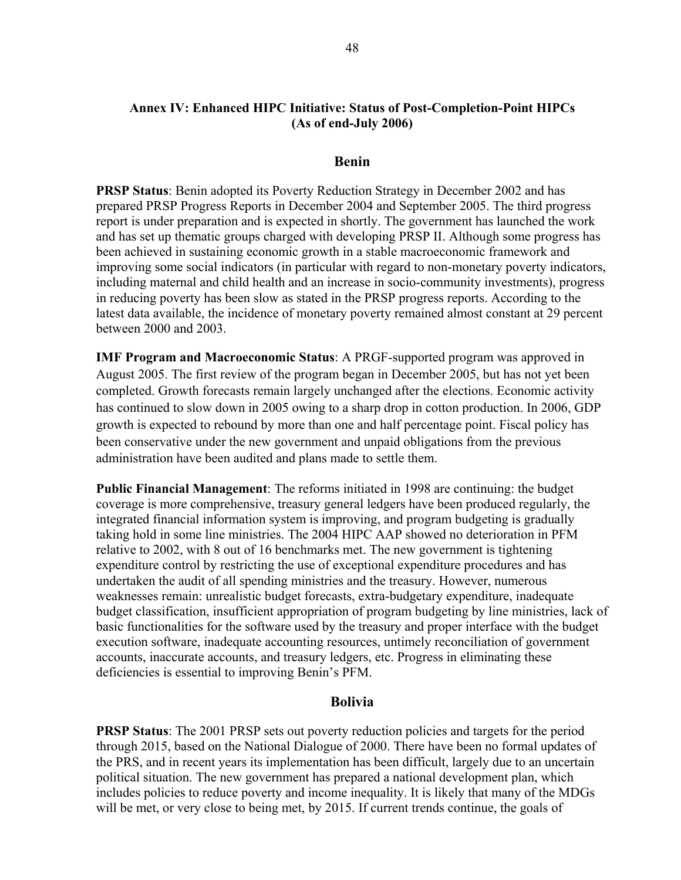### Annex IV: Enhanced HIPC Initiative: Status of Post-Completion-Point HIPCs (As of end-July 2006)

## Benin

**PRSP Status**: Benin adopted its Poverty Reduction Strategy in December 2002 and has prepared PRSP Progress Reports in December 2004 and September 2005. The third progress report is under preparation and is expected in shortly. The government has launched the work and has set up thematic groups charged with developing PRSP II. Although some progress has been achieved in sustaining economic growth in a stable macroeconomic framework and improving some social indicators (in particular with regard to non-monetary poverty indicators, including maternal and child health and an increase in socio-community investments), progress in reducing poverty has been slow as stated in the PRSP progress reports. According to the latest data available, the incidence of monetary poverty remained almost constant at 29 percent between 2000 and 2003.

**IMF Program and Macroeconomic Status**: A PRGF-supported program was approved in August 2005. The first review of the program began in December 2005, but has not yet been completed. Growth forecasts remain largely unchanged after the elections. Economic activity has continued to slow down in 2005 owing to a sharp drop in cotton production. In 2006, GDP growth is expected to rebound by more than one and half percentage point. Fiscal policy has been conservative under the new government and unpaid obligations from the previous administration have been audited and plans made to settle them.

**Public Financial Management**: The reforms initiated in 1998 are continuing: the budget coverage is more comprehensive, treasury general ledgers have been produced regularly, the integrated financial information system is improving, and program budgeting is gradually taking hold in some line ministries. The 2004 HIPC AAP showed no deterioration in PFM relative to 2002, with 8 out of 16 benchmarks met. The new government is tightening expenditure control by restricting the use of exceptional expenditure procedures and has undertaken the audit of all spending ministries and the treasury. However, numerous weaknesses remain: unrealistic budget forecasts, extra-budgetary expenditure, inadequate budget classification, insufficient appropriation of program budgeting by line ministries, lack of basic functionalities for the software used by the treasury and proper interface with the budget execution software, inadequate accounting resources, untimely reconciliation of government accounts, inaccurate accounts, and treasury ledgers, etc. Progress in eliminating these deficiencies is essential to improving Benin's PFM.

## Bolivia

**PRSP Status**: The 2001 PRSP sets out poverty reduction policies and targets for the period through 2015, based on the National Dialogue of 2000. There have been no formal updates of the PRS, and in recent years its implementation has been difficult, largely due to an uncertain political situation. The new government has prepared a national development plan, which includes policies to reduce poverty and income inequality. It is likely that many of the MDGs will be met, or very close to being met, by 2015. If current trends continue, the goals of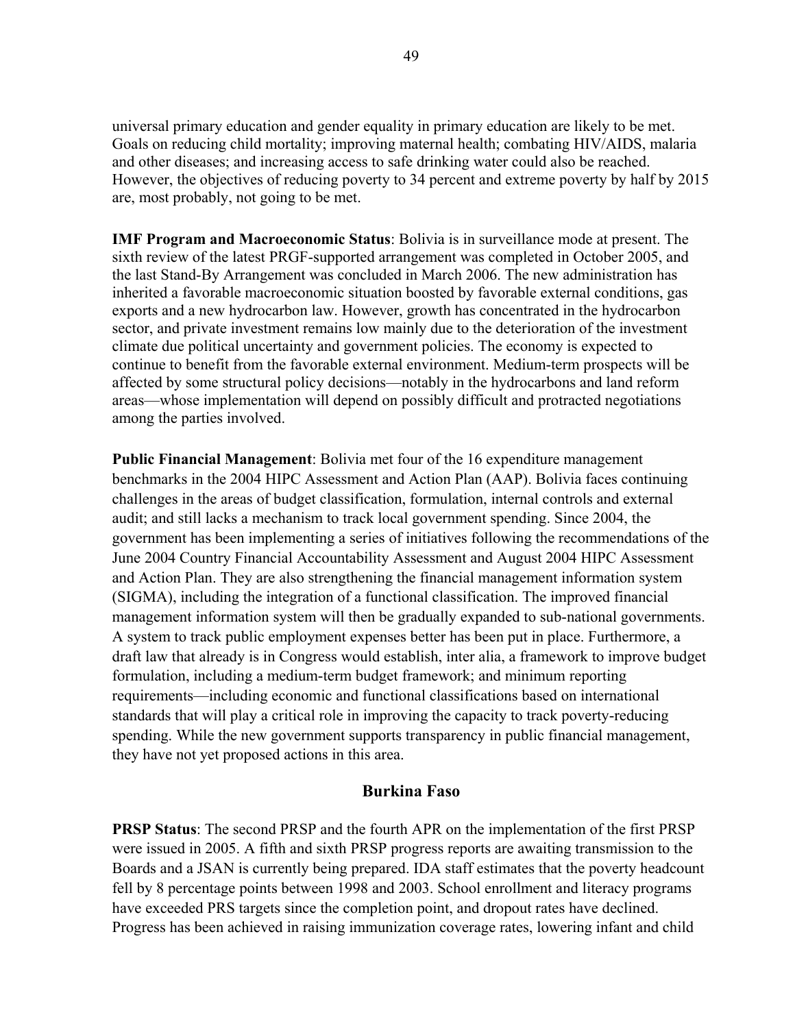universal primary education and gender equality in primary education are likely to be met. Goals on reducing child mortality; improving maternal health; combating HIV/AIDS, malaria and other diseases; and increasing access to safe drinking water could also be reached. However, the objectives of reducing poverty to 34 percent and extreme poverty by half by 2015 are, most probably, not going to be met.

**IMF Program and Macroeconomic Status**: Bolivia is in surveillance mode at present. The sixth review of the latest PRGF-supported arrangement was completed in October 2005, and the last Stand-By Arrangement was concluded in March 2006. The new administration has inherited a favorable macroeconomic situation boosted by favorable external conditions, gas exports and a new hydrocarbon law. However, growth has concentrated in the hydrocarbon sector, and private investment remains low mainly due to the deterioration of the investment climate due political uncertainty and government policies. The economy is expected to continue to benefit from the favorable external environment. Medium-term prospects will be affected by some structural policy decisions—notably in the hydrocarbons and land reform areas—whose implementation will depend on possibly difficult and protracted negotiations among the parties involved.

**Public Financial Management**: Bolivia met four of the 16 expenditure management benchmarks in the 2004 HIPC Assessment and Action Plan (AAP). Bolivia faces continuing challenges in the areas of budget classification, formulation, internal controls and external audit; and still lacks a mechanism to track local government spending. Since 2004, the government has been implementing a series of initiatives following the recommendations of the June 2004 Country Financial Accountability Assessment and August 2004 HIPC Assessment and Action Plan. They are also strengthening the financial management information system (SIGMA), including the integration of a functional classification. The improved financial management information system will then be gradually expanded to sub-national governments. A system to track public employment expenses better has been put in place. Furthermore, a draft law that already is in Congress would establish, inter alia, a framework to improve budget formulation, including a medium-term budget framework; and minimum reporting requirements—including economic and functional classifications based on international standards that will play a critical role in improving the capacity to track poverty-reducing spending. While the new government supports transparency in public financial management, they have not yet proposed actions in this area.

## Burkina Faso

**PRSP Status**: The second PRSP and the fourth APR on the implementation of the first PRSP were issued in 2005. A fifth and sixth PRSP progress reports are awaiting transmission to the Boards and a JSAN is currently being prepared. IDA staff estimates that the poverty headcount fell by 8 percentage points between 1998 and 2003. School enrollment and literacy programs have exceeded PRS targets since the completion point, and dropout rates have declined. Progress has been achieved in raising immunization coverage rates, lowering infant and child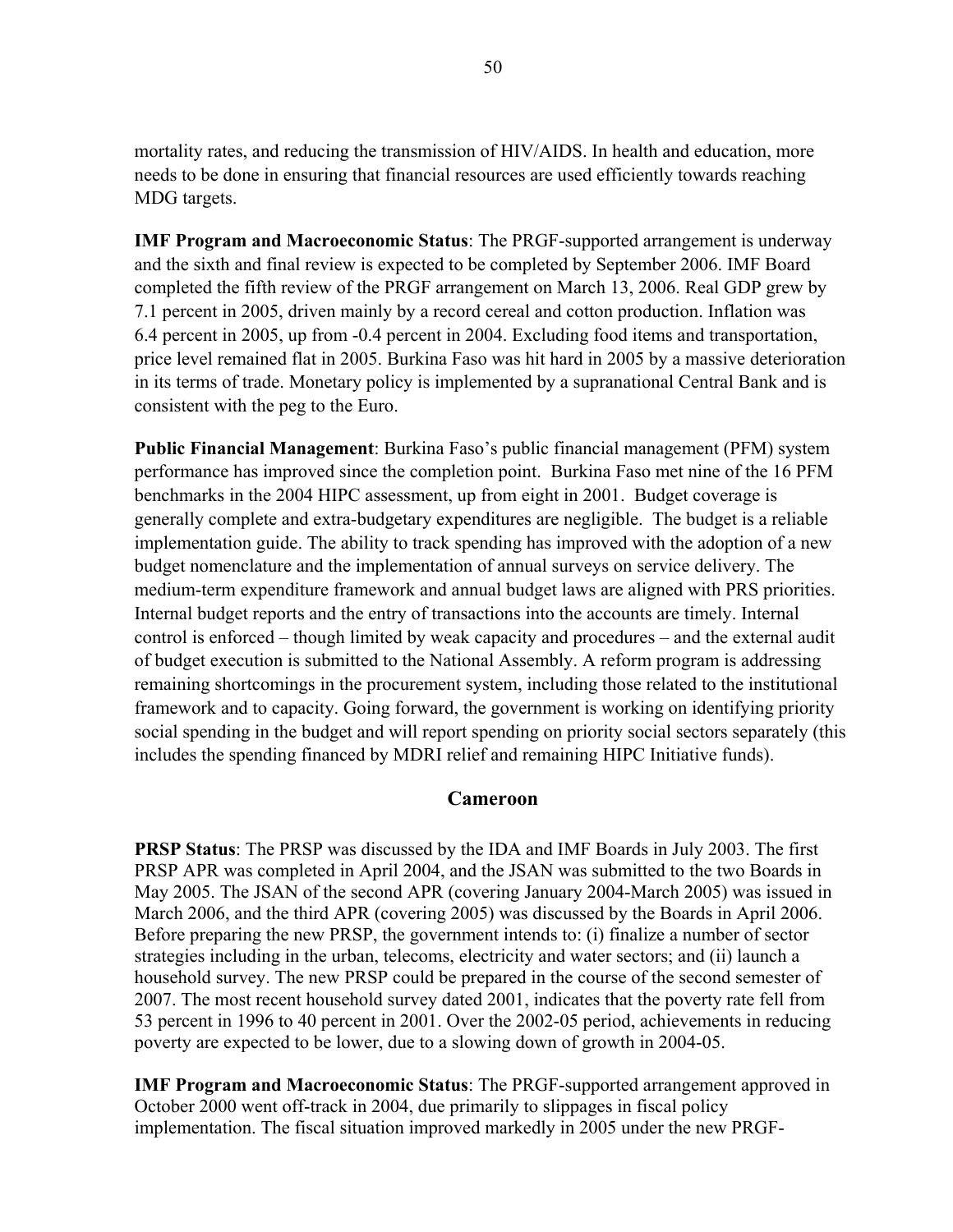mortality rates, and reducing the transmission of HIV/AIDS. In health and education, more needs to be done in ensuring that financial resources are used efficiently towards reaching MDG targets.

**IMF Program and Macroeconomic Status**: The PRGF-supported arrangement is underway and the sixth and final review is expected to be completed by September 2006. IMF Board completed the fifth review of the PRGF arrangement on March 13, 2006. Real GDP grew by 7.1 percent in 2005, driven mainly by a record cereal and cotton production. Inflation was 6.4 percent in 2005, up from -0.4 percent in 2004. Excluding food items and transportation, price level remained flat in 2005. Burkina Faso was hit hard in 2005 by a massive deterioration in its terms of trade. Monetary policy is implemented by a supranational Central Bank and is consistent with the peg to the Euro.

**Public Financial Management**: Burkina Faso's public financial management (PFM) system performance has improved since the completion point. Burkina Faso met nine of the 16 PFM benchmarks in the 2004 HIPC assessment, up from eight in 2001. Budget coverage is generally complete and extra-budgetary expenditures are negligible. The budget is a reliable implementation guide. The ability to track spending has improved with the adoption of a new budget nomenclature and the implementation of annual surveys on service delivery. The medium-term expenditure framework and annual budget laws are aligned with PRS priorities. Internal budget reports and the entry of transactions into the accounts are timely. Internal control is enforced – though limited by weak capacity and procedures – and the external audit of budget execution is submitted to the National Assembly. A reform program is addressing remaining shortcomings in the procurement system, including those related to the institutional framework and to capacity. Going forward, the government is working on identifying priority social spending in the budget and will report spending on priority social sectors separately (this includes the spending financed by MDRI relief and remaining HIPC Initiative funds).

## Cameroon

**PRSP Status**: The PRSP was discussed by the IDA and IMF Boards in July 2003. The first PRSP APR was completed in April 2004, and the JSAN was submitted to the two Boards in May 2005. The JSAN of the second APR (covering January 2004-March 2005) was issued in March 2006, and the third APR (covering 2005) was discussed by the Boards in April 2006. Before preparing the new PRSP, the government intends to: (i) finalize a number of sector strategies including in the urban, telecoms, electricity and water sectors; and (ii) launch a household survey. The new PRSP could be prepared in the course of the second semester of 2007. The most recent household survey dated 2001, indicates that the poverty rate fell from 53 percent in 1996 to 40 percent in 2001. Over the 2002-05 period, achievements in reducing poverty are expected to be lower, due to a slowing down of growth in 2004-05.

**IMF Program and Macroeconomic Status**: The PRGF-supported arrangement approved in October 2000 went off-track in 2004, due primarily to slippages in fiscal policy implementation. The fiscal situation improved markedly in 2005 under the new PRGF-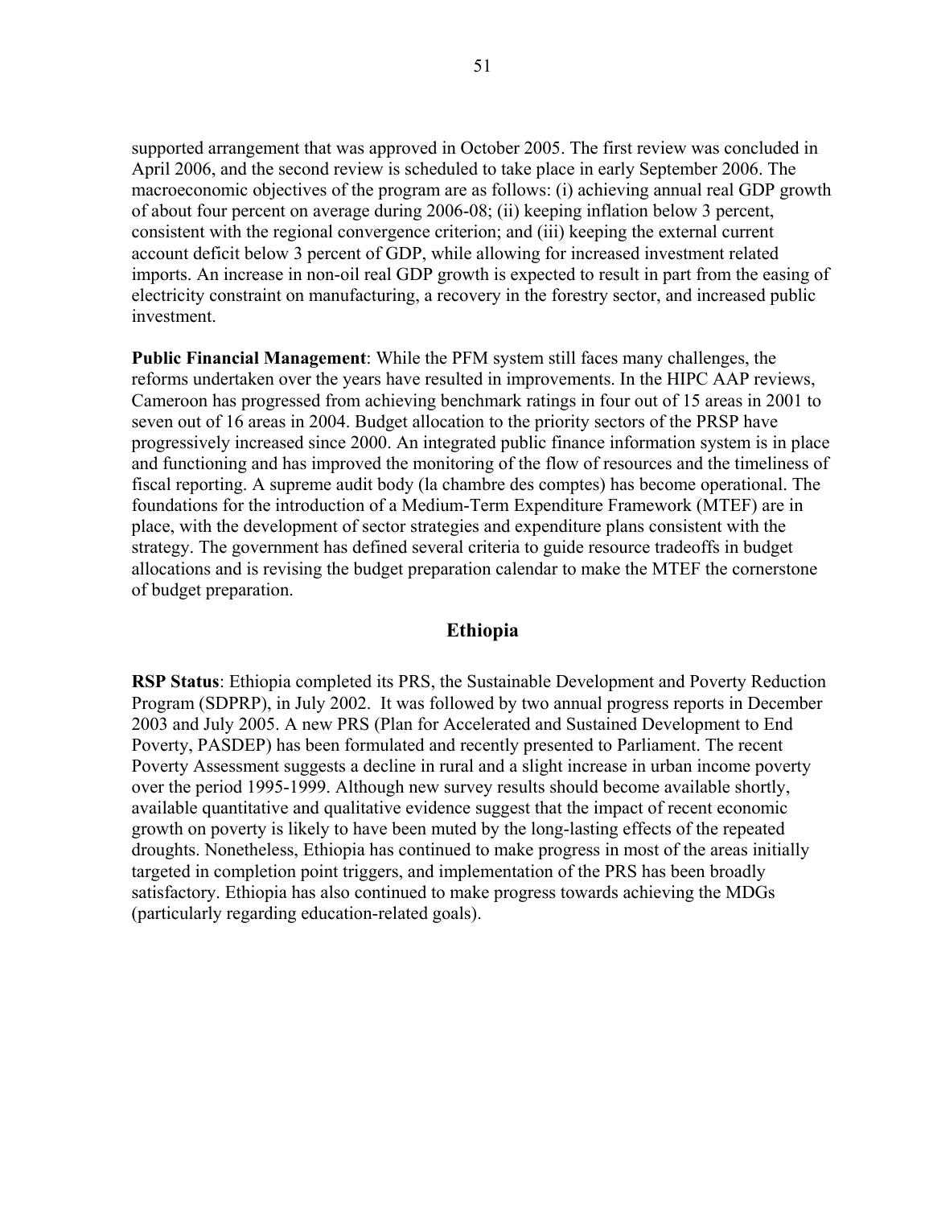supported arrangement that was approved in October 2005. The first review was concluded in April 2006, and the second review is scheduled to take place in early September 2006. The macroeconomic objectives of the program are as follows: (i) achieving annual real GDP growth of about four percent on average during 2006-08; (ii) keeping inflation below 3 percent, consistent with the regional convergence criterion; and (iii) keeping the external current account deficit below 3 percent of GDP, while allowing for increased investment related imports. An increase in non-oil real GDP growth is expected to result in part from the easing of electricity constraint on manufacturing, a recovery in the forestry sector, and increased public investment.

**Public Financial Management**: While the PFM system still faces many challenges, the reforms undertaken over the years have resulted in improvements. In the HIPC AAP reviews, Cameroon has progressed from achieving benchmark ratings in four out of 15 areas in 2001 to seven out of 16 areas in 2004. Budget allocation to the priority sectors of the PRSP have progressively increased since 2000. An integrated public finance information system is in place and functioning and has improved the monitoring of the flow of resources and the timeliness of fiscal reporting. A supreme audit body (la chambre des comptes) has become operational. The foundations for the introduction of a Medium-Term Expenditure Framework (MTEF) are in place, with the development of sector strategies and expenditure plans consistent with the strategy. The government has defined several criteria to guide resource tradeoffs in budget allocations and is revising the budget preparation calendar to make the MTEF the cornerstone of budget preparation.

## Ethiopia

**RSP Status**: Ethiopia completed its PRS, the Sustainable Development and Poverty Reduction Program (SDPRP), in July 2002. It was followed by two annual progress reports in December 2003 and July 2005. A new PRS (Plan for Accelerated and Sustained Development to End Poverty, PASDEP) has been formulated and recently presented to Parliament. The recent Poverty Assessment suggests a decline in rural and a slight increase in urban income poverty over the period 1995-1999. Although new survey results should become available shortly, available quantitative and qualitative evidence suggest that the impact of recent economic growth on poverty is likely to have been muted by the long-lasting effects of the repeated droughts. Nonetheless, Ethiopia has continued to make progress in most of the areas initially targeted in completion point triggers, and implementation of the PRS has been broadly satisfactory. Ethiopia has also continued to make progress towards achieving the MDGs (particularly regarding education-related goals).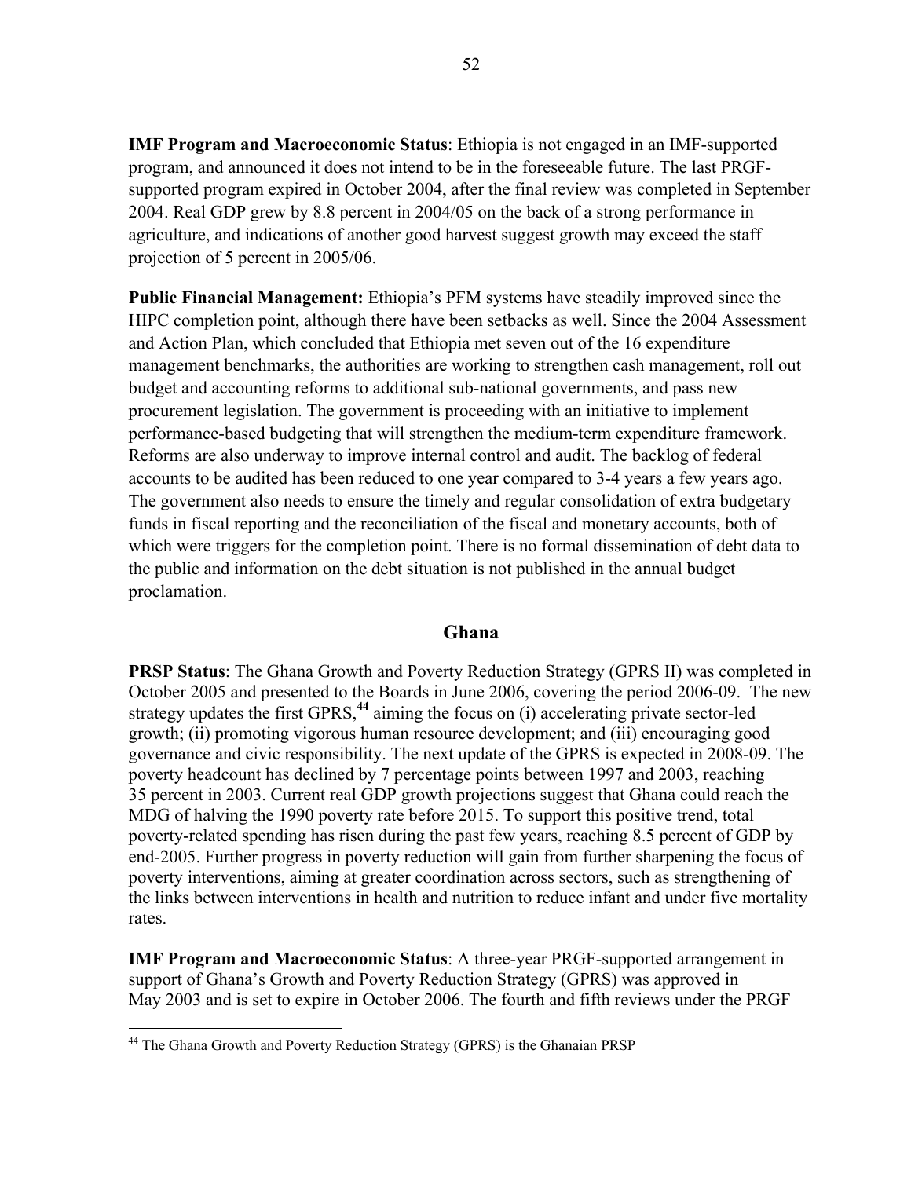**IMF Program and Macroeconomic Status**: Ethiopia is not engaged in an IMF-supported program, and announced it does not intend to be in the foreseeable future. The last PRGF-supported program expired in October 2004, after the final review was completed in September 2004. Real GDP grew by 8.8 percent in 2004/05 on the back of a strong performance in agriculture, and indications of another good harvest suggest growth may exceed the staff projection of 5 percent in 2005/06.

**Public Financial Management:** Ethiopia's PFM systems have steadily improved since the HIPC completion point, although there have been setbacks as well. Since the 2004 Assessment and Action Plan, which concluded that Ethiopia met seven out of the 16 expenditure management benchmarks, the authorities are working to strengthen cash management, roll out budget and accounting reforms to additional sub-national governments, and pass new procurement legislation. The government is proceeding with an initiative to implement performance-based budgeting that will strengthen the medium-term expenditure framework. Reforms are also underway to improve internal control and audit. The backlog of federal accounts to be audited has been reduced to one year compared to 3-4 years a few years ago. The government also needs to ensure the timely and regular consolidation of extra budgetary funds in fiscal reporting and the reconciliation of the fiscal and monetary accounts, both of which were triggers for the completion point. There is no formal dissemination of debt data to the public and information on the debt situation is not published in the annual budget proclamation.

## Ghana

**PRSP Status**: The Ghana Growth and Poverty Reduction Strategy (GPRS II) was completed in October 2005 and presented to the Boards in June 2006, covering the period 2006-09. The new strategy updates the first GPRS,[44] aiming the focus on (i) accelerating private sector-led growth; (ii) promoting vigorous human resource development; and (iii) encouraging good governance and civic responsibility. The next update of the GPRS is expected in 2008-09. The poverty headcount has declined by 7 percentage points between 1997 and 2003, reaching 35 percent in 2003. Current real GDP growth projections suggest that Ghana could reach the MDG of halving the 1990 poverty rate before 2015. To support this positive trend, total poverty-related spending has risen during the past few years, reaching 8.5 percent of GDP by end-2005. Further progress in poverty reduction will gain from further sharpening the focus of poverty interventions, aiming at greater coordination across sectors, such as strengthening of the links between interventions in health and nutrition to reduce infant and under five mortality rates.

**IMF Program and Macroeconomic Status**: A three-year PRGF-supported arrangement in support of Ghana's Growth and Poverty Reduction Strategy (GPRS) was approved in May 2003 and is set to expire in October 2006. The fourth and fifth reviews under the PRGF

[44] The Ghana Growth and Poverty Reduction Strategy (GPRS) is the Ghanaian PRSP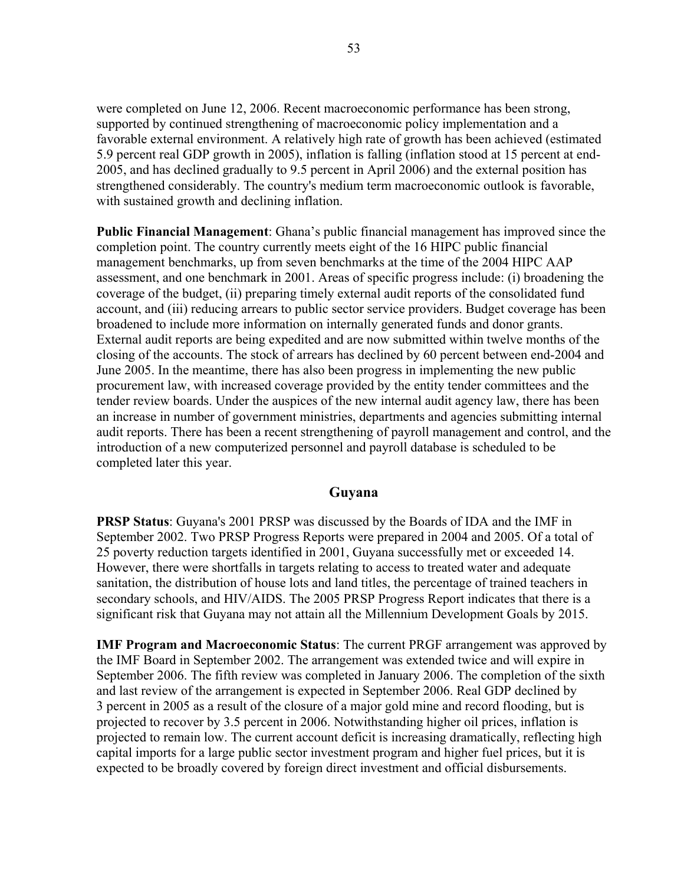were completed on June 12, 2006. Recent macroeconomic performance has been strong, supported by continued strengthening of macroeconomic policy implementation and a favorable external environment. A relatively high rate of growth has been achieved (estimated 5.9 percent real GDP growth in 2005), inflation is falling (inflation stood at 15 percent at end-2005, and has declined gradually to 9.5 percent in April 2006) and the external position has strengthened considerably. The country's medium term macroeconomic outlook is favorable, with sustained growth and declining inflation.

**Public Financial Management**: Ghana's public financial management has improved since the completion point. The country currently meets eight of the 16 HIPC public financial management benchmarks, up from seven benchmarks at the time of the 2004 HIPC AAP assessment, and one benchmark in 2001. Areas of specific progress include: (i) broadening the coverage of the budget, (ii) preparing timely external audit reports of the consolidated fund account, and (iii) reducing arrears to public sector service providers. Budget coverage has been broadened to include more information on internally generated funds and donor grants. External audit reports are being expedited and are now submitted within twelve months of the closing of the accounts. The stock of arrears has declined by 60 percent between end-2004 and June 2005. In the meantime, there has also been progress in implementing the new public procurement law, with increased coverage provided by the entity tender committees and the tender review boards. Under the auspices of the new internal audit agency law, there has been an increase in number of government ministries, departments and agencies submitting internal audit reports. There has been a recent strengthening of payroll management and control, and the introduction of a new computerized personnel and payroll database is scheduled to be completed later this year.

## Guyana

**PRSP Status**: Guyana's 2001 PRSP was discussed by the Boards of IDA and the IMF in September 2002. Two PRSP Progress Reports were prepared in 2004 and 2005. Of a total of 25 poverty reduction targets identified in 2001, Guyana successfully met or exceeded 14. However, there were shortfalls in targets relating to access to treated water and adequate sanitation, the distribution of house lots and land titles, the percentage of trained teachers in secondary schools, and HIV/AIDS. The 2005 PRSP Progress Report indicates that there is a significant risk that Guyana may not attain all the Millennium Development Goals by 2015.

**IMF Program and Macroeconomic Status**: The current PRGF arrangement was approved by the IMF Board in September 2002. The arrangement was extended twice and will expire in September 2006. The fifth review was completed in January 2006. The completion of the sixth and last review of the arrangement is expected in September 2006. Real GDP declined by 3 percent in 2005 as a result of the closure of a major gold mine and record flooding, but is projected to recover by 3.5 percent in 2006. Notwithstanding higher oil prices, inflation is projected to remain low. The current account deficit is increasing dramatically, reflecting high capital imports for a large public sector investment program and higher fuel prices, but it is expected to be broadly covered by foreign direct investment and official disbursements.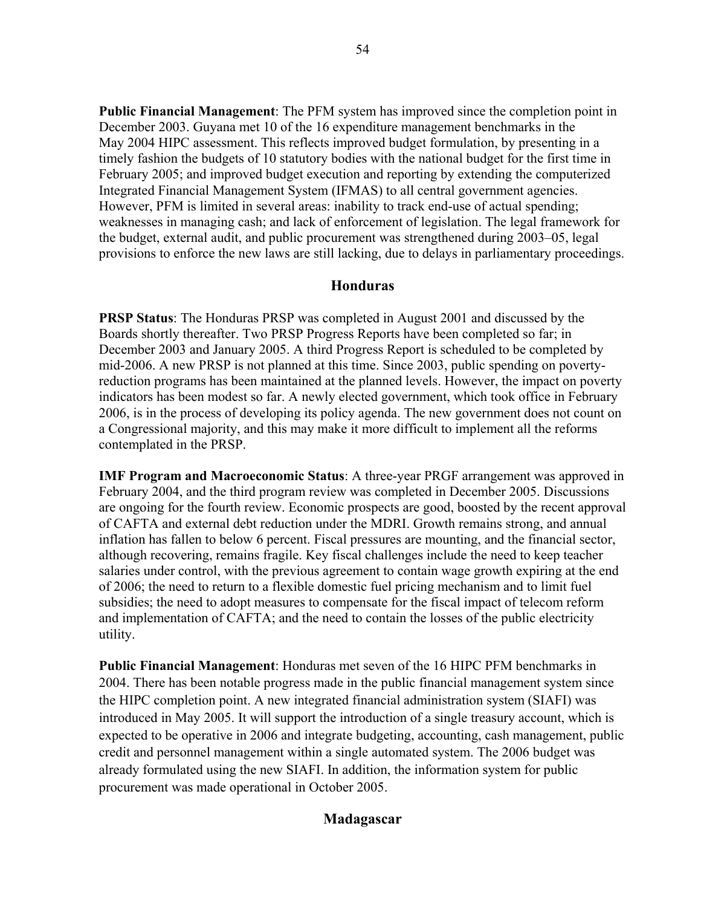**Public Financial Management**: The PFM system has improved since the completion point in December 2003. Guyana met 10 of the 16 expenditure management benchmarks in the May 2004 HIPC assessment. This reflects improved budget formulation, by presenting in a timely fashion the budgets of 10 statutory bodies with the national budget for the first time in February 2005; and improved budget execution and reporting by extending the computerized Integrated Financial Management System (IFMAS) to all central government agencies. However, PFM is limited in several areas: inability to track end-use of actual spending; weaknesses in managing cash; and lack of enforcement of legislation. The legal framework for the budget, external audit, and public procurement was strengthened during 2003–05, legal provisions to enforce the new laws are still lacking, due to delays in parliamentary proceedings.

## Honduras

**PRSP Status**: The Honduras PRSP was completed in August 2001 and discussed by the Boards shortly thereafter. Two PRSP Progress Reports have been completed so far; in December 2003 and January 2005. A third Progress Report is scheduled to be completed by mid-2006. A new PRSP is not planned at this time. Since 2003, public spending on poverty-reduction programs has been maintained at the planned levels. However, the impact on poverty indicators has been modest so far. A newly elected government, which took office in February 2006, is in the process of developing its policy agenda. The new government does not count on a Congressional majority, and this may make it more difficult to implement all the reforms contemplated in the PRSP.

**IMF Program and Macroeconomic Status**: A three-year PRGF arrangement was approved in February 2004, and the third program review was completed in December 2005. Discussions are ongoing for the fourth review. Economic prospects are good, boosted by the recent approval of CAFTA and external debt reduction under the MDRI. Growth remains strong, and annual inflation has fallen to below 6 percent. Fiscal pressures are mounting, and the financial sector, although recovering, remains fragile. Key fiscal challenges include the need to keep teacher salaries under control, with the previous agreement to contain wage growth expiring at the end of 2006; the need to return to a flexible domestic fuel pricing mechanism and to limit fuel subsidies; the need to adopt measures to compensate for the fiscal impact of telecom reform and implementation of CAFTA; and the need to contain the losses of the public electricity utility.

**Public Financial Management**: Honduras met seven of the 16 HIPC PFM benchmarks in 2004. There has been notable progress made in the public financial management system since the HIPC completion point. A new integrated financial administration system (SIAFI) was introduced in May 2005. It will support the introduction of a single treasury account, which is expected to be operative in 2006 and integrate budgeting, accounting, cash management, public credit and personnel management within a single automated system. The 2006 budget was already formulated using the new SIAFI. In addition, the information system for public procurement was made operational in October 2005.

## Madagascar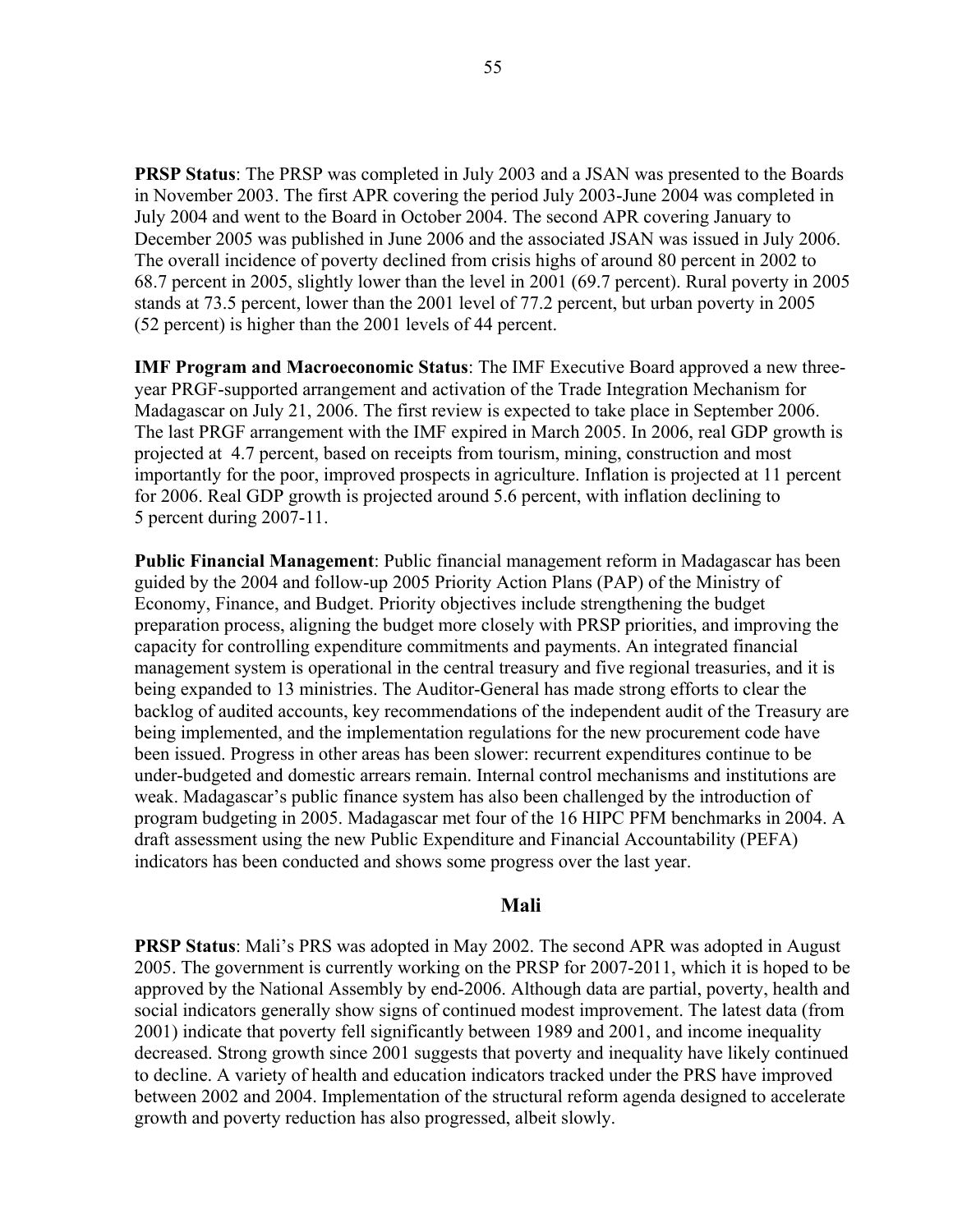**PRSP Status**: The PRSP was completed in July 2003 and a JSAN was presented to the Boards in November 2003. The first APR covering the period July 2003-June 2004 was completed in July 2004 and went to the Board in October 2004. The second APR covering January to December 2005 was published in June 2006 and the associated JSAN was issued in July 2006. The overall incidence of poverty declined from crisis highs of around 80 percent in 2002 to 68.7 percent in 2005, slightly lower than the level in 2001 (69.7 percent). Rural poverty in 2005 stands at 73.5 percent, lower than the 2001 level of 77.2 percent, but urban poverty in 2005 (52 percent) is higher than the 2001 levels of 44 percent.

**IMF Program and Macroeconomic Status**: The IMF Executive Board approved a new three-year PRGF-supported arrangement and activation of the Trade Integration Mechanism for Madagascar on July 21, 2006. The first review is expected to take place in September 2006. The last PRGF arrangement with the IMF expired in March 2005. In 2006, real GDP growth is projected at 4.7 percent, based on receipts from tourism, mining, construction and most importantly for the poor, improved prospects in agriculture. Inflation is projected at 11 percent for 2006. Real GDP growth is projected around 5.6 percent, with inflation declining to 5 percent during 2007-11.

**Public Financial Management**: Public financial management reform in Madagascar has been guided by the 2004 and follow-up 2005 Priority Action Plans (PAP) of the Ministry of Economy, Finance, and Budget. Priority objectives include strengthening the budget preparation process, aligning the budget more closely with PRSP priorities, and improving the capacity for controlling expenditure commitments and payments. An integrated financial management system is operational in the central treasury and five regional treasuries, and it is being expanded to 13 ministries. The Auditor-General has made strong efforts to clear the backlog of audited accounts, key recommendations of the independent audit of the Treasury are being implemented, and the implementation regulations for the new procurement code have been issued. Progress in other areas has been slower: recurrent expenditures continue to be under-budgeted and domestic arrears remain. Internal control mechanisms and institutions are weak. Madagascar's public finance system has also been challenged by the introduction of program budgeting in 2005. Madagascar met four of the 16 HIPC PFM benchmarks in 2004. A draft assessment using the new Public Expenditure and Financial Accountability (PEFA) indicators has been conducted and shows some progress over the last year.

## Mali

**PRSP Status**: Mali's PRS was adopted in May 2002. The second APR was adopted in August 2005. The government is currently working on the PRSP for 2007-2011, which it is hoped to be approved by the National Assembly by end-2006. Although data are partial, poverty, health and social indicators generally show signs of continued modest improvement. The latest data (from 2001) indicate that poverty fell significantly between 1989 and 2001, and income inequality decreased. Strong growth since 2001 suggests that poverty and inequality have likely continued to decline. A variety of health and education indicators tracked under the PRS have improved between 2002 and 2004. Implementation of the structural reform agenda designed to accelerate growth and poverty reduction has also progressed, albeit slowly.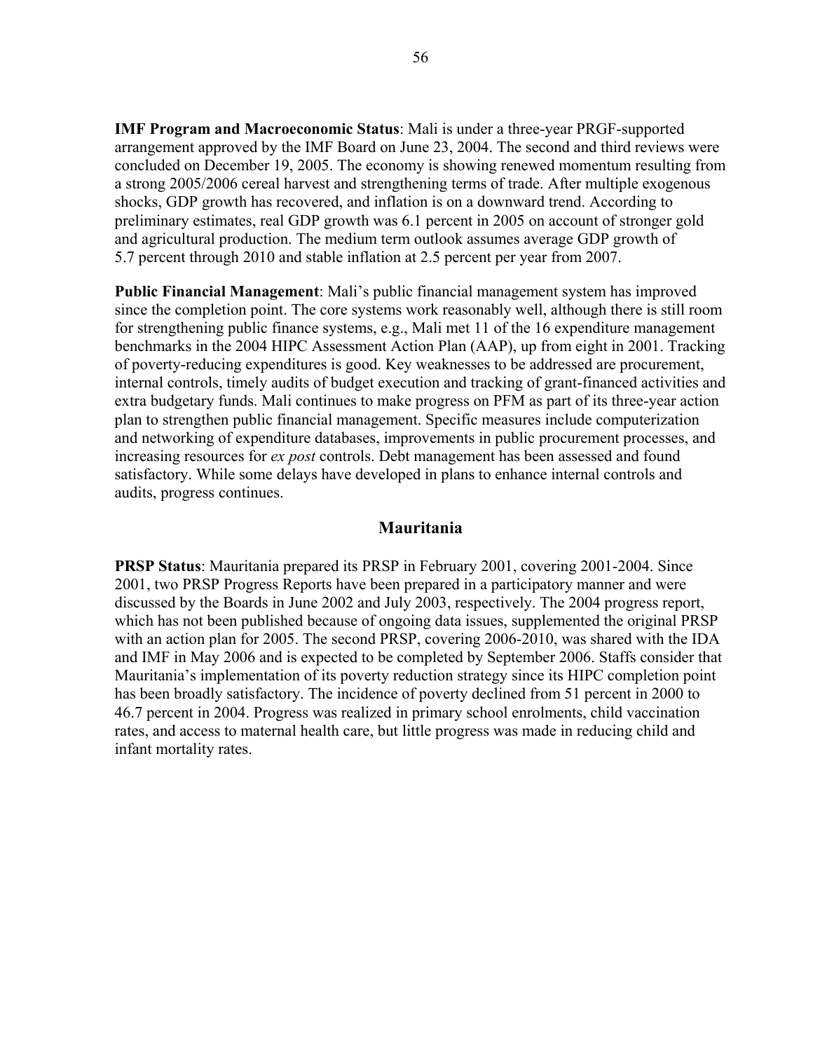**IMF Program and Macroeconomic Status**: Mali is under a three-year PRGF-supported arrangement approved by the IMF Board on June 23, 2004. The second and third reviews were concluded on December 19, 2005. The economy is showing renewed momentum resulting from a strong 2005/2006 cereal harvest and strengthening terms of trade. After multiple exogenous shocks, GDP growth has recovered, and inflation is on a downward trend. According to preliminary estimates, real GDP growth was 6.1 percent in 2005 on account of stronger gold and agricultural production. The medium term outlook assumes average GDP growth of 5.7 percent through 2010 and stable inflation at 2.5 percent per year from 2007.

**Public Financial Management**: Mali's public financial management system has improved since the completion point. The core systems work reasonably well, although there is still room for strengthening public finance systems, e.g., Mali met 11 of the 16 expenditure management benchmarks in the 2004 HIPC Assessment Action Plan (AAP), up from eight in 2001. Tracking of poverty-reducing expenditures is good. Key weaknesses to be addressed are procurement, internal controls, timely audits of budget execution and tracking of grant-financed activities and extra budgetary funds. Mali continues to make progress on PFM as part of its three-year action plan to strengthen public financial management. Specific measures include computerization and networking of expenditure databases, improvements in public procurement processes, and increasing resources for *ex post* controls. Debt management has been assessed and found satisfactory. While some delays have developed in plans to enhance internal controls and audits, progress continues.

## Mauritania

**PRSP Status**: Mauritania prepared its PRSP in February 2001, covering 2001-2004. Since 2001, two PRSP Progress Reports have been prepared in a participatory manner and were discussed by the Boards in June 2002 and July 2003, respectively. The 2004 progress report, which has not been published because of ongoing data issues, supplemented the original PRSP with an action plan for 2005. The second PRSP, covering 2006-2010, was shared with the IDA and IMF in May 2006 and is expected to be completed by September 2006. Staffs consider that Mauritania's implementation of its poverty reduction strategy since its HIPC completion point has been broadly satisfactory. The incidence of poverty declined from 51 percent in 2000 to 46.7 percent in 2004. Progress was realized in primary school enrolments, child vaccination rates, and access to maternal health care, but little progress was made in reducing child and infant mortality rates.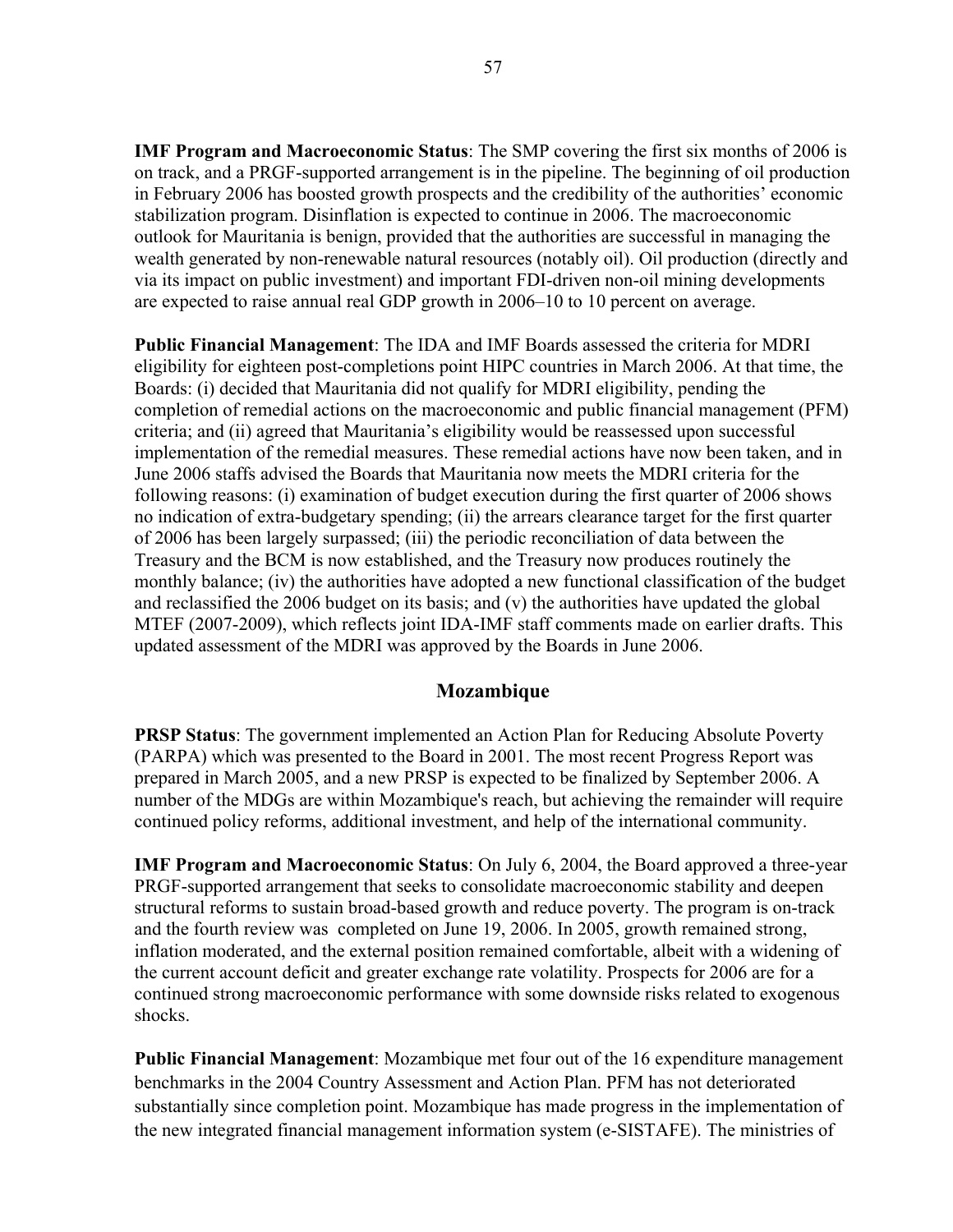**IMF Program and Macroeconomic Status**: The SMP covering the first six months of 2006 is on track, and a PRGF-supported arrangement is in the pipeline. The beginning of oil production in February 2006 has boosted growth prospects and the credibility of the authorities' economic stabilization program. Disinflation is expected to continue in 2006. The macroeconomic outlook for Mauritania is benign, provided that the authorities are successful in managing the wealth generated by non-renewable natural resources (notably oil). Oil production (directly and via its impact on public investment) and important FDI-driven non-oil mining developments are expected to raise annual real GDP growth in 2006–10 to 10 percent on average.

**Public Financial Management**: The IDA and IMF Boards assessed the criteria for MDRI eligibility for eighteen post-completions point HIPC countries in March 2006. At that time, the Boards: (i) decided that Mauritania did not qualify for MDRI eligibility, pending the completion of remedial actions on the macroeconomic and public financial management (PFM) criteria; and (ii) agreed that Mauritania's eligibility would be reassessed upon successful implementation of the remedial measures. These remedial actions have now been taken, and in June 2006 staffs advised the Boards that Mauritania now meets the MDRI criteria for the following reasons: (i) examination of budget execution during the first quarter of 2006 shows no indication of extra-budgetary spending; (ii) the arrears clearance target for the first quarter of 2006 has been largely surpassed; (iii) the periodic reconciliation of data between the Treasury and the BCM is now established, and the Treasury now produces routinely the monthly balance; (iv) the authorities have adopted a new functional classification of the budget and reclassified the 2006 budget on its basis; and (v) the authorities have updated the global MTEF (2007-2009), which reflects joint IDA-IMF staff comments made on earlier drafts. This updated assessment of the MDRI was approved by the Boards in June 2006.

## Mozambique

**PRSP Status**: The government implemented an Action Plan for Reducing Absolute Poverty (PARPA) which was presented to the Board in 2001. The most recent Progress Report was prepared in March 2005, and a new PRSP is expected to be finalized by September 2006. A number of the MDGs are within Mozambique's reach, but achieving the remainder will require continued policy reforms, additional investment, and help of the international community.

**IMF Program and Macroeconomic Status**: On July 6, 2004, the Board approved a three-year PRGF-supported arrangement that seeks to consolidate macroeconomic stability and deepen structural reforms to sustain broad-based growth and reduce poverty. The program is on-track and the fourth review was completed on June 19, 2006. In 2005, growth remained strong, inflation moderated, and the external position remained comfortable, albeit with a widening of the current account deficit and greater exchange rate volatility. Prospects for 2006 are for a continued strong macroeconomic performance with some downside risks related to exogenous shocks.

**Public Financial Management**: Mozambique met four out of the 16 expenditure management benchmarks in the 2004 Country Assessment and Action Plan. PFM has not deteriorated substantially since completion point. Mozambique has made progress in the implementation of the new integrated financial management information system (e-SISTAFE). The ministries of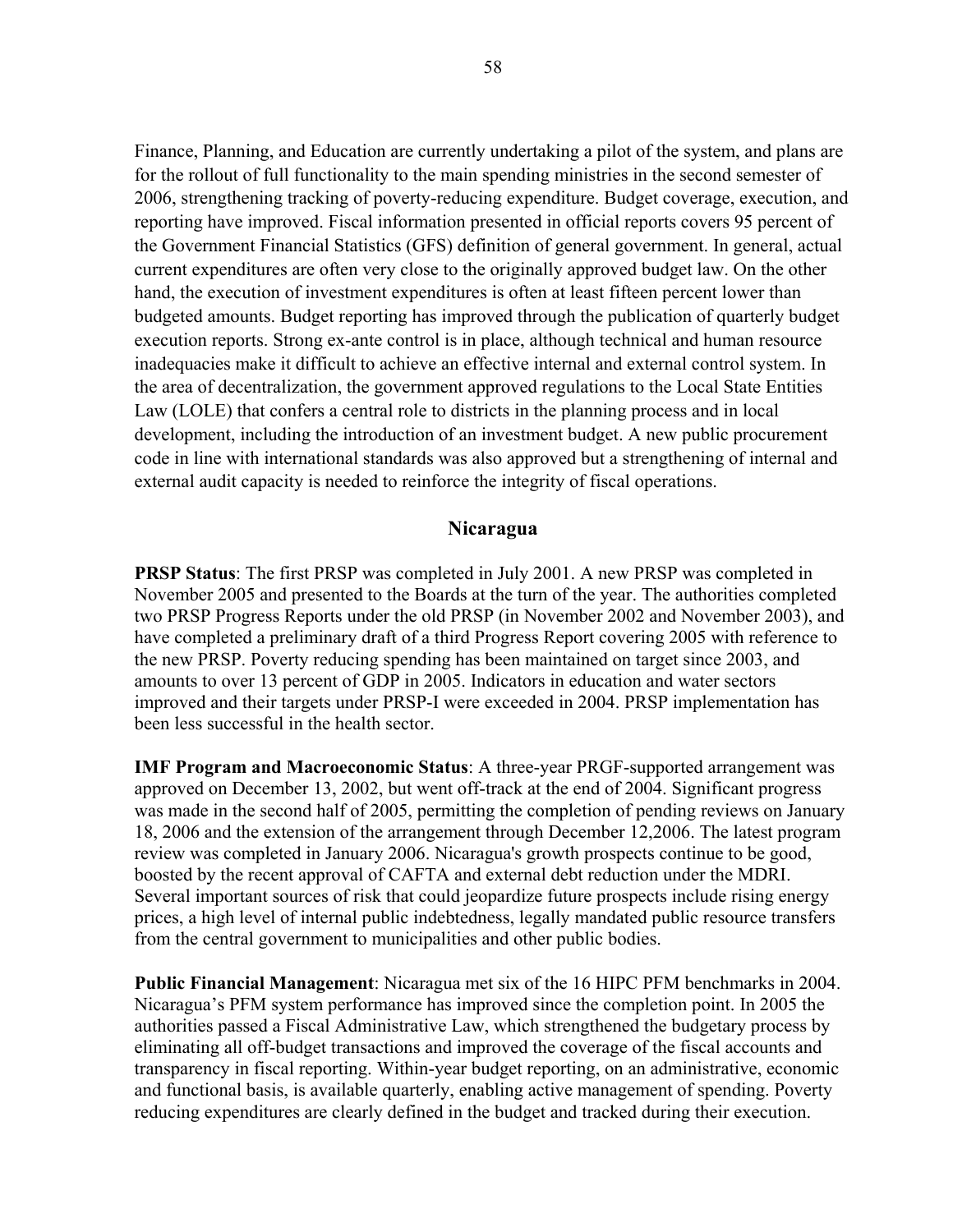Finance, Planning, and Education are currently undertaking a pilot of the system, and plans are for the rollout of full functionality to the main spending ministries in the second semester of 2006, strengthening tracking of poverty-reducing expenditure. Budget coverage, execution, and reporting have improved. Fiscal information presented in official reports covers 95 percent of the Government Financial Statistics (GFS) definition of general government. In general, actual current expenditures are often very close to the originally approved budget law. On the other hand, the execution of investment expenditures is often at least fifteen percent lower than budgeted amounts. Budget reporting has improved through the publication of quarterly budget execution reports. Strong ex-ante control is in place, although technical and human resource inadequacies make it difficult to achieve an effective internal and external control system. In the area of decentralization, the government approved regulations to the Local State Entities Law (LOLE) that confers a central role to districts in the planning process and in local development, including the introduction of an investment budget. A new public procurement code in line with international standards was also approved but a strengthening of internal and external audit capacity is needed to reinforce the integrity of fiscal operations.

## Nicaragua

**PRSP Status**: The first PRSP was completed in July 2001. A new PRSP was completed in November 2005 and presented to the Boards at the turn of the year. The authorities completed two PRSP Progress Reports under the old PRSP (in November 2002 and November 2003), and have completed a preliminary draft of a third Progress Report covering 2005 with reference to the new PRSP. Poverty reducing spending has been maintained on target since 2003, and amounts to over 13 percent of GDP in 2005. Indicators in education and water sectors improved and their targets under PRSP-I were exceeded in 2004. PRSP implementation has been less successful in the health sector.

**IMF Program and Macroeconomic Status**: A three-year PRGF-supported arrangement was approved on December 13, 2002, but went off-track at the end of 2004. Significant progress was made in the second half of 2005, permitting the completion of pending reviews on January 18, 2006 and the extension of the arrangement through December 12,2006. The latest program review was completed in January 2006. Nicaragua's growth prospects continue to be good, boosted by the recent approval of CAFTA and external debt reduction under the MDRI. Several important sources of risk that could jeopardize future prospects include rising energy prices, a high level of internal public indebtedness, legally mandated public resource transfers from the central government to municipalities and other public bodies.

**Public Financial Management**: Nicaragua met six of the 16 HIPC PFM benchmarks in 2004. Nicaragua's PFM system performance has improved since the completion point. In 2005 the authorities passed a Fiscal Administrative Law, which strengthened the budgetary process by eliminating all off-budget transactions and improved the coverage of the fiscal accounts and transparency in fiscal reporting. Within-year budget reporting, on an administrative, economic and functional basis, is available quarterly, enabling active management of spending. Poverty reducing expenditures are clearly defined in the budget and tracked during their execution.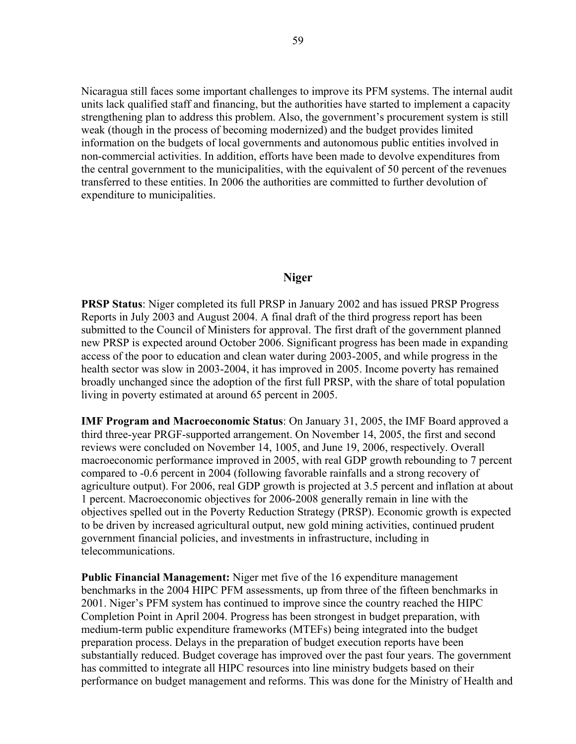Nicaragua still faces some important challenges to improve its PFM systems. The internal audit units lack qualified staff and financing, but the authorities have started to implement a capacity strengthening plan to address this problem. Also, the government's procurement system is still weak (though in the process of becoming modernized) and the budget provides limited information on the budgets of local governments and autonomous public entities involved in non-commercial activities. In addition, efforts have been made to devolve expenditures from the central government to the municipalities, with the equivalent of 50 percent of the revenues transferred to these entities. In 2006 the authorities are committed to further devolution of expenditure to municipalities.

## Niger

**PRSP Status**: Niger completed its full PRSP in January 2002 and has issued PRSP Progress Reports in July 2003 and August 2004. A final draft of the third progress report has been submitted to the Council of Ministers for approval. The first draft of the government planned new PRSP is expected around October 2006. Significant progress has been made in expanding access of the poor to education and clean water during 2003-2005, and while progress in the health sector was slow in 2003-2004, it has improved in 2005. Income poverty has remained broadly unchanged since the adoption of the first full PRSP, with the share of total population living in poverty estimated at around 65 percent in 2005.

**IMF Program and Macroeconomic Status**: On January 31, 2005, the IMF Board approved a third three-year PRGF-supported arrangement. On November 14, 2005, the first and second reviews were concluded on November 14, 1005, and June 19, 2006, respectively. Overall macroeconomic performance improved in 2005, with real GDP growth rebounding to 7 percent compared to -0.6 percent in 2004 (following favorable rainfalls and a strong recovery of agriculture output). For 2006, real GDP growth is projected at 3.5 percent and inflation at about 1 percent. Macroeconomic objectives for 2006-2008 generally remain in line with the objectives spelled out in the Poverty Reduction Strategy (PRSP). Economic growth is expected to be driven by increased agricultural output, new gold mining activities, continued prudent government financial policies, and investments in infrastructure, including in telecommunications.

**Public Financial Management:** Niger met five of the 16 expenditure management benchmarks in the 2004 HIPC PFM assessments, up from three of the fifteen benchmarks in 2001. Niger's PFM system has continued to improve since the country reached the HIPC Completion Point in April 2004. Progress has been strongest in budget preparation, with medium-term public expenditure frameworks (MTEFs) being integrated into the budget preparation process. Delays in the preparation of budget execution reports have been substantially reduced. Budget coverage has improved over the past four years. The government has committed to integrate all HIPC resources into line ministry budgets based on their performance on budget management and reforms. This was done for the Ministry of Health and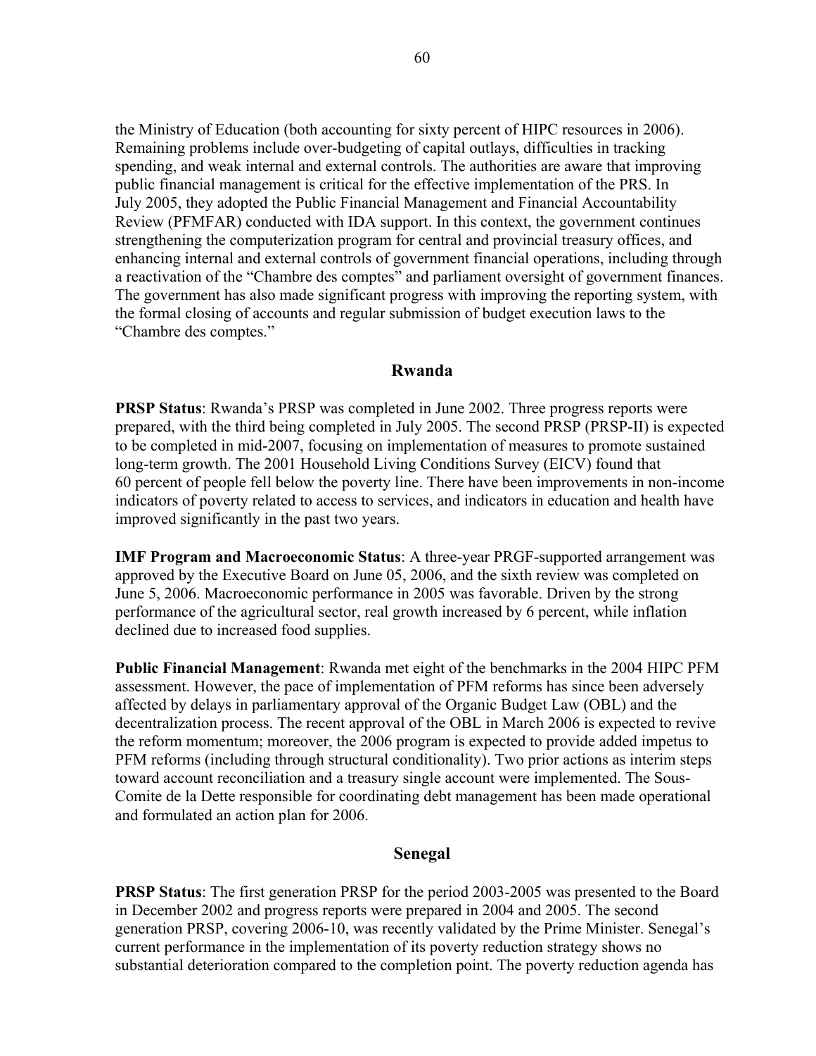the Ministry of Education (both accounting for sixty percent of HIPC resources in 2006). Remaining problems include over-budgeting of capital outlays, difficulties in tracking spending, and weak internal and external controls. The authorities are aware that improving public financial management is critical for the effective implementation of the PRS. In July 2005, they adopted the Public Financial Management and Financial Accountability Review (PFMFAR) conducted with IDA support. In this context, the government continues strengthening the computerization program for central and provincial treasury offices, and enhancing internal and external controls of government financial operations, including through a reactivation of the "Chambre des comptes" and parliament oversight of government finances. The government has also made significant progress with improving the reporting system, with the formal closing of accounts and regular submission of budget execution laws to the "Chambre des comptes."

## Rwanda

**PRSP Status**: Rwanda's PRSP was completed in June 2002. Three progress reports were prepared, with the third being completed in July 2005. The second PRSP (PRSP-II) is expected to be completed in mid-2007, focusing on implementation of measures to promote sustained long-term growth. The 2001 Household Living Conditions Survey (EICV) found that 60 percent of people fell below the poverty line. There have been improvements in non-income indicators of poverty related to access to services, and indicators in education and health have improved significantly in the past two years.

**IMF Program and Macroeconomic Status**: A three-year PRGF-supported arrangement was approved by the Executive Board on June 05, 2006, and the sixth review was completed on June 5, 2006. Macroeconomic performance in 2005 was favorable. Driven by the strong performance of the agricultural sector, real growth increased by 6 percent, while inflation declined due to increased food supplies.

**Public Financial Management**: Rwanda met eight of the benchmarks in the 2004 HIPC PFM assessment. However, the pace of implementation of PFM reforms has since been adversely affected by delays in parliamentary approval of the Organic Budget Law (OBL) and the decentralization process. The recent approval of the OBL in March 2006 is expected to revive the reform momentum; moreover, the 2006 program is expected to provide added impetus to PFM reforms (including through structural conditionality). Two prior actions as interim steps toward account reconciliation and a treasury single account were implemented. The Sous-Comite de la Dette responsible for coordinating debt management has been made operational and formulated an action plan for 2006.

## Senegal

**PRSP Status**: The first generation PRSP for the period 2003-2005 was presented to the Board in December 2002 and progress reports were prepared in 2004 and 2005. The second generation PRSP, covering 2006-10, was recently validated by the Prime Minister. Senegal's current performance in the implementation of its poverty reduction strategy shows no substantial deterioration compared to the completion point. The poverty reduction agenda has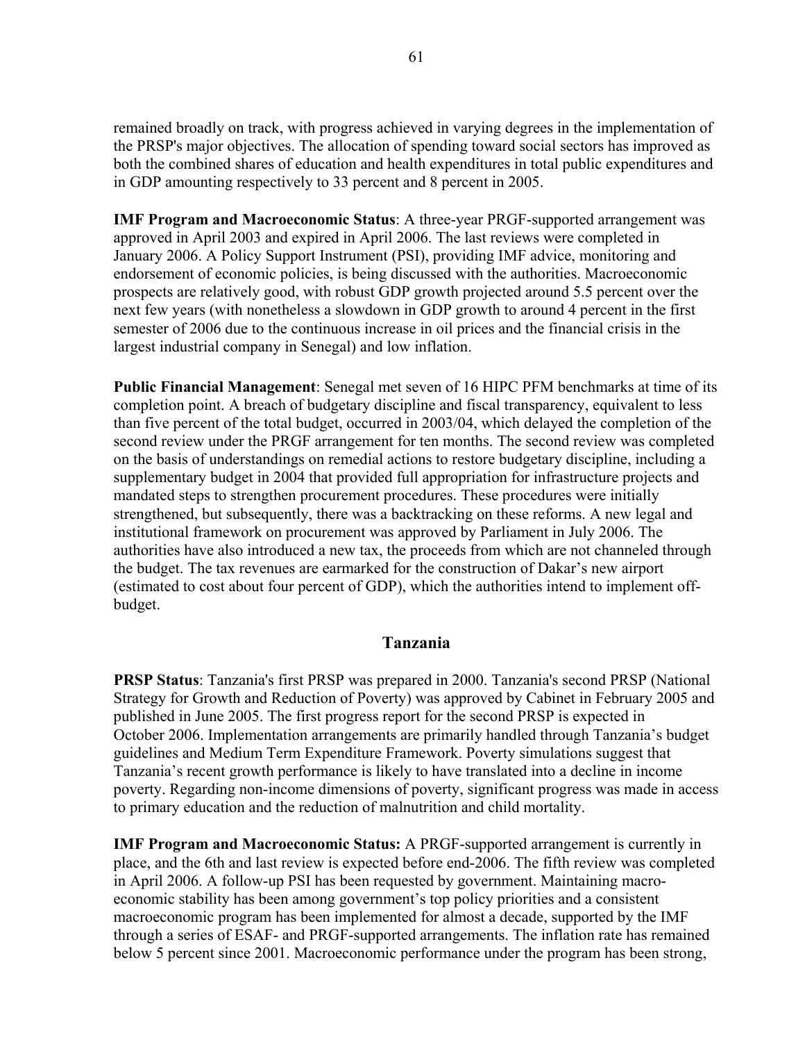remained broadly on track, with progress achieved in varying degrees in the implementation of the PRSP's major objectives. The allocation of spending toward social sectors has improved as both the combined shares of education and health expenditures in total public expenditures and in GDP amounting respectively to 33 percent and 8 percent in 2005.

**IMF Program and Macroeconomic Status**: A three-year PRGF-supported arrangement was approved in April 2003 and expired in April 2006. The last reviews were completed in January 2006. A Policy Support Instrument (PSI), providing IMF advice, monitoring and endorsement of economic policies, is being discussed with the authorities. Macroeconomic prospects are relatively good, with robust GDP growth projected around 5.5 percent over the next few years (with nonetheless a slowdown in GDP growth to around 4 percent in the first semester of 2006 due to the continuous increase in oil prices and the financial crisis in the largest industrial company in Senegal) and low inflation.

**Public Financial Management**: Senegal met seven of 16 HIPC PFM benchmarks at time of its completion point. A breach of budgetary discipline and fiscal transparency, equivalent to less than five percent of the total budget, occurred in 2003/04, which delayed the completion of the second review under the PRGF arrangement for ten months. The second review was completed on the basis of understandings on remedial actions to restore budgetary discipline, including a supplementary budget in 2004 that provided full appropriation for infrastructure projects and mandated steps to strengthen procurement procedures. These procedures were initially strengthened, but subsequently, there was a backtracking on these reforms. A new legal and institutional framework on procurement was approved by Parliament in July 2006. The authorities have also introduced a new tax, the proceeds from which are not channeled through the budget. The tax revenues are earmarked for the construction of Dakar's new airport (estimated to cost about four percent of GDP), which the authorities intend to implement off-budget.

## Tanzania

**PRSP Status**: Tanzania's first PRSP was prepared in 2000. Tanzania's second PRSP (National Strategy for Growth and Reduction of Poverty) was approved by Cabinet in February 2005 and published in June 2005. The first progress report for the second PRSP is expected in October 2006. Implementation arrangements are primarily handled through Tanzania's budget guidelines and Medium Term Expenditure Framework. Poverty simulations suggest that Tanzania's recent growth performance is likely to have translated into a decline in income poverty. Regarding non-income dimensions of poverty, significant progress was made in access to primary education and the reduction of malnutrition and child mortality.

**IMF Program and Macroeconomic Status:** A PRGF-supported arrangement is currently in place, and the 6th and last review is expected before end-2006. The fifth review was completed in April 2006. A follow-up PSI has been requested by government. Maintaining macro-economic stability has been among government's top policy priorities and a consistent macroeconomic program has been implemented for almost a decade, supported by the IMF through a series of ESAF- and PRGF-supported arrangements. The inflation rate has remained below 5 percent since 2001. Macroeconomic performance under the program has been strong,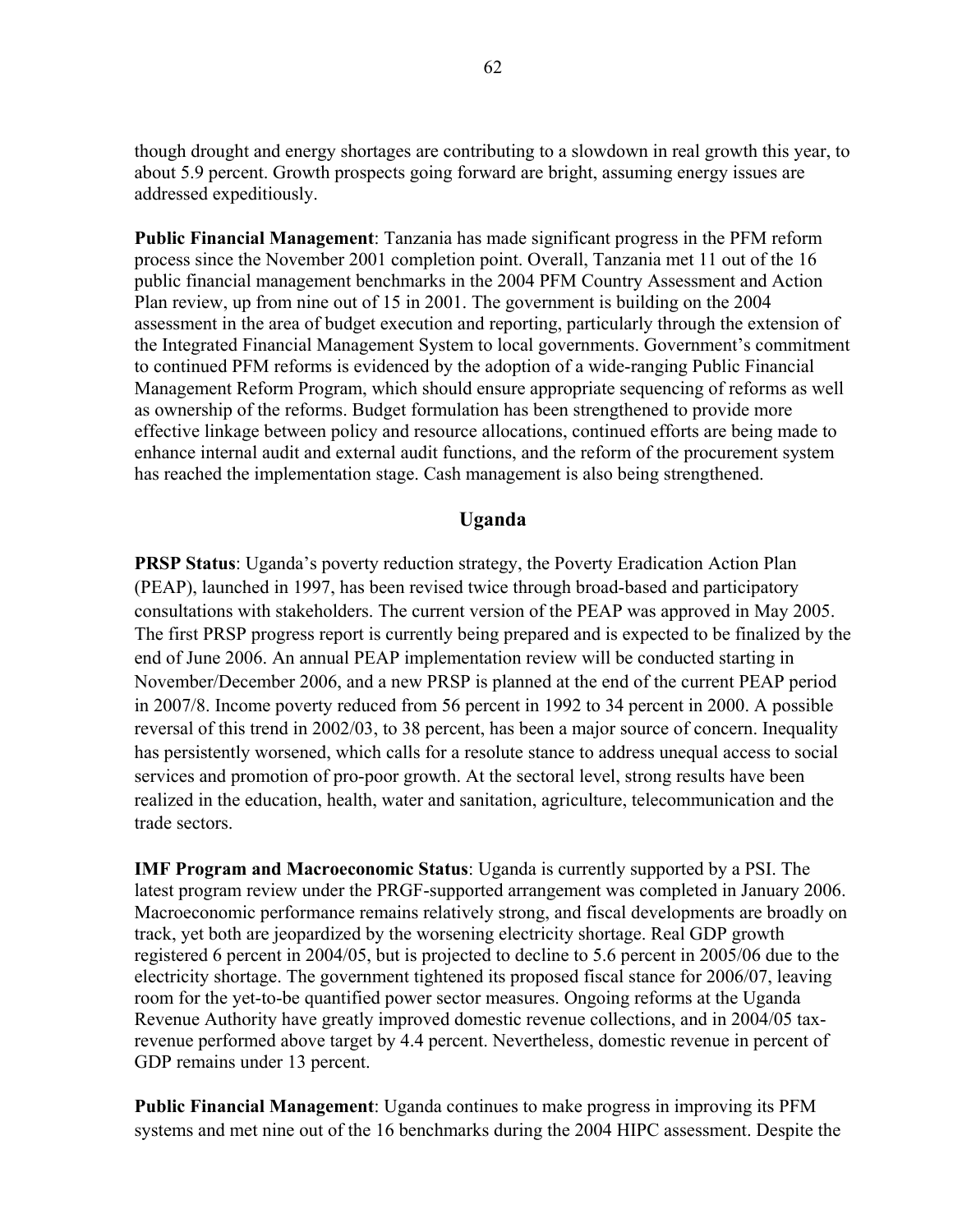though drought and energy shortages are contributing to a slowdown in real growth this year, to about 5.9 percent. Growth prospects going forward are bright, assuming energy issues are addressed expeditiously.

**Public Financial Management**: Tanzania has made significant progress in the PFM reform process since the November 2001 completion point. Overall, Tanzania met 11 out of the 16 public financial management benchmarks in the 2004 PFM Country Assessment and Action Plan review, up from nine out of 15 in 2001. The government is building on the 2004 assessment in the area of budget execution and reporting, particularly through the extension of the Integrated Financial Management System to local governments. Government's commitment to continued PFM reforms is evidenced by the adoption of a wide-ranging Public Financial Management Reform Program, which should ensure appropriate sequencing of reforms as well as ownership of the reforms. Budget formulation has been strengthened to provide more effective linkage between policy and resource allocations, continued efforts are being made to enhance internal audit and external audit functions, and the reform of the procurement system has reached the implementation stage. Cash management is also being strengthened.

## Uganda

**PRSP Status**: Uganda's poverty reduction strategy, the Poverty Eradication Action Plan (PEAP), launched in 1997, has been revised twice through broad-based and participatory consultations with stakeholders. The current version of the PEAP was approved in May 2005. The first PRSP progress report is currently being prepared and is expected to be finalized by the end of June 2006. An annual PEAP implementation review will be conducted starting in November/December 2006, and a new PRSP is planned at the end of the current PEAP period in 2007/8. Income poverty reduced from 56 percent in 1992 to 34 percent in 2000. A possible reversal of this trend in 2002/03, to 38 percent, has been a major source of concern. Inequality has persistently worsened, which calls for a resolute stance to address unequal access to social services and promotion of pro-poor growth. At the sectoral level, strong results have been realized in the education, health, water and sanitation, agriculture, telecommunication and the trade sectors.

**IMF Program and Macroeconomic Status**: Uganda is currently supported by a PSI. The latest program review under the PRGF-supported arrangement was completed in January 2006. Macroeconomic performance remains relatively strong, and fiscal developments are broadly on track, yet both are jeopardized by the worsening electricity shortage. Real GDP growth registered 6 percent in 2004/05, but is projected to decline to 5.6 percent in 2005/06 due to the electricity shortage. The government tightened its proposed fiscal stance for 2006/07, leaving room for the yet-to-be quantified power sector measures. Ongoing reforms at the Uganda Revenue Authority have greatly improved domestic revenue collections, and in 2004/05 tax-revenue performed above target by 4.4 percent. Nevertheless, domestic revenue in percent of GDP remains under 13 percent.

**Public Financial Management**: Uganda continues to make progress in improving its PFM systems and met nine out of the 16 benchmarks during the 2004 HIPC assessment. Despite the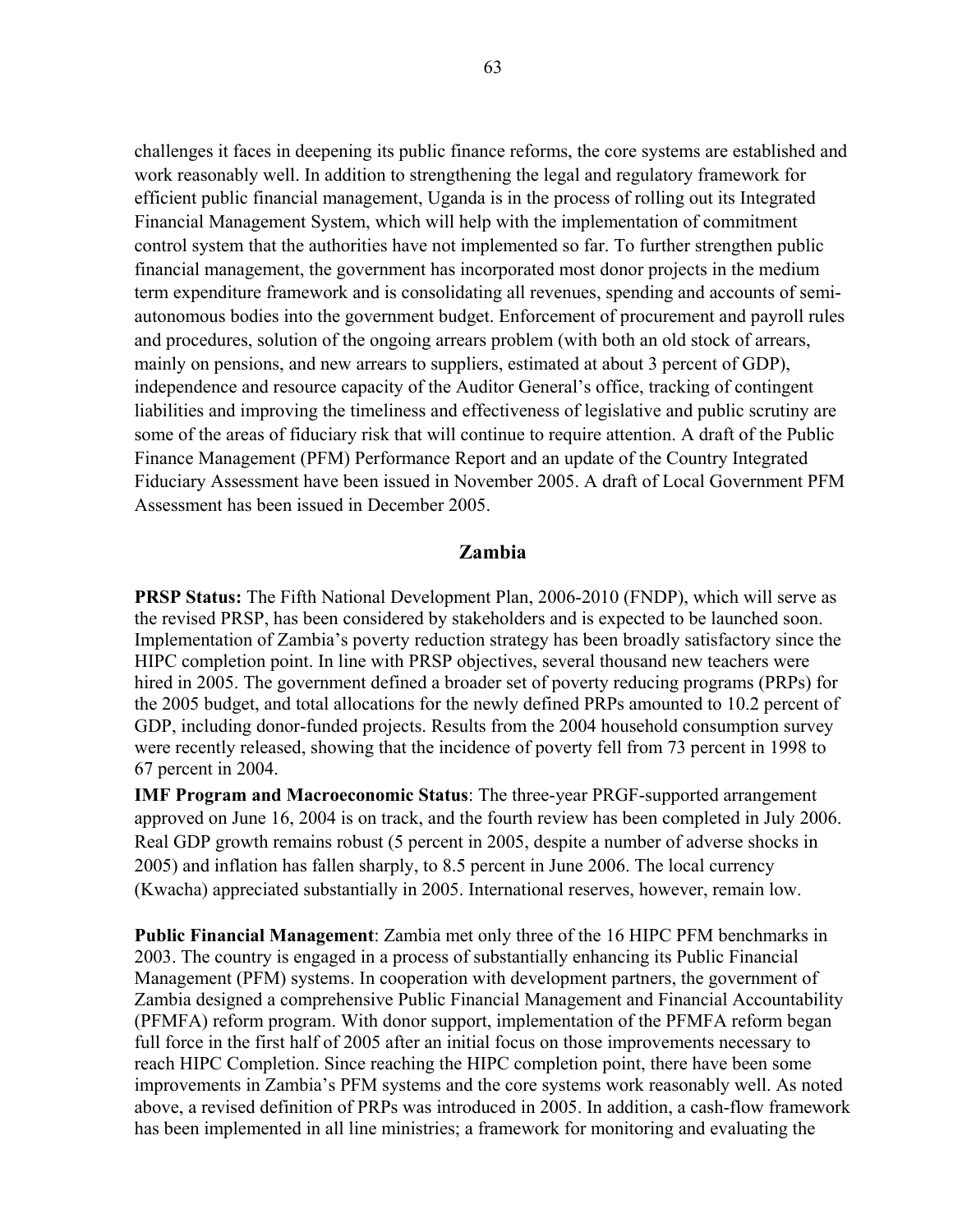challenges it faces in deepening its public finance reforms, the core systems are established and work reasonably well. In addition to strengthening the legal and regulatory framework for efficient public financial management, Uganda is in the process of rolling out its Integrated Financial Management System, which will help with the implementation of commitment control system that the authorities have not implemented so far. To further strengthen public financial management, the government has incorporated most donor projects in the medium term expenditure framework and is consolidating all revenues, spending and accounts of semi-autonomous bodies into the government budget. Enforcement of procurement and payroll rules and procedures, solution of the ongoing arrears problem (with both an old stock of arrears, mainly on pensions, and new arrears to suppliers, estimated at about 3 percent of GDP), independence and resource capacity of the Auditor General's office, tracking of contingent liabilities and improving the timeliness and effectiveness of legislative and public scrutiny are some of the areas of fiduciary risk that will continue to require attention. A draft of the Public Finance Management (PFM) Performance Report and an update of the Country Integrated Fiduciary Assessment have been issued in November 2005. A draft of Local Government PFM Assessment has been issued in December 2005.

## Zambia

**PRSP Status:** The Fifth National Development Plan, 2006-2010 (FNDP), which will serve as the revised PRSP, has been considered by stakeholders and is expected to be launched soon. Implementation of Zambia's poverty reduction strategy has been broadly satisfactory since the HIPC completion point. In line with PRSP objectives, several thousand new teachers were hired in 2005. The government defined a broader set of poverty reducing programs (PRPs) for the 2005 budget, and total allocations for the newly defined PRPs amounted to 10.2 percent of GDP, including donor-funded projects. Results from the 2004 household consumption survey were recently released, showing that the incidence of poverty fell from 73 percent in 1998 to 67 percent in 2004.

**IMF Program and Macroeconomic Status**: The three-year PRGF-supported arrangement approved on June 16, 2004 is on track, and the fourth review has been completed in July 2006. Real GDP growth remains robust (5 percent in 2005, despite a number of adverse shocks in 2005) and inflation has fallen sharply, to 8.5 percent in June 2006. The local currency (Kwacha) appreciated substantially in 2005. International reserves, however, remain low.

**Public Financial Management**: Zambia met only three of the 16 HIPC PFM benchmarks in 2003. The country is engaged in a process of substantially enhancing its Public Financial Management (PFM) systems. In cooperation with development partners, the government of Zambia designed a comprehensive Public Financial Management and Financial Accountability (PFMFA) reform program. With donor support, implementation of the PFMFA reform began full force in the first half of 2005 after an initial focus on those improvements necessary to reach HIPC Completion. Since reaching the HIPC completion point, there have been some improvements in Zambia's PFM systems and the core systems work reasonably well. As noted above, a revised definition of PRPs was introduced in 2005. In addition, a cash-flow framework has been implemented in all line ministries; a framework for monitoring and evaluating the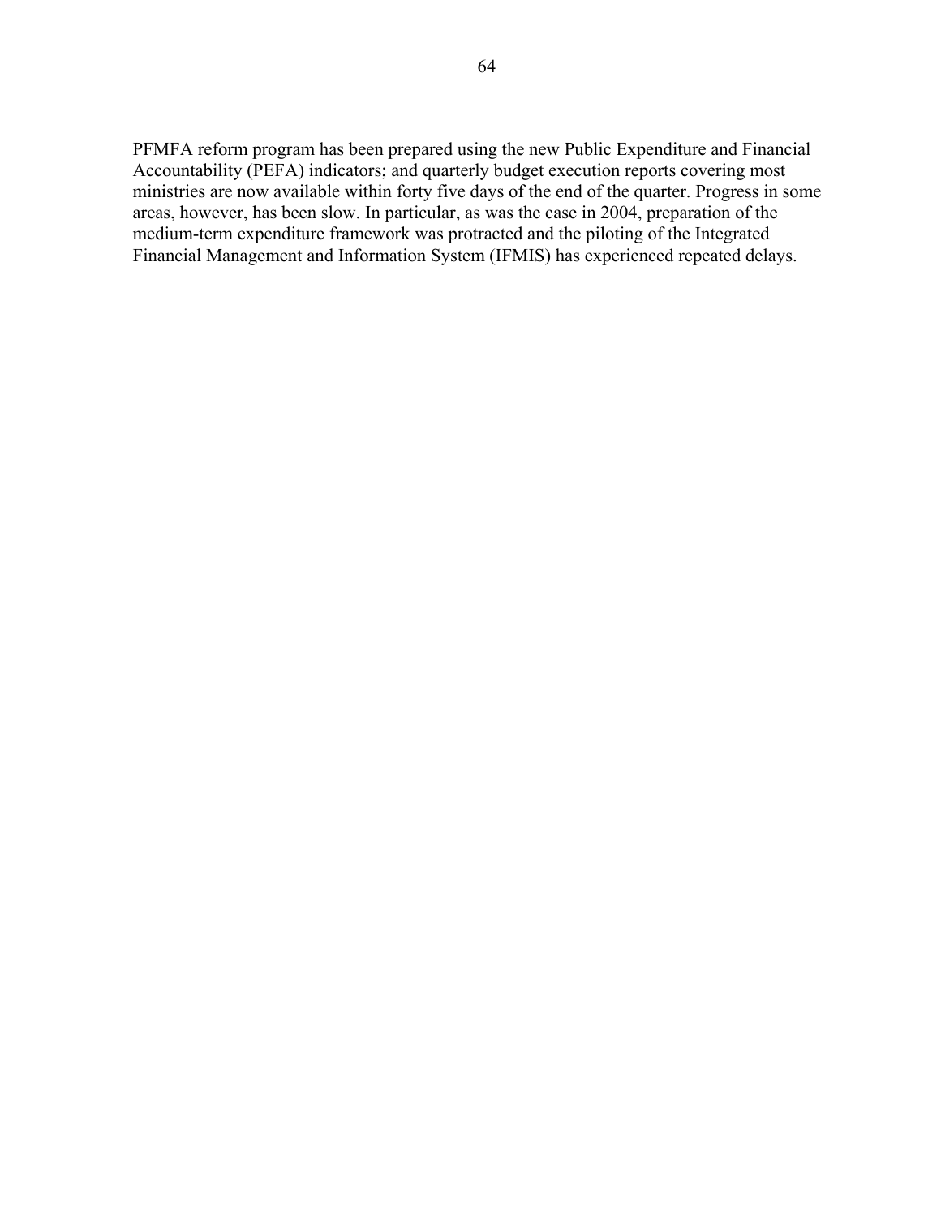PFMFA reform program has been prepared using the new Public Expenditure and Financial Accountability (PEFA) indicators; and quarterly budget execution reports covering most ministries are now available within forty five days of the end of the quarter. Progress in some areas, however, has been slow. In particular, as was the case in 2004, preparation of the medium-term expenditure framework was protracted and the piloting of the Integrated Financial Management and Information System (IFMIS) has experienced repeated delays.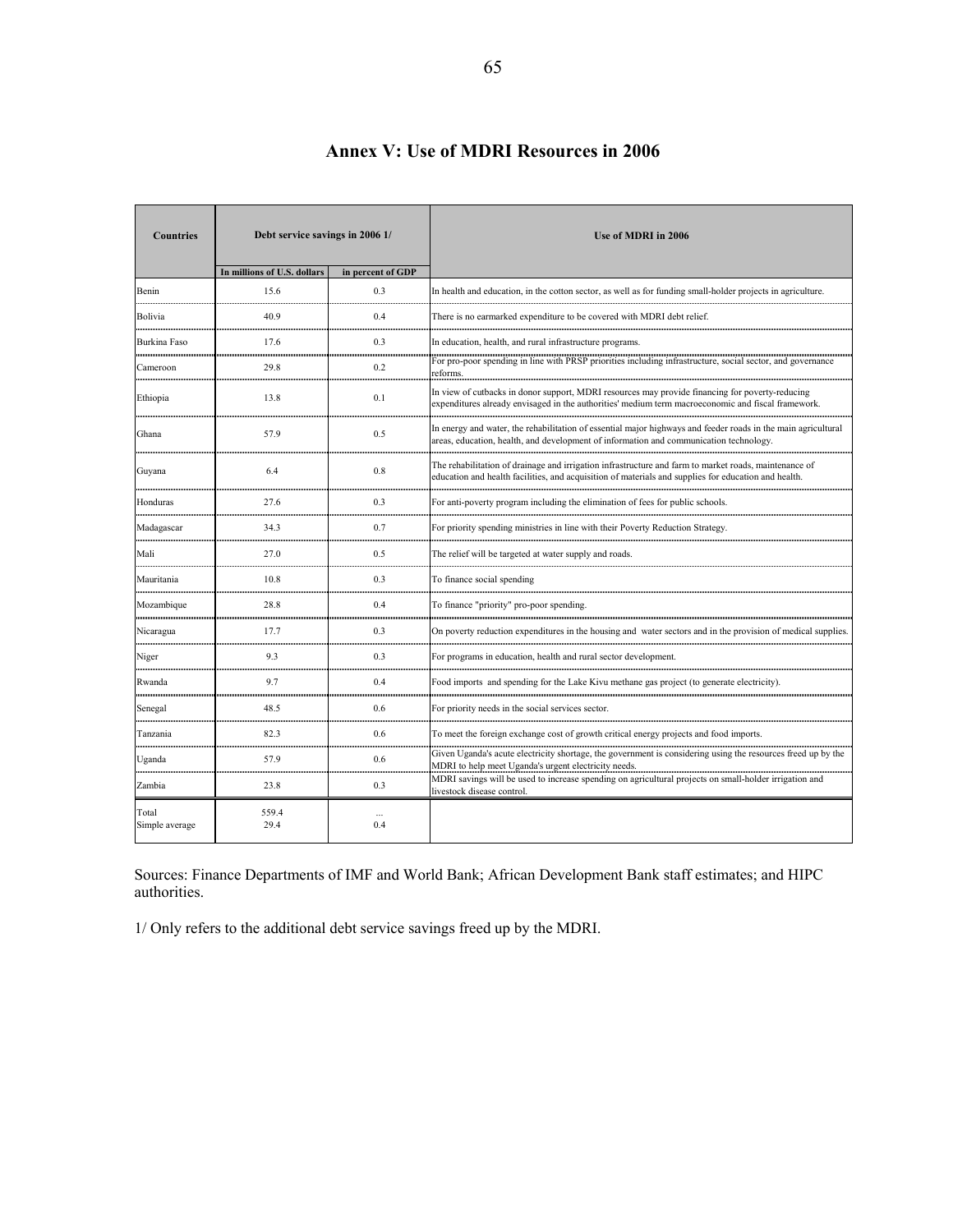# Annex V: Use of MDRI Resources in 2006

| Countries | Debt service savings in 2006 1/ | | Use of MDRI in 2006 |
|---|---|---|---|
| | In millions of U.S. dollars | in percent of GDP | |
| Benin | 15.6 | 0.3 | In health and education, in the cotton sector, as well as for funding small-holder projects in agriculture. |
| Bolivia | 40.9 | 0.4 | There is no earmarked expenditure to be covered with MDRI debt relief. |
| Burkina Faso | 17.6 | 0.3 | In education, health, and rural infrastructure programs. |
| Cameroon | 29.8 | 0.2 | For pro-poor spending in line with PRSP priorities including infrastructure, social sector, and governance reforms. |
| Ethiopia | 13.8 | 0.1 | In view of cutbacks in donor support, MDRI resources may provide financing for poverty-reducing expenditures already envisaged in the authorities' medium term macroeconomic and fiscal framework. |
| Ghana | 57.9 | 0.5 | In energy and water, the rehabilitation of essential major highways and feeder roads in the main agricultural areas, education, health, and development of information and communication technology. |
| Guyana | 6.4 | 0.8 | The rehabilitation of drainage and irrigation infrastructure and farm to market roads, maintenance of education and health facilities, and acquisition of materials and supplies for education and health. |
| Honduras | 27.6 | 0.3 | For anti-poverty program including the elimination of fees for public schools. |
| Madagascar | 34.3 | 0.7 | For priority spending ministries in line with their Poverty Reduction Strategy. |
| Mali | 27.0 | 0.5 | The relief will be targeted at water supply and roads. |
| Mauritania | 10.8 | 0.3 | To finance social spending |
| Mozambique | 28.8 | 0.4 | To finance "priority" pro-poor spending. |
| Nicaragua | 17.7 | 0.3 | On poverty reduction expenditures in the housing and water sectors and in the provision of medical supplies. |
| Niger | 9.3 | 0.3 | For programs in education, health and rural sector development. |
| Rwanda | 9.7 | 0.4 | Food imports and spending for the Lake Kivu methane gas project (to generate electricity). |
| Senegal | 48.5 | 0.6 | For priority needs in the social services sector. |
| Tanzania | 82.3 | 0.6 | To meet the foreign exchange cost of growth critical energy projects and food imports. |
| Uganda | 57.9 | 0.6 | Given Uganda's acute electricity shortage, the government is considering using the resources freed up by the MDRI to help meet Uganda's urgent electricity needs. |
| Zambia | 23.8 | 0.3 | MDRI savings will be used to increase spending on agricultural projects on small-holder irrigation and livestock disease control. |
| Total | 559.4 | ... | |
| Simple average | 29.4 | 0.4 | |

Sources: Finance Departments of IMF and World Bank; African Development Bank staff estimates; and HIPC authorities.

1/ Only refers to the additional debt service savings freed up by the MDRI.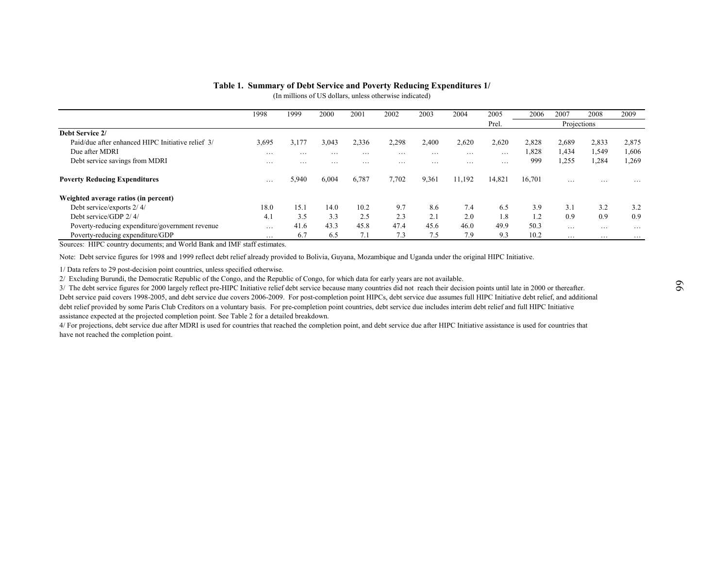**Table 1. Summary of Debt Service and Poverty Reducing Expenditures 1/**

(In millions of US dollars, unless otherwise indicated)

| | 1998 | 1999 | 2000 | 2001 | 2002 | 2003 | 2004 | 2005 | 2006 | 2007 | 2008 | 2009 |
|---|---|---|---|---|---|---|---|---|---|---|---|---|
| | | | | | | | | Prel. | Projections | | | |
| **Debt Service 2/** | | | | | | | | | | | | |
| Paid/due after enhanced HIPC Initiative relief 3/ | 3,695 | 3,177 | 3,043 | 2,336 | 2,298 | 2,400 | 2,620 | 2,620 | 2,828 | 2,689 | 2,833 | 2,875 |
| Due after MDRI | … | … | … | … | … | … | … | … | 1,828 | 1,434 | 1,549 | 1,606 |
| Debt service savings from MDRI | … | … | … | … | … | … | … | … | 999 | 1,255 | 1,284 | 1,269 |
| **Poverty Reducing Expenditures** | … | 5,940 | 6,004 | 6,787 | 7,702 | 9,361 | 11,192 | 14,821 | 16,701 | … | … | … |
| **Weighted average ratios (in percent)** | | | | | | | | | | | | |
| Debt service/exports 2/ 4/ | 18.0 | 15.1 | 14.0 | 10.2 | 9.7 | 8.6 | 7.4 | 6.5 | 3.9 | 3.1 | 3.2 | 3.2 |
| Debt service/GDP 2/ 4/ | 4.1 | 3.5 | 3.3 | 2.5 | 2.3 | 2.1 | 2.0 | 1.8 | 1.2 | 0.9 | 0.9 | 0.9 |
| Poverty-reducing expenditure/government revenue | … | 41.6 | 43.3 | 45.8 | 47.4 | 45.6 | 46.0 | 49.9 | 50.3 | … | … | … |
| Poverty-reducing expenditure/GDP | … | 6.7 | 6.5 | 7.1 | 7.3 | 7.5 | 7.9 | 9.3 | 10.2 | … | … | … |

Sources: HIPC country documents; and World Bank and IMF staff estimates.

Note: Debt service figures for 1998 and 1999 reflect debt relief already provided to Bolivia, Guyana, Mozambique and Uganda under the original HIPC Initiative.

1/ Data refers to 29 post-decision point countries, unless specified otherwise.

2/ Excluding Burundi, the Democratic Republic of the Congo, and the Republic of Congo, for which data for early years are not available.

3/ The debt service figures for 2000 largely reflect pre-HIPC Initiative relief debt service because many countries did not reach their decision points until late in 2000 or thereafter. Debt service paid covers 1998-2005, and debt service due covers 2006-2009. For post-completion point HIPCs, debt service due assumes full HIPC Initiative debt relief, and additional debt relief provided by some Paris Club Creditors on a voluntary basis. For pre-completion point countries, debt service due includes interim debt relief and full HIPC Initiative assistance expected at the projected completion point. See Table 2 for a detailed breakdown.

4/ For projections, debt service due after MDRI is used for countries that reached the completion point, and debt service due after HIPC Initiative assistance is used for countries that have not reached the completion point.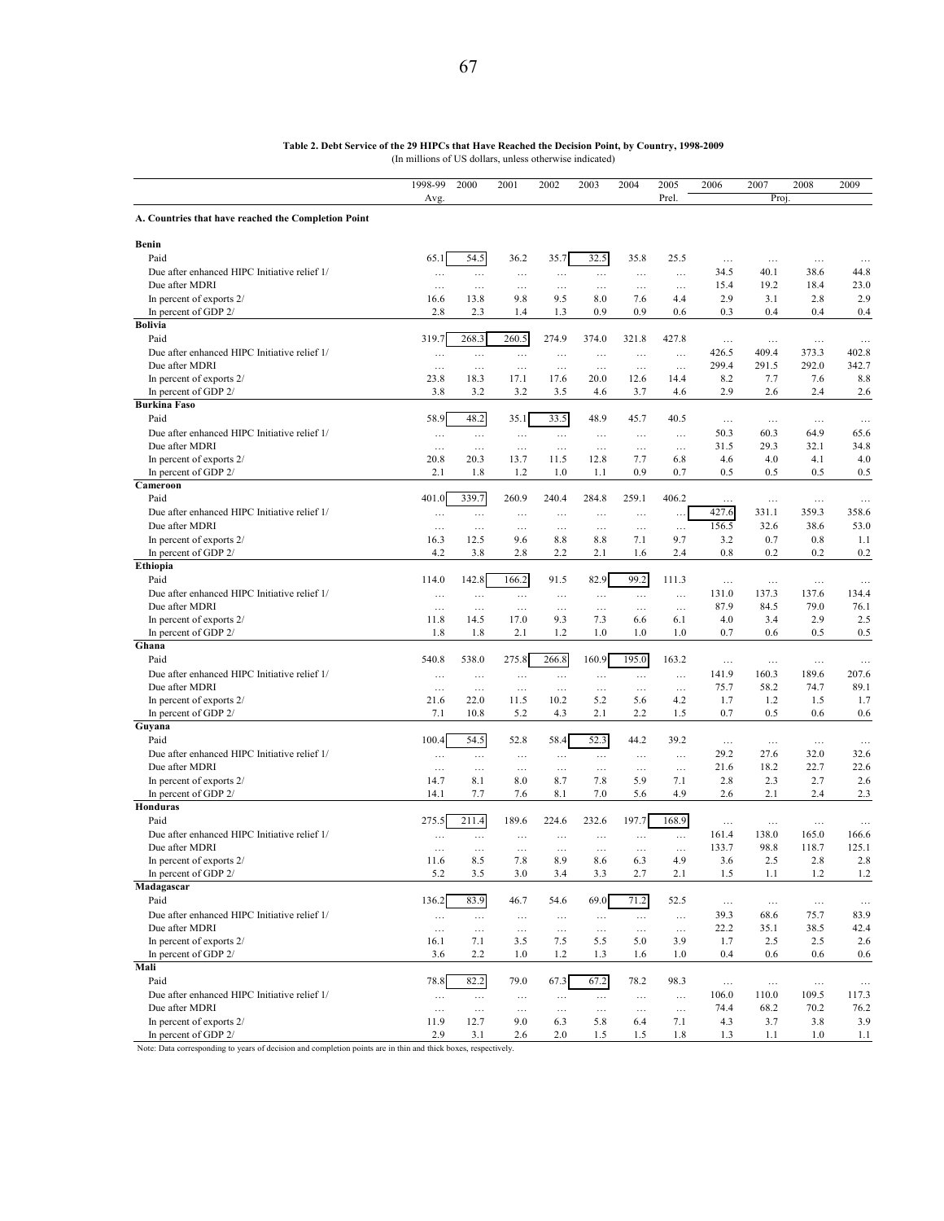**Table 2. Debt Service of the 29 HIPCs that Have Reached the Decision Point, by Country, 1998-2009**
(In millions of US dollars, unless otherwise indicated)

| | 1998-99 Avg. | 2000 | 2001 | 2002 | 2003 | 2004 | 2005 Prel. | 2006 Proj. | 2007 | 2008 | 2009 |
|---|---|---|---|---|---|---|---|---|---|---|---|
| **A. Countries that have reached the Completion Point** | | | | | | | | | | | |
| **Benin** | | | | | | | | | | | |
| Paid | 65.1 | 54.5 | 36.2 | 35.7 | 32.5 | 35.8 | 25.5 | … | … | … | … |
| Due after enhanced HIPC Initiative relief 1/ | … | … | … | … | … | … | … | 34.5 | 40.1 | 38.6 | 44.8 |
| Due after MDRI | … | … | … | … | … | … | … | 15.4 | 19.2 | 18.4 | 23.0 |
| In percent of exports 2/ | 16.6 | 13.8 | 9.8 | 9.5 | 8.0 | 7.6 | 4.4 | 2.9 | 3.1 | 2.8 | 2.9 |
| In percent of GDP 2/ | 2.8 | 2.3 | 1.4 | 1.3 | 0.9 | 0.9 | 0.6 | 0.3 | 0.4 | 0.4 | 0.4 |
| **Bolivia** | | | | | | | | | | | |
| Paid | 319.7 | 268.3 | 260.5 | 274.9 | 374.0 | 321.8 | 427.8 | … | … | … | … |
| Due after enhanced HIPC Initiative relief 1/ | … | … | … | … | … | … | … | 426.5 | 409.4 | 373.3 | 402.8 |
| Due after MDRI | … | … | … | … | … | … | … | 299.4 | 291.5 | 292.0 | 342.7 |
| In percent of exports 2/ | 23.8 | 18.3 | 17.1 | 17.6 | 20.0 | 12.6 | 14.4 | 8.2 | 7.7 | 7.6 | 8.8 |
| In percent of GDP 2/ | 3.8 | 3.2 | 3.2 | 3.5 | 4.6 | 3.7 | 4.6 | 2.9 | 2.6 | 2.4 | 2.6 |
| **Burkina Faso** | | | | | | | | | | | |
| Paid | 58.9 | 48.2 | 35.1 | 33.5 | 48.9 | 45.7 | 40.5 | … | … | … | … |
| Due after enhanced HIPC Initiative relief 1/ | … | … | … | … | … | … | … | 50.3 | 60.3 | 64.9 | 65.6 |
| Due after MDRI | … | … | … | … | … | … | … | 31.5 | 29.3 | 32.1 | 34.8 |
| In percent of exports 2/ | 20.8 | 20.3 | 13.7 | 11.5 | 12.8 | 7.7 | 6.8 | 4.6 | 4.0 | 4.1 | 4.0 |
| In percent of GDP 2/ | 2.1 | 1.8 | 1.2 | 1.0 | 1.1 | 0.9 | 0.7 | 0.5 | 0.5 | 0.5 | 0.5 |
| **Cameroon** | | | | | | | | | | | |
| Paid | 401.0 | 339.7 | 260.9 | 240.4 | 284.8 | 259.1 | 406.2 | … | … | … | … |
| Due after enhanced HIPC Initiative relief 1/ | … | … | … | … | … | … | … | 427.6 | 331.1 | 359.3 | 358.6 |
| Due after MDRI | … | … | … | … | … | … | … | 156.5 | 32.6 | 38.6 | 53.0 |
| In percent of exports 2/ | 16.3 | 12.5 | 9.6 | 8.8 | 8.8 | 7.1 | 9.7 | 3.2 | 0.7 | 0.8 | 1.1 |
| In percent of GDP 2/ | 4.2 | 3.8 | 2.8 | 2.2 | 2.1 | 1.6 | 2.4 | 0.8 | 0.2 | 0.2 | 0.2 |
| **Ethiopia** | | | | | | | | | | | |
| Paid | 114.0 | 142.8 | 166.2 | 91.5 | 82.9 | 99.2 | 111.3 | … | … | … | … |
| Due after enhanced HIPC Initiative relief 1/ | … | … | … | … | … | … | … | 131.0 | 137.3 | 137.6 | 134.4 |
| Due after MDRI | … | … | … | … | … | … | … | 87.9 | 84.5 | 79.0 | 76.1 |
| In percent of exports 2/ | 11.8 | 14.5 | 17.0 | 9.3 | 7.3 | 6.6 | 6.1 | 4.0 | 3.4 | 2.9 | 2.5 |
| In percent of GDP 2/ | 1.8 | 1.8 | 2.1 | 1.2 | 1.0 | 1.0 | 1.0 | 0.7 | 0.6 | 0.5 | 0.5 |
| **Ghana** | | | | | | | | | | | |
| Paid | 540.8 | 538.0 | 275.8 | 266.8 | 160.9 | 195.0 | 163.2 | … | … | … | … |
| Due after enhanced HIPC Initiative relief 1/ | … | … | … | … | … | … | … | 141.9 | 160.3 | 189.6 | 207.6 |
| Due after MDRI | … | … | … | … | … | … | … | 75.7 | 58.2 | 74.7 | 89.1 |
| In percent of exports 2/ | 21.6 | 22.0 | 11.5 | 10.2 | 5.2 | 5.6 | 4.2 | 1.7 | 1.2 | 1.5 | 1.7 |
| In percent of GDP 2/ | 7.1 | 10.8 | 5.2 | 4.3 | 2.1 | 2.2 | 1.5 | 0.7 | 0.5 | 0.6 | 0.6 |
| **Guyana** | | | | | | | | | | | |
| Paid | 100.4 | 54.5 | 52.8 | 58.4 | 52.3 | 44.2 | 39.2 | … | … | … | … |
| Due after enhanced HIPC Initiative relief 1/ | … | … | … | … | … | … | … | 29.2 | 27.6 | 32.0 | 32.6 |
| Due after MDRI | … | … | … | … | … | … | … | 21.6 | 18.2 | 22.7 | 22.6 |
| In percent of exports 2/ | 14.7 | 8.1 | 8.0 | 8.7 | 7.8 | 5.9 | 7.1 | 2.8 | 2.3 | 2.7 | 2.6 |
| In percent of GDP 2/ | 14.1 | 7.7 | 7.6 | 8.1 | 7.0 | 5.6 | 4.9 | 2.6 | 2.1 | 2.4 | 2.3 |
| **Honduras** | | | | | | | | | | | |
| Paid | 275.5 | 211.4 | 189.6 | 224.6 | 232.6 | 197.7 | 168.9 | … | … | … | … |
| Due after enhanced HIPC Initiative relief 1/ | … | … | … | … | … | … | … | 161.4 | 138.0 | 165.0 | 166.6 |
| Due after MDRI | … | … | … | … | … | … | … | 133.7 | 98.8 | 118.7 | 125.1 |
| In percent of exports 2/ | 11.6 | 8.5 | 7.8 | 8.9 | 8.6 | 6.3 | 4.9 | 3.6 | 2.5 | 2.8 | 2.8 |
| In percent of GDP 2/ | 5.2 | 3.5 | 3.0 | 3.4 | 3.3 | 2.7 | 2.1 | 1.5 | 1.1 | 1.2 | 1.2 |
| **Madagascar** | | | | | | | | | | | |
| Paid | 136.2 | 83.9 | 46.7 | 54.6 | 69.0 | 71.2 | 52.5 | … | … | … | … |
| Due after enhanced HIPC Initiative relief 1/ | … | … | … | … | … | … | … | 39.3 | 68.6 | 75.7 | 83.9 |
| Due after MDRI | … | … | … | … | … | … | … | 22.2 | 35.1 | 38.5 | 42.4 |
| In percent of exports 2/ | 16.1 | 7.1 | 3.5 | 7.5 | 5.5 | 5.0 | 3.9 | 1.7 | 2.5 | 2.5 | 2.6 |
| In percent of GDP 2/ | 3.6 | 2.2 | 1.0 | 1.2 | 1.3 | 1.6 | 1.0 | 0.4 | 0.6 | 0.6 | 0.6 |
| **Mali** | | | | | | | | | | | |
| Paid | 78.8 | 82.2 | 79.0 | 67.3 | 67.2 | 78.2 | 98.3 | … | … | … | … |
| Due after enhanced HIPC Initiative relief 1/ | … | … | … | … | … | … | … | 106.0 | 110.0 | 109.5 | 117.3 |
| Due after MDRI | … | … | … | … | … | … | … | 74.4 | 68.2 | 70.2 | 76.2 |
| In percent of exports 2/ | 11.9 | 12.7 | 9.0 | 6.3 | 5.8 | 6.4 | 7.1 | 4.3 | 3.7 | 3.8 | 3.9 |
| In percent of GDP 2/ | 2.9 | 3.1 | 2.6 | 2.0 | 1.5 | 1.5 | 1.8 | 1.3 | 1.1 | 1.0 | 1.1 |

Note: Data corresponding to years of decision and completion points are in thin and thick boxes, respectively.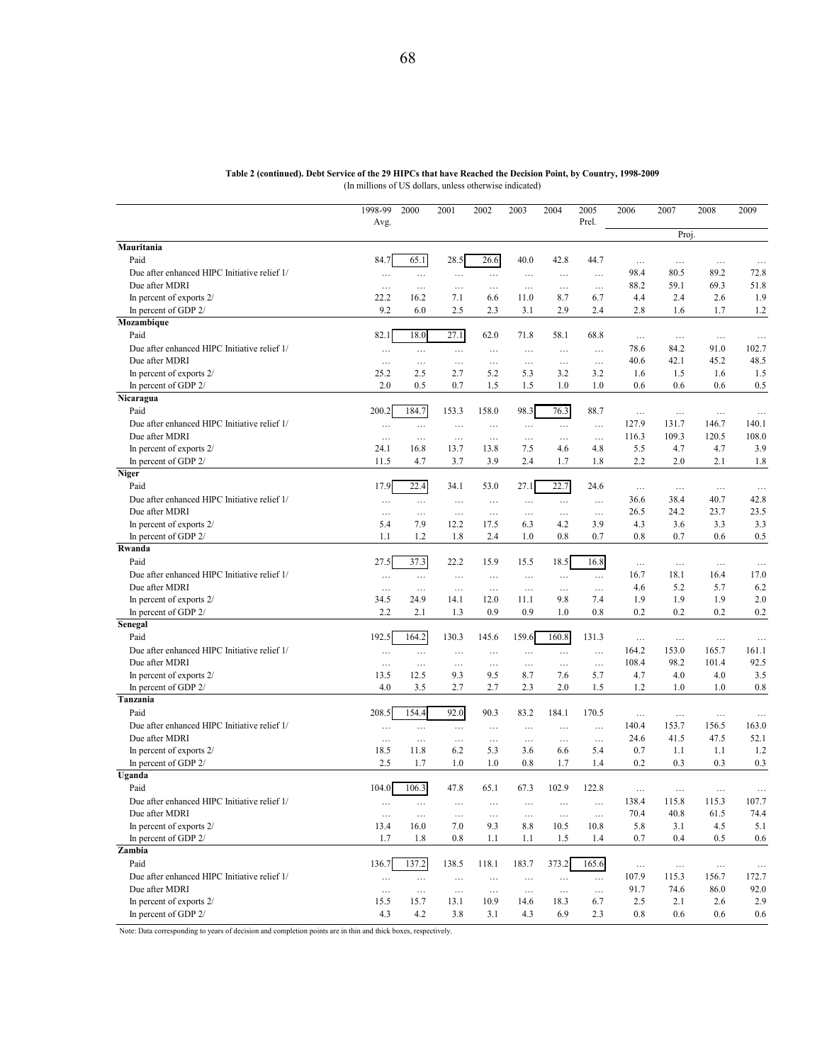**Table 2 (continued). Debt Service of the 29 HIPCs that have Reached the Decision Point, by Country, 1998-2009**
(In millions of US dollars, unless otherwise indicated)

| | 1998-99 Avg. | 2000 | 2001 | 2002 | 2003 | 2004 | 2005 Prel. | 2006 | 2007 | 2008 | 2009 |
|---|---|---|---|---|---|---|---|---|---|---|---|
| | | | | | | | | | Proj. | | |
| **Mauritania** | | | | | | | | | | | |
| Paid | 84.7 | 65.1 | 28.5 | 26.6 | 40.0 | 42.8 | 44.7 | … | … | … | … |
| Due after enhanced HIPC Initiative relief 1/ | … | … | … | … | … | … | … | 98.4 | 80.5 | 89.2 | 72.8 |
| Due after MDRI | … | … | … | … | … | … | … | 88.2 | 59.1 | 69.3 | 51.8 |
| In percent of exports 2/ | 22.2 | 16.2 | 7.1 | 6.6 | 11.0 | 8.7 | 6.7 | 4.4 | 2.4 | 2.6 | 1.9 |
| In percent of GDP 2/ | 9.2 | 6.0 | 2.5 | 2.3 | 3.1 | 2.9 | 2.4 | 2.8 | 1.6 | 1.7 | 1.2 |
| **Mozambique** | | | | | | | | | | | |
| Paid | 82.1 | 18.0 | 27.1 | 62.0 | 71.8 | 58.1 | 68.8 | … | … | … | … |
| Due after enhanced HIPC Initiative relief 1/ | … | … | … | … | … | … | … | 78.6 | 84.2 | 91.0 | 102.7 |
| Due after MDRI | … | … | … | … | … | … | … | 40.6 | 42.1 | 45.2 | 48.5 |
| In percent of exports 2/ | 25.2 | 2.5 | 2.7 | 5.2 | 5.3 | 3.2 | 3.2 | 1.6 | 1.5 | 1.6 | 1.5 |
| In percent of GDP 2/ | 2.0 | 0.5 | 0.7 | 1.5 | 1.5 | 1.0 | 1.0 | 0.6 | 0.6 | 0.6 | 0.5 |
| **Nicaragua** | | | | | | | | | | | |
| Paid | 200.2 | 184.7 | 153.3 | 158.0 | 98.3 | 76.3 | 88.7 | … | … | … | … |
| Due after enhanced HIPC Initiative relief 1/ | … | … | … | … | … | … | … | 127.9 | 131.7 | 146.7 | 140.1 |
| Due after MDRI | … | … | … | … | … | … | … | 116.3 | 109.3 | 120.5 | 108.0 |
| In percent of exports 2/ | 24.1 | 16.8 | 13.7 | 13.8 | 7.5 | 4.6 | 4.8 | 5.5 | 4.7 | 4.7 | 3.9 |
| In percent of GDP 2/ | 11.5 | 4.7 | 3.7 | 3.9 | 2.4 | 1.7 | 1.8 | 2.2 | 2.0 | 2.1 | 1.8 |
| **Niger** | | | | | | | | | | | |
| Paid | 17.9 | 22.4 | 34.1 | 53.0 | 27.1 | 22.7 | 24.6 | … | … | … | … |
| Due after enhanced HIPC Initiative relief 1/ | … | … | … | … | … | … | … | 36.6 | 38.4 | 40.7 | 42.8 |
| Due after MDRI | … | … | … | … | … | … | … | 26.5 | 24.2 | 23.7 | 23.5 |
| In percent of exports 2/ | 5.4 | 7.9 | 12.2 | 17.5 | 6.3 | 4.2 | 3.9 | 4.3 | 3.6 | 3.3 | 3.3 |
| In percent of GDP 2/ | 1.1 | 1.2 | 1.8 | 2.4 | 1.0 | 0.8 | 0.7 | 0.8 | 0.7 | 0.6 | 0.5 |
| **Rwanda** | | | | | | | | | | | |
| Paid | 27.5 | 37.3 | 22.2 | 15.9 | 15.5 | 18.5 | 16.8 | … | … | … | … |
| Due after enhanced HIPC Initiative relief 1/ | … | … | … | … | … | … | … | 16.7 | 18.1 | 16.4 | 17.0 |
| Due after MDRI | … | … | … | … | … | … | … | 4.6 | 5.2 | 5.7 | 6.2 |
| In percent of exports 2/ | 34.5 | 24.9 | 14.1 | 12.0 | 11.1 | 9.8 | 7.4 | 1.9 | 1.9 | 1.9 | 2.0 |
| In percent of GDP 2/ | 2.2 | 2.1 | 1.3 | 0.9 | 0.9 | 1.0 | 0.8 | 0.2 | 0.2 | 0.2 | 0.2 |
| **Senegal** | | | | | | | | | | | |
| Paid | 192.5 | 164.2 | 130.3 | 145.6 | 159.6 | 160.8 | 131.3 | … | … | … | … |
| Due after enhanced HIPC Initiative relief 1/ | … | … | … | … | … | … | … | 164.2 | 153.0 | 165.7 | 161.1 |
| Due after MDRI | … | … | … | … | … | … | … | 108.4 | 98.2 | 101.4 | 92.5 |
| In percent of exports 2/ | 13.5 | 12.5 | 9.3 | 9.5 | 8.7 | 7.6 | 5.7 | 4.7 | 4.0 | 4.0 | 3.5 |
| In percent of GDP 2/ | 4.0 | 3.5 | 2.7 | 2.7 | 2.3 | 2.0 | 1.5 | 1.2 | 1.0 | 1.0 | 0.8 |
| **Tanzania** | | | | | | | | | | | |
| Paid | 208.5 | 154.4 | 92.0 | 90.3 | 83.2 | 184.1 | 170.5 | … | … | … | … |
| Due after enhanced HIPC Initiative relief 1/ | … | … | … | … | … | … | … | 140.4 | 153.7 | 156.5 | 163.0 |
| Due after MDRI | … | … | … | … | … | … | … | 24.6 | 41.5 | 47.5 | 52.1 |
| In percent of exports 2/ | 18.5 | 11.8 | 6.2 | 5.3 | 3.6 | 6.6 | 5.4 | 0.7 | 1.1 | 1.1 | 1.2 |
| In percent of GDP 2/ | 2.5 | 1.7 | 1.0 | 1.0 | 0.8 | 1.7 | 1.4 | 0.2 | 0.3 | 0.3 | 0.3 |
| **Uganda** | | | | | | | | | | | |
| Paid | 104.0 | 106.3 | 47.8 | 65.1 | 67.3 | 102.9 | 122.8 | … | … | … | … |
| Due after enhanced HIPC Initiative relief 1/ | … | … | … | … | … | … | … | 138.4 | 115.8 | 115.3 | 107.7 |
| Due after MDRI | … | … | … | … | … | … | … | 70.4 | 40.8 | 61.5 | 74.4 |
| In percent of exports 2/ | 13.4 | 16.0 | 7.0 | 9.3 | 8.8 | 10.5 | 10.8 | 5.8 | 3.1 | 4.5 | 5.1 |
| In percent of GDP 2/ | 1.7 | 1.8 | 0.8 | 1.1 | 1.1 | 1.5 | 1.4 | 0.7 | 0.4 | 0.5 | 0.6 |
| **Zambia** | | | | | | | | | | | |
| Paid | 136.7 | 137.2 | 138.5 | 118.1 | 183.7 | 373.2 | 165.6 | … | … | … | … |
| Due after enhanced HIPC Initiative relief 1/ | … | … | … | … | … | … | … | 107.9 | 115.3 | 156.7 | 172.7 |
| Due after MDRI | … | … | … | … | … | … | … | 91.7 | 74.6 | 86.0 | 92.0 |
| In percent of exports 2/ | 15.5 | 15.7 | 13.1 | 10.9 | 14.6 | 18.3 | 6.7 | 2.5 | 2.1 | 2.6 | 2.9 |
| In percent of GDP 2/ | 4.3 | 4.2 | 3.8 | 3.1 | 4.3 | 6.9 | 2.3 | 0.8 | 0.6 | 0.6 | 0.6 |

Note: Data corresponding to years of decision and completion points are in thin and thick boxes, respectively.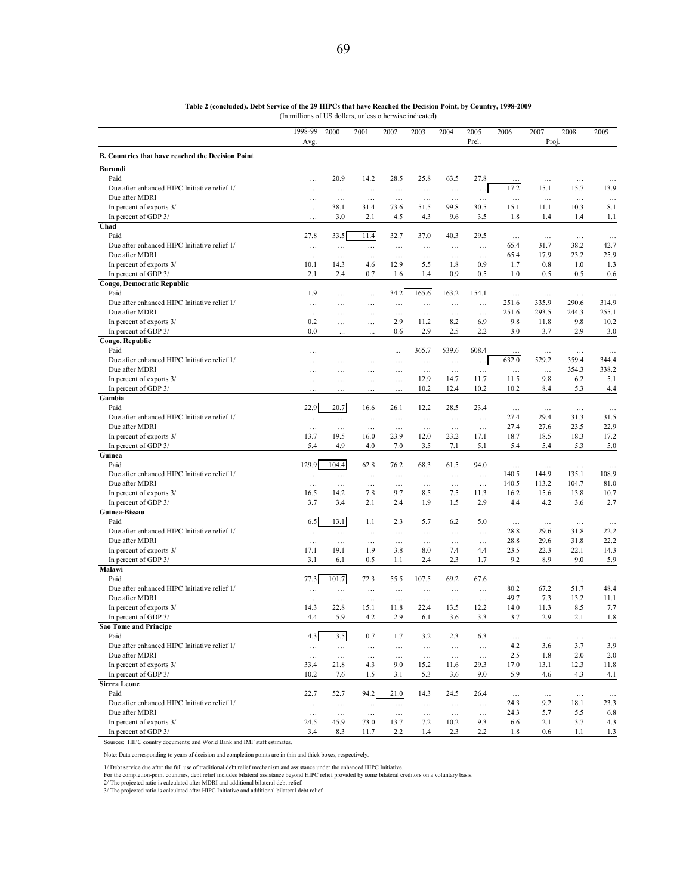**Table 2 (concluded). Debt Service of the 29 HIPCs that have Reached the Decision Point, by Country, 1998-2009**
(In millions of US dollars, unless otherwise indicated)

| | 1998-99 Avg. | 2000 | 2001 | 2002 | 2003 | 2004 | 2005 Prel. | 2006 | 2007 Proj. | 2008 | 2009 |
|---|---|---|---|---|---|---|---|---|---|---|---|
| **B. Countries that have reached the Decision Point** | | | | | | | | | | | |
| **Burundi** | | | | | | | | | | | |
| Paid | … | 20.9 | 14.2 | 28.5 | 25.8 | 63.5 | 27.8 | … | … | … | … |
| Due after enhanced HIPC Initiative relief 1/ | … | … | … | … | … | … | … | 17.2 | 15.1 | 15.7 | 13.9 |
| Due after MDRI | … | … | … | … | … | … | … | … | … | … | … |
| In percent of exports 3/ | … | 38.1 | 31.4 | 73.6 | 51.5 | 99.8 | 30.5 | 15.1 | 11.1 | 10.3 | 8.1 |
| In percent of GDP 3/ | … | 3.0 | 2.1 | 4.5 | 4.3 | 9.6 | 3.5 | 1.8 | 1.4 | 1.4 | 1.1 |
| **Chad** | | | | | | | | | | | |
| Paid | 27.8 | 33.5 | 11.4 | 32.7 | 37.0 | 40.3 | 29.5 | … | … | … | … |
| Due after enhanced HIPC Initiative relief 1/ | … | … | … | … | … | … | … | 65.4 | 31.7 | 38.2 | 42.7 |
| Due after MDRI | … | … | … | … | … | … | … | 65.4 | 17.9 | 23.2 | 25.9 |
| In percent of exports 3/ | 10.1 | 14.3 | 4.6 | 12.9 | 5.5 | 1.8 | 0.9 | 1.7 | 0.8 | 1.0 | 1.3 |
| In percent of GDP 3/ | 2.1 | 2.4 | 0.7 | 1.6 | 1.4 | 0.9 | 0.5 | 1.0 | 0.5 | 0.5 | 0.6 |
| **Congo, Democratic Republic** | | | | | | | | | | | |
| Paid | 1.9 | … | … | 34.2 | 165.6 | 163.2 | 154.1 | … | … | … | … |
| Due after enhanced HIPC Initiative relief 1/ | … | … | … | … | … | … | … | 251.6 | 335.9 | 290.6 | 314.9 |
| Due after MDRI | … | … | … | … | … | … | … | 251.6 | 293.5 | 244.3 | 255.1 |
| In percent of exports 3/ | 0.2 | … | … | 2.9 | 11.2 | 8.2 | 6.9 | 9.8 | 11.8 | 9.8 | 10.2 |
| In percent of GDP 3/ | 0.0 | ... | ... | 0.6 | 2.9 | 2.5 | 2.2 | 3.0 | 3.7 | 2.9 | 3.0 |
| **Congo, Republic** | | | | | | | | | | | |
| Paid | … | | | ... | 365.7 | 539.6 | 608.4 | … | … | … | … |
| Due after enhanced HIPC Initiative relief 1/ | … | … | … | … | … | … | … | 632.0 | 529.2 | 359.4 | 344.4 |
| Due after MDRI | … | … | … | … | … | … | … | … | … | 354.3 | 338.2 |
| In percent of exports 3/ | … | … | … | … | 12.9 | 14.7 | 11.7 | 11.5 | 9.8 | 6.2 | 5.1 |
| In percent of GDP 3/ | … | … | … | … | 10.2 | 12.4 | 10.2 | 10.2 | 8.4 | 5.3 | 4.4 |
| **Gambia** | | | | | | | | | | | |
| Paid | 22.9 | 20.7 | 16.6 | 26.1 | 12.2 | 28.5 | 23.4 | … | … | … | … |
| Due after enhanced HIPC Initiative relief 1/ | … | … | … | … | … | … | … | 27.4 | 29.4 | 31.3 | 31.5 |
| Due after MDRI | … | … | … | … | … | … | … | 27.4 | 27.6 | 23.5 | 22.9 |
| In percent of exports 3/ | 13.7 | 19.5 | 16.0 | 23.9 | 12.0 | 23.2 | 17.1 | 18.7 | 18.5 | 18.3 | 17.2 |
| In percent of GDP 3/ | 5.4 | 4.9 | 4.0 | 7.0 | 3.5 | 7.1 | 5.1 | 5.4 | 5.4 | 5.3 | 5.0 |
| **Guinea** | | | | | | | | | | | |
| Paid | 129.9 | 104.4 | 62.8 | 76.2 | 68.3 | 61.5 | 94.0 | … | … | … | … |
| Due after enhanced HIPC Initiative relief 1/ | … | … | … | … | … | … | … | 140.5 | 144.9 | 135.1 | 108.9 |
| Due after MDRI | … | … | … | … | … | … | … | 140.5 | 113.2 | 104.7 | 81.0 |
| In percent of exports 3/ | 16.5 | 14.2 | 7.8 | 9.7 | 8.5 | 7.5 | 11.3 | 16.2 | 15.6 | 13.8 | 10.7 |
| In percent of GDP 3/ | 3.7 | 3.4 | 2.1 | 2.4 | 1.9 | 1.5 | 2.9 | 4.4 | 4.2 | 3.6 | 2.7 |
| **Guinea-Bissau** | | | | | | | | | | | |
| Paid | 6.5 | 13.1 | 1.1 | 2.3 | 5.7 | 6.2 | 5.0 | … | … | … | … |
| Due after enhanced HIPC Initiative relief 1/ | … | … | … | … | … | … | … | 28.8 | 29.6 | 31.8 | 22.2 |
| Due after MDRI | … | … | … | … | … | … | … | 28.8 | 29.6 | 31.8 | 22.2 |
| In percent of exports 3/ | 17.1 | 19.1 | 1.9 | 3.8 | 8.0 | 7.4 | 4.4 | 23.5 | 22.3 | 22.1 | 14.3 |
| In percent of GDP 3/ | 3.1 | 6.1 | 0.5 | 1.1 | 2.4 | 2.3 | 1.7 | 9.2 | 8.9 | 9.0 | 5.9 |
| **Malawi** | | | | | | | | | | | |
| Paid | 77.3 | 101.7 | 72.3 | 55.5 | 107.5 | 69.2 | 67.6 | … | … | … | … |
| Due after enhanced HIPC Initiative relief 1/ | … | … | … | … | … | … | … | 80.2 | 67.2 | 51.7 | 48.4 |
| Due after MDRI | … | … | … | … | … | … | … | 49.7 | 7.3 | 13.2 | 11.1 |
| In percent of exports 3/ | 14.3 | 22.8 | 15.1 | 11.8 | 22.4 | 13.5 | 12.2 | 14.0 | 11.3 | 8.5 | 7.7 |
| In percent of GDP 3/ | 4.4 | 5.9 | 4.2 | 2.9 | 6.1 | 3.6 | 3.3 | 3.7 | 2.9 | 2.1 | 1.8 |
| **Sao Tome and Principe** | | | | | | | | | | | |
| Paid | 4.3 | 3.5 | 0.7 | 1.7 | 3.2 | 2.3 | 6.3 | … | … | … | … |
| Due after enhanced HIPC Initiative relief 1/ | … | … | … | … | … | … | … | 4.2 | 3.6 | 3.7 | 3.9 |
| Due after MDRI | … | … | … | … | … | … | … | 2.5 | 1.8 | 2.0 | 2.0 |
| In percent of exports 3/ | 33.4 | 21.8 | 4.3 | 9.0 | 15.2 | 11.6 | 29.3 | 17.0 | 13.1 | 12.3 | 11.8 |
| In percent of GDP 3/ | 10.2 | 7.6 | 1.5 | 3.1 | 5.3 | 3.6 | 9.0 | 5.9 | 4.6 | 4.3 | 4.1 |
| **Sierra Leone** | | | | | | | | | | | |
| Paid | 22.7 | 52.7 | 94.2 | 21.0 | 14.3 | 24.5 | 26.4 | … | … | … | … |
| Due after enhanced HIPC Initiative relief 1/ | … | … | … | … | … | … | … | 24.3 | 9.2 | 18.1 | 23.3 |
| Due after MDRI | … | … | … | … | … | … | … | 24.3 | 5.7 | 5.5 | 6.8 |
| In percent of exports 3/ | 24.5 | 45.9 | 73.0 | 13.7 | 7.2 | 10.2 | 9.3 | 6.6 | 2.1 | 3.7 | 4.3 |
| In percent of GDP 3/ | 3.4 | 8.3 | 11.7 | 2.2 | 1.4 | 2.3 | 2.2 | 1.8 | 0.6 | 1.1 | 1.3 |

Sources: HIPC country documents; and World Bank and IMF staff estimates.

Note: Data corresponding to years of decision and completion points are in thin and thick boxes, respectively.

1/ Debt service due after the full use of traditional debt relief mechanism and assistance under the enhanced HIPC Initiative.
For the completion-point countries, debt relief includes bilateral assistance beyond HIPC relief provided by some bilateral creditors on a voluntary basis.
2/ The projected ratio is calculated after MDRI and additional bilateral debt relief.
3/ The projected ratio is calculated after HIPC Initiative and additional bilateral debt relief.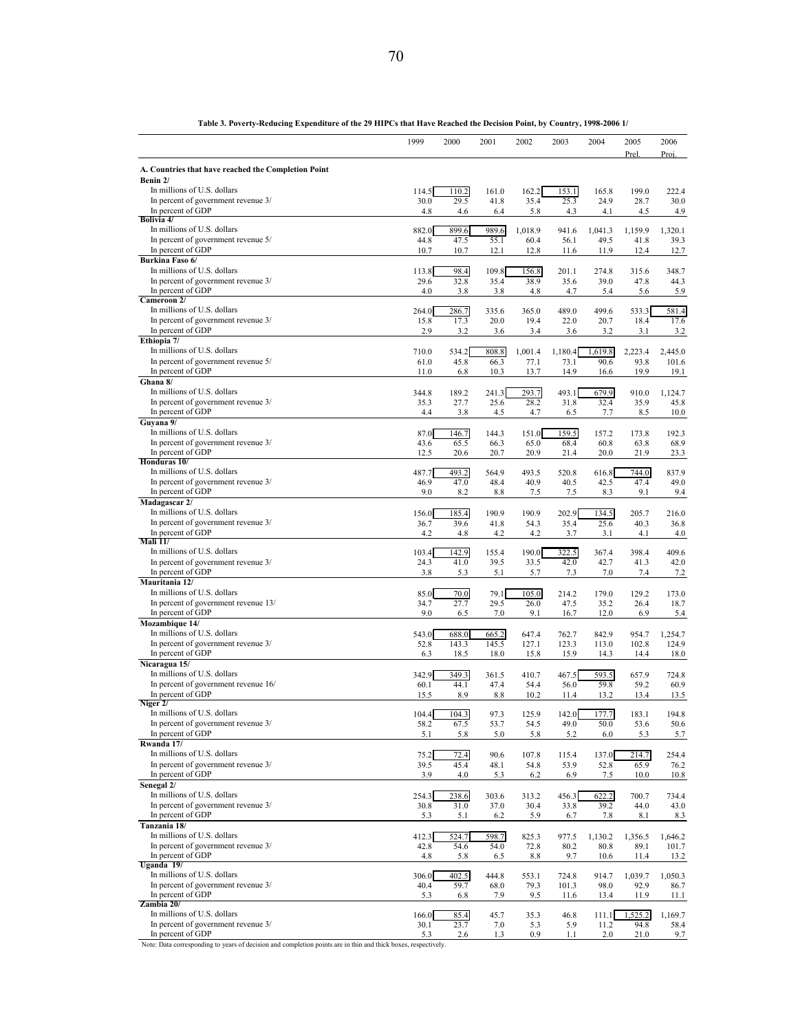**Table 3. Poverty-Reducing Expenditure of the 29 HIPCs that Have Reached the Decision Point, by Country, 1998-2006 1/**

| | 1999 | 2000 | 2001 | 2002 | 2003 | 2004 | 2005 Prel. | 2006 Proj. |
|---|---|---|---|---|---|---|---|---|
| **A. Countries that have reached the Completion Point** | | | | | | | | |
| **Benin 2/** | | | | | | | | |
| In millions of U.S. dollars | 114.5 | 110.2 | 161.0 | 162.2 | 153.1 | 165.8 | 199.0 | 222.4 |
| In percent of government revenue 3/ | 30.0 | 29.5 | 41.8 | 35.4 | 25.3 | 24.9 | 28.7 | 30.0 |
| In percent of GDP | 4.8 | 4.6 | 6.4 | 5.8 | 4.3 | 4.1 | 4.5 | 4.9 |
| **Bolivia 4/** | | | | | | | | |
| In millions of U.S. dollars | 882.0 | 899.6 | 989.6 | 1,018.9 | 941.6 | 1,041.3 | 1,159.9 | 1,320.1 |
| In percent of government revenue 5/ | 44.8 | 47.5 | 55.1 | 60.4 | 56.1 | 49.5 | 41.8 | 39.3 |
| In percent of GDP | 10.7 | 10.7 | 12.1 | 12.8 | 11.6 | 11.9 | 12.4 | 12.7 |
| **Burkina Faso 6/** | | | | | | | | |
| In millions of U.S. dollars | 113.8 | 98.4 | 109.8 | 156.8 | 201.1 | 274.8 | 315.6 | 348.7 |
| In percent of government revenue 3/ | 29.6 | 32.8 | 35.4 | 38.9 | 35.6 | 39.0 | 47.8 | 44.3 |
| In percent of GDP | 4.0 | 3.8 | 3.8 | 4.8 | 4.7 | 5.4 | 5.6 | 5.9 |
| **Cameroon 2/** | | | | | | | | |
| In millions of U.S. dollars | 264.0 | 286.7 | 335.6 | 365.0 | 489.0 | 499.6 | 533.3 | 581.4 |
| In percent of government revenue 3/ | 15.8 | 17.3 | 20.0 | 19.4 | 22.0 | 20.7 | 18.4 | 17.6 |
| In percent of GDP | 2.9 | 3.2 | 3.6 | 3.4 | 3.6 | 3.2 | 3.1 | 3.2 |
| **Ethiopia 7/** | | | | | | | | |
| In millions of U.S. dollars | 710.0 | 534.2 | 808.8 | 1,001.4 | 1,180.4 | 1,619.8 | 2,223.4 | 2,445.0 |
| In percent of government revenue 5/ | 61.0 | 45.8 | 66.3 | 77.1 | 73.1 | 90.6 | 93.8 | 101.6 |
| In percent of GDP | 11.0 | 6.8 | 10.3 | 13.7 | 14.9 | 16.6 | 19.9 | 19.1 |
| **Ghana 8/** | | | | | | | | |
| In millions of U.S. dollars | 344.8 | 189.2 | 241.3 | 293.7 | 493.1 | 679.9 | 910.0 | 1,124.7 |
| In percent of government revenue 3/ | 35.3 | 27.7 | 25.6 | 28.2 | 31.8 | 32.4 | 35.9 | 45.8 |
| In percent of GDP | 4.4 | 3.8 | 4.5 | 4.7 | 6.5 | 7.7 | 8.5 | 10.0 |
| **Guyana 9/** | | | | | | | | |
| In millions of U.S. dollars | 87.0 | 146.7 | 144.3 | 151.0 | 159.5 | 157.2 | 173.8 | 192.3 |
| In percent of government revenue 3/ | 43.6 | 65.5 | 66.3 | 65.0 | 68.4 | 60.8 | 63.8 | 68.9 |
| In percent of GDP | 12.5 | 20.6 | 20.7 | 20.9 | 21.4 | 20.0 | 21.9 | 23.3 |
| **Honduras 10/** | | | | | | | | |
| In millions of U.S. dollars | 487.7 | 493.2 | 564.9 | 493.5 | 520.8 | 616.8 | 744.0 | 837.9 |
| In percent of government revenue 3/ | 46.9 | 47.0 | 48.4 | 40.9 | 40.5 | 42.5 | 47.4 | 49.0 |
| In percent of GDP | 9.0 | 8.2 | 8.8 | 7.5 | 7.5 | 8.3 | 9.1 | 9.4 |
| **Madagascar 2/** | | | | | | | | |
| In millions of U.S. dollars | 156.0 | 185.4 | 190.9 | 190.9 | 202.9 | 134.5 | 205.7 | 216.0 |
| In percent of government revenue 3/ | 36.7 | 39.6 | 41.8 | 54.3 | 35.4 | 25.6 | 40.3 | 36.8 |
| In percent of GDP | 4.2 | 4.8 | 4.2 | 4.2 | 3.7 | 3.1 | 4.1 | 4.0 |
| **Mali 11/** | | | | | | | | |
| In millions of U.S. dollars | 103.4 | 142.9 | 155.4 | 190.0 | 322.5 | 367.4 | 398.4 | 409.6 |
| In percent of government revenue 3/ | 24.3 | 41.0 | 39.5 | 33.5 | 42.0 | 42.7 | 41.3 | 42.0 |
| In percent of GDP | 3.8 | 5.3 | 5.1 | 5.7 | 7.3 | 7.0 | 7.4 | 7.2 |
| **Mauritania 12/** | | | | | | | | |
| In millions of U.S. dollars | 85.0 | 70.0 | 79.1 | 105.0 | 214.2 | 179.0 | 129.2 | 173.0 |
| In percent of government revenue 13/ | 34.7 | 27.7 | 29.5 | 26.0 | 47.5 | 35.2 | 26.4 | 18.7 |
| In percent of GDP | 9.0 | 6.5 | 7.0 | 9.1 | 16.7 | 12.0 | 6.9 | 5.4 |
| **Mozambique 14/** | | | | | | | | |
| In millions of U.S. dollars | 543.0 | 688.0 | 665.2 | 647.4 | 762.7 | 842.9 | 954.7 | 1,254.7 |
| In percent of government revenue 3/ | 52.8 | 143.3 | 145.5 | 127.1 | 123.3 | 113.0 | 102.8 | 124.9 |
| In percent of GDP | 6.3 | 18.5 | 18.0 | 15.8 | 15.9 | 14.3 | 14.4 | 18.0 |
| **Nicaragua 15/** | | | | | | | | |
| In millions of U.S. dollars | 342.9 | 349.3 | 361.5 | 410.7 | 467.5 | 593.5 | 657.9 | 724.8 |
| In percent of government revenue 16/ | 60.1 | 44.1 | 47.4 | 54.4 | 56.0 | 59.8 | 59.2 | 60.9 |
| In percent of GDP | 15.5 | 8.9 | 8.8 | 10.2 | 11.4 | 13.2 | 13.4 | 13.5 |
| **Niger 2/** | | | | | | | | |
| In millions of U.S. dollars | 104.4 | 104.3 | 97.3 | 125.9 | 142.0 | 177.7 | 183.1 | 194.8 |
| In percent of government revenue 3/ | 58.2 | 67.5 | 53.7 | 54.5 | 49.0 | 50.0 | 53.6 | 50.6 |
| In percent of GDP | 5.1 | 5.8 | 5.0 | 5.8 | 5.2 | 6.0 | 5.3 | 5.7 |
| **Rwanda 17/** | | | | | | | | |
| In millions of U.S. dollars | 75.2 | 72.4 | 90.6 | 107.8 | 115.4 | 137.0 | 214.7 | 254.4 |
| In percent of government revenue 3/ | 39.5 | 45.4 | 48.1 | 54.8 | 53.9 | 52.8 | 65.9 | 76.2 |
| In percent of GDP | 3.9 | 4.0 | 5.3 | 6.2 | 6.9 | 7.5 | 10.0 | 10.8 |
| **Senegal 2/** | | | | | | | | |
| In millions of U.S. dollars | 254.3 | 238.6 | 303.6 | 313.2 | 456.3 | 622.2 | 700.7 | 734.4 |
| In percent of government revenue 3/ | 30.8 | 31.0 | 37.0 | 30.4 | 33.8 | 39.2 | 44.0 | 43.0 |
| In percent of GDP | 5.3 | 5.1 | 6.2 | 5.9 | 6.7 | 7.8 | 8.1 | 8.3 |
| **Tanzania 18/** | | | | | | | | |
| In millions of U.S. dollars | 412.3 | 524.7 | 598.7 | 825.3 | 977.5 | 1,130.2 | 1,356.5 | 1,646.2 |
| In percent of government revenue 3/ | 42.8 | 54.6 | 54.0 | 72.8 | 80.2 | 80.8 | 89.1 | 101.7 |
| In percent of GDP | 4.8 | 5.8 | 6.5 | 8.8 | 9.7 | 10.6 | 11.4 | 13.2 |
| **Uganda 19/** | | | | | | | | |
| In millions of U.S. dollars | 306.0 | 402.5 | 444.8 | 553.1 | 724.8 | 914.7 | 1,039.7 | 1,050.3 |
| In percent of government revenue 3/ | 40.4 | 59.7 | 68.0 | 79.3 | 101.3 | 98.0 | 92.9 | 86.7 |
| In percent of GDP | 5.3 | 6.8 | 7.9 | 9.5 | 11.6 | 13.4 | 11.9 | 11.1 |
| **Zambia 20/** | | | | | | | | |
| In millions of U.S. dollars | 166.0 | 85.4 | 45.7 | 35.3 | 46.8 | 111.1 | 1,525.2 | 1,169.7 |
| In percent of government revenue 3/ | 30.1 | 23.7 | 7.0 | 5.3 | 5.9 | 11.2 | 94.8 | 58.4 |
| In percent of GDP | 5.3 | 2.6 | 1.3 | 0.9 | 1.1 | 2.0 | 21.0 | 9.7 |

Note: Data corresponding to years of decision and completion points are in thin and thick boxes, respectively.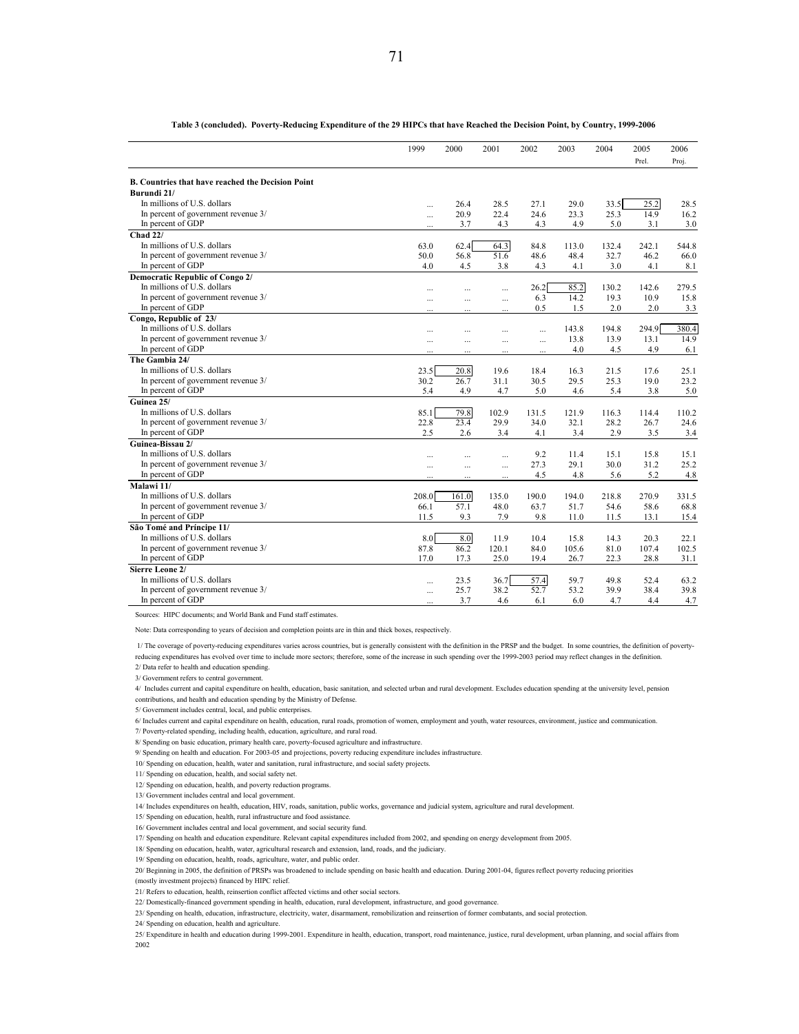**Table 3 (concluded). Poverty-Reducing Expenditure of the 29 HIPCs that have Reached the Decision Point, by Country, 1999-2006**

| | 1999 | 2000 | 2001 | 2002 | 2003 | 2004 | 2005 Prel. | 2006 Proj. |
|---|---|---|---|---|---|---|---|---|
| **B. Countries that have reached the Decision Point** | | | | | | | | |
| **Burundi 21/** | | | | | | | | |
| In millions of U.S. dollars | ... | 26.4 | 28.5 | 27.1 | 29.0 | 33.5 | 25.2 | 28.5 |
| In percent of government revenue 3/ | ... | 20.9 | 22.4 | 24.6 | 23.3 | 25.3 | 14.9 | 16.2 |
| In percent of GDP | ... | 3.7 | 4.3 | 4.3 | 4.9 | 5.0 | 3.1 | 3.0 |
| **Chad 22/** | | | | | | | | |
| In millions of U.S. dollars | 63.0 | 62.4 | 64.3 | 84.8 | 113.0 | 132.4 | 242.1 | 544.8 |
| In percent of government revenue 3/ | 50.0 | 56.8 | 51.6 | 48.6 | 48.4 | 32.7 | 46.2 | 66.0 |
| In percent of GDP | 4.0 | 4.5 | 3.8 | 4.3 | 4.1 | 3.0 | 4.1 | 8.1 |
| **Democratic Republic of Congo 2/** | | | | | | | | |
| In millions of U.S. dollars | ... | ... | ... | 26.2 | 85.2 | 130.2 | 142.6 | 279.5 |
| In percent of government revenue 3/ | ... | ... | ... | 6.3 | 14.2 | 19.3 | 10.9 | 15.8 |
| In percent of GDP | ... | ... | ... | 0.5 | 1.5 | 2.0 | 2.0 | 3.3 |
| **Congo, Republic of 23/** | | | | | | | | |
| In millions of U.S. dollars | ... | ... | ... | ... | 143.8 | 194.8 | 294.9 | 380.4 |
| In percent of government revenue 3/ | ... | ... | ... | ... | 13.8 | 13.9 | 13.1 | 14.9 |
| In percent of GDP | ... | ... | ... | ... | 4.0 | 4.5 | 4.9 | 6.1 |
| **The Gambia 24/** | | | | | | | | |
| In millions of U.S. dollars | 23.5 | 20.8 | 19.6 | 18.4 | 16.3 | 21.5 | 17.6 | 25.1 |
| In percent of government revenue 3/ | 30.2 | 26.7 | 31.1 | 30.5 | 29.5 | 25.3 | 19.0 | 23.2 |
| In percent of GDP | 5.4 | 4.9 | 4.7 | 5.0 | 4.6 | 5.4 | 3.8 | 5.0 |
| **Guinea 25/** | | | | | | | | |
| In millions of U.S. dollars | 85.1 | 79.8 | 102.9 | 131.5 | 121.9 | 116.3 | 114.4 | 110.2 |
| In percent of government revenue 3/ | 22.8 | 23.4 | 29.9 | 34.0 | 32.1 | 28.2 | 26.7 | 24.6 |
| In percent of GDP | 2.5 | 2.6 | 3.4 | 4.1 | 3.4 | 2.9 | 3.5 | 3.4 |
| **Guinea-Bissau 2/** | | | | | | | | |
| In millions of U.S. dollars | ... | ... | ... | 9.2 | 11.4 | 15.1 | 15.8 | 15.1 |
| In percent of government revenue 3/ | ... | ... | ... | 27.3 | 29.1 | 30.0 | 31.2 | 25.2 |
| In percent of GDP | ... | ... | ... | 4.5 | 4.8 | 5.6 | 5.2 | 4.8 |
| **Malawi 11/** | | | | | | | | |
| In millions of U.S. dollars | 208.0 | 161.0 | 135.0 | 190.0 | 194.0 | 218.8 | 270.9 | 331.5 |
| In percent of government revenue 3/ | 66.1 | 57.1 | 48.0 | 63.7 | 51.7 | 54.6 | 58.6 | 68.8 |
| In percent of GDP | 11.5 | 9.3 | 7.9 | 9.8 | 11.0 | 11.5 | 13.1 | 15.4 |
| **São Tomé and Príncipe 11/** | | | | | | | | |
| In millions of U.S. dollars | 8.0 | 8.0 | 11.9 | 10.4 | 15.8 | 14.3 | 20.3 | 22.1 |
| In percent of government revenue 3/ | 87.8 | 86.2 | 120.1 | 84.0 | 105.6 | 81.0 | 107.4 | 102.5 |
| In percent of GDP | 17.0 | 17.3 | 25.0 | 19.4 | 26.7 | 22.3 | 28.8 | 31.1 |
| **Sierre Leone 2/** | | | | | | | | |
| In millions of U.S. dollars | ... | 23.5 | 36.7 | 57.4 | 59.7 | 49.8 | 52.4 | 63.2 |
| In percent of government revenue 3/ | ... | 25.7 | 38.2 | 52.7 | 53.2 | 39.9 | 38.4 | 39.8 |
| In percent of GDP | ... | 3.7 | 4.6 | 6.1 | 6.0 | 4.7 | 4.4 | 4.7 |

Sources: HIPC documents; and World Bank and Fund staff estimates.

Note: Data corresponding to years of decision and completion points are in thin and thick boxes, respectively.

1/ The coverage of poverty-reducing expenditures varies across countries, but is generally consistent with the definition in the PRSP and the budget. In some countries, the definition of poverty-reducing expenditures has evolved over time to include more sectors; therefore, some of the increase in such spending over the 1999-2003 period may reflect changes in the definition.

2/ Data refer to health and education spending.

3/ Government refers to central government.

4/ Includes current and capital expenditure on health, education, basic sanitation, and selected urban and rural development. Excludes education spending at the university level, pension contributions, and health and education spending by the Ministry of Defense.

5/ Government includes central, local, and public enterprises.

6/ Includes current and capital expenditure on health, education, rural roads, promotion of women, employment and youth, water resources, environment, justice and communication.

7/ Poverty-related spending, including health, education, agriculture, and rural road.

8/ Spending on basic education, primary health care, poverty-focused agriculture and infrastructure.

9/ Spending on health and education. For 2003-05 and projections, poverty reducing expenditure includes infrastructure.

10/ Spending on education, health, water and sanitation, rural infrastructure, and social safety projects.

11/ Spending on education, health, and social safety net.

12/ Spending on education, health, and poverty reduction programs.

13/ Government includes central and local government.

14/ Includes expenditures on health, education, HIV, roads, sanitation, public works, governance and judicial system, agriculture and rural development.

15/ Spending on education, health, rural infrastructure and food assistance.

16/ Government includes central and local government, and social security fund.

17/ Spending on health and education expenditure. Relevant capital expenditures included from 2002, and spending on energy development from 2005.

18/ Spending on education, health, water, agricultural research and extension, land, roads, and the judiciary.

19/ Spending on education, health, roads, agriculture, water, and public order.

20/ Beginning in 2005, the definition of PRSPs was broadened to include spending on basic health and education. During 2001-04, figures reflect poverty reducing priorities (mostly investment projects) financed by HIPC relief.

21/ Refers to education, health, reinsertion conflict affected victims and other social sectors.

22/ Domestically-financed government spending in health, education, rural development, infrastructure, and good governance.

23/ Spending on health, education, infrastructure, electricity, water, disarmament, remobilization and reinsertion of former combatants, and social protection.

24/ Spending on education, health and agriculture.

25/ Expenditure in health and education during 1999-2001. Expenditure in health, education, transport, road maintenance, justice, rural development, urban planning, and social affairs from 2002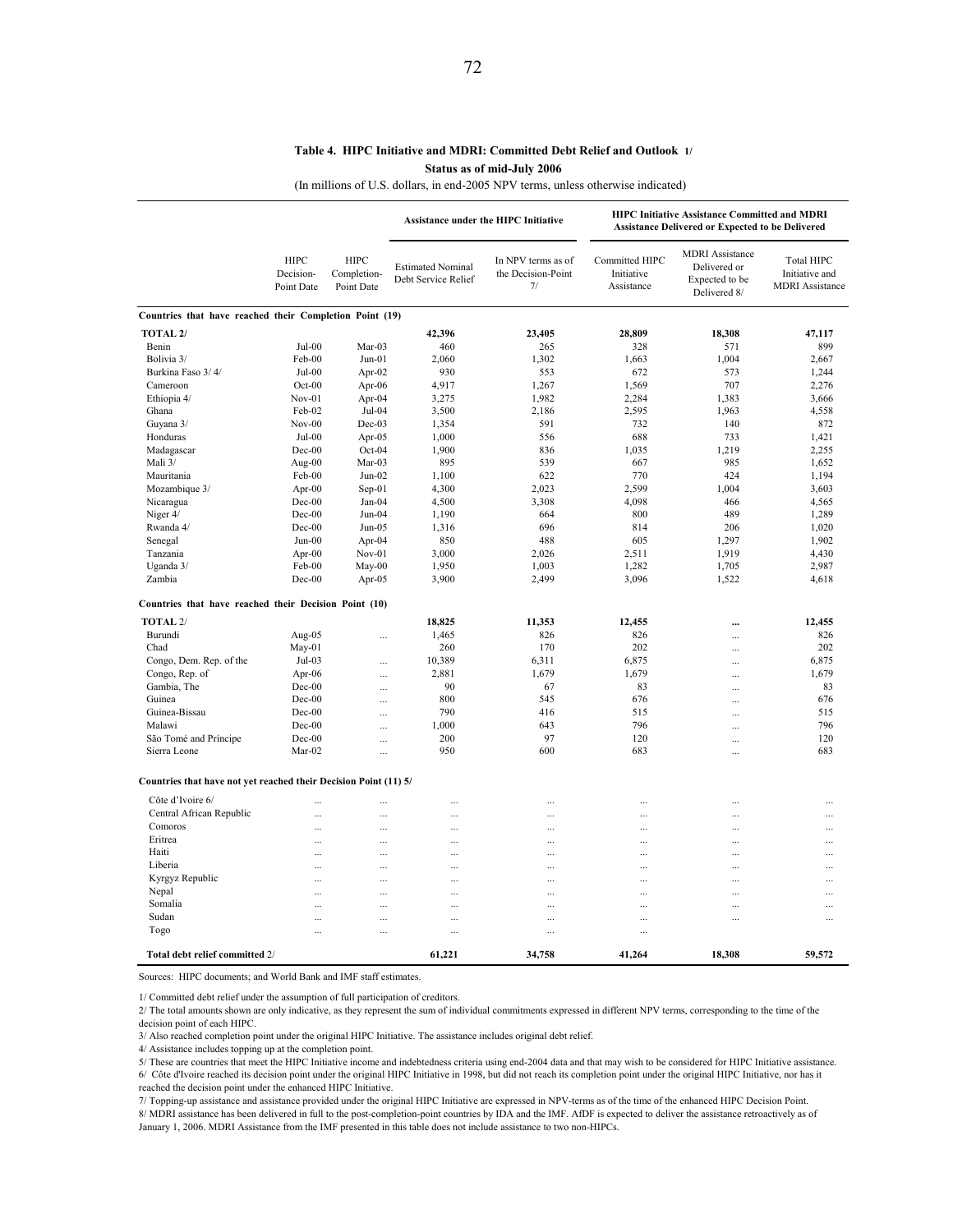**Table 4. HIPC Initiative and MDRI: Committed Debt Relief and Outlook 1/**

**Status as of mid-July 2006**

(In millions of U.S. dollars, in end-2005 NPV terms, unless otherwise indicated)

| | | | Assistance under the HIPC Initiative | | HIPC Initiative Assistance Committed and MDRI Assistance Delivered or Expected to be Delivered | | |
|---|---|---|---|---|---|---|---|
| | HIPC Decision-Point Date | HIPC Completion-Point Date | Estimated Nominal Debt Service Relief | In NPV terms as of the Decision-Point 7/ | Committed HIPC Initiative Assistance | MDRI Assistance Delivered or Expected to be Delivered 8/ | Total HIPC Initiative and MDRI Assistance |
| **Countries that have reached their Completion Point (19)** | | | | | | | |
| **TOTAL 2/** | | | **42,396** | **23,405** | **28,809** | **18,308** | **47,117** |
| Benin | Jul-00 | Mar-03 | 460 | 265 | 328 | 571 | 899 |
| Bolivia 3/ | Feb-00 | Jun-01 | 2,060 | 1,302 | 1,663 | 1,004 | 2,667 |
| Burkina Faso 3/ 4/ | Jul-00 | Apr-02 | 930 | 553 | 672 | 573 | 1,244 |
| Cameroon | Oct-00 | Apr-06 | 4,917 | 1,267 | 1,569 | 707 | 2,276 |
| Ethiopia 4/ | Nov-01 | Apr-04 | 3,275 | 1,982 | 2,284 | 1,383 | 3,666 |
| Ghana | Feb-02 | Jul-04 | 3,500 | 2,186 | 2,595 | 1,963 | 4,558 |
| Guyana 3/ | Nov-00 | Dec-03 | 1,354 | 591 | 732 | 140 | 872 |
| Honduras | Jul-00 | Apr-05 | 1,000 | 556 | 688 | 733 | 1,421 |
| Madagascar | Dec-00 | Oct-04 | 1,900 | 836 | 1,035 | 1,219 | 2,255 |
| Mali 3/ | Aug-00 | Mar-03 | 895 | 539 | 667 | 985 | 1,652 |
| Mauritania | Feb-00 | Jun-02 | 1,100 | 622 | 770 | 424 | 1,194 |
| Mozambique 3/ | Apr-00 | Sep-01 | 4,300 | 2,023 | 2,599 | 1,004 | 3,603 |
| Nicaragua | Dec-00 | Jan-04 | 4,500 | 3,308 | 4,098 | 466 | 4,565 |
| Niger 4/ | Dec-00 | Jun-04 | 1,190 | 664 | 800 | 489 | 1,289 |
| Rwanda 4/ | Dec-00 | Jun-05 | 1,316 | 696 | 814 | 206 | 1,020 |
| Senegal | Jun-00 | Apr-04 | 850 | 488 | 605 | 1,297 | 1,902 |
| Tanzania | Apr-00 | Nov-01 | 3,000 | 2,026 | 2,511 | 1,919 | 4,430 |
| Uganda 3/ | Feb-00 | May-00 | 1,950 | 1,003 | 1,282 | 1,705 | 2,987 |
| Zambia | Dec-00 | Apr-05 | 3,900 | 2,499 | 3,096 | 1,522 | 4,618 |
| **Countries that have reached their Decision Point (10)** | | | | | | | |
| **TOTAL 2/** | | | **18,825** | **11,353** | **12,455** | **...** | **12,455** |
| Burundi | Aug-05 | ... | 1,465 | 826 | 826 | ... | 826 |
| Chad | May-01 | | 260 | 170 | 202 | ... | 202 |
| Congo, Dem. Rep. of the | Jul-03 | ... | 10,389 | 6,311 | 6,875 | ... | 6,875 |
| Congo, Rep. of | Apr-06 | ... | 2,881 | 1,679 | 1,679 | ... | 1,679 |
| Gambia, The | Dec-00 | ... | 90 | 67 | 83 | ... | 83 |
| Guinea | Dec-00 | ... | 800 | 545 | 676 | ... | 676 |
| Guinea-Bissau | Dec-00 | ... | 790 | 416 | 515 | ... | 515 |
| Malawi | Dec-00 | ... | 1,000 | 643 | 796 | ... | 796 |
| São Tomé and Príncipe | Dec-00 | ... | 200 | 97 | 120 | ... | 120 |
| Sierra Leone | Mar-02 | ... | 950 | 600 | 683 | ... | 683 |
| **Countries that have not yet reached their Decision Point (11) 5/** | | | | | | | |
| Côte d'Ivoire 6/ | ... | ... | ... | ... | ... | ... | ... |
| Central African Republic | ... | ... | ... | ... | ... | ... | ... |
| Comoros | ... | ... | ... | ... | ... | ... | ... |
| Eritrea | ... | ... | ... | ... | ... | ... | ... |
| Haiti | ... | ... | ... | ... | ... | ... | ... |
| Liberia | ... | ... | ... | ... | ... | ... | ... |
| Kyrgyz Republic | ... | ... | ... | ... | ... | ... | ... |
| Nepal | ... | ... | ... | ... | ... | ... | ... |
| Somalia | ... | ... | ... | ... | ... | ... | ... |
| Sudan | ... | ... | ... | ... | ... | ... | ... |
| Togo | ... | ... | ... | ... | ... | | |
| **Total debt relief committed** 2/ | | | **61,221** | **34,758** | **41,264** | **18,308** | **59,572** |

Sources: HIPC documents; and World Bank and IMF staff estimates.

1/ Committed debt relief under the assumption of full participation of creditors.

2/ The total amounts shown are only indicative, as they represent the sum of individual commitments expressed in different NPV terms, corresponding to the time of the decision point of each HIPC.

3/ Also reached completion point under the original HIPC Initiative. The assistance includes original debt relief.

4/ Assistance includes topping up at the completion point.

5/ These are countries that meet the HIPC Initiative income and indebtedness criteria using end-2004 data and that may wish to be considered for HIPC Initiative assistance.

6/ Côte d'Ivoire reached its decision point under the original HIPC Initiative in 1998, but did not reach its completion point under the original HIPC Initiative, nor has it reached the decision point under the enhanced HIPC Initiative.

7/ Topping-up assistance and assistance provided under the original HIPC Initiative are expressed in NPV-terms as of the time of the enhanced HIPC Decision Point.

8/ MDRI assistance has been delivered in full to the post-completion-point countries by IDA and the IMF. AfDF is expected to deliver the assistance retroactively as of January 1, 2006. MDRI Assistance from the IMF presented in this table does not include assistance to two non-HIPCs.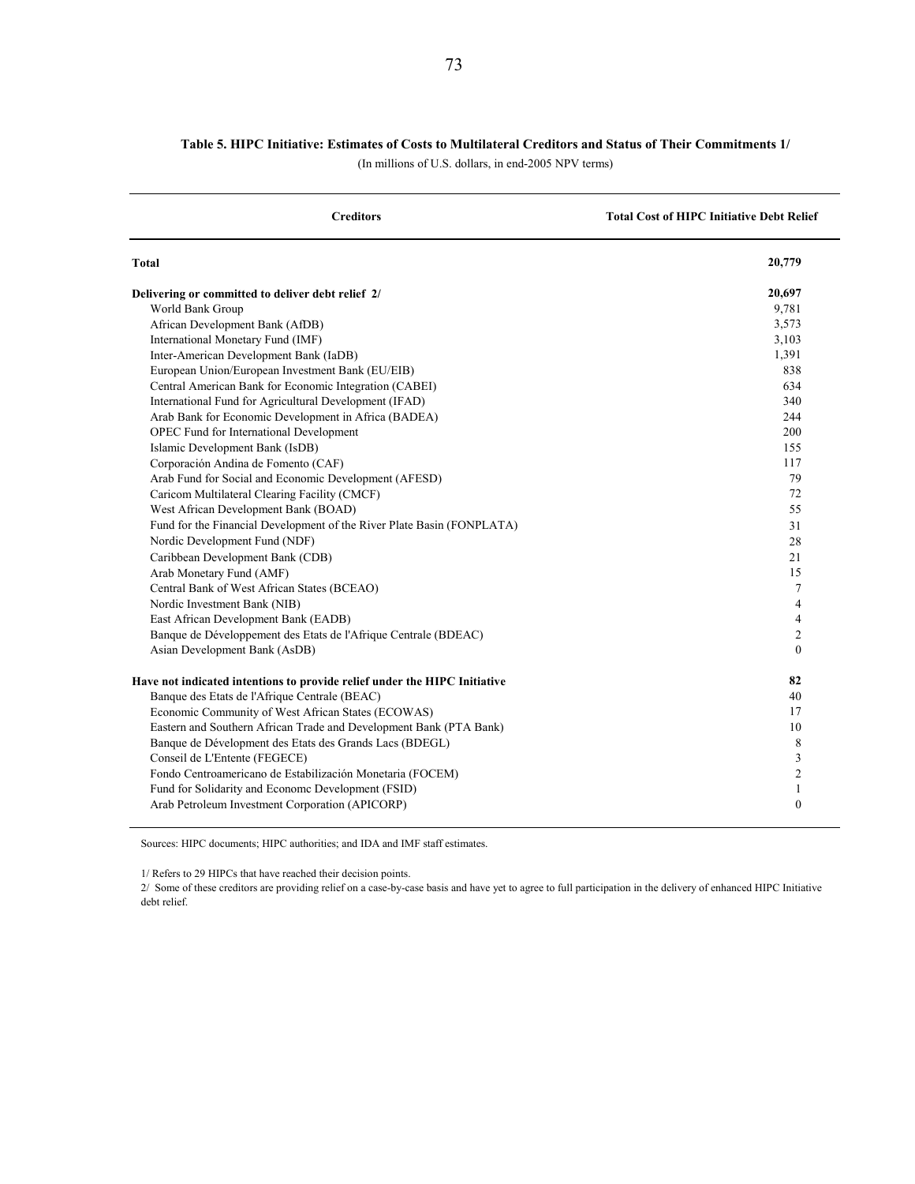**Table 5. HIPC Initiative: Estimates of Costs to Multilateral Creditors and Status of Their Commitments 1/**

(In millions of U.S. dollars, in end-2005 NPV terms)

| Creditors | Total Cost of HIPC Initiative Debt Relief |
|---|---|
| **Total** | **20,779** |
| **Delivering or committed to deliver debt relief 2/** | **20,697** |
| World Bank Group | 9,781 |
| African Development Bank (AfDB) | 3,573 |
| International Monetary Fund (IMF) | 3,103 |
| Inter-American Development Bank (IaDB) | 1,391 |
| European Union/European Investment Bank (EU/EIB) | 838 |
| Central American Bank for Economic Integration (CABEI) | 634 |
| International Fund for Agricultural Development (IFAD) | 340 |
| Arab Bank for Economic Development in Africa (BADEA) | 244 |
| OPEC Fund for International Development | 200 |
| Islamic Development Bank (IsDB) | 155 |
| Corporación Andina de Fomento (CAF) | 117 |
| Arab Fund for Social and Economic Development (AFESD) | 79 |
| Caricom Multilateral Clearing Facility (CMCF) | 72 |
| West African Development Bank (BOAD) | 55 |
| Fund for the Financial Development of the River Plate Basin (FONPLATA) | 31 |
| Nordic Development Fund (NDF) | 28 |
| Caribbean Development Bank (CDB) | 21 |
| Arab Monetary Fund (AMF) | 15 |
| Central Bank of West African States (BCEAO) | 7 |
| Nordic Investment Bank (NIB) | 4 |
| East African Development Bank (EADB) | 4 |
| Banque de Développement des Etats de l'Afrique Centrale (BDEAC) | 2 |
| Asian Development Bank (AsDB) | 0 |
| **Have not indicated intentions to provide relief under the HIPC Initiative** | **82** |
| Banque des Etats de l'Afrique Centrale (BEAC) | 40 |
| Economic Community of West African States (ECOWAS) | 17 |
| Eastern and Southern African Trade and Development Bank (PTA Bank) | 10 |
| Banque de Dévelopment des Etats des Grands Lacs (BDEGL) | 8 |
| Conseil de L'Entente (FEGECE) | 3 |
| Fondo Centroamericano de Estabilización Monetaria (FOCEM) | 2 |
| Fund for Solidarity and Economc Development (FSID) | 1 |
| Arab Petroleum Investment Corporation (APICORP) | 0 |

Sources: HIPC documents; HIPC authorities; and IDA and IMF staff estimates.

1/ Refers to 29 HIPCs that have reached their decision points.

2/ Some of these creditors are providing relief on a case-by-case basis and have yet to agree to full participation in the delivery of enhanced HIPC Initiative debt relief.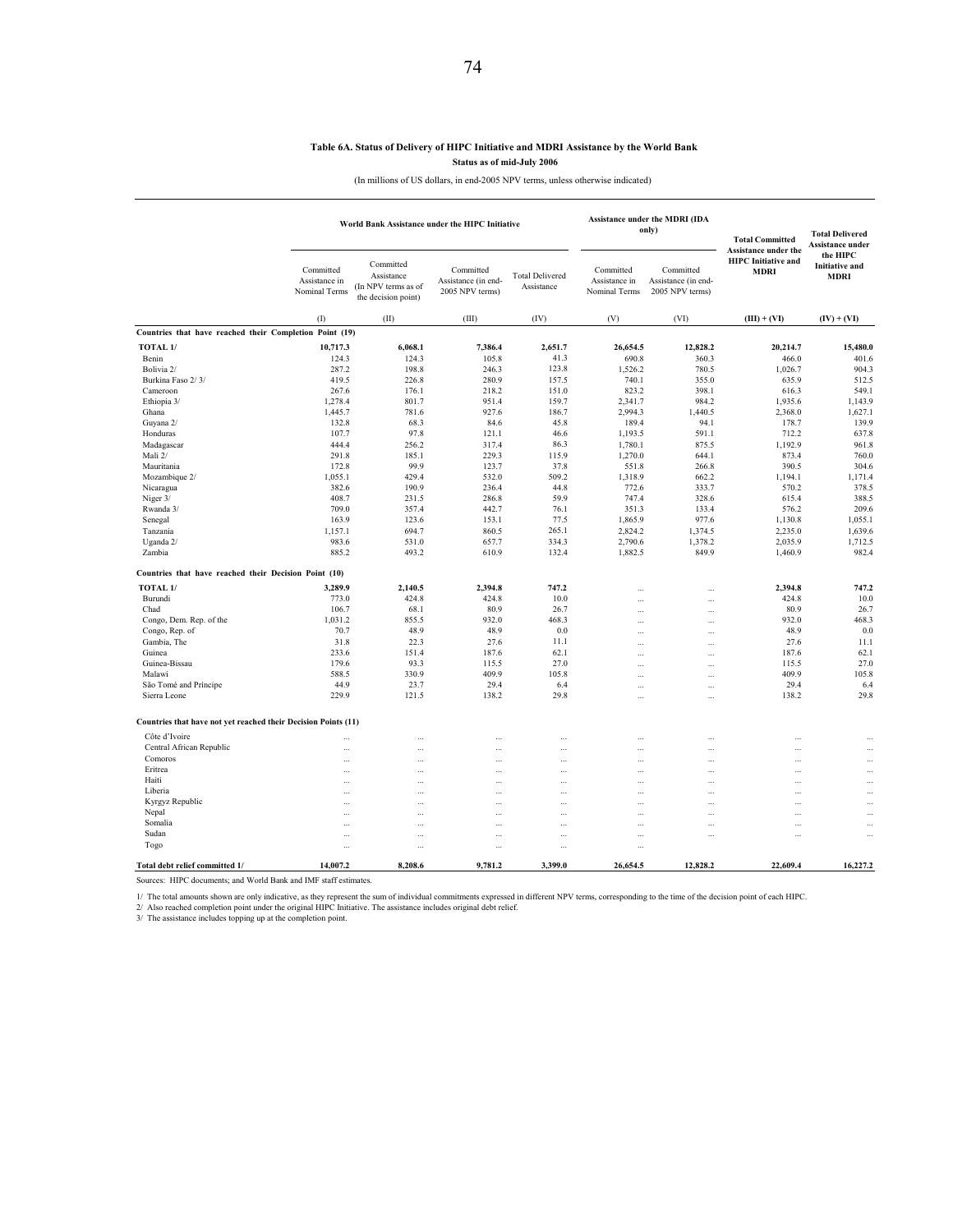**Table 6A. Status of Delivery of HIPC Initiative and MDRI Assistance by the World Bank**

**Status as of mid-July 2006**

(In millions of US dollars, in end-2005 NPV terms, unless otherwise indicated)

| | World Bank Assistance under the HIPC Initiative | | | | Assistance under the MDRI (IDA only) | | **Total Committed Assistance under the HIPC Initiative and MDRI** | **Total Delivered Assistance under the HIPC Initiative and MDRI** |
|---|---|---|---|---|---|---|---|---|
| | Committed Assistance in Nominal Terms | Committed Assistance (In NPV terms as of the decision point) | Committed Assistance (in end-2005 NPV terms) | Total Delivered Assistance | Committed Assistance in Nominal Terms | Committed Assistance (in end-2005 NPV terms) | | |
| | (I) | (II) | (III) | (IV) | (V) | (VI) | **(III) + (VI)** | **(IV) + (VI)** |
| **Countries that have reached their Completion Point (19)** | | | | | | | | |
| **TOTAL 1/** | **10,717.3** | **6,068.1** | **7,386.4** | **2,651.7** | **26,654.5** | **12,828.2** | **20,214.7** | **15,480.0** |
| Benin | 124.3 | 124.3 | 105.8 | 41.3 | 690.8 | 360.3 | 466.0 | 401.6 |
| Bolivia 2/ | 287.2 | 198.8 | 246.3 | 123.8 | 1,526.2 | 780.5 | 1,026.7 | 904.3 |
| Burkina Faso 2/ 3/ | 419.5 | 226.8 | 280.9 | 157.5 | 740.1 | 355.0 | 635.9 | 512.5 |
| Cameroon | 267.6 | 176.1 | 218.2 | 151.0 | 823.2 | 398.1 | 616.3 | 549.1 |
| Ethiopia 3/ | 1,278.4 | 801.7 | 951.4 | 159.7 | 2,341.7 | 984.2 | 1,935.6 | 1,143.9 |
| Ghana | 1,445.7 | 781.6 | 927.6 | 186.7 | 2,994.3 | 1,440.5 | 2,368.0 | 1,627.1 |
| Guyana 2/ | 132.8 | 68.3 | 84.6 | 45.8 | 189.4 | 94.1 | 178.7 | 139.9 |
| Honduras | 107.7 | 97.8 | 121.1 | 46.6 | 1,193.5 | 591.1 | 712.2 | 637.8 |
| Madagascar | 444.4 | 256.2 | 317.4 | 86.3 | 1,780.1 | 875.5 | 1,192.9 | 961.8 |
| Mali 2/ | 291.8 | 185.1 | 229.3 | 115.9 | 1,270.0 | 644.1 | 873.4 | 760.0 |
| Mauritania | 172.8 | 99.9 | 123.7 | 37.8 | 551.8 | 266.8 | 390.5 | 304.6 |
| Mozambique 2/ | 1,055.1 | 429.4 | 532.0 | 509.2 | 1,318.9 | 662.2 | 1,194.1 | 1,171.4 |
| Nicaragua | 382.6 | 190.9 | 236.4 | 44.8 | 772.6 | 333.7 | 570.2 | 378.5 |
| Niger 3/ | 408.7 | 231.5 | 286.8 | 59.9 | 747.4 | 328.6 | 615.4 | 388.5 |
| Rwanda 3/ | 709.0 | 357.4 | 442.7 | 76.1 | 351.3 | 133.4 | 576.2 | 209.6 |
| Senegal | 163.9 | 123.6 | 153.1 | 77.5 | 1,865.9 | 977.6 | 1,130.8 | 1,055.1 |
| Tanzania | 1,157.1 | 694.7 | 860.5 | 265.1 | 2,824.2 | 1,374.5 | 2,235.0 | 1,639.6 |
| Uganda 2/ | 983.6 | 531.0 | 657.7 | 334.3 | 2,790.6 | 1,378.2 | 2,035.9 | 1,712.5 |
| Zambia | 885.2 | 493.2 | 610.9 | 132.4 | 1,882.5 | 849.9 | 1,460.9 | 982.4 |
| **Countries that have reached their Decision Point (10)** | | | | | | | | |
| **TOTAL 1/** | **3,289.9** | **2,140.5** | **2,394.8** | **747.2** | ... | ... | **2,394.8** | **747.2** |
| Burundi | 773.0 | 424.8 | 424.8 | 10.0 | ... | ... | 424.8 | 10.0 |
| Chad | 106.7 | 68.1 | 80.9 | 26.7 | ... | ... | 80.9 | 26.7 |
| Congo, Dem. Rep. of the | 1,031.2 | 855.5 | 932.0 | 468.3 | ... | ... | 932.0 | 468.3 |
| Congo, Rep. of | 70.7 | 48.9 | 48.9 | 0.0 | ... | ... | 48.9 | 0.0 |
| Gambia, The | 31.8 | 22.3 | 27.6 | 11.1 | ... | ... | 27.6 | 11.1 |
| Guinea | 233.6 | 151.4 | 187.6 | 62.1 | ... | ... | 187.6 | 62.1 |
| Guinea-Bissau | 179.6 | 93.3 | 115.5 | 27.0 | ... | ... | 115.5 | 27.0 |
| Malawi | 588.5 | 330.9 | 409.9 | 105.8 | ... | ... | 409.9 | 105.8 |
| São Tomé and Príncipe | 44.9 | 23.7 | 29.4 | 6.4 | ... | ... | 29.4 | 6.4 |
| Sierra Leone | 229.9 | 121.5 | 138.2 | 29.8 | ... | ... | 138.2 | 29.8 |
| **Countries that have not yet reached their Decision Points (11)** | | | | | | | | |
| Côte d'Ivoire | ... | ... | ... | ... | ... | ... | ... | ... |
| Central African Republic | ... | ... | ... | ... | ... | ... | ... | ... |
| Comoros | ... | ... | ... | ... | ... | ... | ... | ... |
| Eritrea | ... | ... | ... | ... | ... | ... | ... | ... |
| Haiti | ... | ... | ... | ... | ... | ... | ... | ... |
| Liberia | ... | ... | ... | ... | ... | ... | ... | ... |
| Kyrgyz Republic | ... | ... | ... | ... | ... | ... | ... | ... |
| Nepal | ... | ... | ... | ... | ... | ... | ... | ... |
| Somalia | ... | ... | ... | ... | ... | ... | ... | ... |
| Sudan | ... | ... | ... | ... | ... | ... | ... | ... |
| Togo | ... | ... | ... | ... | ... | | | |
| **Total debt relief committed 1/** | **14,007.2** | **8,208.6** | **9,781.2** | **3,399.0** | **26,654.5** | **12,828.2** | **22,609.4** | **16,227.2** |

Sources: HIPC documents; and World Bank and IMF staff estimates.

1/ The total amounts shown are only indicative, as they represent the sum of individual commitments expressed in different NPV terms, corresponding to the time of the decision point of each HIPC.

2/ Also reached completion point under the original HIPC Initiative. The assistance includes original debt relief.

3/ The assistance includes topping up at the completion point.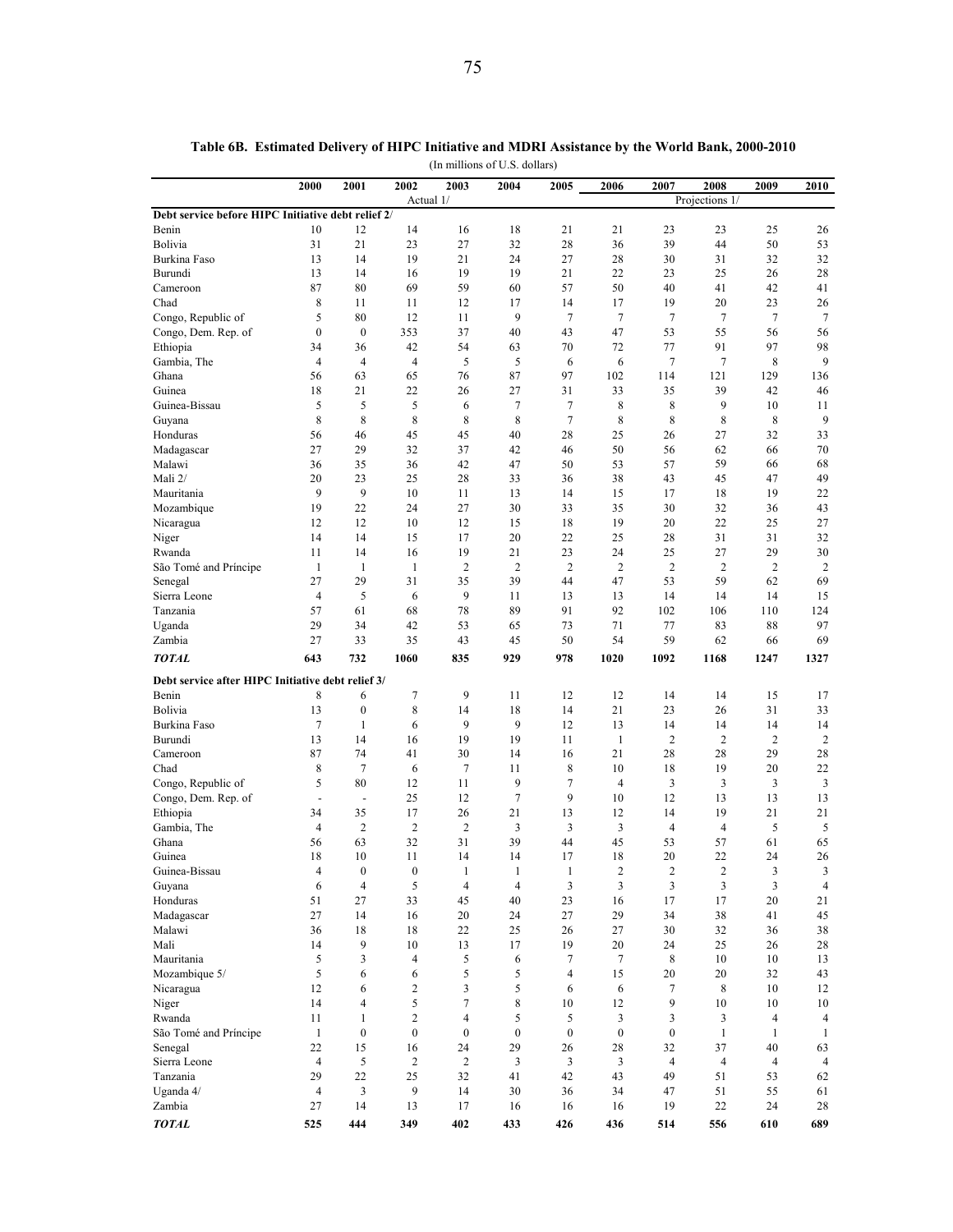**Table 6B. Estimated Delivery of HIPC Initiative and MDRI Assistance by the World Bank, 2000-2010**

(In millions of U.S. dollars)

| | 2000 | 2001 | 2002 | 2003 | 2004 | 2005 | 2006 | 2007 | 2008 | 2009 | 2010 |
|---|---|---|---|---|---|---|---|---|---|---|---|
| | | | Actual 1/ | | | | | | Projections 1/ | | |
| **Debt service before HIPC Initiative debt relief 2/** | | | | | | | | | | | |
| Benin | 10 | 12 | 14 | 16 | 18 | 21 | 21 | 23 | 23 | 25 | 26 |
| Bolivia | 31 | 21 | 23 | 27 | 32 | 28 | 36 | 39 | 44 | 50 | 53 |
| Burkina Faso | 13 | 14 | 19 | 21 | 24 | 27 | 28 | 30 | 31 | 32 | 32 |
| Burundi | 13 | 14 | 16 | 19 | 19 | 21 | 22 | 23 | 25 | 26 | 28 |
| Cameroon | 87 | 80 | 69 | 59 | 60 | 57 | 50 | 40 | 41 | 42 | 41 |
| Chad | 8 | 11 | 11 | 12 | 17 | 14 | 17 | 19 | 20 | 23 | 26 |
| Congo, Republic of | 5 | 80 | 12 | 11 | 9 | 7 | 7 | 7 | 7 | 7 | 7 |
| Congo, Dem. Rep. of | 0 | 0 | 353 | 37 | 40 | 43 | 47 | 53 | 55 | 56 | 56 |
| Ethiopia | 34 | 36 | 42 | 54 | 63 | 70 | 72 | 77 | 91 | 97 | 98 |
| Gambia, The | 4 | 4 | 4 | 5 | 5 | 6 | 6 | 7 | 7 | 8 | 9 |
| Ghana | 56 | 63 | 65 | 76 | 87 | 97 | 102 | 114 | 121 | 129 | 136 |
| Guinea | 18 | 21 | 22 | 26 | 27 | 31 | 33 | 35 | 39 | 42 | 46 |
| Guinea-Bissau | 5 | 5 | 5 | 6 | 7 | 7 | 8 | 8 | 9 | 10 | 11 |
| Guyana | 8 | 8 | 8 | 8 | 8 | 7 | 8 | 8 | 8 | 8 | 9 |
| Honduras | 56 | 46 | 45 | 45 | 40 | 28 | 25 | 26 | 27 | 32 | 33 |
| Madagascar | 27 | 29 | 32 | 37 | 42 | 46 | 50 | 56 | 62 | 66 | 70 |
| Malawi | 36 | 35 | 36 | 42 | 47 | 50 | 53 | 57 | 59 | 66 | 68 |
| Mali 2/ | 20 | 23 | 25 | 28 | 33 | 36 | 38 | 43 | 45 | 47 | 49 |
| Mauritania | 9 | 9 | 10 | 11 | 13 | 14 | 15 | 17 | 18 | 19 | 22 |
| Mozambique | 19 | 22 | 24 | 27 | 30 | 33 | 35 | 30 | 32 | 36 | 43 |
| Nicaragua | 12 | 12 | 10 | 12 | 15 | 18 | 19 | 20 | 22 | 25 | 27 |
| Niger | 14 | 14 | 15 | 17 | 20 | 22 | 25 | 28 | 31 | 31 | 32 |
| Rwanda | 11 | 14 | 16 | 19 | 21 | 23 | 24 | 25 | 27 | 29 | 30 |
| São Tomé and Príncipe | 1 | 1 | 1 | 2 | 2 | 2 | 2 | 2 | 2 | 2 | 2 |
| Senegal | 27 | 29 | 31 | 35 | 39 | 44 | 47 | 53 | 59 | 62 | 69 |
| Sierra Leone | 4 | 5 | 6 | 9 | 11 | 13 | 13 | 14 | 14 | 14 | 15 |
| Tanzania | 57 | 61 | 68 | 78 | 89 | 91 | 92 | 102 | 106 | 110 | 124 |
| Uganda | 29 | 34 | 42 | 53 | 65 | 73 | 71 | 77 | 83 | 88 | 97 |
| Zambia | 27 | 33 | 35 | 43 | 45 | 50 | 54 | 59 | 62 | 66 | 69 |
| ***TOTAL*** | **643** | **732** | **1060** | **835** | **929** | **978** | **1020** | **1092** | **1168** | **1247** | **1327** |
| **Debt service after HIPC Initiative debt relief 3/** | | | | | | | | | | | |
| Benin | 8 | 6 | 7 | 9 | 11 | 12 | 12 | 14 | 14 | 15 | 17 |
| Bolivia | 13 | 0 | 8 | 14 | 18 | 14 | 21 | 23 | 26 | 31 | 33 |
| Burkina Faso | 7 | 1 | 6 | 9 | 9 | 12 | 13 | 14 | 14 | 14 | 14 |
| Burundi | 13 | 14 | 16 | 19 | 19 | 11 | 1 | 2 | 2 | 2 | 2 |
| Cameroon | 87 | 74 | 41 | 30 | 14 | 16 | 21 | 28 | 28 | 29 | 28 |
| Chad | 8 | 7 | 6 | 7 | 11 | 8 | 10 | 18 | 19 | 20 | 22 |
| Congo, Republic of | 5 | 80 | 12 | 11 | 9 | 7 | 4 | 3 | 3 | 3 | 3 |
| Congo, Dem. Rep. of | - | - | 25 | 12 | 7 | 9 | 10 | 12 | 13 | 13 | 13 |
| Ethiopia | 34 | 35 | 17 | 26 | 21 | 13 | 12 | 14 | 19 | 21 | 21 |
| Gambia, The | 4 | 2 | 2 | 2 | 3 | 3 | 3 | 4 | 4 | 5 | 5 |
| Ghana | 56 | 63 | 32 | 31 | 39 | 44 | 45 | 53 | 57 | 61 | 65 |
| Guinea | 18 | 10 | 11 | 14 | 14 | 17 | 18 | 20 | 22 | 24 | 26 |
| Guinea-Bissau | 4 | 0 | 0 | 1 | 1 | 1 | 2 | 2 | 2 | 3 | 3 |
| Guyana | 6 | 4 | 5 | 4 | 4 | 3 | 3 | 3 | 3 | 3 | 4 |
| Honduras | 51 | 27 | 33 | 45 | 40 | 23 | 16 | 17 | 17 | 20 | 21 |
| Madagascar | 27 | 14 | 16 | 20 | 24 | 27 | 29 | 34 | 38 | 41 | 45 |
| Malawi | 36 | 18 | 18 | 22 | 25 | 26 | 27 | 30 | 32 | 36 | 38 |
| Mali | 14 | 9 | 10 | 13 | 17 | 19 | 20 | 24 | 25 | 26 | 28 |
| Mauritania | 5 | 3 | 4 | 5 | 6 | 7 | 7 | 8 | 10 | 10 | 13 |
| Mozambique 5/ | 5 | 6 | 6 | 5 | 5 | 4 | 15 | 20 | 20 | 32 | 43 |
| Nicaragua | 12 | 6 | 2 | 3 | 5 | 6 | 6 | 7 | 8 | 10 | 12 |
| Niger | 14 | 4 | 5 | 7 | 8 | 10 | 12 | 9 | 10 | 10 | 10 |
| Rwanda | 11 | 1 | 2 | 4 | 5 | 5 | 3 | 3 | 3 | 4 | 4 |
| São Tomé and Príncipe | 1 | 0 | 0 | 0 | 0 | 0 | 0 | 0 | 1 | 1 | 1 |
| Senegal | 22 | 15 | 16 | 24 | 29 | 26 | 28 | 32 | 37 | 40 | 63 |
| Sierra Leone | 4 | 5 | 2 | 2 | 3 | 3 | 3 | 4 | 4 | 4 | 4 |
| Tanzania | 29 | 22 | 25 | 32 | 41 | 42 | 43 | 49 | 51 | 53 | 62 |
| Uganda 4/ | 4 | 3 | 9 | 14 | 30 | 36 | 34 | 47 | 51 | 55 | 61 |
| Zambia | 27 | 14 | 13 | 17 | 16 | 16 | 16 | 19 | 22 | 24 | 28 |
| ***TOTAL*** | **525** | **444** | **349** | **402** | **433** | **426** | **436** | **514** | **556** | **610** | **689** |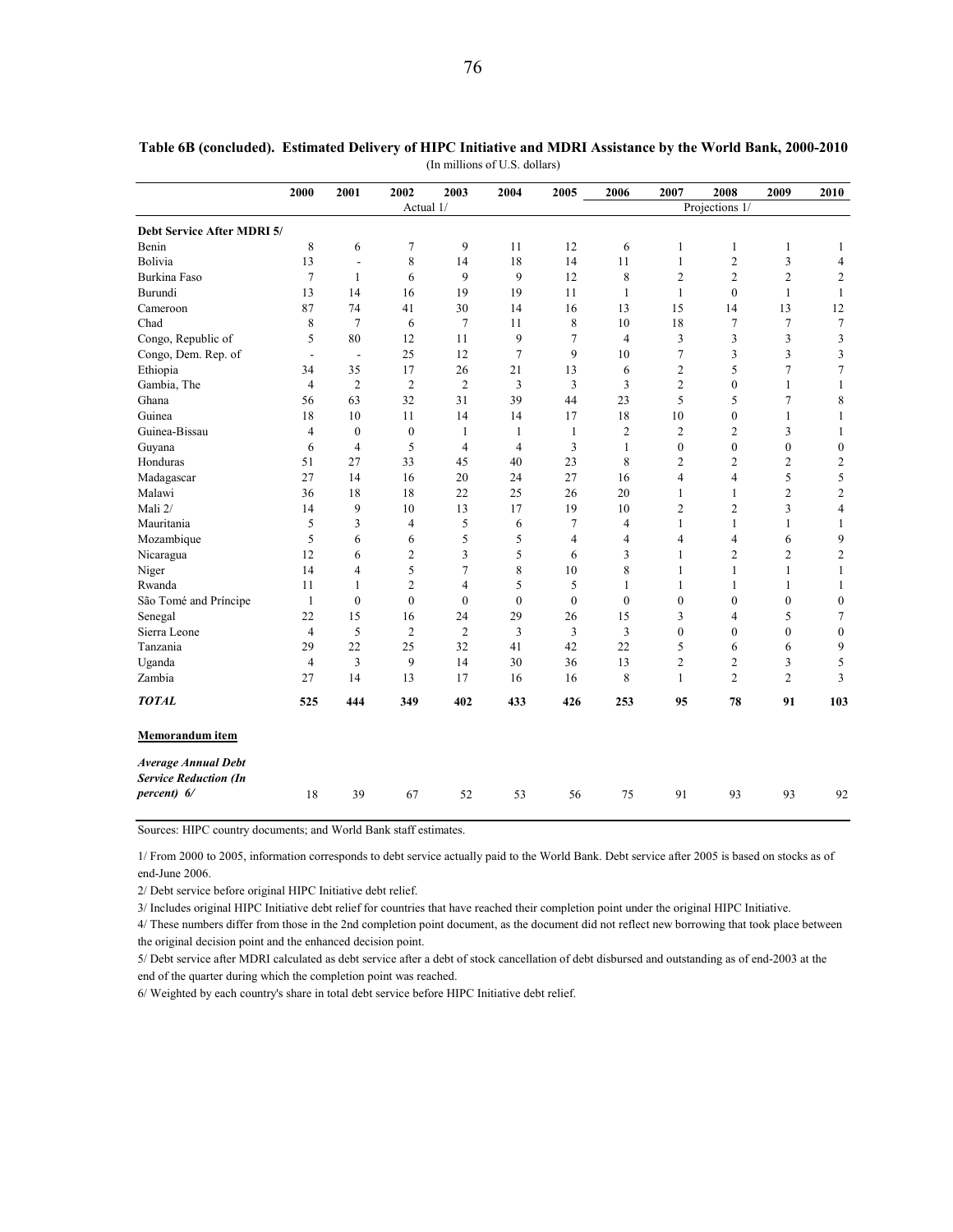**Table 6B (concluded). Estimated Delivery of HIPC Initiative and MDRI Assistance by the World Bank, 2000-2010**

(In millions of U.S. dollars)

| | 2000 | 2001 | 2002 | 2003 | 2004 | 2005 | 2006 | 2007 | 2008 | 2009 | 2010 |
|---|---|---|---|---|---|---|---|---|---|---|---|
| | | | Actual 1/ | | | | | | Projections 1/ | | |
| **Debt Service After MDRI 5/** | | | | | | | | | | | |
| Benin | 8 | 6 | 7 | 9 | 11 | 12 | 6 | 1 | 1 | 1 | 1 |
| Bolivia | 13 | - | 8 | 14 | 18 | 14 | 11 | 1 | 2 | 3 | 4 |
| Burkina Faso | 7 | 1 | 6 | 9 | 9 | 12 | 8 | 2 | 2 | 2 | 2 |
| Burundi | 13 | 14 | 16 | 19 | 19 | 11 | 1 | 1 | 0 | 1 | 1 |
| Cameroon | 87 | 74 | 41 | 30 | 14 | 16 | 13 | 15 | 14 | 13 | 12 |
| Chad | 8 | 7 | 6 | 7 | 11 | 8 | 10 | 18 | 7 | 7 | 7 |
| Congo, Republic of | 5 | 80 | 12 | 11 | 9 | 7 | 4 | 3 | 3 | 3 | 3 |
| Congo, Dem. Rep. of | - | - | 25 | 12 | 7 | 9 | 10 | 7 | 3 | 3 | 3 |
| Ethiopia | 34 | 35 | 17 | 26 | 21 | 13 | 6 | 2 | 5 | 7 | 7 |
| Gambia, The | 4 | 2 | 2 | 2 | 3 | 3 | 3 | 2 | 0 | 1 | 1 |
| Ghana | 56 | 63 | 32 | 31 | 39 | 44 | 23 | 5 | 5 | 7 | 8 |
| Guinea | 18 | 10 | 11 | 14 | 14 | 17 | 18 | 10 | 0 | 1 | 1 |
| Guinea-Bissau | 4 | 0 | 0 | 1 | 1 | 1 | 2 | 2 | 2 | 3 | 1 |
| Guyana | 6 | 4 | 5 | 4 | 4 | 3 | 1 | 0 | 0 | 0 | 0 |
| Honduras | 51 | 27 | 33 | 45 | 40 | 23 | 8 | 2 | 2 | 2 | 2 |
| Madagascar | 27 | 14 | 16 | 20 | 24 | 27 | 16 | 4 | 4 | 5 | 5 |
| Malawi | 36 | 18 | 18 | 22 | 25 | 26 | 20 | 1 | 1 | 2 | 2 |
| Mali 2/ | 14 | 9 | 10 | 13 | 17 | 19 | 10 | 2 | 2 | 3 | 4 |
| Mauritania | 5 | 3 | 4 | 5 | 6 | 7 | 4 | 1 | 1 | 1 | 1 |
| Mozambique | 5 | 6 | 6 | 5 | 5 | 4 | 4 | 4 | 4 | 6 | 9 |
| Nicaragua | 12 | 6 | 2 | 3 | 5 | 6 | 3 | 1 | 2 | 2 | 2 |
| Niger | 14 | 4 | 5 | 7 | 8 | 10 | 8 | 1 | 1 | 1 | 1 |
| Rwanda | 11 | 1 | 2 | 4 | 5 | 5 | 1 | 1 | 1 | 1 | 1 |
| São Tomé and Príncipe | 1 | 0 | 0 | 0 | 0 | 0 | 0 | 0 | 0 | 0 | 0 |
| Senegal | 22 | 15 | 16 | 24 | 29 | 26 | 15 | 3 | 4 | 5 | 7 |
| Sierra Leone | 4 | 5 | 2 | 2 | 3 | 3 | 3 | 0 | 0 | 0 | 0 |
| Tanzania | 29 | 22 | 25 | 32 | 41 | 42 | 22 | 5 | 6 | 6 | 9 |
| Uganda | 4 | 3 | 9 | 14 | 30 | 36 | 13 | 2 | 2 | 3 | 5 |
| Zambia | 27 | 14 | 13 | 17 | 16 | 16 | 8 | 1 | 2 | 2 | 3 |
| ***TOTAL*** | **525** | **444** | **349** | **402** | **433** | **426** | **253** | **95** | **78** | **91** | **103** |
| **Memorandum item** | | | | | | | | | | | |
| ***Average Annual Debt Service Reduction (In percent) 6/*** | 18 | 39 | 67 | 52 | 53 | 56 | 75 | 91 | 93 | 93 | 92 |

Sources: HIPC country documents; and World Bank staff estimates.

1/ From 2000 to 2005, information corresponds to debt service actually paid to the World Bank. Debt service after 2005 is based on stocks as of end-June 2006.

2/ Debt service before original HIPC Initiative debt relief.

3/ Includes original HIPC Initiative debt relief for countries that have reached their completion point under the original HIPC Initiative.

4/ These numbers differ from those in the 2nd completion point document, as the document did not reflect new borrowing that took place between the original decision point and the enhanced decision point.

5/ Debt service after MDRI calculated as debt service after a debt of stock cancellation of debt disbursed and outstanding as of end-2003 at the end of the quarter during which the completion point was reached.

6/ Weighted by each country's share in total debt service before HIPC Initiative debt relief.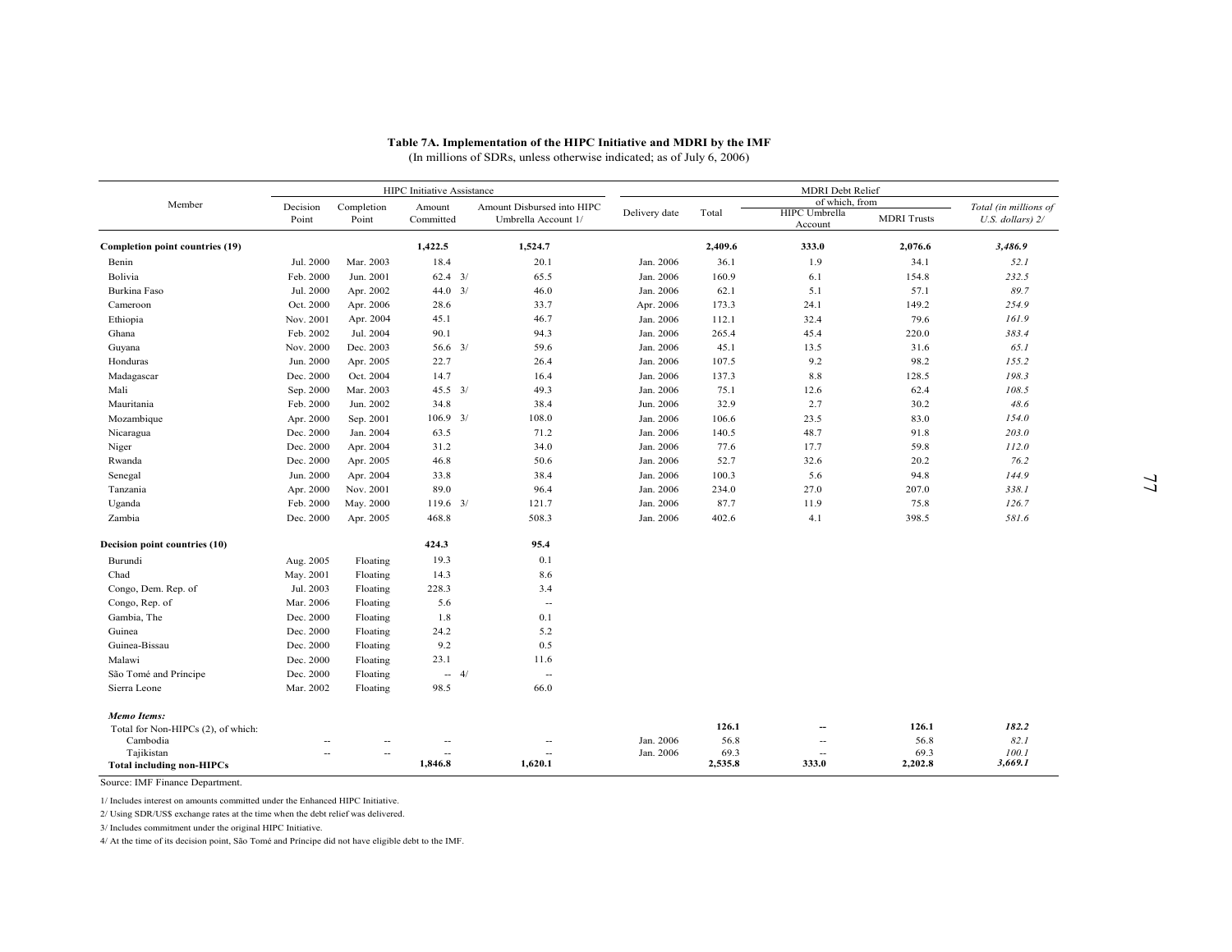**Table 7A. Implementation of the HIPC Initiative and MDRI by the IMF**
(In millions of SDRs, unless otherwise indicated; as of July 6, 2006)

| Member | HIPC Initiative Assistance | | | | MDRI Debt Relief | | | | |
|---|---|---|---|---|---|---|---|---|---|
| | Decision Point | Completion Point | Amount Committed | Amount Disbursed into HIPC Umbrella Account 1/ | Delivery date | Total | of which, from HIPC Umbrella Account | of which, from MDRI Trusts | *Total (in millions of U.S. dollars) 2/* |
| **Completion point countries (19)** | | | **1,422.5** | **1,524.7** | | **2,409.6** | **333.0** | **2,076.6** | ***3,486.9*** |
| Benin | Jul. 2000 | Mar. 2003 | 18.4 | 20.1 | Jan. 2006 | 36.1 | 1.9 | 34.1 | *52.1* |
| Bolivia | Feb. 2000 | Jun. 2001 | 62.4 3/ | 65.5 | Jan. 2006 | 160.9 | 6.1 | 154.8 | *232.5* |
| Burkina Faso | Jul. 2000 | Apr. 2002 | 44.0 3/ | 46.0 | Jan. 2006 | 62.1 | 5.1 | 57.1 | *89.7* |
| Cameroon | Oct. 2000 | Apr. 2006 | 28.6 | 33.7 | Apr. 2006 | 173.3 | 24.1 | 149.2 | *254.9* |
| Ethiopia | Nov. 2001 | Apr. 2004 | 45.1 | 46.7 | Jan. 2006 | 112.1 | 32.4 | 79.6 | *161.9* |
| Ghana | Feb. 2002 | Jul. 2004 | 90.1 | 94.3 | Jan. 2006 | 265.4 | 45.4 | 220.0 | *383.4* |
| Guyana | Nov. 2000 | Dec. 2003 | 56.6 3/ | 59.6 | Jan. 2006 | 45.1 | 13.5 | 31.6 | *65.1* |
| Honduras | Jun. 2000 | Apr. 2005 | 22.7 | 26.4 | Jan. 2006 | 107.5 | 9.2 | 98.2 | *155.2* |
| Madagascar | Dec. 2000 | Oct. 2004 | 14.7 | 16.4 | Jan. 2006 | 137.3 | 8.8 | 128.5 | *198.3* |
| Mali | Sep. 2000 | Mar. 2003 | 45.5 3/ | 49.3 | Jan. 2006 | 75.1 | 12.6 | 62.4 | *108.5* |
| Mauritania | Feb. 2000 | Jun. 2002 | 34.8 | 38.4 | Jun. 2006 | 32.9 | 2.7 | 30.2 | *48.6* |
| Mozambique | Apr. 2000 | Sep. 2001 | 106.9 3/ | 108.0 | Jan. 2006 | 106.6 | 23.5 | 83.0 | *154.0* |
| Nicaragua | Dec. 2000 | Jan. 2004 | 63.5 | 71.2 | Jan. 2006 | 140.5 | 48.7 | 91.8 | *203.0* |
| Niger | Dec. 2000 | Apr. 2004 | 31.2 | 34.0 | Jan. 2006 | 77.6 | 17.7 | 59.8 | *112.0* |
| Rwanda | Dec. 2000 | Apr. 2005 | 46.8 | 50.6 | Jan. 2006 | 52.7 | 32.6 | 20.2 | *76.2* |
| Senegal | Jun. 2000 | Apr. 2004 | 33.8 | 38.4 | Jan. 2006 | 100.3 | 5.6 | 94.8 | *144.9* |
| Tanzania | Apr. 2000 | Nov. 2001 | 89.0 | 96.4 | Jan. 2006 | 234.0 | 27.0 | 207.0 | *338.1* |
| Uganda | Feb. 2000 | May. 2000 | 119.6 3/ | 121.7 | Jan. 2006 | 87.7 | 11.9 | 75.8 | *126.7* |
| Zambia | Dec. 2000 | Apr. 2005 | 468.8 | 508.3 | Jan. 2006 | 402.6 | 4.1 | 398.5 | *581.6* |
| **Decision point countries (10)** | | | **424.3** | **95.4** | | | | | |
| Burundi | Aug. 2005 | Floating | 19.3 | 0.1 | | | | | |
| Chad | May. 2001 | Floating | 14.3 | 8.6 | | | | | |
| Congo, Dem. Rep. of | Jul. 2003 | Floating | 228.3 | 3.4 | | | | | |
| Congo, Rep. of | Mar. 2006 | Floating | 5.6 | -- | | | | | |
| Gambia, The | Dec. 2000 | Floating | 1.8 | 0.1 | | | | | |
| Guinea | Dec. 2000 | Floating | 24.2 | 5.2 | | | | | |
| Guinea-Bissau | Dec. 2000 | Floating | 9.2 | 0.5 | | | | | |
| Malawi | Dec. 2000 | Floating | 23.1 | 11.6 | | | | | |
| São Tomé and Príncipe | Dec. 2000 | Floating | -- 4/ | -- | | | | | |
| Sierra Leone | Mar. 2002 | Floating | 98.5 | 66.0 | | | | | |
| ***Memo Items:*** | | | | | | | | | |
| Total for Non-HIPCs (2), of which: | | | | | | **126.1** | **--** | **126.1** | ***182.2*** |
| Cambodia | -- | -- | -- | -- | Jan. 2006 | 56.8 | -- | 56.8 | *82.1* |
| Tajikistan | -- | -- | -- | -- | Jan. 2006 | 69.3 | -- | 69.3 | *100.1* |
| **Total including non-HIPCs** | | | **1,846.8** | **1,620.1** | | **2,535.8** | **333.0** | **2,202.8** | ***3,669.1*** |

Source: IMF Finance Department.

1/ Includes interest on amounts committed under the Enhanced HIPC Initiative.

2/ Using SDR/US$ exchange rates at the time when the debt relief was delivered.

3/ Includes commitment under the original HIPC Initiative.

4/ At the time of its decision point, São Tomé and Príncipe did not have eligible debt to the IMF.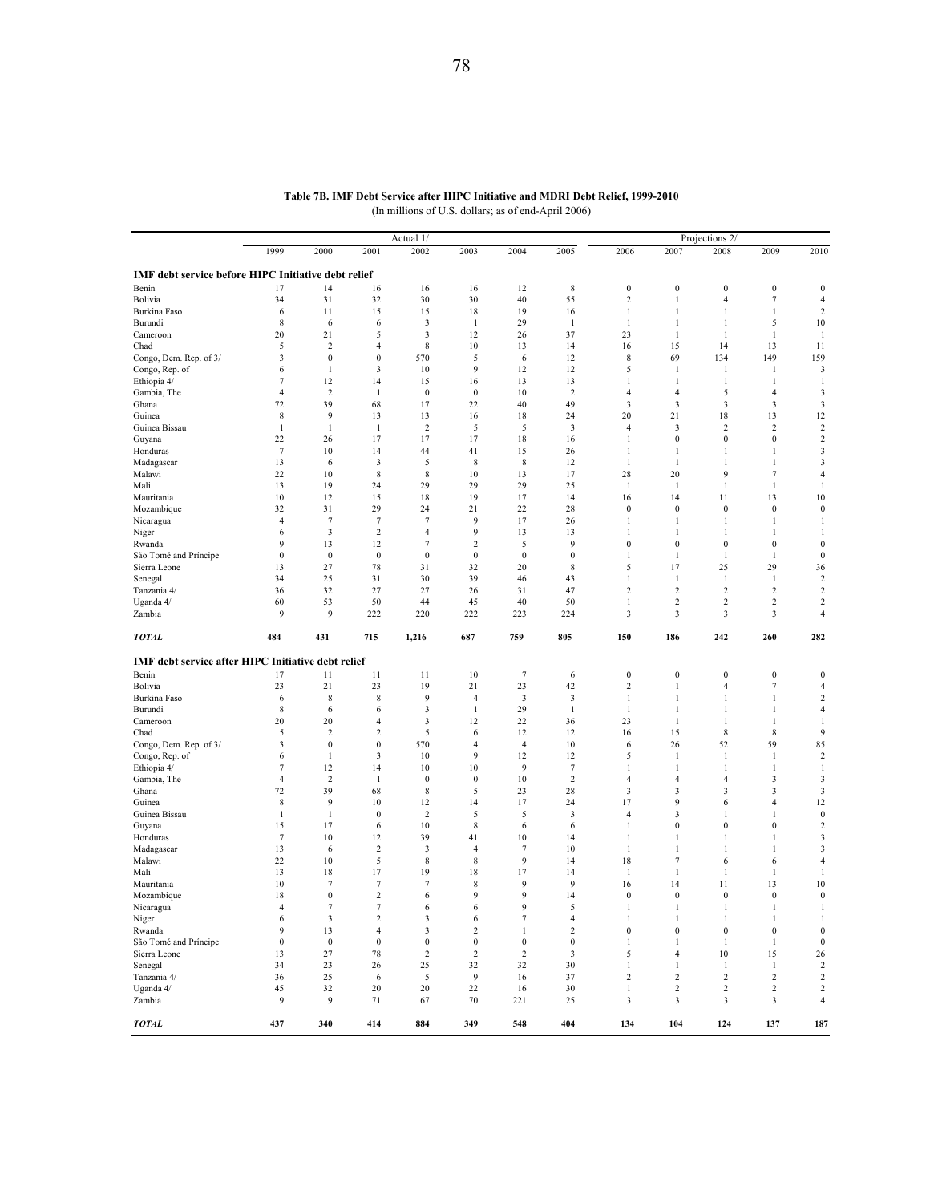**Table 7B. IMF Debt Service after HIPC Initiative and MDRI Debt Relief, 1999-2010**
(In millions of U.S. dollars; as of end-April 2006)

| | Actual 1/ | | | | | | | Projections 2/ | | | | |
|---|---|---|---|---|---|---|---|---|---|---|---|---|
| | 1999 | 2000 | 2001 | 2002 | 2003 | 2004 | 2005 | 2006 | 2007 | 2008 | 2009 | 2010 |
| **IMF debt service before HIPC Initiative debt relief** | | | | | | | | | | | | |
| Benin | 17 | 14 | 16 | 16 | 16 | 12 | 8 | 0 | 0 | 0 | 0 | 0 |
| Bolivia | 34 | 31 | 32 | 30 | 30 | 40 | 55 | 2 | 1 | 4 | 7 | 4 |
| Burkina Faso | 6 | 11 | 15 | 15 | 18 | 19 | 16 | 1 | 1 | 1 | 1 | 2 |
| Burundi | 8 | 6 | 6 | 3 | 1 | 29 | 1 | 1 | 1 | 1 | 5 | 10 |
| Cameroon | 20 | 21 | 5 | 3 | 12 | 26 | 37 | 23 | 1 | 1 | 1 | 1 |
| Chad | 5 | 2 | 4 | 8 | 10 | 13 | 14 | 16 | 15 | 14 | 13 | 11 |
| Congo, Dem. Rep. of 3/ | 3 | 0 | 0 | 570 | 5 | 6 | 12 | 8 | 69 | 134 | 149 | 159 |
| Congo, Rep. of | 6 | 1 | 3 | 10 | 9 | 12 | 12 | 5 | 1 | 1 | 1 | 3 |
| Ethiopia 4/ | 7 | 12 | 14 | 15 | 16 | 13 | 13 | 1 | 1 | 1 | 1 | 1 |
| Gambia, The | 4 | 2 | 1 | 0 | 0 | 10 | 2 | 4 | 4 | 5 | 4 | 3 |
| Ghana | 72 | 39 | 68 | 17 | 22 | 40 | 49 | 3 | 3 | 3 | 3 | 3 |
| Guinea | 8 | 9 | 13 | 13 | 16 | 18 | 24 | 20 | 21 | 18 | 13 | 12 |
| Guinea Bissau | 1 | 1 | 1 | 2 | 5 | 5 | 3 | 4 | 3 | 2 | 2 | 2 |
| Guyana | 22 | 26 | 17 | 17 | 17 | 18 | 16 | 1 | 0 | 0 | 0 | 2 |
| Honduras | 7 | 10 | 14 | 44 | 41 | 15 | 26 | 1 | 1 | 1 | 1 | 3 |
| Madagascar | 13 | 6 | 3 | 5 | 8 | 8 | 12 | 1 | 1 | 1 | 1 | 3 |
| Malawi | 22 | 10 | 8 | 8 | 10 | 13 | 17 | 28 | 20 | 9 | 7 | 4 |
| Mali | 13 | 19 | 24 | 29 | 29 | 29 | 25 | 1 | 1 | 1 | 1 | 1 |
| Mauritania | 10 | 12 | 15 | 18 | 19 | 17 | 14 | 16 | 14 | 11 | 13 | 10 |
| Mozambique | 32 | 31 | 29 | 24 | 21 | 22 | 28 | 0 | 0 | 0 | 0 | 0 |
| Nicaragua | 4 | 7 | 7 | 7 | 9 | 17 | 26 | 1 | 1 | 1 | 1 | 1 |
| Niger | 6 | 3 | 2 | 4 | 9 | 13 | 13 | 1 | 1 | 1 | 1 | 1 |
| Rwanda | 9 | 13 | 12 | 7 | 2 | 5 | 9 | 0 | 0 | 0 | 0 | 0 |
| São Tomé and Príncipe | 0 | 0 | 0 | 0 | 0 | 0 | 0 | 1 | 1 | 1 | 1 | 0 |
| Sierra Leone | 13 | 27 | 78 | 31 | 32 | 20 | 8 | 5 | 17 | 25 | 29 | 36 |
| Senegal | 34 | 25 | 31 | 30 | 39 | 46 | 43 | 1 | 1 | 1 | 1 | 2 |
| Tanzania 4/ | 36 | 32 | 27 | 27 | 26 | 31 | 47 | 2 | 2 | 2 | 2 | 2 |
| Uganda 4/ | 60 | 53 | 50 | 44 | 45 | 40 | 50 | 1 | 2 | 2 | 2 | 2 |
| Zambia | 9 | 9 | 222 | 220 | 222 | 223 | 224 | 3 | 3 | 3 | 3 | 4 |
| ***TOTAL*** | **484** | **431** | **715** | **1,216** | **687** | **759** | **805** | **150** | **186** | **242** | **260** | **282** |
| **IMF debt service after HIPC Initiative debt relief** | | | | | | | | | | | | |
| Benin | 17 | 11 | 11 | 11 | 10 | 7 | 6 | 0 | 0 | 0 | 0 | 0 |
| Bolivia | 23 | 21 | 23 | 19 | 21 | 23 | 42 | 2 | 1 | 4 | 7 | 4 |
| Burkina Faso | 6 | 8 | 8 | 9 | 4 | 3 | 3 | 1 | 1 | 1 | 1 | 2 |
| Burundi | 8 | 6 | 6 | 3 | 1 | 29 | 1 | 1 | 1 | 1 | 1 | 4 |
| Cameroon | 20 | 20 | 4 | 3 | 12 | 22 | 36 | 23 | 1 | 1 | 1 | 1 |
| Chad | 5 | 2 | 2 | 5 | 6 | 12 | 12 | 16 | 15 | 8 | 8 | 9 |
| Congo, Dem. Rep. of 3/ | 3 | 0 | 0 | 570 | 4 | 4 | 10 | 6 | 26 | 52 | 59 | 85 |
| Congo, Rep. of | 6 | 1 | 3 | 10 | 9 | 12 | 12 | 5 | 1 | 1 | 1 | 2 |
| Ethiopia 4/ | 7 | 12 | 14 | 10 | 10 | 9 | 7 | 1 | 1 | 1 | 1 | 1 |
| Gambia, The | 4 | 2 | 1 | 0 | 0 | 10 | 2 | 4 | 4 | 4 | 3 | 3 |
| Ghana | 72 | 39 | 68 | 8 | 5 | 23 | 28 | 3 | 3 | 3 | 3 | 3 |
| Guinea | 8 | 9 | 10 | 12 | 14 | 17 | 24 | 17 | 9 | 6 | 4 | 12 |
| Guinea Bissau | 1 | 1 | 0 | 2 | 5 | 5 | 3 | 4 | 3 | 1 | 1 | 0 |
| Guyana | 15 | 17 | 6 | 10 | 8 | 6 | 6 | 1 | 0 | 0 | 0 | 2 |
| Honduras | 7 | 10 | 12 | 39 | 41 | 10 | 14 | 1 | 1 | 1 | 1 | 3 |
| Madagascar | 13 | 6 | 2 | 3 | 4 | 7 | 10 | 1 | 1 | 1 | 1 | 3 |
| Malawi | 22 | 10 | 5 | 8 | 8 | 9 | 14 | 18 | 7 | 6 | 6 | 4 |
| Mali | 13 | 18 | 17 | 19 | 18 | 17 | 14 | 1 | 1 | 1 | 1 | 1 |
| Mauritania | 10 | 7 | 7 | 7 | 8 | 9 | 9 | 16 | 14 | 11 | 13 | 10 |
| Mozambique | 18 | 0 | 2 | 6 | 9 | 9 | 14 | 0 | 0 | 0 | 0 | 0 |
| Nicaragua | 4 | 7 | 7 | 6 | 6 | 9 | 5 | 1 | 1 | 1 | 1 | 1 |
| Niger | 6 | 3 | 2 | 3 | 6 | 7 | 4 | 1 | 1 | 1 | 1 | 1 |
| Rwanda | 9 | 13 | 4 | 3 | 2 | 1 | 2 | 0 | 0 | 0 | 0 | 0 |
| São Tomé and Príncipe | 0 | 0 | 0 | 0 | 0 | 0 | 0 | 1 | 1 | 1 | 1 | 0 |
| Sierra Leone | 13 | 27 | 78 | 2 | 2 | 2 | 3 | 5 | 4 | 10 | 15 | 26 |
| Senegal | 34 | 23 | 26 | 25 | 32 | 32 | 30 | 1 | 1 | 1 | 1 | 2 |
| Tanzania 4/ | 36 | 25 | 6 | 5 | 9 | 16 | 37 | 2 | 2 | 2 | 2 | 2 |
| Uganda 4/ | 45 | 32 | 20 | 20 | 22 | 16 | 30 | 1 | 2 | 2 | 2 | 2 |
| Zambia | 9 | 9 | 71 | 67 | 70 | 221 | 25 | 3 | 3 | 3 | 3 | 4 |
| ***TOTAL*** | **437** | **340** | **414** | **884** | **349** | **548** | **404** | **134** | **104** | **124** | **137** | **187** |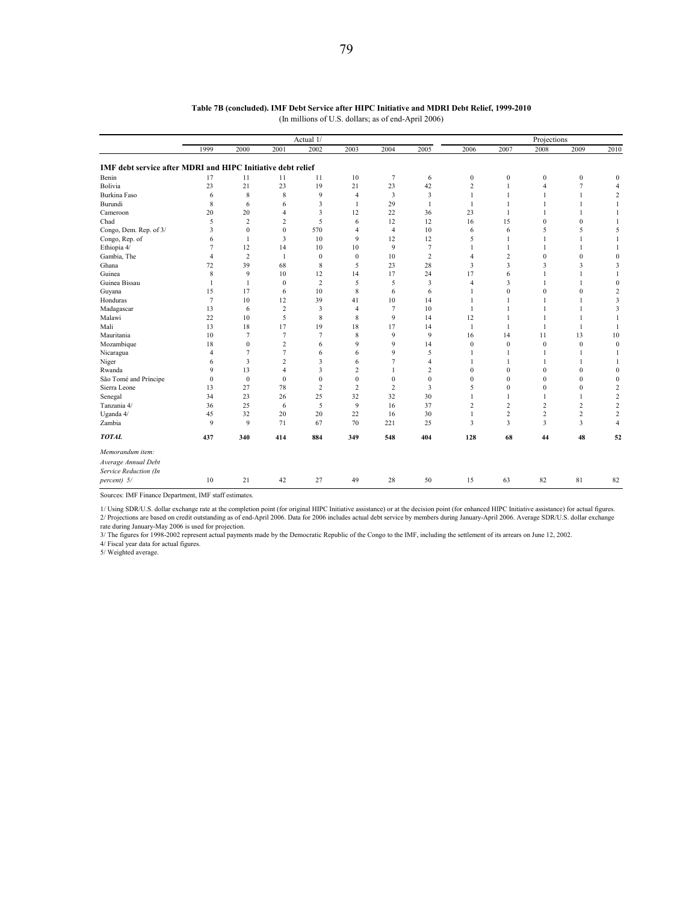**Table 7B (concluded). IMF Debt Service after HIPC Initiative and MDRI Debt Relief, 1999-2010**

(In millions of U.S. dollars; as of end-April 2006)

| | Actual 1/ | | | | | | | Projections | | | | |
|---|---|---|---|---|---|---|---|---|---|---|---|---|
| | 1999 | 2000 | 2001 | 2002 | 2003 | 2004 | 2005 | 2006 | 2007 | 2008 | 2009 | 2010 |
| **IMF debt service after MDRI and HIPC Initiative debt relief** | | | | | | | | | | | | |
| Benin | 17 | 11 | 11 | 11 | 10 | 7 | 6 | 0 | 0 | 0 | 0 | 0 |
| Bolivia | 23 | 21 | 23 | 19 | 21 | 23 | 42 | 2 | 1 | 4 | 7 | 4 |
| Burkina Faso | 6 | 8 | 8 | 9 | 4 | 3 | 3 | 1 | 1 | 1 | 1 | 2 |
| Burundi | 8 | 6 | 6 | 3 | 1 | 29 | 1 | 1 | 1 | 1 | 1 | 1 |
| Cameroon | 20 | 20 | 4 | 3 | 12 | 22 | 36 | 23 | 1 | 1 | 1 | 1 |
| Chad | 5 | 2 | 2 | 5 | 6 | 12 | 12 | 16 | 15 | 0 | 0 | 1 |
| Congo, Dem. Rep. of 3/ | 3 | 0 | 0 | 570 | 4 | 4 | 10 | 6 | 6 | 5 | 5 | 5 |
| Congo, Rep. of | 6 | 1 | 3 | 10 | 9 | 12 | 12 | 5 | 1 | 1 | 1 | 1 |
| Ethiopia 4/ | 7 | 12 | 14 | 10 | 10 | 9 | 7 | 1 | 1 | 1 | 1 | 1 |
| Gambia, The | 4 | 2 | 1 | 0 | 0 | 10 | 2 | 4 | 2 | 0 | 0 | 0 |
| Ghana | 72 | 39 | 68 | 8 | 5 | 23 | 28 | 3 | 3 | 3 | 3 | 3 |
| Guinea | 8 | 9 | 10 | 12 | 14 | 17 | 24 | 17 | 6 | 1 | 1 | 1 |
| Guinea Bissau | 1 | 1 | 0 | 2 | 5 | 5 | 3 | 4 | 3 | 1 | 1 | 0 |
| Guyana | 15 | 17 | 6 | 10 | 8 | 6 | 6 | 1 | 0 | 0 | 0 | 2 |
| Honduras | 7 | 10 | 12 | 39 | 41 | 10 | 14 | 1 | 1 | 1 | 1 | 3 |
| Madagascar | 13 | 6 | 2 | 3 | 4 | 7 | 10 | 1 | 1 | 1 | 1 | 3 |
| Malawi | 22 | 10 | 5 | 8 | 8 | 9 | 14 | 12 | 1 | 1 | 1 | 1 |
| Mali | 13 | 18 | 17 | 19 | 18 | 17 | 14 | 1 | 1 | 1 | 1 | 1 |
| Mauritania | 10 | 7 | 7 | 7 | 8 | 9 | 9 | 16 | 14 | 11 | 13 | 10 |
| Mozambique | 18 | 0 | 2 | 6 | 9 | 9 | 14 | 0 | 0 | 0 | 0 | 0 |
| Nicaragua | 4 | 7 | 7 | 6 | 6 | 9 | 5 | 1 | 1 | 1 | 1 | 1 |
| Niger | 6 | 3 | 2 | 3 | 6 | 7 | 4 | 1 | 1 | 1 | 1 | 1 |
| Rwanda | 9 | 13 | 4 | 3 | 2 | 1 | 2 | 0 | 0 | 0 | 0 | 0 |
| São Tomé and Príncipe | 0 | 0 | 0 | 0 | 0 | 0 | 0 | 0 | 0 | 0 | 0 | 0 |
| Sierra Leone | 13 | 27 | 78 | 2 | 2 | 2 | 3 | 5 | 0 | 0 | 0 | 2 |
| Senegal | 34 | 23 | 26 | 25 | 32 | 32 | 30 | 1 | 1 | 1 | 1 | 2 |
| Tanzania 4/ | 36 | 25 | 6 | 5 | 9 | 16 | 37 | 2 | 2 | 2 | 2 | 2 |
| Uganda 4/ | 45 | 32 | 20 | 20 | 22 | 16 | 30 | 1 | 2 | 2 | 2 | 2 |
| Zambia | 9 | 9 | 71 | 67 | 70 | 221 | 25 | 3 | 3 | 3 | 3 | 4 |
| ***TOTAL*** | **437** | **340** | **414** | **884** | **349** | **548** | **404** | **128** | **68** | **44** | **48** | **52** |
| *Memorandum item:* | | | | | | | | | | | | |
| *Average Annual Debt Service Reduction (In percent) 5/* | 10 | 21 | 42 | 27 | 49 | 28 | 50 | 15 | 63 | 82 | 81 | 82 |

Sources: IMF Finance Department, IMF staff estimates.

1/ Using SDR/U.S. dollar exchange rate at the completion point (for original HIPC Initiative assistance) or at the decision point (for enhanced HIPC Initiative assistance) for actual figures.
2/ Projections are based on credit outstanding as of end-April 2006. Data for 2006 includes actual debt service by members during January-April 2006. Average SDR/U.S. dollar exchange rate during January-May 2006 is used for projection.
3/ The figures for 1998-2002 represent actual payments made by the Democratic Republic of the Congo to the IMF, including the settlement of its arrears on June 12, 2002.
4/ Fiscal year data for actual figures.
5/ Weighted average.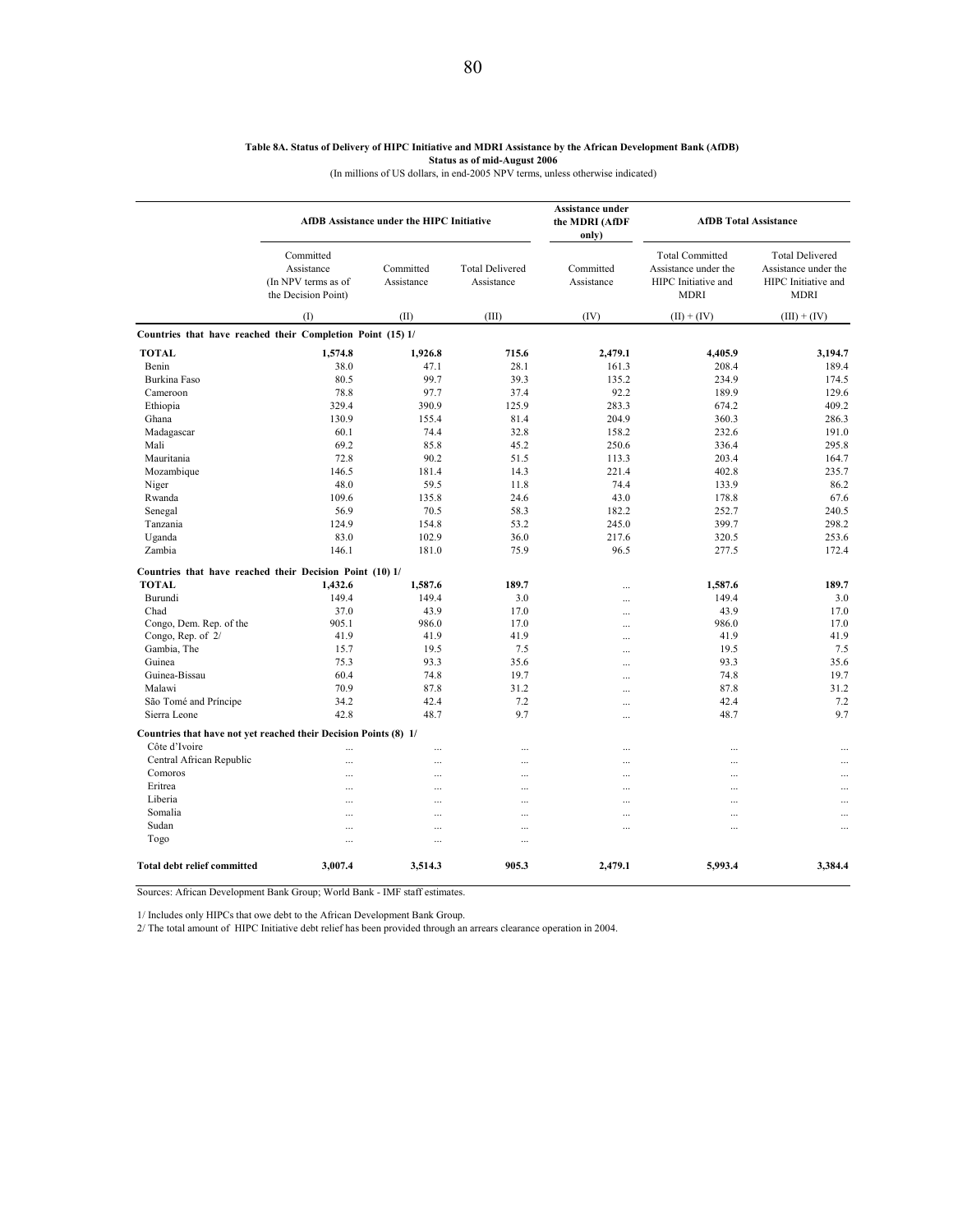**Table 8A. Status of Delivery of HIPC Initiative and MDRI Assistance by the African Development Bank (AfDB)**
**Status as of mid-August 2006**
(In millions of US dollars, in end-2005 NPV terms, unless otherwise indicated)

| | AfDB Assistance under the HIPC Initiative | | | Assistance under the MDRI (AfDF only) | AfDB Total Assistance | |
|---|---|---|---|---|---|---|
| | Committed Assistance (In NPV terms as of the Decision Point) | Committed Assistance | Total Delivered Assistance | Committed Assistance | Total Committed Assistance under the HIPC Initiative and MDRI | Total Delivered Assistance under the HIPC Initiative and MDRI |
| | (I) | (II) | (III) | (IV) | (II) + (IV) | (III) + (IV) |
| **Countries that have reached their Completion Point (15) 1/** | | | | | | |
| **TOTAL** | **1,574.8** | **1,926.8** | **715.6** | **2,479.1** | **4,405.9** | **3,194.7** |
| Benin | 38.0 | 47.1 | 28.1 | 161.3 | 208.4 | 189.4 |
| Burkina Faso | 80.5 | 99.7 | 39.3 | 135.2 | 234.9 | 174.5 |
| Cameroon | 78.8 | 97.7 | 37.4 | 92.2 | 189.9 | 129.6 |
| Ethiopia | 329.4 | 390.9 | 125.9 | 283.3 | 674.2 | 409.2 |
| Ghana | 130.9 | 155.4 | 81.4 | 204.9 | 360.3 | 286.3 |
| Madagascar | 60.1 | 74.4 | 32.8 | 158.2 | 232.6 | 191.0 |
| Mali | 69.2 | 85.8 | 45.2 | 250.6 | 336.4 | 295.8 |
| Mauritania | 72.8 | 90.2 | 51.5 | 113.3 | 203.4 | 164.7 |
| Mozambique | 146.5 | 181.4 | 14.3 | 221.4 | 402.8 | 235.7 |
| Niger | 48.0 | 59.5 | 11.8 | 74.4 | 133.9 | 86.2 |
| Rwanda | 109.6 | 135.8 | 24.6 | 43.0 | 178.8 | 67.6 |
| Senegal | 56.9 | 70.5 | 58.3 | 182.2 | 252.7 | 240.5 |
| Tanzania | 124.9 | 154.8 | 53.2 | 245.0 | 399.7 | 298.2 |
| Uganda | 83.0 | 102.9 | 36.0 | 217.6 | 320.5 | 253.6 |
| Zambia | 146.1 | 181.0 | 75.9 | 96.5 | 277.5 | 172.4 |
| **Countries that have reached their Decision Point (10) 1/** | | | | | | |
| **TOTAL** | **1,432.6** | **1,587.6** | **189.7** | ... | **1,587.6** | **189.7** |
| Burundi | 149.4 | 149.4 | 3.0 | ... | 149.4 | 3.0 |
| Chad | 37.0 | 43.9 | 17.0 | ... | 43.9 | 17.0 |
| Congo, Dem. Rep. of the | 905.1 | 986.0 | 17.0 | ... | 986.0 | 17.0 |
| Congo, Rep. of 2/ | 41.9 | 41.9 | 41.9 | ... | 41.9 | 41.9 |
| Gambia, The | 15.7 | 19.5 | 7.5 | ... | 19.5 | 7.5 |
| Guinea | 75.3 | 93.3 | 35.6 | ... | 93.3 | 35.6 |
| Guinea-Bissau | 60.4 | 74.8 | 19.7 | ... | 74.8 | 19.7 |
| Malawi | 70.9 | 87.8 | 31.2 | ... | 87.8 | 31.2 |
| São Tomé and Príncipe | 34.2 | 42.4 | 7.2 | ... | 42.4 | 7.2 |
| Sierra Leone | 42.8 | 48.7 | 9.7 | ... | 48.7 | 9.7 |
| **Countries that have not yet reached their Decision Points (8) 1/** | | | | | | |
| Côte d'Ivoire | ... | ... | ... | ... | ... | ... |
| Central African Republic | ... | ... | ... | ... | ... | ... |
| Comoros | ... | ... | ... | ... | ... | ... |
| Eritrea | ... | ... | ... | ... | ... | ... |
| Liberia | ... | ... | ... | ... | ... | ... |
| Somalia | ... | ... | ... | ... | ... | ... |
| Sudan | ... | ... | ... | ... | ... | ... |
| Togo | ... | ... | ... | | | |
| **Total debt relief committed** | **3,007.4** | **3,514.3** | **905.3** | **2,479.1** | **5,993.4** | **3,384.4** |

Sources: African Development Bank Group; World Bank - IMF staff estimates.

1/ Includes only HIPCs that owe debt to the African Development Bank Group.
2/ The total amount of HIPC Initiative debt relief has been provided through an arrears clearance operation in 2004.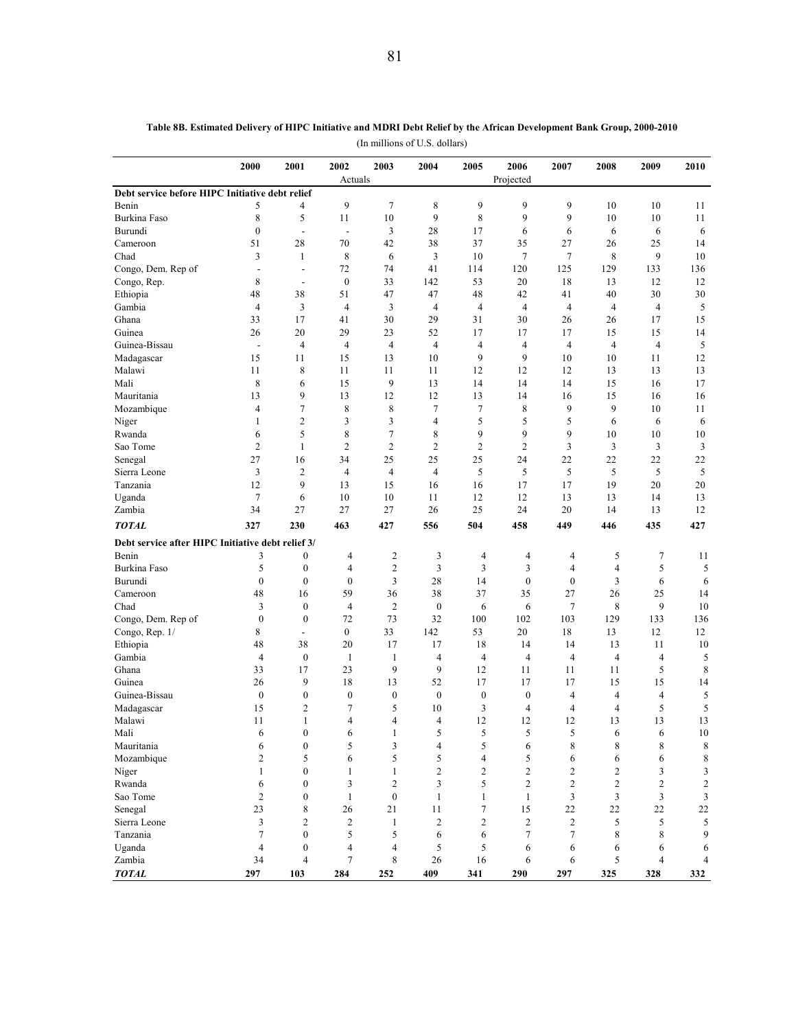**Table 8B. Estimated Delivery of HIPC Initiative and MDRI Debt Relief by the African Development Bank Group, 2000-2010**

(In millions of U.S. dollars)

| | 2000 | 2001 | 2002 | 2003 | 2004 | 2005 | 2006 | 2007 | 2008 | 2009 | 2010 |
|---|---|---|---|---|---|---|---|---|---|---|---|
| | | | Actuals | | | | Projected | | | | |
| **Debt service before HIPC Initiative debt relief** | | | | | | | | | | | |
| Benin | 5 | 4 | 9 | 7 | 8 | 9 | 9 | 9 | 10 | 10 | 11 |
| Burkina Faso | 8 | 5 | 11 | 10 | 9 | 8 | 9 | 9 | 10 | 10 | 11 |
| Burundi | 0 | - | - | 3 | 28 | 17 | 6 | 6 | 6 | 6 | 6 |
| Cameroon | 51 | 28 | 70 | 42 | 38 | 37 | 35 | 27 | 26 | 25 | 14 |
| Chad | 3 | 1 | 8 | 6 | 3 | 10 | 7 | 7 | 8 | 9 | 10 |
| Congo, Dem. Rep of | - | - | 72 | 74 | 41 | 114 | 120 | 125 | 129 | 133 | 136 |
| Congo, Rep. | 8 | - | 0 | 33 | 142 | 53 | 20 | 18 | 13 | 12 | 12 |
| Ethiopia | 48 | 38 | 51 | 47 | 47 | 48 | 42 | 41 | 40 | 30 | 30 |
| Gambia | 4 | 3 | 4 | 3 | 4 | 4 | 4 | 4 | 4 | 4 | 5 |
| Ghana | 33 | 17 | 41 | 30 | 29 | 31 | 30 | 26 | 26 | 17 | 15 |
| Guinea | 26 | 20 | 29 | 23 | 52 | 17 | 17 | 17 | 15 | 15 | 14 |
| Guinea-Bissau | - | 4 | 4 | 4 | 4 | 4 | 4 | 4 | 4 | 4 | 5 |
| Madagascar | 15 | 11 | 15 | 13 | 10 | 9 | 9 | 10 | 10 | 11 | 12 |
| Malawi | 11 | 8 | 11 | 11 | 11 | 12 | 12 | 12 | 13 | 13 | 13 |
| Mali | 8 | 6 | 15 | 9 | 13 | 14 | 14 | 14 | 15 | 16 | 17 |
| Mauritania | 13 | 9 | 13 | 12 | 12 | 13 | 14 | 16 | 15 | 16 | 16 |
| Mozambique | 4 | 7 | 8 | 8 | 7 | 7 | 8 | 9 | 9 | 10 | 11 |
| Niger | 1 | 2 | 3 | 3 | 4 | 5 | 5 | 5 | 6 | 6 | 6 |
| Rwanda | 6 | 5 | 8 | 7 | 8 | 9 | 9 | 9 | 10 | 10 | 10 |
| Sao Tome | 2 | 1 | 2 | 2 | 2 | 2 | 2 | 3 | 3 | 3 | 3 |
| Senegal | 27 | 16 | 34 | 25 | 25 | 25 | 24 | 22 | 22 | 22 | 22 |
| Sierra Leone | 3 | 2 | 4 | 4 | 4 | 5 | 5 | 5 | 5 | 5 | 5 |
| Tanzania | 12 | 9 | 13 | 15 | 16 | 16 | 17 | 17 | 19 | 20 | 20 |
| Uganda | 7 | 6 | 10 | 10 | 11 | 12 | 12 | 13 | 13 | 14 | 13 |
| Zambia | 34 | 27 | 27 | 27 | 26 | 25 | 24 | 20 | 14 | 13 | 12 |
| ***TOTAL*** | **327** | **230** | **463** | **427** | **556** | **504** | **458** | **449** | **446** | **435** | **427** |
| **Debt service after HIPC Initiative debt relief 3/** | | | | | | | | | | | |
| Benin | 3 | 0 | 4 | 2 | 3 | 4 | 4 | 4 | 5 | 7 | 11 |
| Burkina Faso | 5 | 0 | 4 | 2 | 3 | 3 | 3 | 4 | 4 | 5 | 5 |
| Burundi | 0 | 0 | 0 | 3 | 28 | 14 | 0 | 0 | 3 | 6 | 6 |
| Cameroon | 48 | 16 | 59 | 36 | 38 | 37 | 35 | 27 | 26 | 25 | 14 |
| Chad | 3 | 0 | 4 | 2 | 0 | 6 | 6 | 7 | 8 | 9 | 10 |
| Congo, Dem. Rep of | 0 | 0 | 72 | 73 | 32 | 100 | 102 | 103 | 129 | 133 | 136 |
| Congo, Rep. 1/ | 8 | - | 0 | 33 | 142 | 53 | 20 | 18 | 13 | 12 | 12 |
| Ethiopia | 48 | 38 | 20 | 17 | 17 | 18 | 14 | 14 | 13 | 11 | 10 |
| Gambia | 4 | 0 | 1 | 1 | 4 | 4 | 4 | 4 | 4 | 4 | 5 |
| Ghana | 33 | 17 | 23 | 9 | 9 | 12 | 11 | 11 | 11 | 5 | 8 |
| Guinea | 26 | 9 | 18 | 13 | 52 | 17 | 17 | 17 | 15 | 15 | 14 |
| Guinea-Bissau | 0 | 0 | 0 | 0 | 0 | 0 | 0 | 4 | 4 | 4 | 5 |
| Madagascar | 15 | 2 | 7 | 5 | 10 | 3 | 4 | 4 | 4 | 5 | 5 |
| Malawi | 11 | 1 | 4 | 4 | 4 | 12 | 12 | 12 | 13 | 13 | 13 |
| Mali | 6 | 0 | 6 | 1 | 5 | 5 | 5 | 5 | 6 | 6 | 10 |
| Mauritania | 6 | 0 | 5 | 3 | 4 | 5 | 6 | 8 | 8 | 8 | 8 |
| Mozambique | 2 | 5 | 6 | 5 | 5 | 4 | 5 | 6 | 6 | 6 | 8 |
| Niger | 1 | 0 | 1 | 1 | 2 | 2 | 2 | 2 | 2 | 3 | 3 |
| Rwanda | 6 | 0 | 3 | 2 | 3 | 5 | 2 | 2 | 2 | 2 | 2 |
| Sao Tome | 2 | 0 | 1 | 0 | 1 | 1 | 1 | 3 | 3 | 3 | 3 |
| Senegal | 23 | 8 | 26 | 21 | 11 | 7 | 15 | 22 | 22 | 22 | 22 |
| Sierra Leone | 3 | 2 | 2 | 1 | 2 | 2 | 2 | 2 | 5 | 5 | 5 |
| Tanzania | 7 | 0 | 5 | 5 | 6 | 6 | 7 | 7 | 8 | 8 | 9 |
| Uganda | 4 | 0 | 4 | 4 | 5 | 5 | 6 | 6 | 6 | 6 | 6 |
| Zambia | 34 | 4 | 7 | 8 | 26 | 16 | 6 | 6 | 5 | 4 | 4 |
| ***TOTAL*** | **297** | **103** | **284** | **252** | **409** | **341** | **290** | **297** | **325** | **328** | **332** |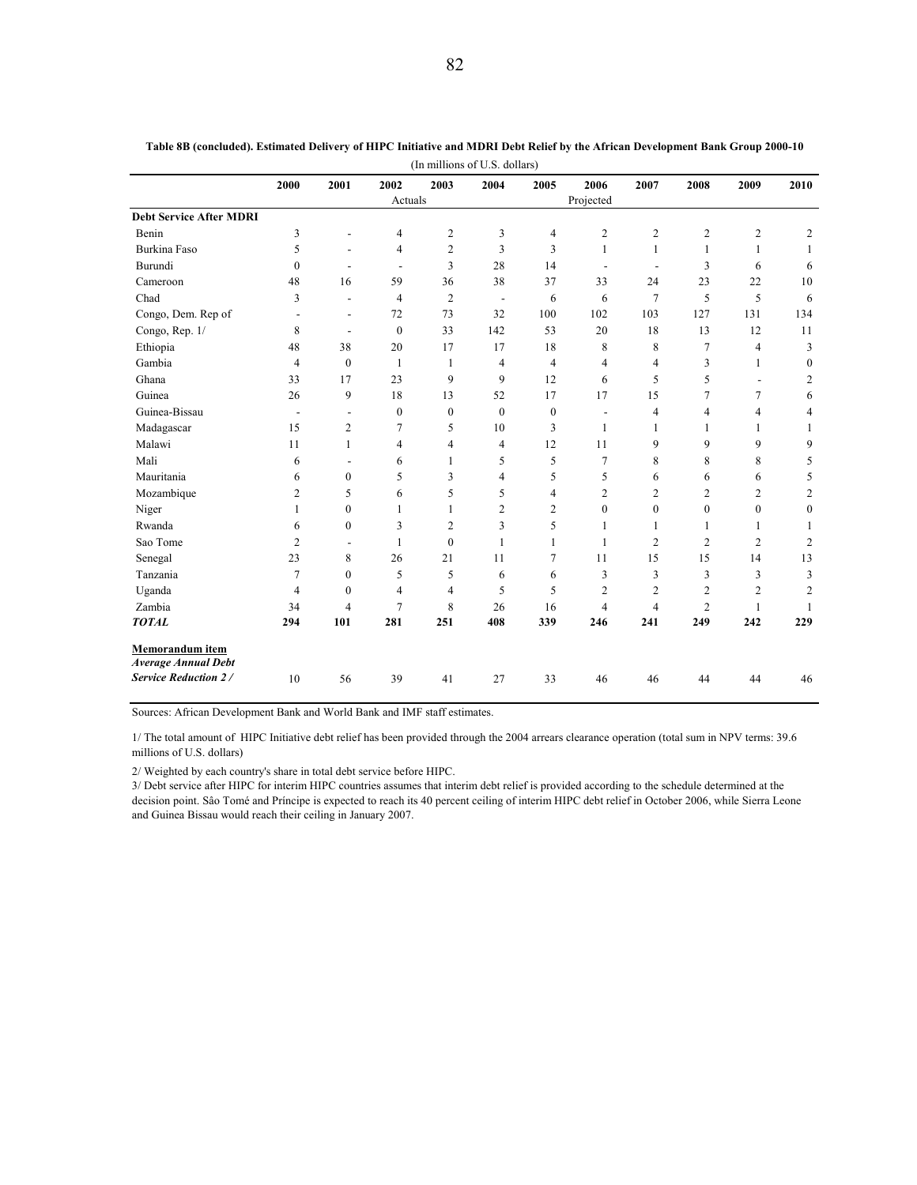**Table 8B (concluded). Estimated Delivery of HIPC Initiative and MDRI Debt Relief by the African Development Bank Group 2000-10**

(In millions of U.S. dollars)

| | 2000 | 2001 | 2002 | 2003 | 2004 | 2005 | 2006 | 2007 | 2008 | 2009 | 2010 |
|---|---|---|---|---|---|---|---|---|---|---|---|
| | | | Actuals | | | | Projected | | | | |
| **Debt Service After MDRI** | | | | | | | | | | | |
| Benin | 3 | - | 4 | 2 | 3 | 4 | 2 | 2 | 2 | 2 | 2 |
| Burkina Faso | 5 | - | 4 | 2 | 3 | 3 | 1 | 1 | 1 | 1 | 1 |
| Burundi | 0 | - | - | 3 | 28 | 14 | - | - | 3 | 6 | 6 |
| Cameroon | 48 | 16 | 59 | 36 | 38 | 37 | 33 | 24 | 23 | 22 | 10 |
| Chad | 3 | - | 4 | 2 | - | 6 | 6 | 7 | 5 | 5 | 6 |
| Congo, Dem. Rep of | - | - | 72 | 73 | 32 | 100 | 102 | 103 | 127 | 131 | 134 |
| Congo, Rep. 1/ | 8 | - | 0 | 33 | 142 | 53 | 20 | 18 | 13 | 12 | 11 |
| Ethiopia | 48 | 38 | 20 | 17 | 17 | 18 | 8 | 8 | 7 | 4 | 3 |
| Gambia | 4 | 0 | 1 | 1 | 4 | 4 | 4 | 4 | 3 | 1 | 0 |
| Ghana | 33 | 17 | 23 | 9 | 9 | 12 | 6 | 5 | 5 | - | 2 |
| Guinea | 26 | 9 | 18 | 13 | 52 | 17 | 17 | 15 | 7 | 7 | 6 |
| Guinea-Bissau | - | - | 0 | 0 | 0 | 0 | - | 4 | 4 | 4 | 4 |
| Madagascar | 15 | 2 | 7 | 5 | 10 | 3 | 1 | 1 | 1 | 1 | 1 |
| Malawi | 11 | 1 | 4 | 4 | 4 | 12 | 11 | 9 | 9 | 9 | 9 |
| Mali | 6 | - | 6 | 1 | 5 | 5 | 7 | 8 | 8 | 8 | 5 |
| Mauritania | 6 | 0 | 5 | 3 | 4 | 5 | 5 | 6 | 6 | 6 | 5 |
| Mozambique | 2 | 5 | 6 | 5 | 5 | 4 | 2 | 2 | 2 | 2 | 2 |
| Niger | 1 | 0 | 1 | 1 | 2 | 2 | 0 | 0 | 0 | 0 | 0 |
| Rwanda | 6 | 0 | 3 | 2 | 3 | 5 | 1 | 1 | 1 | 1 | 1 |
| Sao Tome | 2 | - | 1 | 0 | 1 | 1 | 1 | 2 | 2 | 2 | 2 |
| Senegal | 23 | 8 | 26 | 21 | 11 | 7 | 11 | 15 | 15 | 14 | 13 |
| Tanzania | 7 | 0 | 5 | 5 | 6 | 6 | 3 | 3 | 3 | 3 | 3 |
| Uganda | 4 | 0 | 4 | 4 | 5 | 5 | 2 | 2 | 2 | 2 | 2 |
| Zambia | 34 | 4 | 7 | 8 | 26 | 16 | 4 | 4 | 2 | 1 | 1 |
| ***TOTAL*** | **294** | **101** | **281** | **251** | **408** | **339** | **246** | **241** | **249** | **242** | **229** |
| **Memorandum item** | | | | | | | | | | | |
| ***Average Annual Debt Service Reduction 2/*** | 10 | 56 | 39 | 41 | 27 | 33 | 46 | 46 | 44 | 44 | 46 |

Sources: African Development Bank and World Bank and IMF staff estimates.

1/ The total amount of HIPC Initiative debt relief has been provided through the 2004 arrears clearance operation (total sum in NPV terms: 39.6 millions of U.S. dollars)

2/ Weighted by each country's share in total debt service before HIPC.

3/ Debt service after HIPC for interim HIPC countries assumes that interim debt relief is provided according to the schedule determined at the decision point. Sâo Tomé and Príncipe is expected to reach its 40 percent ceiling of interim HIPC debt relief in October 2006, while Sierra Leone and Guinea Bissau would reach their ceiling in January 2007.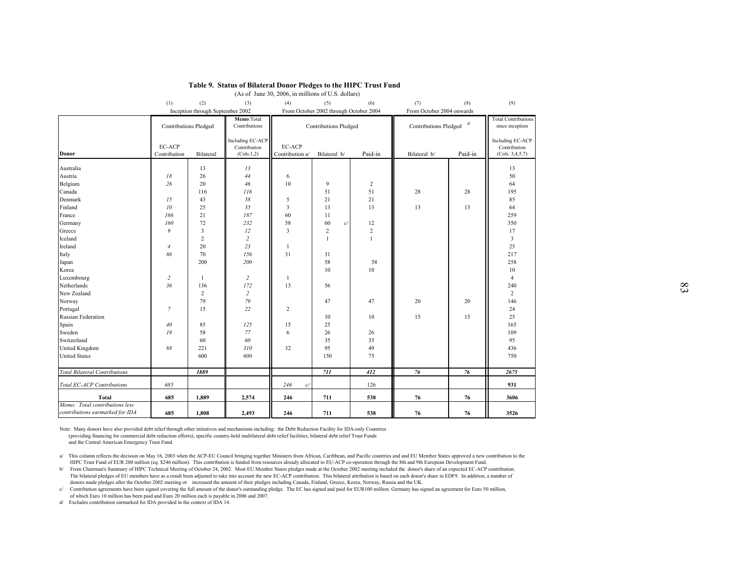**Table 9. Status of Bilateral Donor Pledges to the HIPC Trust Fund**

(As of June 30, 2006, in millions of U.S. dollars)

| | (1) | (2) | (3) | (4) | (5) | (6) | (7) | (8) | (9) |
|---|---|---|---|---|---|---|---|---|---|
| | Inception through September 2002 | | | From October 2002 through October 2004 | | | From October 2004 onwards | | |
| | Contributions Pledged | | Memo: Total Contributions | Contributions Pledged | | | Contributions Pledged d/ | | Total Contributions since inception |
| Donor | EC-ACP Contribution | Bilateral | Including EC-ACP Contribution (Cols.1,2) | EC-ACP Contribution a/ | Bilateral b/ | Paid-in | Bilateral b/ | Paid-in | Including EC-ACP Contribution (Cols. 3,4,5,7) |
| Australia | | 13 | *13* | | | | | | 13 |
| Austria | *18* | 26 | *44* | 6 | | | | | 50 |
| Belgium | *26* | 20 | *46* | 10 | 9 | 2 | | | 64 |
| Canada | | 116 | *116* | | 51 | 51 | 28 | 28 | 195 |
| Denmark | *15* | 43 | *58* | 5 | 21 | 21 | | | 85 |
| Finland | *10* | 25 | *35* | 3 | 13 | 13 | 13 | 13 | 64 |
| France | *166* | 21 | *187* | 60 | 11 | | | | 259 |
| Germany | *160* | 72 | *232* | 58 | 60 c/ | 12 | | | 350 |
| Greece | *9* | 3 | *12* | 3 | 2 | 2 | | | 17 |
| Iceland | | 2 | *2* | | 1 | 1 | | | 3 |
| Ireland | *4* | 20 | *23* | 1 | | | | | 25 |
| Italy | *86* | 70 | *156* | 31 | 31 | | | | 217 |
| Japan | | 200 | *200* | | 58 | 58 | | | 258 |
| Korea | | | | | 10 | 10 | | | 10 |
| Luxembourg | *2* | 1 | *2* | 1 | | | | | 4 |
| Netherlands | *36* | 136 | *172* | 13 | 56 | | | | 240 |
| New Zealand | | 2 | *2* | | | | | | 2 |
| Norway | | 79 | *79* | | 47 | 47 | 20 | 20 | 146 |
| Portugal | *7* | 15 | *22* | 2 | | | | | 24 |
| Russian Federation | | | | | 10 | 10 | 15 | 15 | 25 |
| Spain | *40* | 85 | *125* | 15 | 25 | | | | 165 |
| Sweden | *19* | 58 | *77* | 6 | 26 | 26 | | | 109 |
| Switzerland | | 60 | *60* | | 35 | 35 | | | 95 |
| United Kingdom | *88* | 221 | *310* | 32 | 95 | 49 | | | 436 |
| United States | | 600 | *600* | | 150 | 75 | | | 750 |
| *Total Bilateral Contributions* | | ***1889*** | | | ***711*** | ***412*** | ***76*** | ***76*** | ***2675*** |
| *Total EC-ACP Contributions* | *685* | | | *246 c/* | | 126 | | | **931** |
| **Total** | **685** | **1,889** | **2,574** | **246** | **711** | **538** | **76** | **76** | **3606** |
| *Memo: Total contributions less contributions earmarked for IDA* | **685** | **1,808** | **2,493** | **246** | **711** | **538** | **76** | **76** | **3526** |

Note: Many donors have also provided debt relief through other initiatives and mechanisms including: the Debt Reduction Facility for IDA-only Countries (providing financing for commercial debt reduction efforts), specific country-held multilateral debt relief facilities, bilateral debt relief Trust Funds and the Central American Emergency Trust Fund.

a/ This column reflects the decision on May 16, 2003 when the ACP-EU Council bringing together Ministers from African, Caribbean, and Pacific countries and and EU Member States approved a new contribution to the HIPC Trust Fund of EUR 200 million (eq. $246 million). This contribution is funded from resources already allocated to EU-ACP co-operation through the 8th and 9th European Development Fund.

b/ From Chairman's Summary of HIPC Technical Meeting of October 24, 2002. Most EU Member States pledges made at the October 2002 meeting included the donor's share of an expected EC-ACP contribution. The bilateral pledges of EU members have as a result been adjusted to take into account the new EC-ACP contribution. This bilateral attribution is based on each donor's share in EDF9. In addition, a number of donors made pledges after the October 2002 meeting or increased the amount of their pledges including Canada, Finland, Greece, Korea, Norway, Russia and the UK.

c/ Contribution agreements have been signed covering the full amount of the donor's outstanding pledge. The EC has signed and paid for EUR100 million. Germany has signed an agreement for Euro 50 million, of which Euro 10 million has been paid and Euro 20 million each is payable in 2006 and 2007.

d/ Excludes contribution earmarked for IDA provided in the context of IDA 14.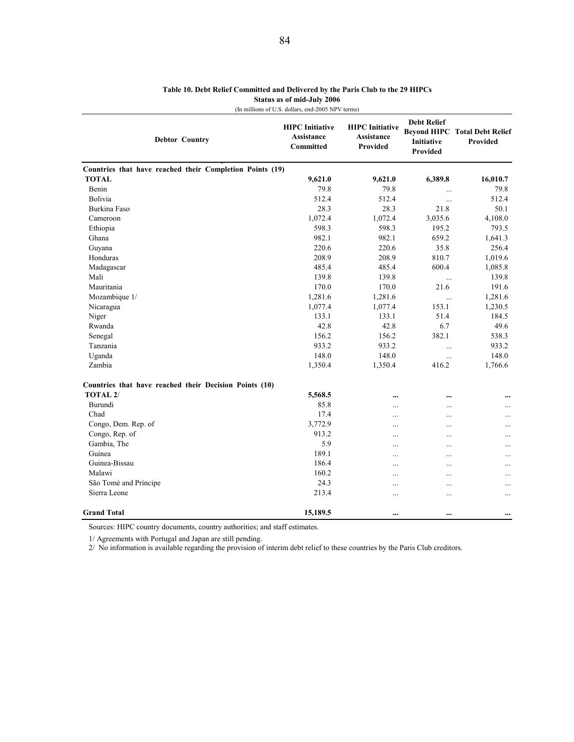**Table 10. Debt Relief Committed and Delivered by the Paris Club to the 29 HIPCs**
**Status as of mid-July 2006**
(In millions of U.S. dollars, end-2005 NPV terms)

| Debtor Country | HIPC Initiative Assistance Committed | HIPC Initiative Assistance Provided | Debt Relief Beyond HIPC Initiative Provided | Total Debt Relief Provided |
|---|---|---|---|---|
| **Countries that have reached their Completion Points (19)** | | | | |
| **TOTAL** | **9,621.0** | **9,621.0** | **6,389.8** | **16,010.7** |
| Benin | 79.8 | 79.8 | ... | 79.8 |
| Bolivia | 512.4 | 512.4 | ... | 512.4 |
| Burkina Faso | 28.3 | 28.3 | 21.8 | 50.1 |
| Cameroon | 1,072.4 | 1,072.4 | 3,035.6 | 4,108.0 |
| Ethiopia | 598.3 | 598.3 | 195.2 | 793.5 |
| Ghana | 982.1 | 982.1 | 659.2 | 1,641.3 |
| Guyana | 220.6 | 220.6 | 35.8 | 256.4 |
| Honduras | 208.9 | 208.9 | 810.7 | 1,019.6 |
| Madagascar | 485.4 | 485.4 | 600.4 | 1,085.8 |
| Mali | 139.8 | 139.8 | ... | 139.8 |
| Mauritania | 170.0 | 170.0 | 21.6 | 191.6 |
| Mozambique 1/ | 1,281.6 | 1,281.6 | ... | 1,281.6 |
| Nicaragua | 1,077.4 | 1,077.4 | 153.1 | 1,230.5 |
| Niger | 133.1 | 133.1 | 51.4 | 184.5 |
| Rwanda | 42.8 | 42.8 | 6.7 | 49.6 |
| Senegal | 156.2 | 156.2 | 382.1 | 538.3 |
| Tanzania | 933.2 | 933.2 | ... | 933.2 |
| Uganda | 148.0 | 148.0 | ... | 148.0 |
| Zambia | 1,350.4 | 1,350.4 | 416.2 | 1,766.6 |
| **Countries that have reached their Decision Points (10)** | | | | |
| **TOTAL 2/** | **5,568.5** | **...** | **...** | **...** |
| Burundi | 85.8 | ... | ... | ... |
| Chad | 17.4 | ... | ... | ... |
| Congo, Dem. Rep. of | 3,772.9 | ... | ... | ... |
| Congo, Rep. of | 913.2 | ... | ... | ... |
| Gambia, The | 5.9 | ... | ... | ... |
| Guinea | 189.1 | ... | ... | ... |
| Guinea-Bissau | 186.4 | ... | ... | ... |
| Malawi | 160.2 | ... | ... | ... |
| São Tomé and Príncipe | 24.3 | ... | ... | ... |
| Sierra Leone | 213.4 | ... | ... | ... |
| **Grand Total** | **15,189.5** | **...** | **...** | **...** |

Sources: HIPC country documents, country authorities; and staff estimates.

1/ Agreements with Portugal and Japan are still pending.

2/ No information is available regarding the provision of interim debt relief to these countries by the Paris Club creditors.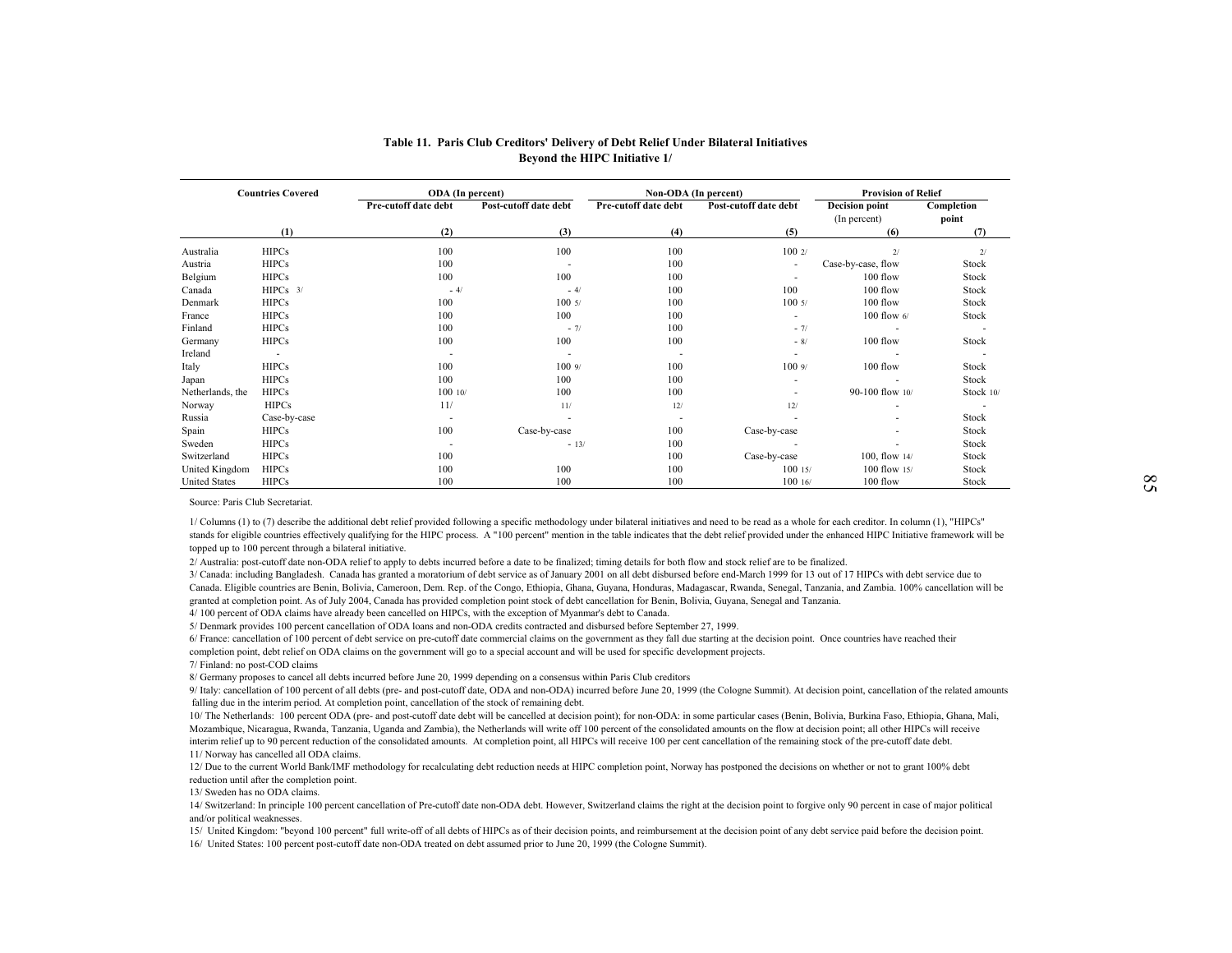## Table 11. Paris Club Creditors' Delivery of Debt Relief Under Bilateral Initiatives Beyond the HIPC Initiative 1/

| Countries Covered | | ODA (In percent) | | Non-ODA (In percent) | | Provision of Relief | |
|---|---|---|---|---|---|---|---|
| | | Pre-cutoff date debt | Post-cutoff date debt | Pre-cutoff date debt | Post-cutoff date debt | Decision point (In percent) | Completion point |
| | (1) | (2) | (3) | (4) | (5) | (6) | (7) |
| Australia | HIPCs | 100 | 100 | 100 | 100 2/ | 2/ | 2/ |
| Austria | HIPCs | 100 | - | 100 | - | Case-by-case, flow | Stock |
| Belgium | HIPCs | 100 | 100 | 100 | - | 100 flow | Stock |
| Canada | HIPCs 3/ | - 4/ | - 4/ | 100 | 100 | 100 flow | Stock |
| Denmark | HIPCs | 100 | 100 5/ | 100 | 100 5/ | 100 flow | Stock |
| France | HIPCs | 100 | 100 | 100 | - | 100 flow 6/ | Stock |
| Finland | HIPCs | 100 | - 7/ | 100 | - 7/ | - | - |
| Germany | HIPCs | 100 | 100 | 100 | - 8/ | 100 flow | Stock |
| Ireland | - | - | - | - | - | - | - |
| Italy | HIPCs | 100 | 100 9/ | 100 | 100 9/ | 100 flow | Stock |
| Japan | HIPCs | 100 | 100 | 100 | - | - | Stock |
| Netherlands, the | HIPCs | 100 10/ | 100 | 100 | - | 90-100 flow 10/ | Stock 10/ |
| Norway | HIPCs | 11/ | 11/ | 12/ | 12/ | - | - |
| Russia | Case-by-case | - | - | - | - | - | Stock |
| Spain | HIPCs | 100 | Case-by-case | 100 | Case-by-case | - | Stock |
| Sweden | HIPCs | - | - 13/ | 100 | - | - | Stock |
| Switzerland | HIPCs | 100 | | 100 | Case-by-case | 100, flow 14/ | Stock |
| United Kingdom | HIPCs | 100 | 100 | 100 | 100 15/ | 100 flow 15/ | Stock |
| United States | HIPCs | 100 | 100 | 100 | 100 16/ | 100 flow | Stock |

Source: Paris Club Secretariat.

1/ Columns (1) to (7) describe the additional debt relief provided following a specific methodology under bilateral initiatives and need to be read as a whole for each creditor. In column (1), "HIPCs" stands for eligible countries effectively qualifying for the HIPC process. A "100 percent" mention in the table indicates that the debt relief provided under the enhanced HIPC Initiative framework will be topped up to 100 percent through a bilateral initiative.

2/ Australia: post-cutoff date non-ODA relief to apply to debts incurred before a date to be finalized; timing details for both flow and stock relief are to be finalized.

3/ Canada: including Bangladesh. Canada has granted a moratorium of debt service as of January 2001 on all debt disbursed before end-March 1999 for 13 out of 17 HIPCs with debt service due to Canada. Eligible countries are Benin, Bolivia, Cameroon, Dem. Rep. of the Congo, Ethiopia, Ghana, Guyana, Honduras, Madagascar, Rwanda, Senegal, Tanzania, and Zambia. 100% cancellation will be granted at completion point. As of July 2004, Canada has provided completion point stock of debt cancellation for Benin, Bolivia, Guyana, Senegal and Tanzania.

4/ 100 percent of ODA claims have already been cancelled on HIPCs, with the exception of Myanmar's debt to Canada.

5/ Denmark provides 100 percent cancellation of ODA loans and non-ODA credits contracted and disbursed before September 27, 1999.

6/ France: cancellation of 100 percent of debt service on pre-cutoff date commercial claims on the government as they fall due starting at the decision point. Once countries have reached their completion point, debt relief on ODA claims on the government will go to a special account and will be used for specific development projects.

7/ Finland: no post-COD claims

8/ Germany proposes to cancel all debts incurred before June 20, 1999 depending on a consensus within Paris Club creditors

9/ Italy: cancellation of 100 percent of all debts (pre- and post-cutoff date, ODA and non-ODA) incurred before June 20, 1999 (the Cologne Summit). At decision point, cancellation of the related amounts falling due in the interim period. At completion point, cancellation of the stock of remaining debt.

10/ The Netherlands: 100 percent ODA (pre- and post-cutoff date debt will be cancelled at decision point); for non-ODA: in some particular cases (Benin, Bolivia, Burkina Faso, Ethiopia, Ghana, Mali, Mozambique, Nicaragua, Rwanda, Tanzania, Uganda and Zambia), the Netherlands will write off 100 percent of the consolidated amounts on the flow at decision point; all other HIPCs will receive interim relief up to 90 percent reduction of the consolidated amounts. At completion point, all HIPCs will receive 100 per cent cancellation of the remaining stock of the pre-cutoff date debt.

11/ Norway has cancelled all ODA claims.

12/ Due to the current World Bank/IMF methodology for recalculating debt reduction needs at HIPC completion point, Norway has postponed the decisions on whether or not to grant 100% debt reduction until after the completion point.

13/ Sweden has no ODA claims.

14/ Switzerland: In principle 100 percent cancellation of Pre-cutoff date non-ODA debt. However, Switzerland claims the right at the decision point to forgive only 90 percent in case of major political and/or political weaknesses.

15/ United Kingdom: "beyond 100 percent" full write-off of all debts of HIPCs as of their decision points, and reimbursement at the decision point of any debt service paid before the decision point.

16/ United States: 100 percent post-cutoff date non-ODA treated on debt assumed prior to June 20, 1999 (the Cologne Summit).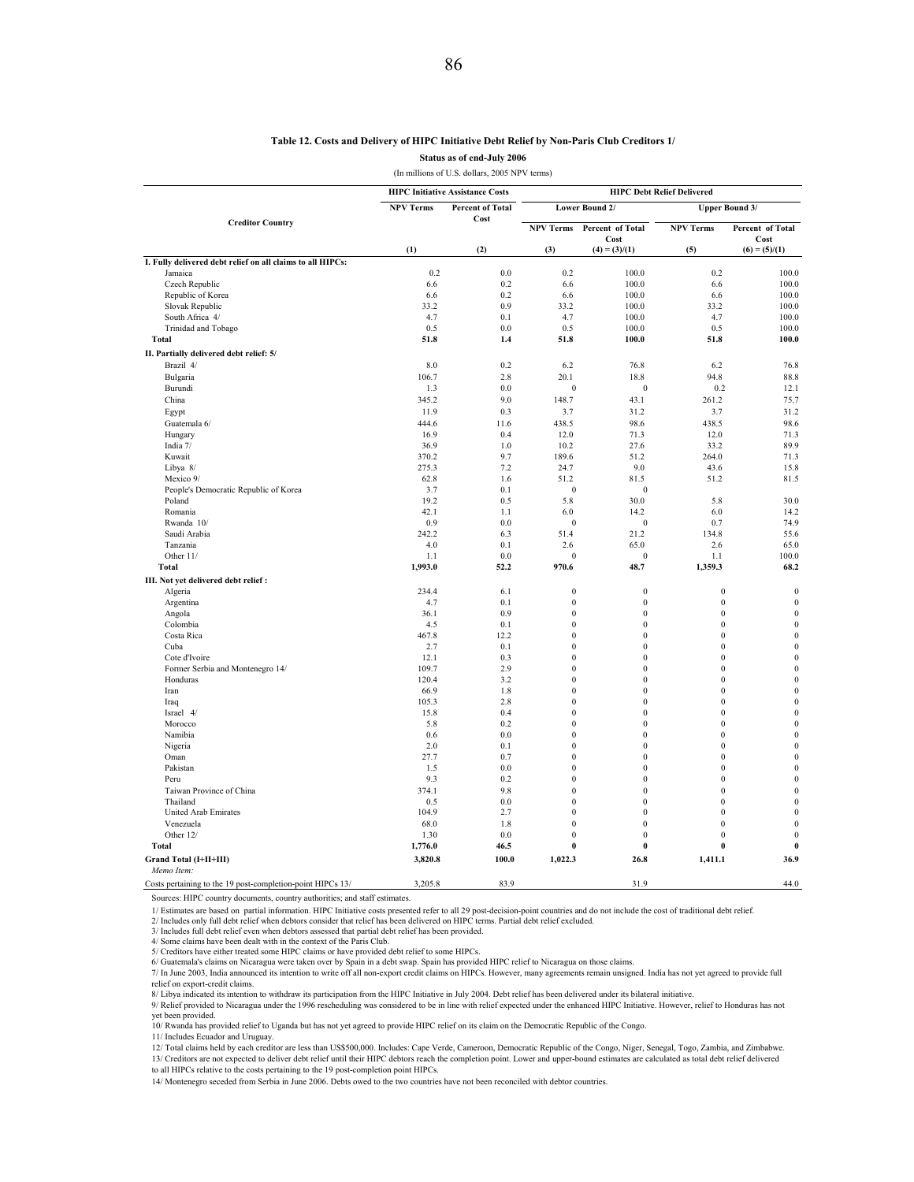**Table 12. Costs and Delivery of HIPC Initiative Debt Relief by Non-Paris Club Creditors 1/**

**Status as of end-July 2006**

(In millions of U.S. dollars, 2005 NPV terms)

| Creditor Country | HIPC Initiative Assistance Costs | | HIPC Debt Relief Delivered | | | |
|---|---|---|---|---|---|---|
| | NPV Terms | Percent of Total Cost | Lower Bound 2/ | | Upper Bound 3/ | |
| | | | NPV Terms | Percent of Total Cost | NPV Terms | Percent of Total Cost |
| | (1) | (2) | (3) | (4) = (3)/(1) | (5) | (6) = (5)/(1) |
| **I. Fully delivered debt relief on all claims to all HIPCs:** | | | | | | |
| Jamaica | 0.2 | 0.0 | 0.2 | 100.0 | 0.2 | 100.0 |
| Czech Republic | 6.6 | 0.2 | 6.6 | 100.0 | 6.6 | 100.0 |
| Republic of Korea | 6.6 | 0.2 | 6.6 | 100.0 | 6.6 | 100.0 |
| Slovak Republic | 33.2 | 0.9 | 33.2 | 100.0 | 33.2 | 100.0 |
| South Africa 4/ | 4.7 | 0.1 | 4.7 | 100.0 | 4.7 | 100.0 |
| Trinidad and Tobago | 0.5 | 0.0 | 0.5 | 100.0 | 0.5 | 100.0 |
| **Total** | **51.8** | **1.4** | **51.8** | **100.0** | **51.8** | **100.0** |
| **II. Partially delivered debt relief: 5/** | | | | | | |
| Brazil 4/ | 8.0 | 0.2 | 6.2 | 76.8 | 6.2 | 76.8 |
| Bulgaria | 106.7 | 2.8 | 20.1 | 18.8 | 94.8 | 88.8 |
| Burundi | 1.3 | 0.0 | 0 | 0 | 0.2 | 12.1 |
| China | 345.2 | 9.0 | 148.7 | 43.1 | 261.2 | 75.7 |
| Egypt | 11.9 | 0.3 | 3.7 | 31.2 | 3.7 | 31.2 |
| Guatemala 6/ | 444.6 | 11.6 | 438.5 | 98.6 | 438.5 | 98.6 |
| Hungary | 16.9 | 0.4 | 12.0 | 71.3 | 12.0 | 71.3 |
| India 7/ | 36.9 | 1.0 | 10.2 | 27.6 | 33.2 | 89.9 |
| Kuwait | 370.2 | 9.7 | 189.6 | 51.2 | 264.0 | 71.3 |
| Libya 8/ | 275.3 | 7.2 | 24.7 | 9.0 | 43.6 | 15.8 |
| Mexico 9/ | 62.8 | 1.6 | 51.2 | 81.5 | 51.2 | 81.5 |
| People's Democratic Republic of Korea | 3.7 | 0.1 | 0 | 0 | | |
| Poland | 19.2 | 0.5 | 5.8 | 30.0 | 5.8 | 30.0 |
| Romania | 42.1 | 1.1 | 6.0 | 14.2 | 6.0 | 14.2 |
| Rwanda 10/ | 0.9 | 0.0 | 0 | 0 | 0.7 | 74.9 |
| Saudi Arabia | 242.2 | 6.3 | 51.4 | 21.2 | 134.8 | 55.6 |
| Tanzania | 4.0 | 0.1 | 2.6 | 65.0 | 2.6 | 65.0 |
| Other 11/ | 1.1 | 0.0 | 0 | 0 | 1.1 | 100.0 |
| **Total** | **1,993.0** | **52.2** | **970.6** | **48.7** | **1,359.3** | **68.2** |
| **III. Not yet delivered debt relief :** | | | | | | |
| Algeria | 234.4 | 6.1 | 0 | 0 | 0 | 0 |
| Argentina | 4.7 | 0.1 | 0 | 0 | 0 | 0 |
| Angola | 36.1 | 0.9 | 0 | 0 | 0 | 0 |
| Colombia | 4.5 | 0.1 | 0 | 0 | 0 | 0 |
| Costa Rica | 467.8 | 12.2 | 0 | 0 | 0 | 0 |
| Cuba | 2.7 | 0.1 | 0 | 0 | 0 | 0 |
| Cote d'Ivoire | 12.1 | 0.3 | 0 | 0 | 0 | 0 |
| Former Serbia and Montenegro 14/ | 109.7 | 2.9 | 0 | 0 | 0 | 0 |
| Honduras | 120.4 | 3.2 | 0 | 0 | 0 | 0 |
| Iran | 66.9 | 1.8 | 0 | 0 | 0 | 0 |
| Iraq | 105.3 | 2.8 | 0 | 0 | 0 | 0 |
| Israel 4/ | 15.8 | 0.4 | 0 | 0 | 0 | 0 |
| Morocco | 5.8 | 0.2 | 0 | 0 | 0 | 0 |
| Namibia | 0.6 | 0.0 | 0 | 0 | 0 | 0 |
| Nigeria | 2.0 | 0.1 | 0 | 0 | 0 | 0 |
| Oman | 27.7 | 0.7 | 0 | 0 | 0 | 0 |
| Pakistan | 1.5 | 0.0 | 0 | 0 | 0 | 0 |
| Peru | 9.3 | 0.2 | 0 | 0 | 0 | 0 |
| Taiwan Province of China | 374.1 | 9.8 | 0 | 0 | 0 | 0 |
| Thailand | 0.5 | 0.0 | 0 | 0 | 0 | 0 |
| United Arab Emirates | 104.9 | 2.7 | 0 | 0 | 0 | 0 |
| Venezuela | 68.0 | 1.8 | 0 | 0 | 0 | 0 |
| Other 12/ | 1.30 | 0.0 | 0 | 0 | 0 | 0 |
| **Total** | **1,776.0** | **46.5** | **0** | **0** | **0** | **0** |
| **Grand Total (I+II+III)** | **3,820.8** | **100.0** | **1,022.3** | **26.8** | **1,411.1** | **36.9** |
| *Memo Item:* | | | | | | |
| Costs pertaining to the 19 post-completion-point HIPCs 13/ | 3,205.8 | 83.9 | | 31.9 | | 44.0 |

Sources: HIPC country documents, country authorities; and staff estimates.

1/ Estimates are based on partial information. HIPC Initiative costs presented refer to all 29 post-decision-point countries and do not include the cost of traditional debt relief.

2/ Includes only full debt relief when debtors consider that relief has been delivered on HIPC terms. Partial debt relief excluded.

3/ Includes full debt relief even when debtors assessed that partial debt relief has been provided.

4/ Some claims have been dealt with in the context of the Paris Club.

5/ Creditors have either treated some HIPC claims or have provided debt relief to some HIPCs.

6/ Guatemala's claims on Nicaragua were taken over by Spain in a debt swap. Spain has provided HIPC relief to Nicaragua on those claims.

7/ In June 2003, India announced its intention to write off all non-export credit claims on HIPCs. However, many agreements remain unsigned. India has not yet agreed to provide full relief on export-credit claims.

8/ Libya indicated its intention to withdraw its participation from the HIPC Initiative in July 2004. Debt relief has been delivered under its bilateral initiative.

9/ Relief provided to Nicaragua under the 1996 rescheduling was considered to be in line with relief expected under the enhanced HIPC Initiative. However, relief to Honduras has not yet been provided.

10/ Rwanda has provided relief to Uganda but has not yet agreed to provide HIPC relief on its claim on the Democratic Republic of the Congo.

11/ Includes Ecuador and Uruguay.

12/ Total claims held by each creditor are less than US$500,000. Includes: Cape Verde, Cameroon, Democratic Republic of the Congo, Niger, Senegal, Togo, Zambia, and Zimbabwe.

13/ Creditors are not expected to deliver debt relief until their HIPC debtors reach the completion point. Lower and upper-bound estimates are calculated as total debt relief delivered to all HIPCs relative to the costs pertaining to the 19 post-completion point HIPCs.

14/ Montenegro seceded from Serbia in June 2006. Debts owed to the two countries have not been reconciled with debtor countries.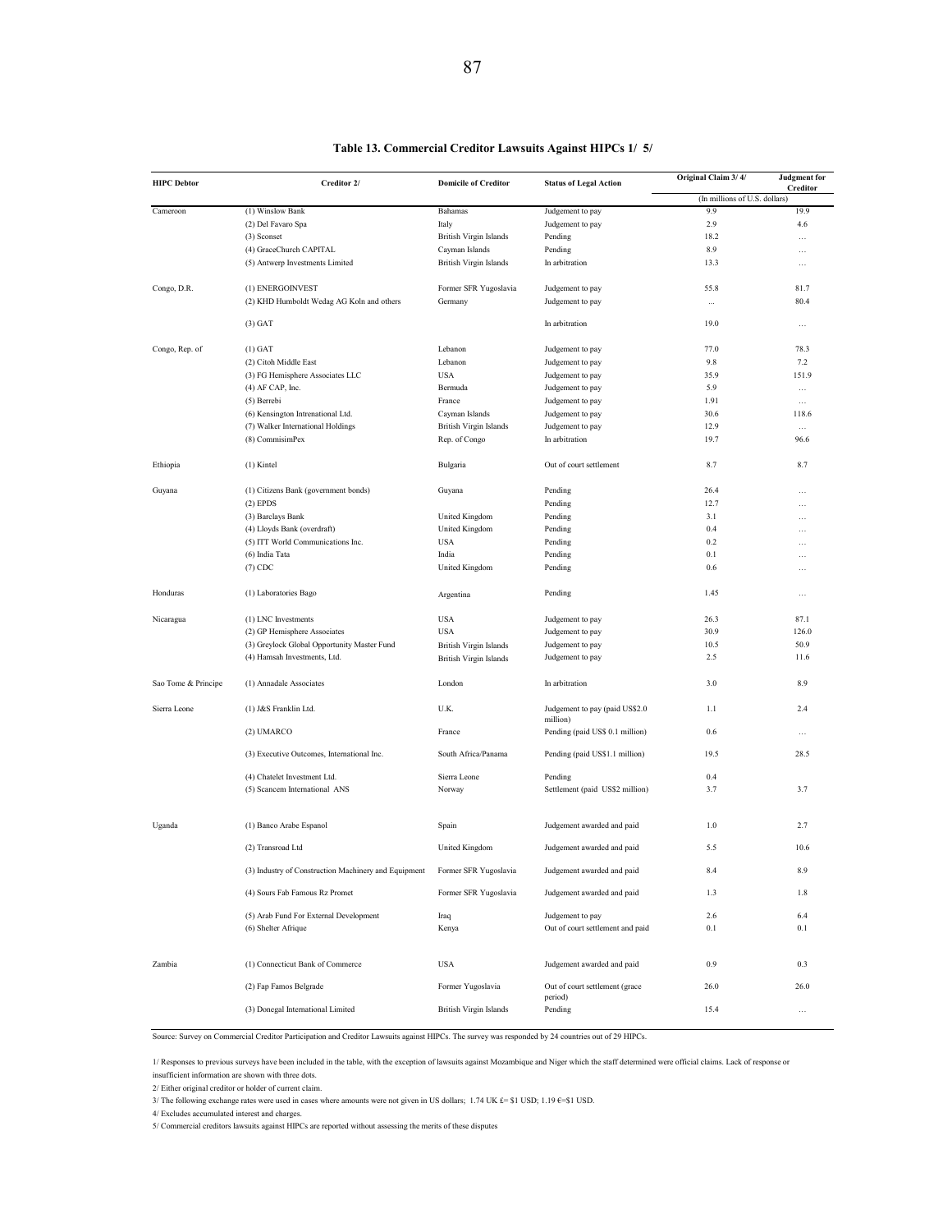**Table 13. Commercial Creditor Lawsuits Against HIPCs 1/ 5/**

| HIPC Debtor | Creditor 2/ | Domicile of Creditor | Status of Legal Action | Original Claim 3/ 4/ | Judgment for Creditor |
|---|---|---|---|---|---|
| | | | | (In millions of U.S. dollars) | |
| Cameroon | (1) Winslow Bank | Bahamas | Judgement to pay | 9.9 | 19.9 |
| | (2) Del Favaro Spa | Italy | Judgement to pay | 2.9 | 4.6 |
| | (3) Sconset | British Virgin Islands | Pending | 18.2 | … |
| | (4) GraceChurch CAPITAL | Cayman Islands | Pending | 8.9 | … |
| | (5) Antwerp Investments Limited | British Virgin Islands | In arbitration | 13.3 | … |
| Congo, D.R. | (1) ENERGOINVEST | Former SFR Yugoslavia | Judgement to pay | 55.8 | 81.7 |
| | (2) KHD Humboldt Wedag AG Koln and others | Germany | Judgement to pay | ... | 80.4 |
| | (3) GAT | | In arbitration | 19.0 | … |
| Congo, Rep. of | (1) GAT | Lebanon | Judgement to pay | 77.0 | 78.3 |
| | (2) Citoh Middle East | Lebanon | Judgement to pay | 9.8 | 7.2 |
| | (3) FG Hemisphere Associates LLC | USA | Judgement to pay | 35.9 | 151.9 |
| | (4) AF CAP, Inc. | Bermuda | Judgement to pay | 5.9 | … |
| | (5) Berrebi | France | Judgement to pay | 1.91 | … |
| | (6) Kensington Intrenational Ltd. | Cayman Islands | Judgement to pay | 30.6 | 118.6 |
| | (7) Walker International Holdings | British Virgin Islands | Judgement to pay | 12.9 | … |
| | (8) CommisimPex | Rep. of Congo | In arbitration | 19.7 | 96.6 |
| Ethiopia | (1) Kintel | Bulgaria | Out of court settlement | 8.7 | 8.7 |
| Guyana | (1) Citizens Bank (government bonds) | Guyana | Pending | 26.4 | … |
| | (2) EPDS | | Pending | 12.7 | … |
| | (3) Barclays Bank | United Kingdom | Pending | 3.1 | … |
| | (4) Lloyds Bank (overdraft) | United Kingdom | Pending | 0.4 | … |
| | (5) ITT World Communications Inc. | USA | Pending | 0.2 | … |
| | (6) India Tata | India | Pending | 0.1 | … |
| | (7) CDC | United Kingdom | Pending | 0.6 | … |
| Honduras | (1) Laboratories Bago | Argentina | Pending | 1.45 | … |
| Nicaragua | (1) LNC Investments | USA | Judgement to pay | 26.3 | 87.1 |
| | (2) GP Hemisphere Associates | USA | Judgement to pay | 30.9 | 126.0 |
| | (3) Greylock Global Opportunity Master Fund | British Virgin Islands | Judgement to pay | 10.5 | 50.9 |
| | (4) Hamsah Investments, Ltd. | British Virgin Islands | Judgement to pay | 2.5 | 11.6 |
| Sao Tome & Principe | (1) Annadale Associates | London | In arbitration | 3.0 | 8.9 |
| Sierra Leone | (1) J&S Franklin Ltd. | U.K. | Judgement to pay (paid US$2.0 million) | 1.1 | 2.4 |
| | (2) UMARCO | France | Pending (paid US$ 0.1 million) | 0.6 | … |
| | (3) Executive Outcomes, International Inc. | South Africa/Panama | Pending (paid US$1.1 million) | 19.5 | 28.5 |
| | (4) Chatelet Investment Ltd. | Sierra Leone | Pending | 0.4 | |
| | (5) Scancem International ANS | Norway | Settlement (paid US$2 million) | 3.7 | 3.7 |
| Uganda | (1) Banco Arabe Espanol | Spain | Judgement awarded and paid | 1.0 | 2.7 |
| | (2) Transroad Ltd | United Kingdom | Judgement awarded and paid | 5.5 | 10.6 |
| | (3) Industry of Construction Machinery and Equipment | Former SFR Yugoslavia | Judgement awarded and paid | 8.4 | 8.9 |
| | (4) Sours Fab Famous Rz Promet | Former SFR Yugoslavia | Judgement awarded and paid | 1.3 | 1.8 |
| | (5) Arab Fund For External Development | Iraq | Judgement to pay | 2.6 | 6.4 |
| | (6) Shelter Afrique | Kenya | Out of court settlement and paid | 0.1 | 0.1 |
| Zambia | (1) Connecticut Bank of Commerce | USA | Judgement awarded and paid | 0.9 | 0.3 |
| | (2) Fap Famos Belgrade | Former Yugoslavia | Out of court settlement (grace period) | 26.0 | 26.0 |
| | (3) Donegal International Limited | British Virgin Islands | Pending | 15.4 | … |

Source: Survey on Commercial Creditor Participation and Creditor Lawsuits against HIPCs. The survey was responded by 24 countries out of 29 HIPCs.

1/ Responses to previous surveys have been included in the table, with the exception of lawsuits against Mozambique and Niger which the staff determined were official claims. Lack of response or insufficient information are shown with three dots.

2/ Either original creditor or holder of current claim.

3/ The following exchange rates were used in cases where amounts were not given in US dollars; 1.74 UK £= $1 USD; 1.19 €=$1 USD.

4/ Excludes accumulated interest and charges.

5/ Commercial creditors lawsuits against HIPCs are reported without assessing the merits of these disputes